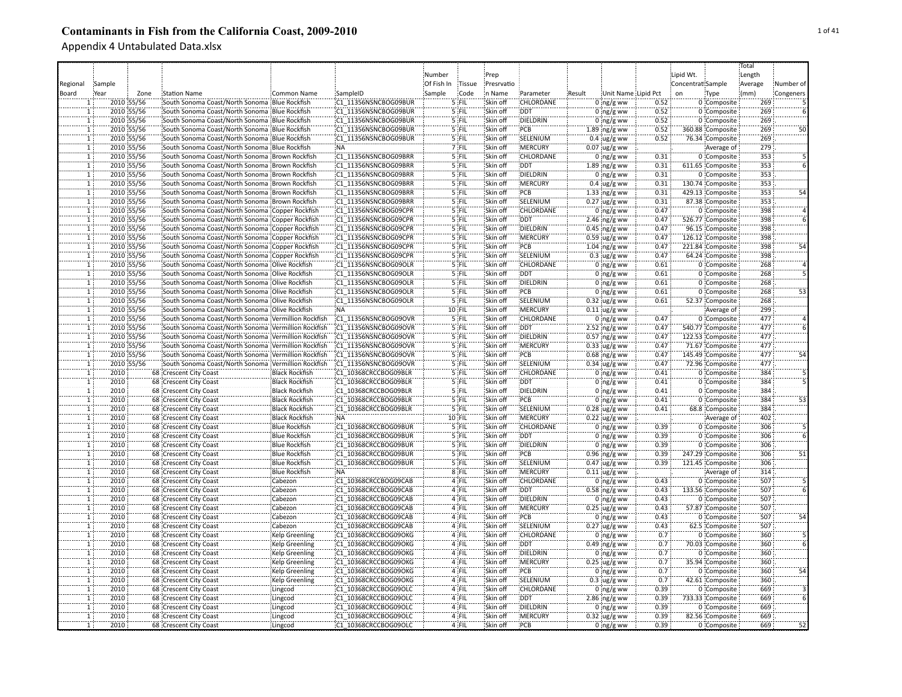# Contaminants in Fish from the California Coast, 2009-2010

Appendix 4 Untabulated Data.xlsx

| Regional Board | Sample Year | Zone | Station Name | Common Name | SampleID | Number Of Fish In Sample | Tissue Code | Prep Presrvation Name | Parameter | Result | Unit Name | Lipid Pct | Lipid Wt. Concentration | Sample Type | Total Length Average (mm) | Number of Congeners |
|---|---|---|---|---|---|---|---|---|---|---|---|---|---|---|---|---|
| 1 | 2010 | 55/56 | South Sonoma Coast/North Sonoma | Blue Rockfish | C1_11356NSNCBOG09BUR | 5 | FIL | Skin off | CHLORDANE | 0 | ng/g ww | 0.52 | 0 | Composite | 269 | 5 |
| 1 | 2010 | 55/56 | South Sonoma Coast/North Sonoma | Blue Rockfish | C1_11356NSNCBOG09BUR | 5 | FIL | Skin off | DDT | 0 | ng/g ww | 0.52 | 0 | Composite | 269 | 6 |
| 1 | 2010 | 55/56 | South Sonoma Coast/North Sonoma | Blue Rockfish | C1_11356NSNCBOG09BUR | 5 | FIL | Skin off | DIELDRIN | 0 | ng/g ww | 0.52 | 0 | Composite | 269 | |
| 1 | 2010 | 55/56 | South Sonoma Coast/North Sonoma | Blue Rockfish | C1_11356NSNCBOG09BUR | 5 | FIL | Skin off | PCB | 1.89 | ng/g ww | 0.52 | 360.88 | Composite | 269 | 50 |
| 1 | 2010 | 55/56 | South Sonoma Coast/North Sonoma | Blue Rockfish | C1_11356NSNCBOG09BUR | 5 | FIL | Skin off | SELENIUM | 0.4 | ug/g ww | 0.52 | 76.34 | Composite | 269 | |
| 1 | 2010 | 55/56 | South Sonoma Coast/North Sonoma | Blue Rockfish | NA | 7 | FIL | Skin off | MERCURY | 0.07 | ug/g ww | . | . | Average of | 279 | |
| 1 | 2010 | 55/56 | South Sonoma Coast/North Sonoma | Brown Rockfish | C1_11356NSNCBOG09BRR | 5 | FIL | Skin off | CHLORDANE | 0 | ng/g ww | 0.31 | 0 | Composite | 353 | 5 |
| 1 | 2010 | 55/56 | South Sonoma Coast/North Sonoma | Brown Rockfish | C1_11356NSNCBOG09BRR | 5 | FIL | Skin off | DDT | 1.89 | ng/g ww | 0.31 | 611.65 | Composite | 353 | 6 |
| 1 | 2010 | 55/56 | South Sonoma Coast/North Sonoma | Brown Rockfish | C1_11356NSNCBOG09BRR | 5 | FIL | Skin off | DIELDRIN | 0 | ng/g ww | 0.31 | 0 | Composite | 353 | |
| 1 | 2010 | 55/56 | South Sonoma Coast/North Sonoma | Brown Rockfish | C1_11356NSNCBOG09BRR | 5 | FIL | Skin off | MERCURY | 0.4 | ug/g ww | 0.31 | 130.74 | Composite | 353 | |
| 1 | 2010 | 55/56 | South Sonoma Coast/North Sonoma | Brown Rockfish | C1_11356NSNCBOG09BRR | 5 | FIL | Skin off | PCB | 1.33 | ng/g ww | 0.31 | 429.13 | Composite | 353 | 54 |
| 1 | 2010 | 55/56 | South Sonoma Coast/North Sonoma | Brown Rockfish | C1_11356NSNCBOG09BRR | 5 | FIL | Skin off | SELENIUM | 0.27 | ug/g ww | 0.31 | 87.38 | Composite | 353 | |
| 1 | 2010 | 55/56 | South Sonoma Coast/North Sonoma | Copper Rockfish | C1_11356NSNCBOG09CPR | 5 | FIL | Skin off | CHLORDANE | 0 | ng/g ww | 0.47 | 0 | Composite | 398 | 4 |
| 1 | 2010 | 55/56 | South Sonoma Coast/North Sonoma | Copper Rockfish | C1_11356NSNCBOG09CPR | 5 | FIL | Skin off | DDT | 2.46 | ng/g ww | 0.47 | 526.77 | Composite | 398 | 6 |
| 1 | 2010 | 55/56 | South Sonoma Coast/North Sonoma | Copper Rockfish | C1_11356NSNCBOG09CPR | 5 | FIL | Skin off | DIELDRIN | 0.45 | ng/g ww | 0.47 | 96.15 | Composite | 398 | |
| 1 | 2010 | 55/56 | South Sonoma Coast/North Sonoma | Copper Rockfish | C1_11356NSNCBOG09CPR | 5 | FIL | Skin off | MERCURY | 0.59 | ug/g ww | 0.47 | 126.12 | Composite | 398 | |
| 1 | 2010 | 55/56 | South Sonoma Coast/North Sonoma | Copper Rockfish | C1_11356NSNCBOG09CPR | 5 | FIL | Skin off | PCB | 1.04 | ng/g ww | 0.47 | 221.84 | Composite | 398 | 54 |
| 1 | 2010 | 55/56 | South Sonoma Coast/North Sonoma | Copper Rockfish | C1_11356NSNCBOG09CPR | 5 | FIL | Skin off | SELENIUM | 0.3 | ug/g ww | 0.47 | 64.24 | Composite | 398 | |
| 1 | 2010 | 55/56 | South Sonoma Coast/North Sonoma | Olive Rockfish | C1_11356NSNCBOG09OLR | 5 | FIL | Skin off | CHLORDANE | 0 | ng/g ww | 0.61 | 0 | Composite | 268 | 4 |
| 1 | 2010 | 55/56 | South Sonoma Coast/North Sonoma | Olive Rockfish | C1_11356NSNCBOG09OLR | 5 | FIL | Skin off | DDT | 0 | ng/g ww | 0.61 | 0 | Composite | 268 | 5 |
| 1 | 2010 | 55/56 | South Sonoma Coast/North Sonoma | Olive Rockfish | C1_11356NSNCBOG09OLR | 5 | FIL | Skin off | DIELDRIN | 0 | ng/g ww | 0.61 | 0 | Composite | 268 | |
| 1 | 2010 | 55/56 | South Sonoma Coast/North Sonoma | Olive Rockfish | C1_11356NSNCBOG09OLR | 5 | FIL | Skin off | PCB | 0 | ng/g ww | 0.61 | 0 | Composite | 268 | 53 |
| 1 | 2010 | 55/56 | South Sonoma Coast/North Sonoma | Olive Rockfish | C1_11356NSNCBOG09OLR | 5 | FIL | Skin off | SELENIUM | 0.32 | ug/g ww | 0.61 | 52.37 | Composite | 268 | |
| 1 | 2010 | 55/56 | South Sonoma Coast/North Sonoma | Olive Rockfish | NA | 10 | FIL | Skin off | MERCURY | 0.11 | ug/g ww | . | . | Average of | 299 | |
| 1 | 2010 | 55/56 | South Sonoma Coast/North Sonoma | Vermillion Rockfish | C1_11356NSNCBOG09OVR | 5 | FIL | Skin off | CHLORDANE | 0 | ng/g ww | 0.47 | 0 | Composite | 477 | 4 |
| 1 | 2010 | 55/56 | South Sonoma Coast/North Sonoma | Vermillion Rockfish | C1_11356NSNCBOG09OVR | 5 | FIL | Skin off | DDT | 2.52 | ng/g ww | 0.47 | 540.77 | Composite | 477 | 6 |
| 1 | 2010 | 55/56 | South Sonoma Coast/North Sonoma | Vermillion Rockfish | C1_11356NSNCBOG09OVR | 5 | FIL | Skin off | DIELDRIN | 0.57 | ng/g ww | 0.47 | 122.53 | Composite | 477 | |
| 1 | 2010 | 55/56 | South Sonoma Coast/North Sonoma | Vermillion Rockfish | C1_11356NSNCBOG09OVR | 5 | FIL | Skin off | MERCURY | 0.33 | ug/g ww | 0.47 | 71.67 | Composite | 477 | |
| 1 | 2010 | 55/56 | South Sonoma Coast/North Sonoma | Vermillion Rockfish | C1_11356NSNCBOG09OVR | 5 | FIL | Skin off | PCB | 0.68 | ng/g ww | 0.47 | 145.49 | Composite | 477 | 54 |
| 1 | 2010 | 55/56 | South Sonoma Coast/North Sonoma | Vermillion Rockfish | C1_11356NSNCBOG09OVR | 5 | FIL | Skin off | SELENIUM | 0.34 | ug/g ww | 0.47 | 72.96 | Composite | 477 | |
| 1 | 2010 | 68 | Crescent City Coast | Black Rockfish | C1_10368CRCCBOG09BLR | 5 | FIL | Skin off | CHLORDANE | 0 | ng/g ww | 0.41 | 0 | Composite | 384 | 5 |
| 1 | 2010 | 68 | Crescent City Coast | Black Rockfish | C1_10368CRCCBOG09BLR | 5 | FIL | Skin off | DDT | 0 | ng/g ww | 0.41 | 0 | Composite | 384 | 5 |
| 1 | 2010 | 68 | Crescent City Coast | Black Rockfish | C1_10368CRCCBOG09BLR | 5 | FIL | Skin off | DIELDRIN | 0 | ng/g ww | 0.41 | 0 | Composite | 384 | |
| 1 | 2010 | 68 | Crescent City Coast | Black Rockfish | C1_10368CRCCBOG09BLR | 5 | FIL | Skin off | PCB | 0 | ng/g ww | 0.41 | 0 | Composite | 384 | 53 |
| 1 | 2010 | 68 | Crescent City Coast | Black Rockfish | C1_10368CRCCBOG09BLR | 5 | FIL | Skin off | SELENIUM | 0.28 | ug/g ww | 0.41 | 68.8 | Composite | 384 | |
| 1 | 2010 | 68 | Crescent City Coast | Black Rockfish | NA | 10 | FIL | Skin off | MERCURY | 0.22 | ug/g ww | . | . | Average of | 402 | |
| 1 | 2010 | 68 | Crescent City Coast | Blue Rockfish | C1_10368CRCCBOG09BUR | 5 | FIL | Skin off | CHLORDANE | 0 | ng/g ww | 0.39 | 0 | Composite | 306 | 5 |
| 1 | 2010 | 68 | Crescent City Coast | Blue Rockfish | C1_10368CRCCBOG09BUR | 5 | FIL | Skin off | DDT | 0 | ng/g ww | 0.39 | 0 | Composite | 306 | 6 |
| 1 | 2010 | 68 | Crescent City Coast | Blue Rockfish | C1_10368CRCCBOG09BUR | 5 | FIL | Skin off | DIELDRIN | 0 | ng/g ww | 0.39 | 0 | Composite | 306 | |
| 1 | 2010 | 68 | Crescent City Coast | Blue Rockfish | C1_10368CRCCBOG09BUR | 5 | FIL | Skin off | PCB | 0.96 | ng/g ww | 0.39 | 247.29 | Composite | 306 | 51 |
| 1 | 2010 | 68 | Crescent City Coast | Blue Rockfish | C1_10368CRCCBOG09BUR | 5 | FIL | Skin off | SELENIUM | 0.47 | ug/g ww | 0.39 | 121.45 | Composite | 306 | |
| 1 | 2010 | 68 | Crescent City Coast | Blue Rockfish | NA | 8 | FIL | Skin off | MERCURY | 0.11 | ug/g ww | . | . | Average of | 314 | |
| 1 | 2010 | 68 | Crescent City Coast | Cabezon | C1_10368CRCCBOG09CAB | 4 | FIL | Skin off | CHLORDANE | 0 | ng/g ww | 0.43 | 0 | Composite | 507 | 5 |
| 1 | 2010 | 68 | Crescent City Coast | Cabezon | C1_10368CRCCBOG09CAB | 4 | FIL | Skin off | DDT | 0.58 | ng/g ww | 0.43 | 133.56 | Composite | 507 | 6 |
| 1 | 2010 | 68 | Crescent City Coast | Cabezon | C1_10368CRCCBOG09CAB | 4 | FIL | Skin off | DIELDRIN | 0 | ng/g ww | 0.43 | 0 | Composite | 507 | |
| 1 | 2010 | 68 | Crescent City Coast | Cabezon | C1_10368CRCCBOG09CAB | 4 | FIL | Skin off | MERCURY | 0.25 | ug/g ww | 0.43 | 57.87 | Composite | 507 | |
| 1 | 2010 | 68 | Crescent City Coast | Cabezon | C1_10368CRCCBOG09CAB | 4 | FIL | Skin off | PCB | 0 | ng/g ww | 0.43 | 0 | Composite | 507 | 54 |
| 1 | 2010 | 68 | Crescent City Coast | Cabezon | C1_10368CRCCBOG09CAB | 4 | FIL | Skin off | SELENIUM | 0.27 | ug/g ww | 0.43 | 62.5 | Composite | 507 | |
| 1 | 2010 | 68 | Crescent City Coast | Kelp Greenling | C1_10368CRCCBOG09OKG | 4 | FIL | Skin off | CHLORDANE | 0 | ng/g ww | 0.7 | 0 | Composite | 360 | 5 |
| 1 | 2010 | 68 | Crescent City Coast | Kelp Greenling | C1_10368CRCCBOG09OKG | 4 | FIL | Skin off | DDT | 0.49 | ng/g ww | 0.7 | 70.03 | Composite | 360 | 6 |
| 1 | 2010 | 68 | Crescent City Coast | Kelp Greenling | C1_10368CRCCBOG09OKG | 4 | FIL | Skin off | DIELDRIN | 0 | ng/g ww | 0.7 | 0 | Composite | 360 | |
| 1 | 2010 | 68 | Crescent City Coast | Kelp Greenling | C1_10368CRCCBOG09OKG | 4 | FIL | Skin off | MERCURY | 0.25 | ug/g ww | 0.7 | 35.94 | Composite | 360 | |
| 1 | 2010 | 68 | Crescent City Coast | Kelp Greenling | C1_10368CRCCBOG09OKG | 4 | FIL | Skin off | PCB | 0 | ng/g ww | 0.7 | 0 | Composite | 360 | 54 |
| 1 | 2010 | 68 | Crescent City Coast | Kelp Greenling | C1_10368CRCCBOG09OKG | 4 | FIL | Skin off | SELENIUM | 0.3 | ug/g ww | 0.7 | 42.61 | Composite | 360 | |
| 1 | 2010 | 68 | Crescent City Coast | Lingcod | C1_10368CRCCBOG09OLC | 4 | FIL | Skin off | CHLORDANE | 0 | ng/g ww | 0.39 | 0 | Composite | 669 | 3 |
| 1 | 2010 | 68 | Crescent City Coast | Lingcod | C1_10368CRCCBOG09OLC | 4 | FIL | Skin off | DDT | 2.86 | ng/g ww | 0.39 | 733.33 | Composite | 669 | 6 |
| 1 | 2010 | 68 | Crescent City Coast | Lingcod | C1_10368CRCCBOG09OLC | 4 | FIL | Skin off | DIELDRIN | 0 | ng/g ww | 0.39 | 0 | Composite | 669 | |
| 1 | 2010 | 68 | Crescent City Coast | Lingcod | C1_10368CRCCBOG09OLC | 4 | FIL | Skin off | MERCURY | 0.32 | ug/g ww | 0.39 | 82.56 | Composite | 669 | |
| 1 | 2010 | 68 | Crescent City Coast | Lingcod | C1_10368CRCCBOG09OLC | 4 | FIL | Skin off | PCB | 0 | ng/g ww | 0.39 | 0 | Composite | 669 | 52 |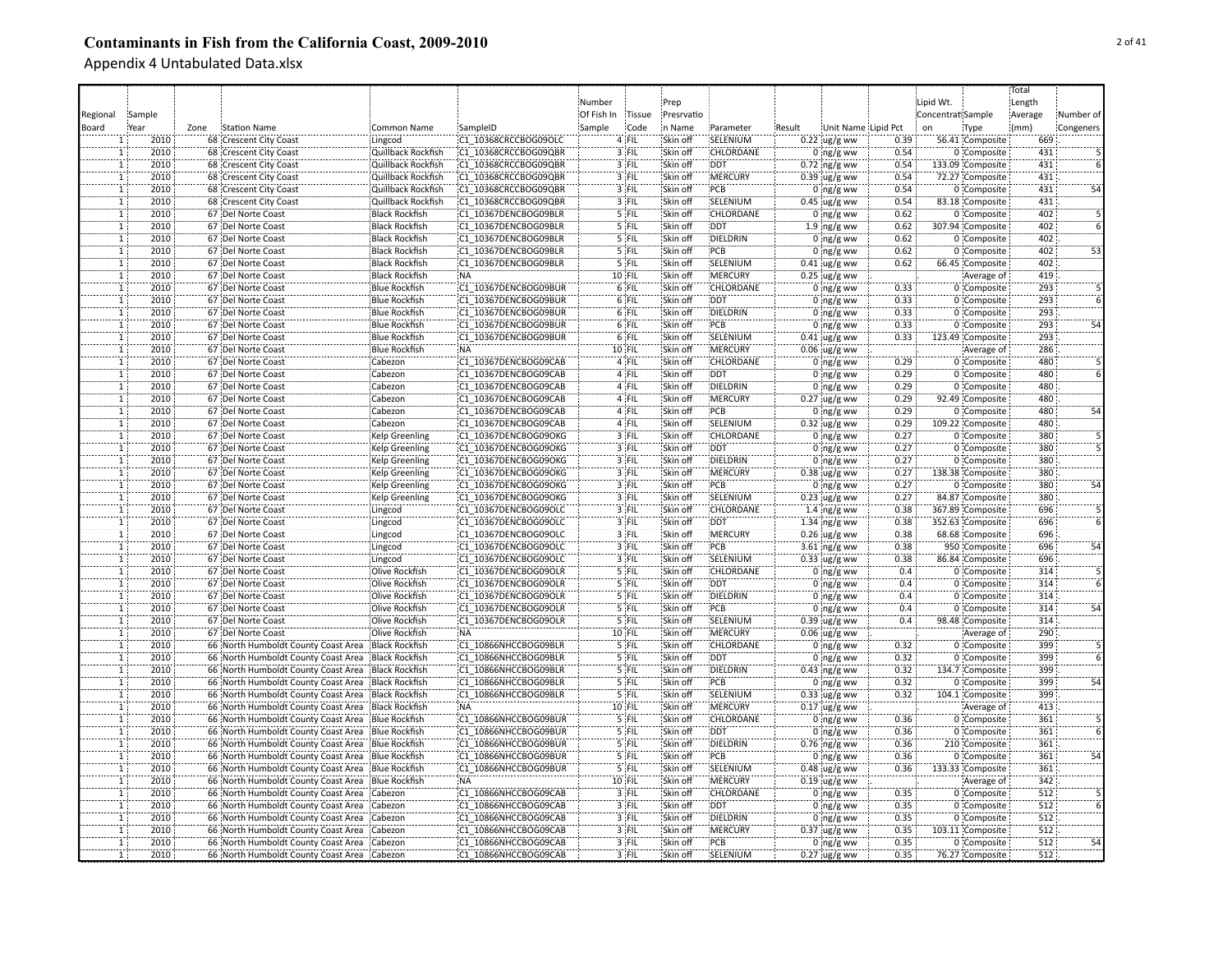# Contaminants in Fish from the California Coast, 2009-2010

Appendix 4 Untabulated Data.xlsx

| Regional Board | Sample Year | Zone | Station Name | Common Name | SampleID | Number Of Fish In Sample | Tissue Code | Prep Presrvation Name | Parameter | Result | Unit Name | Lipid Pct | Lipid Wt. Concentration | Sample Type | Total Length Average (mm) | Number of Congeners |
|---|---|---|---|---|---|---|---|---|---|---|---|---|---|---|---|---|
| 1 | 2010 | 68 | Crescent City Coast | Lingcod | C1_10368CRCCBOG09OLC | 4 | FIL | Skin off | SELENIUM | 0.22 | ug/g ww | 0.39 | 56.41 | Composite | 669 | |
| 1 | 2010 | 68 | Crescent City Coast | Quillback Rockfish | C1_10368CRCCBOG09QBR | 3 | FIL | Skin off | CHLORDANE | 0 | ng/g ww | 0.54 | 0 | Composite | 431 | 5 |
| 1 | 2010 | 68 | Crescent City Coast | Quillback Rockfish | C1_10368CRCCBOG09QBR | 3 | FIL | Skin off | DDT | 0.72 | ng/g ww | 0.54 | 133.09 | Composite | 431 | 6 |
| 1 | 2010 | 68 | Crescent City Coast | Quillback Rockfish | C1_10368CRCCBOG09QBR | 3 | FIL | Skin off | MERCURY | 0.39 | ug/g ww | 0.54 | 72.27 | Composite | 431 | |
| 1 | 2010 | 68 | Crescent City Coast | Quillback Rockfish | C1_10368CRCCBOG09QBR | 3 | FIL | Skin off | PCB | 0 | ng/g ww | 0.54 | 0 | Composite | 431 | 54 |
| 1 | 2010 | 68 | Crescent City Coast | Quillback Rockfish | C1_10368CRCCBOG09QBR | 3 | FIL | Skin off | SELENIUM | 0.45 | ug/g ww | 0.54 | 83.18 | Composite | 431 | |
| 1 | 2010 | 67 | Del Norte Coast | Black Rockfish | C1_10367DENCBOG09BLR | 5 | FIL | Skin off | CHLORDANE | 0 | ng/g ww | 0.62 | 0 | Composite | 402 | 5 |
| 1 | 2010 | 67 | Del Norte Coast | Black Rockfish | C1_10367DENCBOG09BLR | 5 | FIL | Skin off | DDT | 1.9 | ng/g ww | 0.62 | 307.94 | Composite | 402 | 6 |
| 1 | 2010 | 67 | Del Norte Coast | Black Rockfish | C1_10367DENCBOG09BLR | 5 | FIL | Skin off | DIELDRIN | 0 | ng/g ww | 0.62 | 0 | Composite | 402 | |
| 1 | 2010 | 67 | Del Norte Coast | Black Rockfish | C1_10367DENCBOG09BLR | 5 | FIL | Skin off | PCB | 0 | ng/g ww | 0.62 | 0 | Composite | 402 | 53 |
| 1 | 2010 | 67 | Del Norte Coast | Black Rockfish | C1_10367DENCBOG09BLR | 5 | FIL | Skin off | SELENIUM | 0.41 | ug/g ww | 0.62 | 66.45 | Composite | 402 | |
| 1 | 2010 | 67 | Del Norte Coast | Black Rockfish | NA | 10 | FIL | Skin off | MERCURY | 0.25 | ug/g ww | | | Average of | 419 | |
| 1 | 2010 | 67 | Del Norte Coast | Blue Rockfish | C1_10367DENCBOG09BUR | 6 | FIL | Skin off | CHLORDANE | 0 | ng/g ww | 0.33 | 0 | Composite | 293 | 5 |
| 1 | 2010 | 67 | Del Norte Coast | Blue Rockfish | C1_10367DENCBOG09BUR | 6 | FIL | Skin off | DDT | 0 | ng/g ww | 0.33 | 0 | Composite | 293 | 6 |
| 1 | 2010 | 67 | Del Norte Coast | Blue Rockfish | C1_10367DENCBOG09BUR | 6 | FIL | Skin off | DIELDRIN | 0 | ng/g ww | 0.33 | 0 | Composite | 293 | |
| 1 | 2010 | 67 | Del Norte Coast | Blue Rockfish | C1_10367DENCBOG09BUR | 6 | FIL | Skin off | PCB | 0 | ng/g ww | 0.33 | 0 | Composite | 293 | 54 |
| 1 | 2010 | 67 | Del Norte Coast | Blue Rockfish | C1_10367DENCBOG09BUR | 6 | FIL | Skin off | SELENIUM | 0.41 | ug/g ww | 0.33 | 123.49 | Composite | 293 | |
| 1 | 2010 | 67 | Del Norte Coast | Blue Rockfish | NA | 10 | FIL | Skin off | MERCURY | 0.06 | ug/g ww | | | Average of | 286 | |
| 1 | 2010 | 67 | Del Norte Coast | Cabezon | C1_10367DENCBOG09CAB | 4 | FIL | Skin off | CHLORDANE | 0 | ng/g ww | 0.29 | 0 | Composite | 480 | 5 |
| 1 | 2010 | 67 | Del Norte Coast | Cabezon | C1_10367DENCBOG09CAB | 4 | FIL | Skin off | DDT | 0 | ng/g ww | 0.29 | 0 | Composite | 480 | 6 |
| 1 | 2010 | 67 | Del Norte Coast | Cabezon | C1_10367DENCBOG09CAB | 4 | FIL | Skin off | DIELDRIN | 0 | ng/g ww | 0.29 | 0 | Composite | 480 | |
| 1 | 2010 | 67 | Del Norte Coast | Cabezon | C1_10367DENCBOG09CAB | 4 | FIL | Skin off | MERCURY | 0.27 | ug/g ww | 0.29 | 92.49 | Composite | 480 | |
| 1 | 2010 | 67 | Del Norte Coast | Cabezon | C1_10367DENCBOG09CAB | 4 | FIL | Skin off | PCB | 0 | ng/g ww | 0.29 | 0 | Composite | 480 | 54 |
| 1 | 2010 | 67 | Del Norte Coast | Cabezon | C1_10367DENCBOG09CAB | 4 | FIL | Skin off | SELENIUM | 0.32 | ug/g ww | 0.29 | 109.22 | Composite | 480 | |
| 1 | 2010 | 67 | Del Norte Coast | Kelp Greenling | C1_10367DENCBOG09OKG | 3 | FIL | Skin off | CHLORDANE | 0 | ng/g ww | 0.27 | 0 | Composite | 380 | 5 |
| 1 | 2010 | 67 | Del Norte Coast | Kelp Greenling | C1_10367DENCBOG09OKG | 3 | FIL | Skin off | DDT | 0 | ng/g ww | 0.27 | 0 | Composite | 380 | 5 |
| 1 | 2010 | 67 | Del Norte Coast | Kelp Greenling | C1_10367DENCBOG09OKG | 3 | FIL | Skin off | DIELDRIN | 0 | ng/g ww | 0.27 | 0 | Composite | 380 | |
| 1 | 2010 | 67 | Del Norte Coast | Kelp Greenling | C1_10367DENCBOG09OKG | 3 | FIL | Skin off | MERCURY | 0.38 | ug/g ww | 0.27 | 138.38 | Composite | 380 | |
| 1 | 2010 | 67 | Del Norte Coast | Kelp Greenling | C1_10367DENCBOG09OKG | 3 | FIL | Skin off | PCB | 0 | ng/g ww | 0.27 | 0 | Composite | 380 | 54 |
| 1 | 2010 | 67 | Del Norte Coast | Kelp Greenling | C1_10367DENCBOG09OKG | 3 | FIL | Skin off | SELENIUM | 0.23 | ug/g ww | 0.27 | 84.87 | Composite | 380 | |
| 1 | 2010 | 67 | Del Norte Coast | Lingcod | C1_10367DENCBOG09OLC | 3 | FIL | Skin off | CHLORDANE | 1.4 | ng/g ww | 0.38 | 367.89 | Composite | 696 | 5 |
| 1 | 2010 | 67 | Del Norte Coast | Lingcod | C1_10367DENCBOG09OLC | 3 | FIL | Skin off | DDT | 1.34 | ng/g ww | 0.38 | 352.63 | Composite | 696 | 6 |
| 1 | 2010 | 67 | Del Norte Coast | Lingcod | C1_10367DENCBOG09OLC | 3 | FIL | Skin off | MERCURY | 0.26 | ug/g ww | 0.38 | 68.68 | Composite | 696 | |
| 1 | 2010 | 67 | Del Norte Coast | Lingcod | C1_10367DENCBOG09OLC | 3 | FIL | Skin off | PCB | 3.61 | ng/g ww | 0.38 | 950 | Composite | 696 | 54 |
| 1 | 2010 | 67 | Del Norte Coast | Lingcod | C1_10367DENCBOG09OLC | 3 | FIL | Skin off | SELENIUM | 0.33 | ug/g ww | 0.38 | 86.84 | Composite | 696 | |
| 1 | 2010 | 67 | Del Norte Coast | Olive Rockfish | C1_10367DENCBOG09OLR | 5 | FIL | Skin off | CHLORDANE | 0 | ng/g ww | 0.4 | 0 | Composite | 314 | 5 |
| 1 | 2010 | 67 | Del Norte Coast | Olive Rockfish | C1_10367DENCBOG09OLR | 5 | FIL | Skin off | DDT | 0 | ng/g ww | 0.4 | 0 | Composite | 314 | 6 |
| 1 | 2010 | 67 | Del Norte Coast | Olive Rockfish | C1_10367DENCBOG09OLR | 5 | FIL | Skin off | DIELDRIN | 0 | ng/g ww | 0.4 | 0 | Composite | 314 | |
| 1 | 2010 | 67 | Del Norte Coast | Olive Rockfish | C1_10367DENCBOG09OLR | 5 | FIL | Skin off | PCB | 0 | ng/g ww | 0.4 | 0 | Composite | 314 | 54 |
| 1 | 2010 | 67 | Del Norte Coast | Olive Rockfish | C1_10367DENCBOG09OLR | 5 | FIL | Skin off | SELENIUM | 0.39 | ug/g ww | 0.4 | 98.48 | Composite | 314 | |
| 1 | 2010 | 67 | Del Norte Coast | Olive Rockfish | NA | 10 | FIL | Skin off | MERCURY | 0.06 | ug/g ww | | | Average of | 290 | |
| 1 | 2010 | 66 | North Humboldt County Coast Area | Black Rockfish | C1_10866NHCCBOG09BLR | 5 | FIL | Skin off | CHLORDANE | 0 | ng/g ww | 0.32 | 0 | Composite | 399 | 5 |
| 1 | 2010 | 66 | North Humboldt County Coast Area | Black Rockfish | C1_10866NHCCBOG09BLR | 5 | FIL | Skin off | DDT | 0 | ng/g ww | 0.32 | 0 | Composite | 399 | 6 |
| 1 | 2010 | 66 | North Humboldt County Coast Area | Black Rockfish | C1_10866NHCCBOG09BLR | 5 | FIL | Skin off | DIELDRIN | 0.43 | ng/g ww | 0.32 | 134.7 | Composite | 399 | |
| 1 | 2010 | 66 | North Humboldt County Coast Area | Black Rockfish | C1_10866NHCCBOG09BLR | 5 | FIL | Skin off | PCB | 0 | ng/g ww | 0.32 | 0 | Composite | 399 | 54 |
| 1 | 2010 | 66 | North Humboldt County Coast Area | Black Rockfish | C1_10866NHCCBOG09BLR | 5 | FIL | Skin off | SELENIUM | 0.33 | ug/g ww | 0.32 | 104.1 | Composite | 399 | |
| 1 | 2010 | 66 | North Humboldt County Coast Area | Black Rockfish | NA | 10 | FIL | Skin off | MERCURY | 0.17 | ug/g ww | | | Average of | 413 | |
| 1 | 2010 | 66 | North Humboldt County Coast Area | Blue Rockfish | C1_10866NHCCBOG09BUR | 5 | FIL | Skin off | CHLORDANE | 0 | ng/g ww | 0.36 | 0 | Composite | 361 | 5 |
| 1 | 2010 | 66 | North Humboldt County Coast Area | Blue Rockfish | C1_10866NHCCBOG09BUR | 5 | FIL | Skin off | DDT | 0 | ng/g ww | 0.36 | 0 | Composite | 361 | 6 |
| 1 | 2010 | 66 | North Humboldt County Coast Area | Blue Rockfish | C1_10866NHCCBOG09BUR | 5 | FIL | Skin off | DIELDRIN | 0.76 | ng/g ww | 0.36 | 210 | Composite | 361 | |
| 1 | 2010 | 66 | North Humboldt County Coast Area | Blue Rockfish | C1_10866NHCCBOG09BUR | 5 | FIL | Skin off | PCB | 0 | ng/g ww | 0.36 | 0 | Composite | 361 | 54 |
| 1 | 2010 | 66 | North Humboldt County Coast Area | Blue Rockfish | C1_10866NHCCBOG09BUR | 5 | FIL | Skin off | SELENIUM | 0.48 | ug/g ww | 0.36 | 133.33 | Composite | 361 | |
| 1 | 2010 | 66 | North Humboldt County Coast Area | Blue Rockfish | NA | 10 | FIL | Skin off | MERCURY | 0.19 | ug/g ww | | | Average of | 342 | |
| 1 | 2010 | 66 | North Humboldt County Coast Area | Cabezon | C1_10866NHCCBOG09CAB | 3 | FIL | Skin off | CHLORDANE | 0 | ng/g ww | 0.35 | 0 | Composite | 512 | 5 |
| 1 | 2010 | 66 | North Humboldt County Coast Area | Cabezon | C1_10866NHCCBOG09CAB | 3 | FIL | Skin off | DDT | 0 | ng/g ww | 0.35 | 0 | Composite | 512 | 6 |
| 1 | 2010 | 66 | North Humboldt County Coast Area | Cabezon | C1_10866NHCCBOG09CAB | 3 | FIL | Skin off | DIELDRIN | 0 | ng/g ww | 0.35 | 0 | Composite | 512 | |
| 1 | 2010 | 66 | North Humboldt County Coast Area | Cabezon | C1_10866NHCCBOG09CAB | 3 | FIL | Skin off | MERCURY | 0.37 | ug/g ww | 0.35 | 103.11 | Composite | 512 | |
| 1 | 2010 | 66 | North Humboldt County Coast Area | Cabezon | C1_10866NHCCBOG09CAB | 3 | FIL | Skin off | PCB | 0 | ng/g ww | 0.35 | 0 | Composite | 512 | 54 |
| 1 | 2010 | 66 | North Humboldt County Coast Area | Cabezon | C1_10866NHCCBOG09CAB | 3 | FIL | Skin off | SELENIUM | 0.27 | ug/g ww | 0.35 | 76.27 | Composite | 512 | |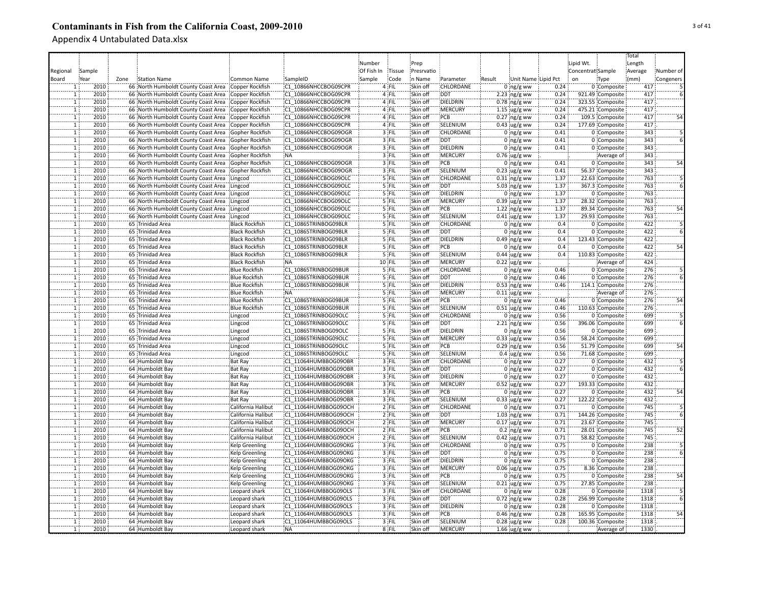# Contaminants in Fish from the California Coast, 2009-2010

Appendix 4 Untabulated Data.xlsx

| Regional Board | Sample Year | Zone | Station Name | Common Name | SampleID | Number Of Fish In Sample | Tissue Code | Prep Presrvation Name | Parameter | Result | Unit Name | Lipid Pct | Lipid Wt. Concentration | Sample Type | Total Length Average (mm) | Number of Congeners |
|---|---|---|---|---|---|---|---|---|---|---|---|---|---|---|---|---|
| 1 | 2010 | 66 | North Humboldt County Coast Area | Copper Rockfish | C1_10866NHCCBOG09CPR | 4 | FIL | Skin off | CHLORDANE | 0 | ng/g ww | 0.24 | 0 | Composite | 417 | 5 |
| 1 | 2010 | 66 | North Humboldt County Coast Area | Copper Rockfish | C1_10866NHCCBOG09CPR | 4 | FIL | Skin off | DDT | 2.23 | ng/g ww | 0.24 | 921.49 | Composite | 417 | 6 |
| 1 | 2010 | 66 | North Humboldt County Coast Area | Copper Rockfish | C1_10866NHCCBOG09CPR | 4 | FIL | Skin off | DIELDRIN | 0.78 | ng/g ww | 0.24 | 323.55 | Composite | 417 | |
| 1 | 2010 | 66 | North Humboldt County Coast Area | Copper Rockfish | C1_10866NHCCBOG09CPR | 4 | FIL | Skin off | MERCURY | 1.15 | ug/g ww | 0.24 | 475.21 | Composite | 417 | |
| 1 | 2010 | 66 | North Humboldt County Coast Area | Copper Rockfish | C1_10866NHCCBOG09CPR | 4 | FIL | Skin off | PCB | 0.27 | ng/g ww | 0.24 | 109.5 | Composite | 417 | 54 |
| 1 | 2010 | 66 | North Humboldt County Coast Area | Copper Rockfish | C1_10866NHCCBOG09CPR | 4 | FIL | Skin off | SELENIUM | 0.43 | ug/g ww | 0.24 | 177.69 | Composite | 417 | |
| 1 | 2010 | 66 | North Humboldt County Coast Area | Gopher Rockfish | C1_10866NHCCBOG09OGR | 3 | FIL | Skin off | CHLORDANE | 0 | ng/g ww | 0.41 | 0 | Composite | 343 | 5 |
| 1 | 2010 | 66 | North Humboldt County Coast Area | Gopher Rockfish | C1_10866NHCCBOG09OGR | 3 | FIL | Skin off | DDT | 0 | ng/g ww | 0.41 | 0 | Composite | 343 | 6 |
| 1 | 2010 | 66 | North Humboldt County Coast Area | Gopher Rockfish | C1_10866NHCCBOG09OGR | 3 | FIL | Skin off | DIELDRIN | 0 | ng/g ww | 0.41 | 0 | Composite | 343 | |
| 1 | 2010 | 66 | North Humboldt County Coast Area | Gopher Rockfish | NA | 3 | FIL | Skin off | MERCURY | 0.76 | ug/g ww | | . | Average of | 343 | |
| 1 | 2010 | 66 | North Humboldt County Coast Area | Gopher Rockfish | C1_10866NHCCBOG09OGR | 3 | FIL | Skin off | PCB | 0 | ng/g ww | 0.41 | 0 | Composite | 343 | 54 |
| 1 | 2010 | 66 | North Humboldt County Coast Area | Gopher Rockfish | C1_10866NHCCBOG09OGR | 3 | FIL | Skin off | SELENIUM | 0.23 | ug/g ww | 0.41 | 56.37 | Composite | 343 | |
| 1 | 2010 | 66 | North Humboldt County Coast Area | Lingcod | C1_10866NHCCBOG09OLC | 5 | FIL | Skin off | CHLORDANE | 0.31 | ng/g ww | 1.37 | 22.63 | Composite | 763 | 5 |
| 1 | 2010 | 66 | North Humboldt County Coast Area | Lingcod | C1_10866NHCCBOG09OLC | 5 | FIL | Skin off | DDT | 5.03 | ng/g ww | 1.37 | 367.3 | Composite | 763 | 6 |
| 1 | 2010 | 66 | North Humboldt County Coast Area | Lingcod | C1_10866NHCCBOG09OLC | 5 | FIL | Skin off | DIELDRIN | 0 | ng/g ww | 1.37 | 0 | Composite | 763 | |
| 1 | 2010 | 66 | North Humboldt County Coast Area | Lingcod | C1_10866NHCCBOG09OLC | 5 | FIL | Skin off | MERCURY | 0.39 | ug/g ww | 1.37 | 28.32 | Composite | 763 | |
| 1 | 2010 | 66 | North Humboldt County Coast Area | Lingcod | C1_10866NHCCBOG09OLC | 5 | FIL | Skin off | PCB | 1.22 | ng/g ww | 1.37 | 89.34 | Composite | 763 | 54 |
| 1 | 2010 | 66 | North Humboldt County Coast Area | Lingcod | C1_10866NHCCBOG09OLC | 5 | FIL | Skin off | SELENIUM | 0.41 | ug/g ww | 1.37 | 29.93 | Composite | 763 | |
| 1 | 2010 | 65 | Trinidad Area | Black Rockfish | C1_10865TRINBOG09BLR | 5 | FIL | Skin off | CHLORDANE | 0 | ng/g ww | 0.4 | 0 | Composite | 422 | 5 |
| 1 | 2010 | 65 | Trinidad Area | Black Rockfish | C1_10865TRINBOG09BLR | 5 | FIL | Skin off | DDT | 0 | ng/g ww | 0.4 | 0 | Composite | 422 | 6 |
| 1 | 2010 | 65 | Trinidad Area | Black Rockfish | C1_10865TRINBOG09BLR | 5 | FIL | Skin off | DIELDRIN | 0.49 | ng/g ww | 0.4 | 123.43 | Composite | 422 | |
| 1 | 2010 | 65 | Trinidad Area | Black Rockfish | C1_10865TRINBOG09BLR | 5 | FIL | Skin off | PCB | 0 | ng/g ww | 0.4 | 0 | Composite | 422 | 54 |
| 1 | 2010 | 65 | Trinidad Area | Black Rockfish | C1_10865TRINBOG09BLR | 5 | FIL | Skin off | SELENIUM | 0.44 | ug/g ww | 0.4 | 110.83 | Composite | 422 | |
| 1 | 2010 | 65 | Trinidad Area | Black Rockfish | NA | 10 | FIL | Skin off | MERCURY | 0.22 | ug/g ww | | . | Average of | 424 | |
| 1 | 2010 | 65 | Trinidad Area | Blue Rockfish | C1_10865TRINBOG09BUR | 5 | FIL | Skin off | CHLORDANE | 0 | ng/g ww | 0.46 | 0 | Composite | 276 | 5 |
| 1 | 2010 | 65 | Trinidad Area | Blue Rockfish | C1_10865TRINBOG09BUR | 5 | FIL | Skin off | DDT | 0 | ng/g ww | 0.46 | 0 | Composite | 276 | 6 |
| 1 | 2010 | 65 | Trinidad Area | Blue Rockfish | C1_10865TRINBOG09BUR | 5 | FIL | Skin off | DIELDRIN | 0.53 | ng/g ww | 0.46 | 114.1 | Composite | 276 | |
| 1 | 2010 | 65 | Trinidad Area | Blue Rockfish | NA | 5 | FIL | Skin off | MERCURY | 0.11 | ug/g ww | | . | Average of | 276 | |
| 1 | 2010 | 65 | Trinidad Area | Blue Rockfish | C1_10865TRINBOG09BUR | 5 | FIL | Skin off | PCB | 0 | ng/g ww | 0.46 | 0 | Composite | 276 | 54 |
| 1 | 2010 | 65 | Trinidad Area | Blue Rockfish | C1_10865TRINBOG09BUR | 5 | FIL | Skin off | SELENIUM | 0.51 | ug/g ww | 0.46 | 110.63 | Composite | 276 | |
| 1 | 2010 | 65 | Trinidad Area | Lingcod | C1_10865TRINBOG09OLC | 5 | FIL | Skin off | CHLORDANE | 0 | ng/g ww | 0.56 | 0 | Composite | 699 | 5 |
| 1 | 2010 | 65 | Trinidad Area | Lingcod | C1_10865TRINBOG09OLC | 5 | FIL | Skin off | DDT | 2.21 | ng/g ww | 0.56 | 396.06 | Composite | 699 | 6 |
| 1 | 2010 | 65 | Trinidad Area | Lingcod | C1_10865TRINBOG09OLC | 5 | FIL | Skin off | DIELDRIN | 0 | ng/g ww | 0.56 | 0 | Composite | 699 | |
| 1 | 2010 | 65 | Trinidad Area | Lingcod | C1_10865TRINBOG09OLC | 5 | FIL | Skin off | MERCURY | 0.33 | ug/g ww | 0.56 | 58.24 | Composite | 699 | |
| 1 | 2010 | 65 | Trinidad Area | Lingcod | C1_10865TRINBOG09OLC | 5 | FIL | Skin off | PCB | 0.29 | ng/g ww | 0.56 | 51.79 | Composite | 699 | 54 |
| 1 | 2010 | 65 | Trinidad Area | Lingcod | C1_10865TRINBOG09OLC | 5 | FIL | Skin off | SELENIUM | 0.4 | ug/g ww | 0.56 | 71.68 | Composite | 699 | |
| 1 | 2010 | 64 | Humboldt Bay | Bat Ray | C1_11064HUMBBOG09OBR | 3 | FIL | Skin off | CHLORDANE | 0 | ng/g ww | 0.27 | 0 | Composite | 432 | 5 |
| 1 | 2010 | 64 | Humboldt Bay | Bat Ray | C1_11064HUMBBOG09OBR | 3 | FIL | Skin off | DDT | 0 | ng/g ww | 0.27 | 0 | Composite | 432 | 6 |
| 1 | 2010 | 64 | Humboldt Bay | Bat Ray | C1_11064HUMBBOG09OBR | 3 | FIL | Skin off | DIELDRIN | 0 | ng/g ww | 0.27 | 0 | Composite | 432 | |
| 1 | 2010 | 64 | Humboldt Bay | Bat Ray | C1_11064HUMBBOG09OBR | 3 | FIL | Skin off | MERCURY | 0.52 | ug/g ww | 0.27 | 193.33 | Composite | 432 | |
| 1 | 2010 | 64 | Humboldt Bay | Bat Ray | C1_11064HUMBBOG09OBR | 3 | FIL | Skin off | PCB | 0 | ng/g ww | 0.27 | 0 | Composite | 432 | 54 |
| 1 | 2010 | 64 | Humboldt Bay | Bat Ray | C1_11064HUMBBOG09OBR | 3 | FIL | Skin off | SELENIUM | 0.33 | ug/g ww | 0.27 | 122.22 | Composite | 432 | |
| 1 | 2010 | 64 | Humboldt Bay | California Halibut | C1_11064HUMBBOG09OCH | 2 | FIL | Skin off | CHLORDANE | 0 | ng/g ww | 0.71 | 0 | Composite | 745 | 5 |
| 1 | 2010 | 64 | Humboldt Bay | California Halibut | C1_11064HUMBBOG09OCH | 2 | FIL | Skin off | DDT | 1.03 | ng/g ww | 0.71 | 144.26 | Composite | 745 | 6 |
| 1 | 2010 | 64 | Humboldt Bay | California Halibut | C1_11064HUMBBOG09OCH | 2 | FIL | Skin off | MERCURY | 0.17 | ug/g ww | 0.71 | 23.67 | Composite | 745 | |
| 1 | 2010 | 64 | Humboldt Bay | California Halibut | C1_11064HUMBBOG09OCH | 2 | FIL | Skin off | PCB | 0.2 | ng/g ww | 0.71 | 28.01 | Composite | 745 | 52 |
| 1 | 2010 | 64 | Humboldt Bay | California Halibut | C1_11064HUMBBOG09OCH | 2 | FIL | Skin off | SELENIUM | 0.42 | ug/g ww | 0.71 | 58.82 | Composite | 745 | |
| 1 | 2010 | 64 | Humboldt Bay | Kelp Greenling | C1_11064HUMBBOG09OKG | 3 | FIL | Skin off | CHLORDANE | 0 | ng/g ww | 0.75 | 0 | Composite | 238 | 5 |
| 1 | 2010 | 64 | Humboldt Bay | Kelp Greenling | C1_11064HUMBBOG09OKG | 3 | FIL | Skin off | DDT | 0 | ng/g ww | 0.75 | 0 | Composite | 238 | 6 |
| 1 | 2010 | 64 | Humboldt Bay | Kelp Greenling | C1_11064HUMBBOG09OKG | 3 | FIL | Skin off | DIELDRIN | 0 | ng/g ww | 0.75 | 0 | Composite | 238 | |
| 1 | 2010 | 64 | Humboldt Bay | Kelp Greenling | C1_11064HUMBBOG09OKG | 3 | FIL | Skin off | MERCURY | 0.06 | ug/g ww | 0.75 | 8.36 | Composite | 238 | |
| 1 | 2010 | 64 | Humboldt Bay | Kelp Greenling | C1_11064HUMBBOG09OKG | 3 | FIL | Skin off | PCB | 0 | ng/g ww | 0.75 | 0 | Composite | 238 | 54 |
| 1 | 2010 | 64 | Humboldt Bay | Kelp Greenling | C1_11064HUMBBOG09OKG | 3 | FIL | Skin off | SELENIUM | 0.21 | ug/g ww | 0.75 | 27.85 | Composite | 238 | |
| 1 | 2010 | 64 | Humboldt Bay | Leopard shark | C1_11064HUMBBOG09OLS | 3 | FIL | Skin off | CHLORDANE | 0 | ng/g ww | 0.28 | 0 | Composite | 1318 | 5 |
| 1 | 2010 | 64 | Humboldt Bay | Leopard shark | C1_11064HUMBBOG09OLS | 3 | FIL | Skin off | DDT | 0.72 | ng/g ww | 0.28 | 256.99 | Composite | 1318 | 6 |
| 1 | 2010 | 64 | Humboldt Bay | Leopard shark | C1_11064HUMBBOG09OLS | 3 | FIL | Skin off | DIELDRIN | 0 | ng/g ww | 0.28 | 0 | Composite | 1318 | |
| 1 | 2010 | 64 | Humboldt Bay | Leopard shark | C1_11064HUMBBOG09OLS | 3 | FIL | Skin off | PCB | 0.46 | ng/g ww | 0.28 | 165.95 | Composite | 1318 | 54 |
| 1 | 2010 | 64 | Humboldt Bay | Leopard shark | C1_11064HUMBBOG09OLS | 3 | FIL | Skin off | SELENIUM | 0.28 | ug/g ww | 0.28 | 100.36 | Composite | 1318 | |
| 1 | 2010 | 64 | Humboldt Bay | Leopard shark | NA | 8 | FIL | Skin off | MERCURY | 1.66 | ug/g ww | | . | Average of | 1330 | |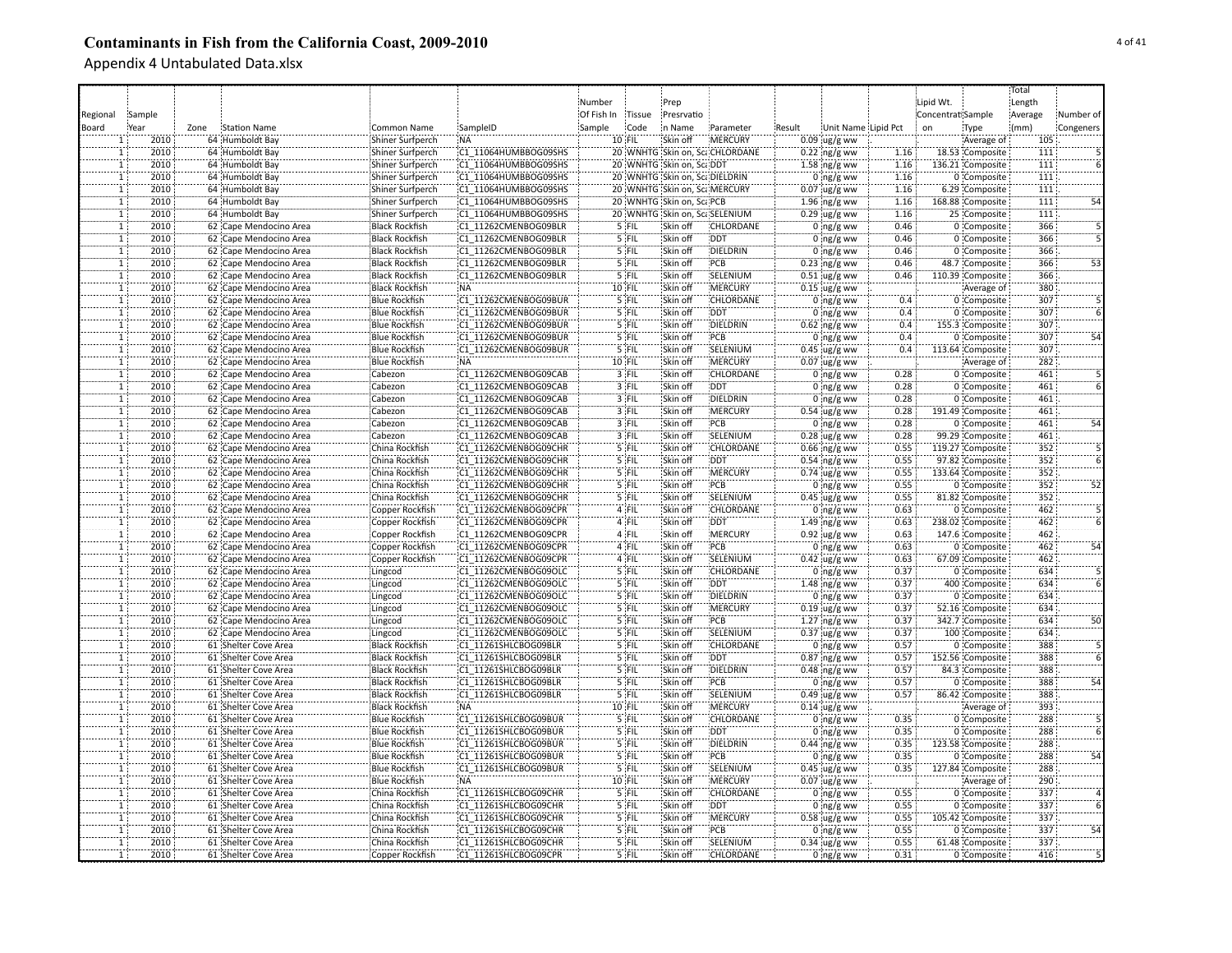# Contaminants in Fish from the California Coast, 2009-2010

Appendix 4 Untabulated Data.xlsx

| Regional Board | Sample Year | Zone | Station Name | Common Name | SampleID | Number Of Fish In Sample | Tissue Code | Prep Presrvation Name | Parameter | Result | Unit Name | Lipid Pct | Lipid Wt. Concentration | Sample Type | Total Length Average (mm) | Number of Congeners |
|---|---|---|---|---|---|---|---|---|---|---|---|---|---|---|---|---|
| 1 | 2010 | 64 | Humboldt Bay | Shiner Surfperch | NA | 10 | FIL | Skin off | MERCURY | 0.09 | ug/g ww | | | Average of | 105 | |
| 1 | 2010 | 64 | Humboldt Bay | Shiner Surfperch | C1_11064HUMBBOG09SHS | 20 | WNHTG | Skin on, Sca | CHLORDANE | 0.22 | ng/g ww | 1.16 | 18.53 | Composite | 111 | 5 |
| 1 | 2010 | 64 | Humboldt Bay | Shiner Surfperch | C1_11064HUMBBOG09SHS | 20 | WNHTG | Skin on, Sca | DDT | 1.58 | ng/g ww | 1.16 | 136.21 | Composite | 111 | 6 |
| 1 | 2010 | 64 | Humboldt Bay | Shiner Surfperch | C1_11064HUMBBOG09SHS | 20 | WNHTG | Skin on, Sca | DIELDRIN | 0 | ng/g ww | 1.16 | 0 | Composite | 111 | |
| 1 | 2010 | 64 | Humboldt Bay | Shiner Surfperch | C1_11064HUMBBOG09SHS | 20 | WNHTG | Skin on, Sca | MERCURY | 0.07 | ug/g ww | 1.16 | 6.29 | Composite | 111 | |
| 1 | 2010 | 64 | Humboldt Bay | Shiner Surfperch | C1_11064HUMBBOG09SHS | 20 | WNHTG | Skin on, Sca | PCB | 1.96 | ng/g ww | 1.16 | 168.88 | Composite | 111 | 54 |
| 1 | 2010 | 64 | Humboldt Bay | Shiner Surfperch | C1_11064HUMBBOG09SHS | 20 | WNHTG | Skin on, Sca | SELENIUM | 0.29 | ug/g ww | 1.16 | 25 | Composite | 111 | |
| 1 | 2010 | 62 | Cape Mendocino Area | Black Rockfish | C1_11262CMENBOG09BLR | 5 | FIL | Skin off | CHLORDANE | 0 | ng/g ww | 0.46 | 0 | Composite | 366 | 5 |
| 1 | 2010 | 62 | Cape Mendocino Area | Black Rockfish | C1_11262CMENBOG09BLR | 5 | FIL | Skin off | DDT | 0 | ng/g ww | 0.46 | 0 | Composite | 366 | 5 |
| 1 | 2010 | 62 | Cape Mendocino Area | Black Rockfish | C1_11262CMENBOG09BLR | 5 | FIL | Skin off | DIELDRIN | 0 | ng/g ww | 0.46 | 0 | Composite | 366 | |
| 1 | 2010 | 62 | Cape Mendocino Area | Black Rockfish | C1_11262CMENBOG09BLR | 5 | FIL | Skin off | PCB | 0.23 | ng/g ww | 0.46 | 48.7 | Composite | 366 | 53 |
| 1 | 2010 | 62 | Cape Mendocino Area | Black Rockfish | C1_11262CMENBOG09BLR | 5 | FIL | Skin off | SELENIUM | 0.51 | ug/g ww | 0.46 | 110.39 | Composite | 366 | |
| 1 | 2010 | 62 | Cape Mendocino Area | Black Rockfish | NA | 10 | FIL | Skin off | MERCURY | 0.15 | ug/g ww | | | Average of | 380 | |
| 1 | 2010 | 62 | Cape Mendocino Area | Blue Rockfish | C1_11262CMENBOG09BUR | 5 | FIL | Skin off | CHLORDANE | 0 | ng/g ww | 0.4 | 0 | Composite | 307 | 5 |
| 1 | 2010 | 62 | Cape Mendocino Area | Blue Rockfish | C1_11262CMENBOG09BUR | 5 | FIL | Skin off | DDT | 0 | ng/g ww | 0.4 | 0 | Composite | 307 | 6 |
| 1 | 2010 | 62 | Cape Mendocino Area | Blue Rockfish | C1_11262CMENBOG09BUR | 5 | FIL | Skin off | DIELDRIN | 0.62 | ng/g ww | 0.4 | 155.3 | Composite | 307 | |
| 1 | 2010 | 62 | Cape Mendocino Area | Blue Rockfish | C1_11262CMENBOG09BUR | 5 | FIL | Skin off | PCB | 0 | ng/g ww | 0.4 | 0 | Composite | 307 | 54 |
| 1 | 2010 | 62 | Cape Mendocino Area | Blue Rockfish | C1_11262CMENBOG09BUR | 5 | FIL | Skin off | SELENIUM | 0.45 | ug/g ww | 0.4 | 113.64 | Composite | 307 | |
| 1 | 2010 | 62 | Cape Mendocino Area | Blue Rockfish | NA | 10 | FIL | Skin off | MERCURY | 0.07 | ug/g ww | | | Average of | 282 | |
| 1 | 2010 | 62 | Cape Mendocino Area | Cabezon | C1_11262CMENBOG09CAB | 3 | FIL | Skin off | CHLORDANE | 0 | ng/g ww | 0.28 | 0 | Composite | 461 | 5 |
| 1 | 2010 | 62 | Cape Mendocino Area | Cabezon | C1_11262CMENBOG09CAB | 3 | FIL | Skin off | DDT | 0 | ng/g ww | 0.28 | 0 | Composite | 461 | 6 |
| 1 | 2010 | 62 | Cape Mendocino Area | Cabezon | C1_11262CMENBOG09CAB | 3 | FIL | Skin off | DIELDRIN | 0 | ng/g ww | 0.28 | 0 | Composite | 461 | |
| 1 | 2010 | 62 | Cape Mendocino Area | Cabezon | C1_11262CMENBOG09CAB | 3 | FIL | Skin off | MERCURY | 0.54 | ug/g ww | 0.28 | 191.49 | Composite | 461 | |
| 1 | 2010 | 62 | Cape Mendocino Area | Cabezon | C1_11262CMENBOG09CAB | 3 | FIL | Skin off | PCB | 0 | ng/g ww | 0.28 | 0 | Composite | 461 | 54 |
| 1 | 2010 | 62 | Cape Mendocino Area | Cabezon | C1_11262CMENBOG09CAB | 3 | FIL | Skin off | SELENIUM | 0.28 | ug/g ww | 0.28 | 99.29 | Composite | 461 | |
| 1 | 2010 | 62 | Cape Mendocino Area | China Rockfish | C1_11262CMENBOG09CHR | 5 | FIL | Skin off | CHLORDANE | 0.66 | ng/g ww | 0.55 | 119.27 | Composite | 352 | 5 |
| 1 | 2010 | 62 | Cape Mendocino Area | China Rockfish | C1_11262CMENBOG09CHR | 5 | FIL | Skin off | DDT | 0.54 | ng/g ww | 0.55 | 97.82 | Composite | 352 | 6 |
| 1 | 2010 | 62 | Cape Mendocino Area | China Rockfish | C1_11262CMENBOG09CHR | 5 | FIL | Skin off | MERCURY | 0.74 | ug/g ww | 0.55 | 133.64 | Composite | 352 | |
| 1 | 2010 | 62 | Cape Mendocino Area | China Rockfish | C1_11262CMENBOG09CHR | 5 | FIL | Skin off | PCB | 0 | ng/g ww | 0.55 | 0 | Composite | 352 | 52 |
| 1 | 2010 | 62 | Cape Mendocino Area | China Rockfish | C1_11262CMENBOG09CHR | 5 | FIL | Skin off | SELENIUM | 0.45 | ug/g ww | 0.55 | 81.82 | Composite | 352 | |
| 1 | 2010 | 62 | Cape Mendocino Area | Copper Rockfish | C1_11262CMENBOG09CPR | 4 | FIL | Skin off | CHLORDANE | 0 | ng/g ww | 0.63 | 0 | Composite | 462 | 5 |
| 1 | 2010 | 62 | Cape Mendocino Area | Copper Rockfish | C1_11262CMENBOG09CPR | 4 | FIL | Skin off | DDT | 1.49 | ng/g ww | 0.63 | 238.02 | Composite | 462 | 6 |
| 1 | 2010 | 62 | Cape Mendocino Area | Copper Rockfish | C1_11262CMENBOG09CPR | 4 | FIL | Skin off | MERCURY | 0.92 | ug/g ww | 0.63 | 147.6 | Composite | 462 | |
| 1 | 2010 | 62 | Cape Mendocino Area | Copper Rockfish | C1_11262CMENBOG09CPR | 4 | FIL | Skin off | PCB | 0 | ng/g ww | 0.63 | 0 | Composite | 462 | 54 |
| 1 | 2010 | 62 | Cape Mendocino Area | Copper Rockfish | C1_11262CMENBOG09CPR | 4 | FIL | Skin off | SELENIUM | 0.42 | ug/g ww | 0.63 | 67.09 | Composite | 462 | |
| 1 | 2010 | 62 | Cape Mendocino Area | Lingcod | C1_11262CMENBOG09OLC | 5 | FIL | Skin off | CHLORDANE | 0 | ng/g ww | 0.37 | 0 | Composite | 634 | 5 |
| 1 | 2010 | 62 | Cape Mendocino Area | Lingcod | C1_11262CMENBOG09OLC | 5 | FIL | Skin off | DDT | 1.48 | ng/g ww | 0.37 | 400 | Composite | 634 | 6 |
| 1 | 2010 | 62 | Cape Mendocino Area | Lingcod | C1_11262CMENBOG09OLC | 5 | FIL | Skin off | DIELDRIN | 0 | ng/g ww | 0.37 | 0 | Composite | 634 | |
| 1 | 2010 | 62 | Cape Mendocino Area | Lingcod | C1_11262CMENBOG09OLC | 5 | FIL | Skin off | MERCURY | 0.19 | ug/g ww | 0.37 | 52.16 | Composite | 634 | |
| 1 | 2010 | 62 | Cape Mendocino Area | Lingcod | C1_11262CMENBOG09OLC | 5 | FIL | Skin off | PCB | 1.27 | ng/g ww | 0.37 | 342.7 | Composite | 634 | 50 |
| 1 | 2010 | 62 | Cape Mendocino Area | Lingcod | C1_11262CMENBOG09OLC | 5 | FIL | Skin off | SELENIUM | 0.37 | ug/g ww | 0.37 | 100 | Composite | 634 | |
| 1 | 2010 | 61 | Shelter Cove Area | Black Rockfish | C1_11261SHLCBOG09BLR | 5 | FIL | Skin off | CHLORDANE | 0 | ng/g ww | 0.57 | 0 | Composite | 388 | 5 |
| 1 | 2010 | 61 | Shelter Cove Area | Black Rockfish | C1_11261SHLCBOG09BLR | 5 | FIL | Skin off | DDT | 0.87 | ng/g ww | 0.57 | 152.56 | Composite | 388 | 6 |
| 1 | 2010 | 61 | Shelter Cove Area | Black Rockfish | C1_11261SHLCBOG09BLR | 5 | FIL | Skin off | DIELDRIN | 0.48 | ng/g ww | 0.57 | 84.3 | Composite | 388 | |
| 1 | 2010 | 61 | Shelter Cove Area | Black Rockfish | C1_11261SHLCBOG09BLR | 5 | FIL | Skin off | PCB | 0 | ng/g ww | 0.57 | 0 | Composite | 388 | 54 |
| 1 | 2010 | 61 | Shelter Cove Area | Black Rockfish | C1_11261SHLCBOG09BLR | 5 | FIL | Skin off | SELENIUM | 0.49 | ug/g ww | 0.57 | 86.42 | Composite | 388 | |
| 1 | 2010 | 61 | Shelter Cove Area | Black Rockfish | NA | 10 | FIL | Skin off | MERCURY | 0.14 | ug/g ww | | | Average of | 393 | |
| 1 | 2010 | 61 | Shelter Cove Area | Blue Rockfish | C1_11261SHLCBOG09BUR | 5 | FIL | Skin off | CHLORDANE | 0 | ng/g ww | 0.35 | 0 | Composite | 288 | 5 |
| 1 | 2010 | 61 | Shelter Cove Area | Blue Rockfish | C1_11261SHLCBOG09BUR | 5 | FIL | Skin off | DDT | 0 | ng/g ww | 0.35 | 0 | Composite | 288 | 6 |
| 1 | 2010 | 61 | Shelter Cove Area | Blue Rockfish | C1_11261SHLCBOG09BUR | 5 | FIL | Skin off | DIELDRIN | 0.44 | ng/g ww | 0.35 | 123.58 | Composite | 288 | |
| 1 | 2010 | 61 | Shelter Cove Area | Blue Rockfish | C1_11261SHLCBOG09BUR | 5 | FIL | Skin off | PCB | 0 | ng/g ww | 0.35 | 0 | Composite | 288 | 54 |
| 1 | 2010 | 61 | Shelter Cove Area | Blue Rockfish | C1_11261SHLCBOG09BUR | 5 | FIL | Skin off | SELENIUM | 0.45 | ug/g ww | 0.35 | 127.84 | Composite | 288 | |
| 1 | 2010 | 61 | Shelter Cove Area | Blue Rockfish | NA | 10 | FIL | Skin off | MERCURY | 0.07 | ug/g ww | | | Average of | 290 | |
| 1 | 2010 | 61 | Shelter Cove Area | China Rockfish | C1_11261SHLCBOG09CHR | 5 | FIL | Skin off | CHLORDANE | 0 | ng/g ww | 0.55 | 0 | Composite | 337 | 4 |
| 1 | 2010 | 61 | Shelter Cove Area | China Rockfish | C1_11261SHLCBOG09CHR | 5 | FIL | Skin off | DDT | 0 | ng/g ww | 0.55 | 0 | Composite | 337 | 6 |
| 1 | 2010 | 61 | Shelter Cove Area | China Rockfish | C1_11261SHLCBOG09CHR | 5 | FIL | Skin off | MERCURY | 0.58 | ug/g ww | 0.55 | 105.42 | Composite | 337 | |
| 1 | 2010 | 61 | Shelter Cove Area | China Rockfish | C1_11261SHLCBOG09CHR | 5 | FIL | Skin off | PCB | 0 | ng/g ww | 0.55 | 0 | Composite | 337 | 54 |
| 1 | 2010 | 61 | Shelter Cove Area | China Rockfish | C1_11261SHLCBOG09CHR | 5 | FIL | Skin off | SELENIUM | 0.34 | ug/g ww | 0.55 | 61.48 | Composite | 337 | |
| 1 | 2010 | 61 | Shelter Cove Area | Copper Rockfish | C1_11261SHLCBOG09CPR | 5 | FIL | Skin off | CHLORDANE | 0 | ng/g ww | 0.31 | 0 | Composite | 416 | 5 |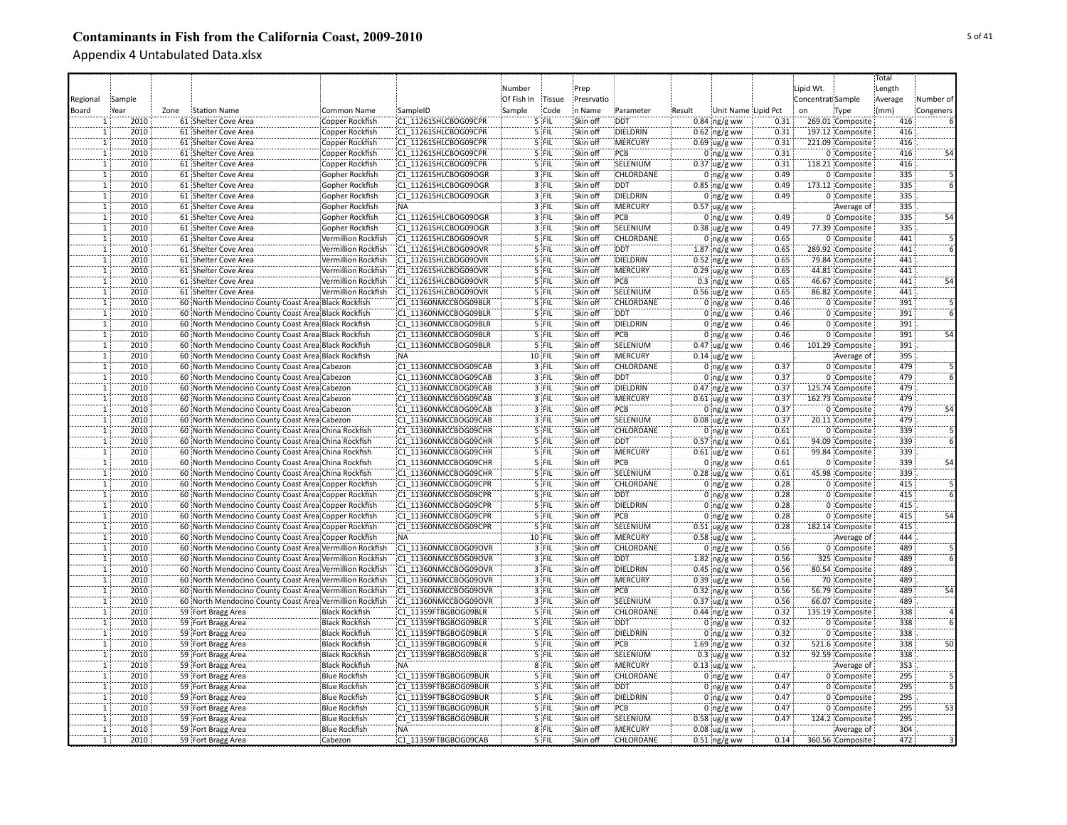# Contaminants in Fish from the California Coast, 2009-2010

Appendix 4 Untabulated Data.xlsx

| Regional Board | Sample Year | Zone | Station Name | Common Name | SampleID | Number Of Fish In Sample | Tissue Code | Prep Presrvation Name | Parameter | Result | Unit Name | Lipid Pct | Lipid Wt. Concentration | Sample Type | Total Length Average (mm) | Number of Congeners |
|---|---|---|---|---|---|---|---|---|---|---|---|---|---|---|---|---|
| 1 | 2010 | 61 | Shelter Cove Area | Copper Rockfish | C1_11261SHLCBOG09CPR | 5 | FIL | Skin off | DDT | 0.84 | ng/g ww | 0.31 | 269.01 | Composite | 416 | 6 |
| 1 | 2010 | 61 | Shelter Cove Area | Copper Rockfish | C1_11261SHLCBOG09CPR | 5 | FIL | Skin off | DIELDRIN | 0.62 | ng/g ww | 0.31 | 197.12 | Composite | 416 | |
| 1 | 2010 | 61 | Shelter Cove Area | Copper Rockfish | C1_11261SHLCBOG09CPR | 5 | FIL | Skin off | MERCURY | 0.69 | ug/g ww | 0.31 | 221.09 | Composite | 416 | |
| 1 | 2010 | 61 | Shelter Cove Area | Copper Rockfish | C1_11261SHLCBOG09CPR | 5 | FIL | Skin off | PCB | 0 | ng/g ww | 0.31 | 0 | Composite | 416 | 54 |
| 1 | 2010 | 61 | Shelter Cove Area | Copper Rockfish | C1_11261SHLCBOG09CPR | 5 | FIL | Skin off | SELENIUM | 0.37 | ug/g ww | 0.31 | 118.21 | Composite | 416 | |
| 1 | 2010 | 61 | Shelter Cove Area | Gopher Rockfish | C1_11261SHLCBOG09OGR | 3 | FIL | Skin off | CHLORDANE | 0 | ng/g ww | 0.49 | 0 | Composite | 335 | 5 |
| 1 | 2010 | 61 | Shelter Cove Area | Gopher Rockfish | C1_11261SHLCBOG09OGR | 3 | FIL | Skin off | DDT | 0.85 | ng/g ww | 0.49 | 173.12 | Composite | 335 | 6 |
| 1 | 2010 | 61 | Shelter Cove Area | Gopher Rockfish | C1_11261SHLCBOG09OGR | 3 | FIL | Skin off | DIELDRIN | 0 | ng/g ww | 0.49 | 0 | Composite | 335 | . |
| 1 | 2010 | 61 | Shelter Cove Area | Gopher Rockfish | NA | 3 | FIL | Skin off | MERCURY | 0.57 | ug/g ww | . | . | Average of | 335 | |
| 1 | 2010 | 61 | Shelter Cove Area | Gopher Rockfish | C1_11261SHLCBOG09OGR | 3 | FIL | Skin off | PCB | 0 | ng/g ww | 0.49 | 0 | Composite | 335 | 54 |
| 1 | 2010 | 61 | Shelter Cove Area | Gopher Rockfish | C1_11261SHLCBOG09OGR | 3 | FIL | Skin off | SELENIUM | 0.38 | ug/g ww | 0.49 | 77.39 | Composite | 335 | . |
| 1 | 2010 | 61 | Shelter Cove Area | Vermillion Rockfish | C1_11261SHLCBOG09OVR | 5 | FIL | Skin off | CHLORDANE | 0 | ng/g ww | 0.65 | 0 | Composite | 441 | 5 |
| 1 | 2010 | 61 | Shelter Cove Area | Vermillion Rockfish | C1_11261SHLCBOG09OVR | 5 | FIL | Skin off | DDT | 1.87 | ng/g ww | 0.65 | 289.92 | Composite | 441 | 6 |
| 1 | 2010 | 61 | Shelter Cove Area | Vermillion Rockfish | C1_11261SHLCBOG09OVR | 5 | FIL | Skin off | DIELDRIN | 0.52 | ng/g ww | 0.65 | 79.84 | Composite | 441 | . |
| 1 | 2010 | 61 | Shelter Cove Area | Vermillion Rockfish | C1_11261SHLCBOG09OVR | 5 | FIL | Skin off | MERCURY | 0.29 | ug/g ww | 0.65 | 44.81 | Composite | 441 | . |
| 1 | 2010 | 61 | Shelter Cove Area | Vermillion Rockfish | C1_11261SHLCBOG09OVR | 5 | FIL | Skin off | PCB | 0.3 | ng/g ww | 0.65 | 46.67 | Composite | 441 | 54 |
| 1 | 2010 | 61 | Shelter Cove Area | Vermillion Rockfish | C1_11261SHLCBOG09OVR | 5 | FIL | Skin off | SELENIUM | 0.56 | ug/g ww | 0.65 | 86.82 | Composite | 441 | . |
| 1 | 2010 | 60 | North Mendocino County Coast Area | Black Rockfish | C1_11360NMCCBOG09BLR | 5 | FIL | Skin off | CHLORDANE | 0 | ng/g ww | 0.46 | 0 | Composite | 391 | 5 |
| 1 | 2010 | 60 | North Mendocino County Coast Area | Black Rockfish | C1_11360NMCCBOG09BLR | 5 | FIL | Skin off | DDT | 0 | ng/g ww | 0.46 | 0 | Composite | 391 | 6 |
| 1 | 2010 | 60 | North Mendocino County Coast Area | Black Rockfish | C1_11360NMCCBOG09BLR | 5 | FIL | Skin off | DIELDRIN | 0 | ng/g ww | 0.46 | 0 | Composite | 391 | . |
| 1 | 2010 | 60 | North Mendocino County Coast Area | Black Rockfish | C1_11360NMCCBOG09BLR | 5 | FIL | Skin off | PCB | 0 | ng/g ww | 0.46 | 0 | Composite | 391 | 54 |
| 1 | 2010 | 60 | North Mendocino County Coast Area | Black Rockfish | C1_11360NMCCBOG09BLR | 5 | FIL | Skin off | SELENIUM | 0.47 | ug/g ww | 0.46 | 101.29 | Composite | 391 | . |
| 1 | 2010 | 60 | North Mendocino County Coast Area | Black Rockfish | NA | 10 | FIL | Skin off | MERCURY | 0.14 | ug/g ww | . | . | Average of | 395 | . |
| 1 | 2010 | 60 | North Mendocino County Coast Area | Cabezon | C1_11360NMCCBOG09CAB | 3 | FIL | Skin off | CHLORDANE | 0 | ng/g ww | 0.37 | 0 | Composite | 479 | 5 |
| 1 | 2010 | 60 | North Mendocino County Coast Area | Cabezon | C1_11360NMCCBOG09CAB | 3 | FIL | Skin off | DDT | 0 | ng/g ww | 0.37 | 0 | Composite | 479 | 6 |
| 1 | 2010 | 60 | North Mendocino County Coast Area | Cabezon | C1_11360NMCCBOG09CAB | 3 | FIL | Skin off | DIELDRIN | 0.47 | ng/g ww | 0.37 | 125.74 | Composite | 479 | . |
| 1 | 2010 | 60 | North Mendocino County Coast Area | Cabezon | C1_11360NMCCBOG09CAB | 3 | FIL | Skin off | MERCURY | 0.61 | ug/g ww | 0.37 | 162.73 | Composite | 479 | . |
| 1 | 2010 | 60 | North Mendocino County Coast Area | Cabezon | C1_11360NMCCBOG09CAB | 3 | FIL | Skin off | PCB | 0 | ng/g ww | 0.37 | 0 | Composite | 479 | 54 |
| 1 | 2010 | 60 | North Mendocino County Coast Area | Cabezon | C1_11360NMCCBOG09CAB | 3 | FIL | Skin off | SELENIUM | 0.08 | ug/g ww | 0.37 | 20.11 | Composite | 479 | . |
| 1 | 2010 | 60 | North Mendocino County Coast Area | China Rockfish | C1_11360NMCCBOG09CHR | 5 | FIL | Skin off | CHLORDANE | 0 | ng/g ww | 0.61 | 0 | Composite | 339 | 5 |
| 1 | 2010 | 60 | North Mendocino County Coast Area | China Rockfish | C1_11360NMCCBOG09CHR | 5 | FIL | Skin off | DDT | 0.57 | ng/g ww | 0.61 | 94.09 | Composite | 339 | 6 |
| 1 | 2010 | 60 | North Mendocino County Coast Area | China Rockfish | C1_11360NMCCBOG09CHR | 5 | FIL | Skin off | MERCURY | 0.61 | ug/g ww | 0.61 | 99.84 | Composite | 339 | . |
| 1 | 2010 | 60 | North Mendocino County Coast Area | China Rockfish | C1_11360NMCCBOG09CHR | 5 | FIL | Skin off | PCB | 0 | ng/g ww | 0.61 | 0 | Composite | 339 | 54 |
| 1 | 2010 | 60 | North Mendocino County Coast Area | China Rockfish | C1_11360NMCCBOG09CHR | 5 | FIL | Skin off | SELENIUM | 0.28 | ug/g ww | 0.61 | 45.98 | Composite | 339 | . |
| 1 | 2010 | 60 | North Mendocino County Coast Area | Copper Rockfish | C1_11360NMCCBOG09CPR | 5 | FIL | Skin off | CHLORDANE | 0 | ng/g ww | 0.28 | 0 | Composite | 415 | 5 |
| 1 | 2010 | 60 | North Mendocino County Coast Area | Copper Rockfish | C1_11360NMCCBOG09CPR | 5 | FIL | Skin off | DDT | 0 | ng/g ww | 0.28 | 0 | Composite | 415 | 6 |
| 1 | 2010 | 60 | North Mendocino County Coast Area | Copper Rockfish | C1_11360NMCCBOG09CPR | 5 | FIL | Skin off | DIELDRIN | 0 | ng/g ww | 0.28 | 0 | Composite | 415 | . |
| 1 | 2010 | 60 | North Mendocino County Coast Area | Copper Rockfish | C1_11360NMCCBOG09CPR | 5 | FIL | Skin off | PCB | 0 | ng/g ww | 0.28 | 0 | Composite | 415 | 54 |
| 1 | 2010 | 60 | North Mendocino County Coast Area | Copper Rockfish | C1_11360NMCCBOG09CPR | 5 | FIL | Skin off | SELENIUM | 0.51 | ug/g ww | 0.28 | 182.14 | Composite | 415 | . |
| 1 | 2010 | 60 | North Mendocino County Coast Area | Copper Rockfish | NA | 10 | FIL | Skin off | MERCURY | 0.58 | ug/g ww | . | . | Average of | 444 | . |
| 1 | 2010 | 60 | North Mendocino County Coast Area | Vermillion Rockfish | C1_11360NMCCBOG09OVR | 3 | FIL | Skin off | CHLORDANE | 0 | ng/g ww | 0.56 | 0 | Composite | 489 | 5 |
| 1 | 2010 | 60 | North Mendocino County Coast Area | Vermillion Rockfish | C1_11360NMCCBOG09OVR | 3 | FIL | Skin off | DDT | 1.82 | ng/g ww | 0.56 | 325 | Composite | 489 | 6 |
| 1 | 2010 | 60 | North Mendocino County Coast Area | Vermillion Rockfish | C1_11360NMCCBOG09OVR | 3 | FIL | Skin off | DIELDRIN | 0.45 | ng/g ww | 0.56 | 80.54 | Composite | 489 | . |
| 1 | 2010 | 60 | North Mendocino County Coast Area | Vermillion Rockfish | C1_11360NMCCBOG09OVR | 3 | FIL | Skin off | MERCURY | 0.39 | ug/g ww | 0.56 | 70 | Composite | 489 | . |
| 1 | 2010 | 60 | North Mendocino County Coast Area | Vermillion Rockfish | C1_11360NMCCBOG09OVR | 3 | FIL | Skin off | PCB | 0.32 | ng/g ww | 0.56 | 56.79 | Composite | 489 | 54 |
| 1 | 2010 | 60 | North Mendocino County Coast Area | Vermillion Rockfish | C1_11360NMCCBOG09OVR | 3 | FIL | Skin off | SELENIUM | 0.37 | ug/g ww | 0.56 | 66.07 | Composite | 489 | . |
| 1 | 2010 | 59 | Fort Bragg Area | Black Rockfish | C1_11359FTBGBOG09BLR | 5 | FIL | Skin off | CHLORDANE | 0.44 | ng/g ww | 0.32 | 135.19 | Composite | 338 | 4 |
| 1 | 2010 | 59 | Fort Bragg Area | Black Rockfish | C1_11359FTBGBOG09BLR | 5 | FIL | Skin off | DDT | 0 | ng/g ww | 0.32 | 0 | Composite | 338 | 6 |
| 1 | 2010 | 59 | Fort Bragg Area | Black Rockfish | C1_11359FTBGBOG09BLR | 5 | FIL | Skin off | DIELDRIN | 0 | ng/g ww | 0.32 | 0 | Composite | 338 | . |
| 1 | 2010 | 59 | Fort Bragg Area | Black Rockfish | C1_11359FTBGBOG09BLR | 5 | FIL | Skin off | PCB | 1.69 | ng/g ww | 0.32 | 521.6 | Composite | 338 | 50 |
| 1 | 2010 | 59 | Fort Bragg Area | Black Rockfish | C1_11359FTBGBOG09BLR | 5 | FIL | Skin off | SELENIUM | 0.3 | ug/g ww | 0.32 | 92.59 | Composite | 338 | . |
| 1 | 2010 | 59 | Fort Bragg Area | Black Rockfish | NA | 8 | FIL | Skin off | MERCURY | 0.13 | ug/g ww | . | . | Average of | 353 | . |
| 1 | 2010 | 59 | Fort Bragg Area | Blue Rockfish | C1_11359FTBGBOG09BUR | 5 | FIL | Skin off | CHLORDANE | 0 | ng/g ww | 0.47 | 0 | Composite | 295 | 5 |
| 1 | 2010 | 59 | Fort Bragg Area | Blue Rockfish | C1_11359FTBGBOG09BUR | 5 | FIL | Skin off | DDT | 0 | ng/g ww | 0.47 | 0 | Composite | 295 | 5 |
| 1 | 2010 | 59 | Fort Bragg Area | Blue Rockfish | C1_11359FTBGBOG09BUR | 5 | FIL | Skin off | DIELDRIN | 0 | ng/g ww | 0.47 | 0 | Composite | 295 | . |
| 1 | 2010 | 59 | Fort Bragg Area | Blue Rockfish | C1_11359FTBGBOG09BUR | 5 | FIL | Skin off | PCB | 0 | ng/g ww | 0.47 | 0 | Composite | 295 | 53 |
| 1 | 2010 | 59 | Fort Bragg Area | Blue Rockfish | C1_11359FTBGBOG09BUR | 5 | FIL | Skin off | SELENIUM | 0.58 | ug/g ww | 0.47 | 124.2 | Composite | 295 | . |
| 1 | 2010 | 59 | Fort Bragg Area | Blue Rockfish | NA | 8 | FIL | Skin off | MERCURY | 0.08 | ug/g ww | . | . | Average of | 304 | . |
| 1 | 2010 | 59 | Fort Bragg Area | Cabezon | C1_11359FTBGBOG09CAB | 5 | FIL | Skin off | CHLORDANE | 0.51 | ng/g ww | 0.14 | 360.56 | Composite | 472 | 3 |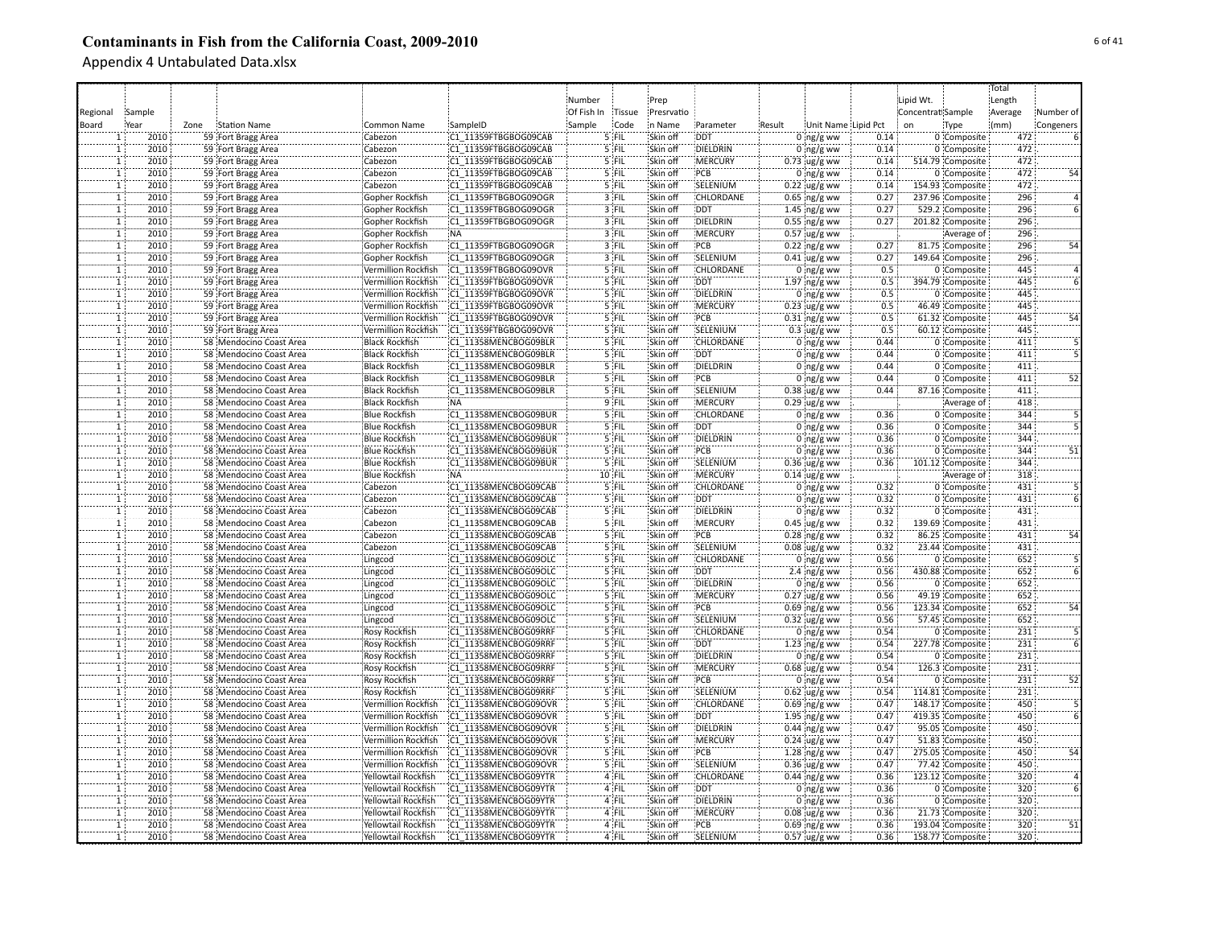# Contaminants in Fish from the California Coast, 2009-2010

Appendix 4 Untabulated Data.xlsx

| Regional Board | Sample Year | Zone | Station Name | Common Name | SampleID | Number Of Fish In Sample | Tissue Code | Prep Presrvation Name | Parameter | Result | Unit Name | Lipid Pct | Lipid Wt. Concentration | Sample Type | Total Length Average (mm) | Number of Congeners |
|---|---|---|---|---|---|---|---|---|---|---|---|---|---|---|---|---|
| 1 | 2010 | 59 | Fort Bragg Area | Cabezon | C1_11359FTBGBOG09CAB | 5 | FIL | Skin off | DDT | 0 | ng/g ww | 0.14 | 0 | Composite | 472 | 6 |
| 1 | 2010 | 59 | Fort Bragg Area | Cabezon | C1_11359FTBGBOG09CAB | 5 | FIL | Skin off | DIELDRIN | 0 | ng/g ww | 0.14 | 0 | Composite | 472 | |
| 1 | 2010 | 59 | Fort Bragg Area | Cabezon | C1_11359FTBGBOG09CAB | 5 | FIL | Skin off | MERCURY | 0.73 | ug/g ww | 0.14 | 514.79 | Composite | 472 | |
| 1 | 2010 | 59 | Fort Bragg Area | Cabezon | C1_11359FTBGBOG09CAB | 5 | FIL | Skin off | PCB | 0 | ng/g ww | 0.14 | 0 | Composite | 472 | 54 |
| 1 | 2010 | 59 | Fort Bragg Area | Cabezon | C1_11359FTBGBOG09CAB | 5 | FIL | Skin off | SELENIUM | 0.22 | ug/g ww | 0.14 | 154.93 | Composite | 472 | |
| 1 | 2010 | 59 | Fort Bragg Area | Gopher Rockfish | C1_11359FTBGBOG09OGR | 3 | FIL | Skin off | CHLORDANE | 0.65 | ng/g ww | 0.27 | 237.96 | Composite | 296 | 4 |
| 1 | 2010 | 59 | Fort Bragg Area | Gopher Rockfish | C1_11359FTBGBOG09OGR | 3 | FIL | Skin off | DDT | 1.45 | ng/g ww | 0.27 | 529.2 | Composite | 296 | 6 |
| 1 | 2010 | 59 | Fort Bragg Area | Gopher Rockfish | C1_11359FTBGBOG09OGR | 3 | FIL | Skin off | DIELDRIN | 0.55 | ng/g ww | 0.27 | 201.82 | Composite | 296 | |
| 1 | 2010 | 59 | Fort Bragg Area | Gopher Rockfish | NA | 3 | FIL | Skin off | MERCURY | 0.57 | ug/g ww | | | Average of | 296 | |
| 1 | 2010 | 59 | Fort Bragg Area | Gopher Rockfish | C1_11359FTBGBOG09OGR | 3 | FIL | Skin off | PCB | 0.22 | ng/g ww | 0.27 | 81.75 | Composite | 296 | 54 |
| 1 | 2010 | 59 | Fort Bragg Area | Gopher Rockfish | C1_11359FTBGBOG09OGR | 3 | FIL | Skin off | SELENIUM | 0.41 | ug/g ww | 0.27 | 149.64 | Composite | 296 | |
| 1 | 2010 | 59 | Fort Bragg Area | Vermillion Rockfish | C1_11359FTBGBOG09OVR | 5 | FIL | Skin off | CHLORDANE | 0 | ng/g ww | 0.5 | 0 | Composite | 445 | 4 |
| 1 | 2010 | 59 | Fort Bragg Area | Vermillion Rockfish | C1_11359FTBGBOG09OVR | 5 | FIL | Skin off | DDT | 1.97 | ng/g ww | 0.5 | 394.79 | Composite | 445 | 6 |
| 1 | 2010 | 59 | Fort Bragg Area | Vermillion Rockfish | C1_11359FTBGBOG09OVR | 5 | FIL | Skin off | DIELDRIN | 0 | ng/g ww | 0.5 | 0 | Composite | 445 | |
| 1 | 2010 | 59 | Fort Bragg Area | Vermillion Rockfish | C1_11359FTBGBOG09OVR | 5 | FIL | Skin off | MERCURY | 0.23 | ug/g ww | 0.5 | 46.49 | Composite | 445 | |
| 1 | 2010 | 59 | Fort Bragg Area | Vermillion Rockfish | C1_11359FTBGBOG09OVR | 5 | FIL | Skin off | PCB | 0.31 | ng/g ww | 0.5 | 61.32 | Composite | 445 | 54 |
| 1 | 2010 | 59 | Fort Bragg Area | Vermillion Rockfish | C1_11359FTBGBOG09OVR | 5 | FIL | Skin off | SELENIUM | 0.3 | ug/g ww | 0.5 | 60.12 | Composite | 445 | |
| 1 | 2010 | 58 | Mendocino Coast Area | Black Rockfish | C1_11358MENCBOG09BLR | 5 | FIL | Skin off | CHLORDANE | 0 | ng/g ww | 0.44 | 0 | Composite | 411 | 5 |
| 1 | 2010 | 58 | Mendocino Coast Area | Black Rockfish | C1_11358MENCBOG09BLR | 5 | FIL | Skin off | DDT | 0 | ng/g ww | 0.44 | 0 | Composite | 411 | 5 |
| 1 | 2010 | 58 | Mendocino Coast Area | Black Rockfish | C1_11358MENCBOG09BLR | 5 | FIL | Skin off | DIELDRIN | 0 | ng/g ww | 0.44 | 0 | Composite | 411 | |
| 1 | 2010 | 58 | Mendocino Coast Area | Black Rockfish | C1_11358MENCBOG09BLR | 5 | FIL | Skin off | PCB | 0 | ng/g ww | 0.44 | 0 | Composite | 411 | 52 |
| 1 | 2010 | 58 | Mendocino Coast Area | Black Rockfish | C1_11358MENCBOG09BLR | 5 | FIL | Skin off | SELENIUM | 0.38 | ug/g ww | 0.44 | 87.16 | Composite | 411 | |
| 1 | 2010 | 58 | Mendocino Coast Area | Black Rockfish | NA | 9 | FIL | Skin off | MERCURY | 0.29 | ug/g ww | | | Average of | 418 | |
| 1 | 2010 | 58 | Mendocino Coast Area | Blue Rockfish | C1_11358MENCBOG09BUR | 5 | FIL | Skin off | CHLORDANE | 0 | ng/g ww | 0.36 | 0 | Composite | 344 | 5 |
| 1 | 2010 | 58 | Mendocino Coast Area | Blue Rockfish | C1_11358MENCBOG09BUR | 5 | FIL | Skin off | DDT | 0 | ng/g ww | 0.36 | 0 | Composite | 344 | 5 |
| 1 | 2010 | 58 | Mendocino Coast Area | Blue Rockfish | C1_11358MENCBOG09BUR | 5 | FIL | Skin off | DIELDRIN | 0 | ng/g ww | 0.36 | 0 | Composite | 344 | |
| 1 | 2010 | 58 | Mendocino Coast Area | Blue Rockfish | C1_11358MENCBOG09BUR | 5 | FIL | Skin off | PCB | 0 | ng/g ww | 0.36 | 0 | Composite | 344 | 51 |
| 1 | 2010 | 58 | Mendocino Coast Area | Blue Rockfish | C1_11358MENCBOG09BUR | 5 | FIL | Skin off | SELENIUM | 0.36 | ug/g ww | 0.36 | 101.12 | Composite | 344 | |
| 1 | 2010 | 58 | Mendocino Coast Area | Blue Rockfish | NA | 10 | FIL | Skin off | MERCURY | 0.14 | ug/g ww | | | Average of | 318 | |
| 1 | 2010 | 58 | Mendocino Coast Area | Cabezon | C1_11358MENCBOG09CAB | 5 | FIL | Skin off | CHLORDANE | 0 | ng/g ww | 0.32 | 0 | Composite | 431 | 5 |
| 1 | 2010 | 58 | Mendocino Coast Area | Cabezon | C1_11358MENCBOG09CAB | 5 | FIL | Skin off | DDT | 0 | ng/g ww | 0.32 | 0 | Composite | 431 | 6 |
| 1 | 2010 | 58 | Mendocino Coast Area | Cabezon | C1_11358MENCBOG09CAB | 5 | FIL | Skin off | DIELDRIN | 0 | ng/g ww | 0.32 | 0 | Composite | 431 | |
| 1 | 2010 | 58 | Mendocino Coast Area | Cabezon | C1_11358MENCBOG09CAB | 5 | FIL | Skin off | MERCURY | 0.45 | ug/g ww | 0.32 | 139.69 | Composite | 431 | |
| 1 | 2010 | 58 | Mendocino Coast Area | Cabezon | C1_11358MENCBOG09CAB | 5 | FIL | Skin off | PCB | 0.28 | ng/g ww | 0.32 | 86.25 | Composite | 431 | 54 |
| 1 | 2010 | 58 | Mendocino Coast Area | Cabezon | C1_11358MENCBOG09CAB | 5 | FIL | Skin off | SELENIUM | 0.08 | ug/g ww | 0.32 | 23.44 | Composite | 431 | |
| 1 | 2010 | 58 | Mendocino Coast Area | Lingcod | C1_11358MENCBOG09OLC | 5 | FIL | Skin off | CHLORDANE | 0 | ng/g ww | 0.56 | 0 | Composite | 652 | 5 |
| 1 | 2010 | 58 | Mendocino Coast Area | Lingcod | C1_11358MENCBOG09OLC | 5 | FIL | Skin off | DDT | 2.4 | ng/g ww | 0.56 | 430.88 | Composite | 652 | 6 |
| 1 | 2010 | 58 | Mendocino Coast Area | Lingcod | C1_11358MENCBOG09OLC | 5 | FIL | Skin off | DIELDRIN | 0 | ng/g ww | 0.56 | 0 | Composite | 652 | |
| 1 | 2010 | 58 | Mendocino Coast Area | Lingcod | C1_11358MENCBOG09OLC | 5 | FIL | Skin off | MERCURY | 0.27 | ug/g ww | 0.56 | 49.19 | Composite | 652 | |
| 1 | 2010 | 58 | Mendocino Coast Area | Lingcod | C1_11358MENCBOG09OLC | 5 | FIL | Skin off | PCB | 0.69 | ng/g ww | 0.56 | 123.34 | Composite | 652 | 54 |
| 1 | 2010 | 58 | Mendocino Coast Area | Lingcod | C1_11358MENCBOG09OLC | 5 | FIL | Skin off | SELENIUM | 0.32 | ug/g ww | 0.56 | 57.45 | Composite | 652 | |
| 1 | 2010 | 58 | Mendocino Coast Area | Rosy Rockfish | C1_11358MENCBOG09RRF | 5 | FIL | Skin off | CHLORDANE | 0 | ng/g ww | 0.54 | 0 | Composite | 231 | 5 |
| 1 | 2010 | 58 | Mendocino Coast Area | Rosy Rockfish | C1_11358MENCBOG09RRF | 5 | FIL | Skin off | DDT | 1.23 | ng/g ww | 0.54 | 227.78 | Composite | 231 | 6 |
| 1 | 2010 | 58 | Mendocino Coast Area | Rosy Rockfish | C1_11358MENCBOG09RRF | 5 | FIL | Skin off | DIELDRIN | 0 | ng/g ww | 0.54 | 0 | Composite | 231 | |
| 1 | 2010 | 58 | Mendocino Coast Area | Rosy Rockfish | C1_11358MENCBOG09RRF | 5 | FIL | Skin off | MERCURY | 0.68 | ug/g ww | 0.54 | 126.3 | Composite | 231 | |
| 1 | 2010 | 58 | Mendocino Coast Area | Rosy Rockfish | C1_11358MENCBOG09RRF | 5 | FIL | Skin off | PCB | 0 | ng/g ww | 0.54 | 0 | Composite | 231 | 52 |
| 1 | 2010 | 58 | Mendocino Coast Area | Rosy Rockfish | C1_11358MENCBOG09RRF | 5 | FIL | Skin off | SELENIUM | 0.62 | ug/g ww | 0.54 | 114.81 | Composite | 231 | |
| 1 | 2010 | 58 | Mendocino Coast Area | Vermillion Rockfish | C1_11358MENCBOG09OVR | 5 | FIL | Skin off | CHLORDANE | 0.69 | ng/g ww | 0.47 | 148.17 | Composite | 450 | 5 |
| 1 | 2010 | 58 | Mendocino Coast Area | Vermillion Rockfish | C1_11358MENCBOG09OVR | 5 | FIL | Skin off | DDT | 1.95 | ng/g ww | 0.47 | 419.35 | Composite | 450 | 6 |
| 1 | 2010 | 58 | Mendocino Coast Area | Vermillion Rockfish | C1_11358MENCBOG09OVR | 5 | FIL | Skin off | DIELDRIN | 0.44 | ng/g ww | 0.47 | 95.05 | Composite | 450 | |
| 1 | 2010 | 58 | Mendocino Coast Area | Vermillion Rockfish | C1_11358MENCBOG09OVR | 5 | FIL | Skin off | MERCURY | 0.24 | ug/g ww | 0.47 | 51.83 | Composite | 450 | |
| 1 | 2010 | 58 | Mendocino Coast Area | Vermillion Rockfish | C1_11358MENCBOG09OVR | 5 | FIL | Skin off | PCB | 1.28 | ng/g ww | 0.47 | 275.05 | Composite | 450 | 54 |
| 1 | 2010 | 58 | Mendocino Coast Area | Vermillion Rockfish | C1_11358MENCBOG09OVR | 5 | FIL | Skin off | SELENIUM | 0.36 | ug/g ww | 0.47 | 77.42 | Composite | 450 | |
| 1 | 2010 | 58 | Mendocino Coast Area | Yellowtail Rockfish | C1_11358MENCBOG09YTR | 4 | FIL | Skin off | CHLORDANE | 0.44 | ng/g ww | 0.36 | 123.12 | Composite | 320 | 4 |
| 1 | 2010 | 58 | Mendocino Coast Area | Yellowtail Rockfish | C1_11358MENCBOG09YTR | 4 | FIL | Skin off | DDT | 0 | ng/g ww | 0.36 | 0 | Composite | 320 | 6 |
| 1 | 2010 | 58 | Mendocino Coast Area | Yellowtail Rockfish | C1_11358MENCBOG09YTR | 4 | FIL | Skin off | DIELDRIN | 0 | ng/g ww | 0.36 | 0 | Composite | 320 | |
| 1 | 2010 | 58 | Mendocino Coast Area | Yellowtail Rockfish | C1_11358MENCBOG09YTR | 4 | FIL | Skin off | MERCURY | 0.08 | ug/g ww | 0.36 | 21.73 | Composite | 320 | |
| 1 | 2010 | 58 | Mendocino Coast Area | Yellowtail Rockfish | C1_11358MENCBOG09YTR | 4 | FIL | Skin off | PCB | 0.69 | ng/g ww | 0.36 | 193.04 | Composite | 320 | 51 |
| 1 | 2010 | 58 | Mendocino Coast Area | Yellowtail Rockfish | C1_11358MENCBOG09YTR | 4 | FIL | Skin off | SELENIUM | 0.57 | ug/g ww | 0.36 | 158.77 | Composite | 320 | |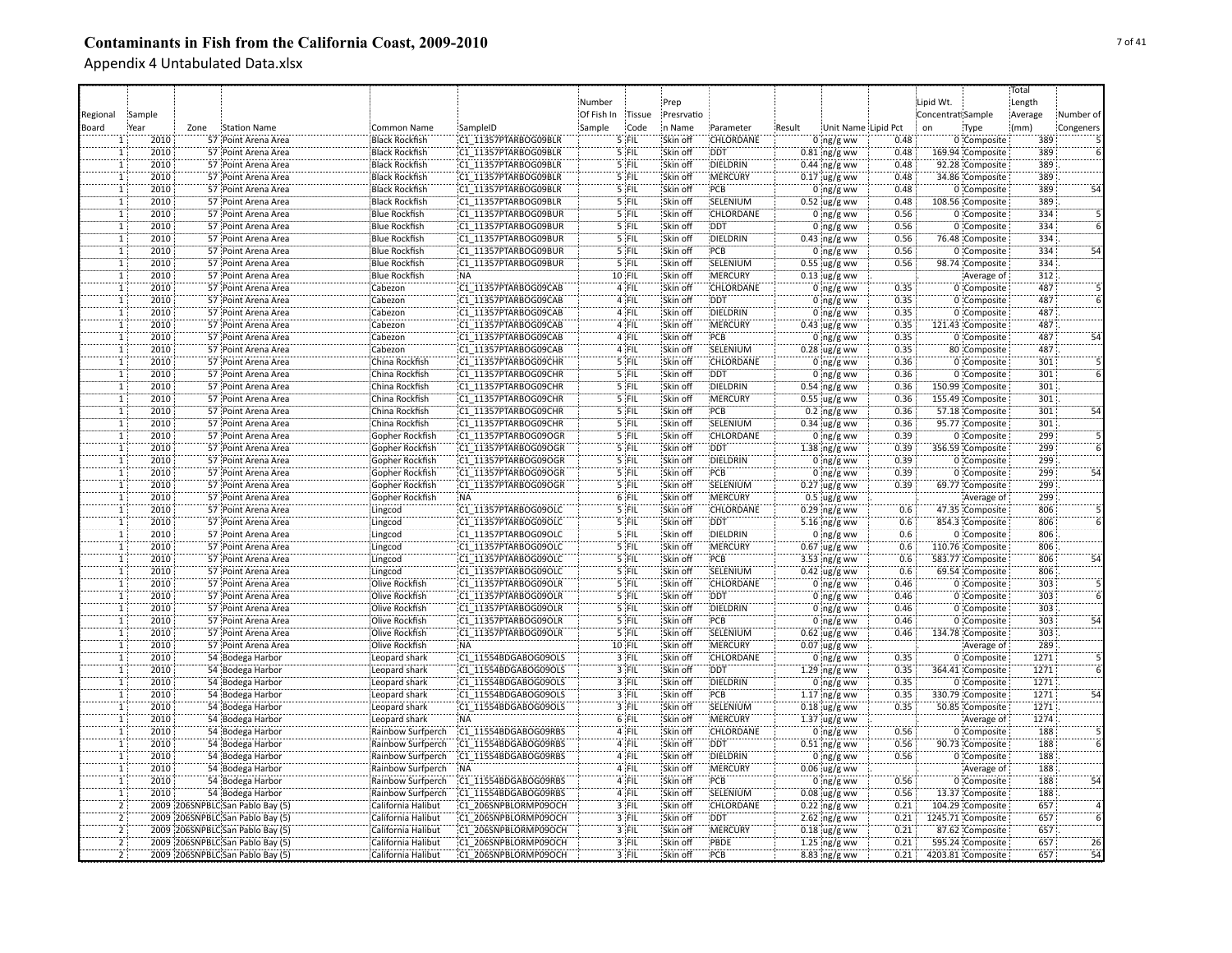# Contaminants in Fish from the California Coast, 2009-2010

Appendix 4 Untabulated Data.xlsx

| Regional Board | Sample Year | Zone | Station Name | Common Name | SampleID | Number Of Fish In Sample | Tissue Code | Prep Presrvation Name | Parameter | Result | Unit Name | Lipid Pct | Lipid Wt. Concentration | Sample Type | Total Length Average (mm) | Number of Congeners |
|---|---|---|---|---|---|---|---|---|---|---|---|---|---|---|---|---|
| 1 | 2010 | 57 | Point Arena Area | Black Rockfish | C1_11357PTARBOG09BLR | 5 | FIL | Skin off | CHLORDANE | 0 | ng/g ww | 0.48 | 0 | Composite | 389 | 5 |
| 1 | 2010 | 57 | Point Arena Area | Black Rockfish | C1_11357PTARBOG09BLR | 5 | FIL | Skin off | DDT | 0.81 | ng/g ww | 0.48 | 169.94 | Composite | 389 | 6 |
| 1 | 2010 | 57 | Point Arena Area | Black Rockfish | C1_11357PTARBOG09BLR | 5 | FIL | Skin off | DIELDRIN | 0.44 | ng/g ww | 0.48 | 92.28 | Composite | 389 | |
| 1 | 2010 | 57 | Point Arena Area | Black Rockfish | C1_11357PTARBOG09BLR | 5 | FIL | Skin off | MERCURY | 0.17 | ug/g ww | 0.48 | 34.86 | Composite | 389 | |
| 1 | 2010 | 57 | Point Arena Area | Black Rockfish | C1_11357PTARBOG09BLR | 5 | FIL | Skin off | PCB | 0 | ng/g ww | 0.48 | 0 | Composite | 389 | 54 |
| 1 | 2010 | 57 | Point Arena Area | Black Rockfish | C1_11357PTARBOG09BLR | 5 | FIL | Skin off | SELENIUM | 0.52 | ug/g ww | 0.48 | 108.56 | Composite | 389 | |
| 1 | 2010 | 57 | Point Arena Area | Blue Rockfish | C1_11357PTARBOG09BUR | 5 | FIL | Skin off | CHLORDANE | 0 | ng/g ww | 0.56 | 0 | Composite | 334 | 5 |
| 1 | 2010 | 57 | Point Arena Area | Blue Rockfish | C1_11357PTARBOG09BUR | 5 | FIL | Skin off | DDT | 0 | ng/g ww | 0.56 | 0 | Composite | 334 | 6 |
| 1 | 2010 | 57 | Point Arena Area | Blue Rockfish | C1_11357PTARBOG09BUR | 5 | FIL | Skin off | DIELDRIN | 0.43 | ng/g ww | 0.56 | 76.48 | Composite | 334 | |
| 1 | 2010 | 57 | Point Arena Area | Blue Rockfish | C1_11357PTARBOG09BUR | 5 | FIL | Skin off | PCB | 0 | ng/g ww | 0.56 | 0 | Composite | 334 | 54 |
| 1 | 2010 | 57 | Point Arena Area | Blue Rockfish | C1_11357PTARBOG09BUR | 5 | FIL | Skin off | SELENIUM | 0.55 | ug/g ww | 0.56 | 98.74 | Composite | 334 | |
| 1 | 2010 | 57 | Point Arena Area | Blue Rockfish | NA | 10 | FIL | Skin off | MERCURY | 0.13 | ug/g ww | | | Average of | 312 | |
| 1 | 2010 | 57 | Point Arena Area | Cabezon | C1_11357PTARBOG09CAB | 4 | FIL | Skin off | CHLORDANE | 0 | ng/g ww | 0.35 | 0 | Composite | 487 | 5 |
| 1 | 2010 | 57 | Point Arena Area | Cabezon | C1_11357PTARBOG09CAB | 4 | FIL | Skin off | DDT | 0 | ng/g ww | 0.35 | 0 | Composite | 487 | 6 |
| 1 | 2010 | 57 | Point Arena Area | Cabezon | C1_11357PTARBOG09CAB | 4 | FIL | Skin off | DIELDRIN | 0 | ng/g ww | 0.35 | 0 | Composite | 487 | |
| 1 | 2010 | 57 | Point Arena Area | Cabezon | C1_11357PTARBOG09CAB | 4 | FIL | Skin off | MERCURY | 0.43 | ug/g ww | 0.35 | 121.43 | Composite | 487 | |
| 1 | 2010 | 57 | Point Arena Area | Cabezon | C1_11357PTARBOG09CAB | 4 | FIL | Skin off | PCB | 0 | ng/g ww | 0.35 | 0 | Composite | 487 | 54 |
| 1 | 2010 | 57 | Point Arena Area | Cabezon | C1_11357PTARBOG09CAB | 4 | FIL | Skin off | SELENIUM | 0.28 | ug/g ww | 0.35 | 80 | Composite | 487 | |
| 1 | 2010 | 57 | Point Arena Area | China Rockfish | C1_11357PTARBOG09CHR | 5 | FIL | Skin off | CHLORDANE | 0 | ng/g ww | 0.36 | 0 | Composite | 301 | 5 |
| 1 | 2010 | 57 | Point Arena Area | China Rockfish | C1_11357PTARBOG09CHR | 5 | FIL | Skin off | DDT | 0 | ng/g ww | 0.36 | 0 | Composite | 301 | 6 |
| 1 | 2010 | 57 | Point Arena Area | China Rockfish | C1_11357PTARBOG09CHR | 5 | FIL | Skin off | DIELDRIN | 0.54 | ng/g ww | 0.36 | 150.99 | Composite | 301 | |
| 1 | 2010 | 57 | Point Arena Area | China Rockfish | C1_11357PTARBOG09CHR | 5 | FIL | Skin off | MERCURY | 0.55 | ug/g ww | 0.36 | 155.49 | Composite | 301 | |
| 1 | 2010 | 57 | Point Arena Area | China Rockfish | C1_11357PTARBOG09CHR | 5 | FIL | Skin off | PCB | 0.2 | ng/g ww | 0.36 | 57.18 | Composite | 301 | 54 |
| 1 | 2010 | 57 | Point Arena Area | China Rockfish | C1_11357PTARBOG09CHR | 5 | FIL | Skin off | SELENIUM | 0.34 | ug/g ww | 0.36 | 95.77 | Composite | 301 | |
| 1 | 2010 | 57 | Point Arena Area | Gopher Rockfish | C1_11357PTARBOG09OGR | 5 | FIL | Skin off | CHLORDANE | 0 | ng/g ww | 0.39 | 0 | Composite | 299 | 5 |
| 1 | 2010 | 57 | Point Arena Area | Gopher Rockfish | C1_11357PTARBOG09OGR | 5 | FIL | Skin off | DDT | 1.38 | ng/g ww | 0.39 | 356.59 | Composite | 299 | 6 |
| 1 | 2010 | 57 | Point Arena Area | Gopher Rockfish | C1_11357PTARBOG09OGR | 5 | FIL | Skin off | DIELDRIN | 0 | ng/g ww | 0.39 | 0 | Composite | 299 | |
| 1 | 2010 | 57 | Point Arena Area | Gopher Rockfish | C1_11357PTARBOG09OGR | 5 | FIL | Skin off | PCB | 0 | ng/g ww | 0.39 | 0 | Composite | 299 | 54 |
| 1 | 2010 | 57 | Point Arena Area | Gopher Rockfish | C1_11357PTARBOG09OGR | 5 | FIL | Skin off | SELENIUM | 0.27 | ug/g ww | 0.39 | 69.77 | Composite | 299 | |
| 1 | 2010 | 57 | Point Arena Area | Gopher Rockfish | NA | 6 | FIL | Skin off | MERCURY | 0.5 | ug/g ww | | | Average of | 299 | |
| 1 | 2010 | 57 | Point Arena Area | Lingcod | C1_11357PTARBOG09OLC | 5 | FIL | Skin off | CHLORDANE | 0.29 | ng/g ww | 0.6 | 47.35 | Composite | 806 | 5 |
| 1 | 2010 | 57 | Point Arena Area | Lingcod | C1_11357PTARBOG09OLC | 5 | FIL | Skin off | DDT | 5.16 | ng/g ww | 0.6 | 854.3 | Composite | 806 | 6 |
| 1 | 2010 | 57 | Point Arena Area | Lingcod | C1_11357PTARBOG09OLC | 5 | FIL | Skin off | DIELDRIN | 0 | ng/g ww | 0.6 | 0 | Composite | 806 | |
| 1 | 2010 | 57 | Point Arena Area | Lingcod | C1_11357PTARBOG09OLC | 5 | FIL | Skin off | MERCURY | 0.67 | ug/g ww | 0.6 | 110.76 | Composite | 806 | |
| 1 | 2010 | 57 | Point Arena Area | Lingcod | C1_11357PTARBOG09OLC | 5 | FIL | Skin off | PCB | 3.53 | ng/g ww | 0.6 | 583.77 | Composite | 806 | 54 |
| 1 | 2010 | 57 | Point Arena Area | Lingcod | C1_11357PTARBOG09OLC | 5 | FIL | Skin off | SELENIUM | 0.42 | ug/g ww | 0.6 | 69.54 | Composite | 806 | |
| 1 | 2010 | 57 | Point Arena Area | Olive Rockfish | C1_11357PTARBOG09OLR | 5 | FIL | Skin off | CHLORDANE | 0 | ng/g ww | 0.46 | 0 | Composite | 303 | 5 |
| 1 | 2010 | 57 | Point Arena Area | Olive Rockfish | C1_11357PTARBOG09OLR | 5 | FIL | Skin off | DDT | 0 | ng/g ww | 0.46 | 0 | Composite | 303 | 6 |
| 1 | 2010 | 57 | Point Arena Area | Olive Rockfish | C1_11357PTARBOG09OLR | 5 | FIL | Skin off | DIELDRIN | 0 | ng/g ww | 0.46 | 0 | Composite | 303 | |
| 1 | 2010 | 57 | Point Arena Area | Olive Rockfish | C1_11357PTARBOG09OLR | 5 | FIL | Skin off | PCB | 0 | ng/g ww | 0.46 | 0 | Composite | 303 | 54 |
| 1 | 2010 | 57 | Point Arena Area | Olive Rockfish | C1_11357PTARBOG09OLR | 5 | FIL | Skin off | SELENIUM | 0.62 | ug/g ww | 0.46 | 134.78 | Composite | 303 | |
| 1 | 2010 | 57 | Point Arena Area | Olive Rockfish | NA | 10 | FIL | Skin off | MERCURY | 0.07 | ug/g ww | | | Average of | 289 | |
| 1 | 2010 | 54 | Bodega Harbor | Leopard shark | C1_11554BDGABOG09OLS | 3 | FIL | Skin off | CHLORDANE | 0 | ng/g ww | 0.35 | 0 | Composite | 1271 | 5 |
| 1 | 2010 | 54 | Bodega Harbor | Leopard shark | C1_11554BDGABOG09OLS | 3 | FIL | Skin off | DDT | 1.29 | ng/g ww | 0.35 | 364.41 | Composite | 1271 | 6 |
| 1 | 2010 | 54 | Bodega Harbor | Leopard shark | C1_11554BDGABOG09OLS | 3 | FIL | Skin off | DIELDRIN | 0 | ng/g ww | 0.35 | 0 | Composite | 1271 | |
| 1 | 2010 | 54 | Bodega Harbor | Leopard shark | C1_11554BDGABOG09OLS | 3 | FIL | Skin off | PCB | 1.17 | ng/g ww | 0.35 | 330.79 | Composite | 1271 | 54 |
| 1 | 2010 | 54 | Bodega Harbor | Leopard shark | C1_11554BDGABOG09OLS | 3 | FIL | Skin off | SELENIUM | 0.18 | ug/g ww | 0.35 | 50.85 | Composite | 1271 | |
| 1 | 2010 | 54 | Bodega Harbor | Leopard shark | NA | 6 | FIL | Skin off | MERCURY | 1.37 | ug/g ww | | | Average of | 1274 | |
| 1 | 2010 | 54 | Bodega Harbor | Rainbow Surfperch | C1_11554BDGABOG09RBS | 4 | FIL | Skin off | CHLORDANE | 0 | ng/g ww | 0.56 | 0 | Composite | 188 | 5 |
| 1 | 2010 | 54 | Bodega Harbor | Rainbow Surfperch | C1_11554BDGABOG09RBS | 4 | FIL | Skin off | DDT | 0.51 | ng/g ww | 0.56 | 90.73 | Composite | 188 | 6 |
| 1 | 2010 | 54 | Bodega Harbor | Rainbow Surfperch | C1_11554BDGABOG09RBS | 4 | FIL | Skin off | DIELDRIN | 0 | ng/g ww | 0.56 | 0 | Composite | 188 | |
| 1 | 2010 | 54 | Bodega Harbor | Rainbow Surfperch | NA | 4 | FIL | Skin off | MERCURY | 0.06 | ug/g ww | | | Average of | 188 | |
| 1 | 2010 | 54 | Bodega Harbor | Rainbow Surfperch | C1_11554BDGABOG09RBS | 4 | FIL | Skin off | PCB | 0 | ng/g ww | 0.56 | 0 | Composite | 188 | 54 |
| 1 | 2010 | 54 | Bodega Harbor | Rainbow Surfperch | C1_11554BDGABOG09RBS | 4 | FIL | Skin off | SELENIUM | 0.08 | ug/g ww | 0.56 | 13.37 | Composite | 188 | |
| 2 | 2009 | 206SNPBLC | San Pablo Bay (5) | California Halibut | C1_206SNPBLORMP09OCH | 3 | FIL | Skin off | CHLORDANE | 0.22 | ng/g ww | 0.21 | 104.29 | Composite | 657 | 4 |
| 2 | 2009 | 206SNPBLC | San Pablo Bay (5) | California Halibut | C1_206SNPBLORMP09OCH | 3 | FIL | Skin off | DDT | 2.62 | ng/g ww | 0.21 | 1245.71 | Composite | 657 | 6 |
| 2 | 2009 | 206SNPBLC | San Pablo Bay (5) | California Halibut | C1_206SNPBLORMP09OCH | 3 | FIL | Skin off | MERCURY | 0.18 | ug/g ww | 0.21 | 87.62 | Composite | 657 | |
| 2 | 2009 | 206SNPBLC | San Pablo Bay (5) | California Halibut | C1_206SNPBLORMP09OCH | 3 | FIL | Skin off | PBDE | 1.25 | ng/g ww | 0.21 | 595.24 | Composite | 657 | 26 |
| 2 | 2009 | 206SNPBLC | San Pablo Bay (5) | California Halibut | C1_206SNPBLORMP09OCH | 3 | FIL | Skin off | PCB | 8.83 | ng/g ww | 0.21 | 4203.81 | Composite | 657 | 54 |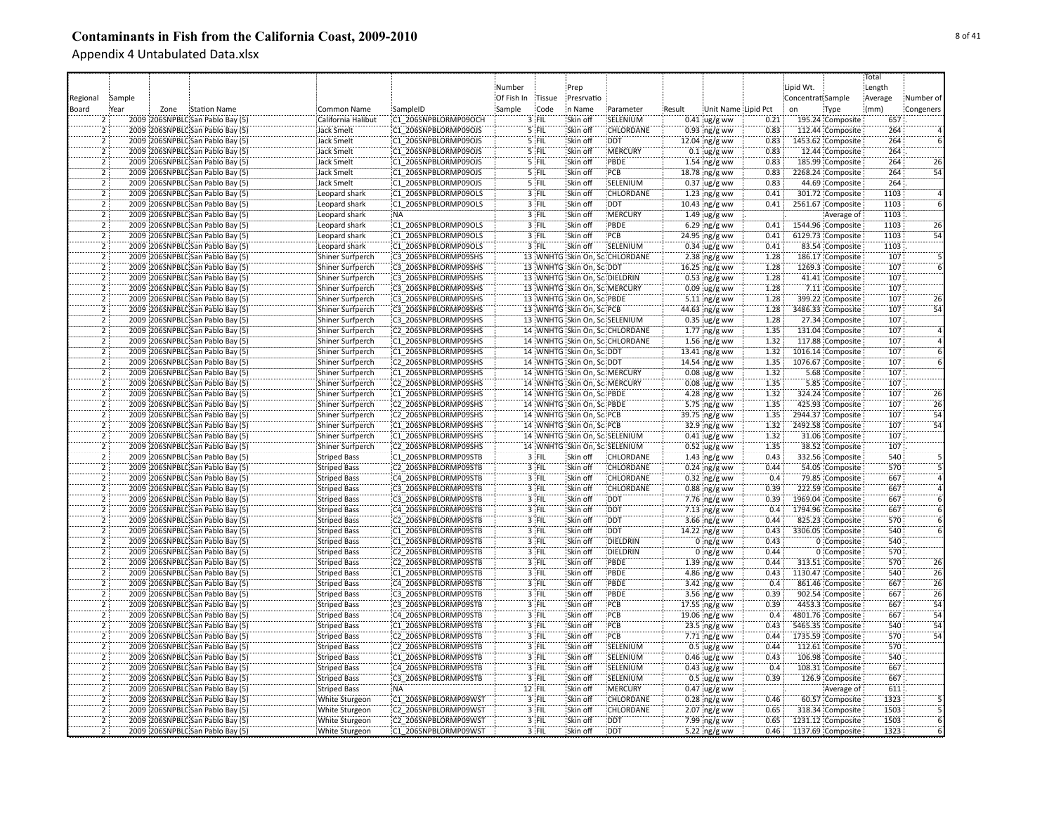# Contaminants in Fish from the California Coast, 2009-2010

## Appendix 4 Untabulated Data.xlsx

| Regional Board | Sample Year | Zone | Station Name | Common Name | SampleID | Number Of Fish In Sample | Tissue Code | Prep Presrvation Name | Parameter | Result | Unit Name | Lipid Pct | Lipid Wt. Concentration | Sample Type | Total Length Average (mm) | Number of Congeners |
|---|---|---|---|---|---|---|---|---|---|---|---|---|---|---|---|---|
| 2 | 2009 | 206SNPBLC | San Pablo Bay (5) | California Halibut | C1_206SNPBLORMP09OCH | 3 | FIL | Skin off | SELENIUM | 0.41 | ug/g ww | 0.21 | 195.24 | Composite | 657 | |
| 2 | 2009 | 206SNPBLC | San Pablo Bay (5) | Jack Smelt | C1_206SNPBLORMP09OJS | 5 | FIL | Skin off | CHLORDANE | 0.93 | ng/g ww | 0.83 | 112.44 | Composite | 264 | 4 |
| 2 | 2009 | 206SNPBLC | San Pablo Bay (5) | Jack Smelt | C1_206SNPBLORMP09OJS | 5 | FIL | Skin off | DDT | 12.04 | ng/g ww | 0.83 | 1453.62 | Composite | 264 | 6 |
| 2 | 2009 | 206SNPBLC | San Pablo Bay (5) | Jack Smelt | C1_206SNPBLORMP09OJS | 5 | FIL | Skin off | MERCURY | 0.1 | ug/g ww | 0.83 | 12.44 | Composite | 264 | |
| 2 | 2009 | 206SNPBLC | San Pablo Bay (5) | Jack Smelt | C1_206SNPBLORMP09OJS | 5 | FIL | Skin off | PBDE | 1.54 | ng/g ww | 0.83 | 185.99 | Composite | 264 | 26 |
| 2 | 2009 | 206SNPBLC | San Pablo Bay (5) | Jack Smelt | C1_206SNPBLORMP09OJS | 5 | FIL | Skin off | PCB | 18.78 | ng/g ww | 0.83 | 2268.24 | Composite | 264 | 54 |
| 2 | 2009 | 206SNPBLC | San Pablo Bay (5) | Jack Smelt | C1_206SNPBLORMP09OJS | 5 | FIL | Skin off | SELENIUM | 0.37 | ug/g ww | 0.83 | 44.69 | Composite | 264 | |
| 2 | 2009 | 206SNPBLC | San Pablo Bay (5) | Leopard shark | C1_206SNPBLORMP09OLS | 3 | FIL | Skin off | CHLORDANE | 1.23 | ng/g ww | 0.41 | 301.72 | Composite | 1103 | 4 |
| 2 | 2009 | 206SNPBLC | San Pablo Bay (5) | Leopard shark | C1_206SNPBLORMP09OLS | 3 | FIL | Skin off | DDT | 10.43 | ng/g ww | 0.41 | 2561.67 | Composite | 1103 | 6 |
| 2 | 2009 | 206SNPBLC | San Pablo Bay (5) | Leopard shark | NA | 3 | FIL | Skin off | MERCURY | 1.49 | ug/g ww | . | . | Average of | 1103 | . |
| 2 | 2009 | 206SNPBLC | San Pablo Bay (5) | Leopard shark | C1_206SNPBLORMP09OLS | 3 | FIL | Skin off | PBDE | 6.29 | ng/g ww | 0.41 | 1544.96 | Composite | 1103 | 26 |
| 2 | 2009 | 206SNPBLC | San Pablo Bay (5) | Leopard shark | C1_206SNPBLORMP09OLS | 3 | FIL | Skin off | PCB | 24.95 | ng/g ww | 0.41 | 6129.73 | Composite | 1103 | 54 |
| 2 | 2009 | 206SNPBLC | San Pablo Bay (5) | Leopard shark | C1_206SNPBLORMP09OLS | 3 | FIL | Skin off | SELENIUM | 0.34 | ug/g ww | 0.41 | 83.54 | Composite | 1103 | . |
| 2 | 2009 | 206SNPBLC | San Pablo Bay (5) | Shiner Surfperch | C3_206SNPBLORMP09SHS | 13 | WNHTG | Skin On, Sc | CHLORDANE | 2.38 | ng/g ww | 1.28 | 186.17 | Composite | 107 | 5 |
| 2 | 2009 | 206SNPBLC | San Pablo Bay (5) | Shiner Surfperch | C3_206SNPBLORMP09SHS | 13 | WNHTG | Skin On, Sc | DDT | 16.25 | ng/g ww | 1.28 | 1269.3 | Composite | 107 | 6 |
| 2 | 2009 | 206SNPBLC | San Pablo Bay (5) | Shiner Surfperch | C3_206SNPBLORMP09SHS | 13 | WNHTG | Skin On, Sc | DIELDRIN | 0.53 | ng/g ww | 1.28 | 41.41 | Composite | 107 | |
| 2 | 2009 | 206SNPBLC | San Pablo Bay (5) | Shiner Surfperch | C3_206SNPBLORMP09SHS | 13 | WNHTG | Skin On, Sc | MERCURY | 0.09 | ug/g ww | 1.28 | 7.11 | Composite | 107 | |
| 2 | 2009 | 206SNPBLC | San Pablo Bay (5) | Shiner Surfperch | C3_206SNPBLORMP09SHS | 13 | WNHTG | Skin On, Sc | PBDE | 5.11 | ng/g ww | 1.28 | 399.22 | Composite | 107 | 26 |
| 2 | 2009 | 206SNPBLC | San Pablo Bay (5) | Shiner Surfperch | C3_206SNPBLORMP09SHS | 13 | WNHTG | Skin On, Sc | PCB | 44.63 | ng/g ww | 1.28 | 3486.33 | Composite | 107 | 54 |
| 2 | 2009 | 206SNPBLC | San Pablo Bay (5) | Shiner Surfperch | C3_206SNPBLORMP09SHS | 13 | WNHTG | Skin On, Sc | SELENIUM | 0.35 | ug/g ww | 1.28 | 27.34 | Composite | 107 | . |
| 2 | 2009 | 206SNPBLC | San Pablo Bay (5) | Shiner Surfperch | C2_206SNPBLORMP09SHS | 14 | WNHTG | Skin On, Sc | CHLORDANE | 1.77 | ng/g ww | 1.35 | 131.04 | Composite | 107 | 4 |
| 2 | 2009 | 206SNPBLC | San Pablo Bay (5) | Shiner Surfperch | C1_206SNPBLORMP09SHS | 14 | WNHTG | Skin On, Sc | CHLORDANE | 1.56 | ng/g ww | 1.32 | 117.88 | Composite | 107 | 4 |
| 2 | 2009 | 206SNPBLC | San Pablo Bay (5) | Shiner Surfperch | C1_206SNPBLORMP09SHS | 14 | WNHTG | Skin On, Sc | DDT | 13.41 | ng/g ww | 1.32 | 1016.14 | Composite | 107 | 6 |
| 2 | 2009 | 206SNPBLC | San Pablo Bay (5) | Shiner Surfperch | C2_206SNPBLORMP09SHS | 14 | WNHTG | Skin On, Sc | DDT | 14.54 | ng/g ww | 1.35 | 1076.67 | Composite | 107 | 6 |
| 2 | 2009 | 206SNPBLC | San Pablo Bay (5) | Shiner Surfperch | C1_206SNPBLORMP09SHS | 14 | WNHTG | Skin On, Sc | MERCURY | 0.08 | ug/g ww | 1.32 | 5.68 | Composite | 107 | . |
| 2 | 2009 | 206SNPBLC | San Pablo Bay (5) | Shiner Surfperch | C2_206SNPBLORMP09SHS | 14 | WNHTG | Skin On, Sc | MERCURY | 0.08 | ug/g ww | 1.35 | 5.85 | Composite | 107 | . |
| 2 | 2009 | 206SNPBLC | San Pablo Bay (5) | Shiner Surfperch | C1_206SNPBLORMP09SHS | 14 | WNHTG | Skin On, Sc | PBDE | 4.28 | ng/g ww | 1.32 | 324.24 | Composite | 107 | 26 |
| 2 | 2009 | 206SNPBLC | San Pablo Bay (5) | Shiner Surfperch | C2_206SNPBLORMP09SHS | 14 | WNHTG | Skin On, Sc | PBDE | 5.75 | ng/g ww | 1.35 | 425.93 | Composite | 107 | 26 |
| 2 | 2009 | 206SNPBLC | San Pablo Bay (5) | Shiner Surfperch | C2_206SNPBLORMP09SHS | 14 | WNHTG | Skin On, Sc | PCB | 39.75 | ng/g ww | 1.35 | 2944.37 | Composite | 107 | 54 |
| 2 | 2009 | 206SNPBLC | San Pablo Bay (5) | Shiner Surfperch | C1_206SNPBLORMP09SHS | 14 | WNHTG | Skin On, Sc | PCB | 32.9 | ng/g ww | 1.32 | 2492.58 | Composite | 107 | 54 |
| 2 | 2009 | 206SNPBLC | San Pablo Bay (5) | Shiner Surfperch | C1_206SNPBLORMP09SHS | 14 | WNHTG | Skin On, Sc | SELENIUM | 0.41 | ug/g ww | 1.32 | 31.06 | Composite | 107 | . |
| 2 | 2009 | 206SNPBLC | San Pablo Bay (5) | Shiner Surfperch | C2_206SNPBLORMP09SHS | 14 | WNHTG | Skin On, Sc | SELENIUM | 0.52 | ug/g ww | 1.35 | 38.52 | Composite | 107 | . |
| 2 | 2009 | 206SNPBLC | San Pablo Bay (5) | Striped Bass | C1_206SNPBLORMP09STB | 3 | FIL | Skin off | CHLORDANE | 1.43 | ng/g ww | 0.43 | 332.56 | Composite | 540 | 5 |
| 2 | 2009 | 206SNPBLC | San Pablo Bay (5) | Striped Bass | C2_206SNPBLORMP09STB | 3 | FIL | Skin off | CHLORDANE | 0.24 | ng/g ww | 0.44 | 54.05 | Composite | 570 | 5 |
| 2 | 2009 | 206SNPBLC | San Pablo Bay (5) | Striped Bass | C4_206SNPBLORMP09STB | 3 | FIL | Skin off | CHLORDANE | 0.32 | ng/g ww | 0.4 | 79.85 | Composite | 667 | 4 |
| 2 | 2009 | 206SNPBLC | San Pablo Bay (5) | Striped Bass | C3_206SNPBLORMP09STB | 3 | FIL | Skin off | CHLORDANE | 0.88 | ng/g ww | 0.39 | 222.59 | Composite | 667 | 4 |
| 2 | 2009 | 206SNPBLC | San Pablo Bay (5) | Striped Bass | C3_206SNPBLORMP09STB | 3 | FIL | Skin off | DDT | 7.76 | ng/g ww | 0.39 | 1969.04 | Composite | 667 | 6 |
| 2 | 2009 | 206SNPBLC | San Pablo Bay (5) | Striped Bass | C4_206SNPBLORMP09STB | 3 | FIL | Skin off | DDT | 7.13 | ng/g ww | 0.4 | 1794.96 | Composite | 667 | 6 |
| 2 | 2009 | 206SNPBLC | San Pablo Bay (5) | Striped Bass | C2_206SNPBLORMP09STB | 3 | FIL | Skin off | DDT | 3.66 | ng/g ww | 0.44 | 825.23 | Composite | 570 | 6 |
| 2 | 2009 | 206SNPBLC | San Pablo Bay (5) | Striped Bass | C1_206SNPBLORMP09STB | 3 | FIL | Skin off | DDT | 14.22 | ng/g ww | 0.43 | 3306.05 | Composite | 540 | 6 |
| 2 | 2009 | 206SNPBLC | San Pablo Bay (5) | Striped Bass | C1_206SNPBLORMP09STB | 3 | FIL | Skin off | DIELDRIN | 0 | ng/g ww | 0.43 | 0 | Composite | 540 | . |
| 2 | 2009 | 206SNPBLC | San Pablo Bay (5) | Striped Bass | C2_206SNPBLORMP09STB | 3 | FIL | Skin off | DIELDRIN | 0 | ng/g ww | 0.44 | 0 | Composite | 570 | . |
| 2 | 2009 | 206SNPBLC | San Pablo Bay (5) | Striped Bass | C2_206SNPBLORMP09STB | 3 | FIL | Skin off | PBDE | 1.39 | ng/g ww | 0.44 | 313.51 | Composite | 570 | 26 |
| 2 | 2009 | 206SNPBLC | San Pablo Bay (5) | Striped Bass | C1_206SNPBLORMP09STB | 3 | FIL | Skin off | PBDE | 4.86 | ng/g ww | 0.43 | 1130.47 | Composite | 540 | 26 |
| 2 | 2009 | 206SNPBLC | San Pablo Bay (5) | Striped Bass | C4_206SNPBLORMP09STB | 3 | FIL | Skin off | PBDE | 3.42 | ng/g ww | 0.4 | 861.46 | Composite | 667 | 26 |
| 2 | 2009 | 206SNPBLC | San Pablo Bay (5) | Striped Bass | C3_206SNPBLORMP09STB | 3 | FIL | Skin off | PBDE | 3.56 | ng/g ww | 0.39 | 902.54 | Composite | 667 | 26 |
| 2 | 2009 | 206SNPBLC | San Pablo Bay (5) | Striped Bass | C3_206SNPBLORMP09STB | 3 | FIL | Skin off | PCB | 17.55 | ng/g ww | 0.39 | 4453.3 | Composite | 667 | 54 |
| 2 | 2009 | 206SNPBLC | San Pablo Bay (5) | Striped Bass | C4_206SNPBLORMP09STB | 3 | FIL | Skin off | PCB | 19.06 | ng/g ww | 0.4 | 4801.76 | Composite | 667 | 54 |
| 2 | 2009 | 206SNPBLC | San Pablo Bay (5) | Striped Bass | C1_206SNPBLORMP09STB | 3 | FIL | Skin off | PCB | 23.5 | ng/g ww | 0.43 | 5465.35 | Composite | 540 | 54 |
| 2 | 2009 | 206SNPBLC | San Pablo Bay (5) | Striped Bass | C2_206SNPBLORMP09STB | 3 | FIL | Skin off | PCB | 7.71 | ng/g ww | 0.44 | 1735.59 | Composite | 570 | 54 |
| 2 | 2009 | 206SNPBLC | San Pablo Bay (5) | Striped Bass | C2_206SNPBLORMP09STB | 3 | FIL | Skin off | SELENIUM | 0.5 | ug/g ww | 0.44 | 112.61 | Composite | 570 | . |
| 2 | 2009 | 206SNPBLC | San Pablo Bay (5) | Striped Bass | C1_206SNPBLORMP09STB | 3 | FIL | Skin off | SELENIUM | 0.46 | ug/g ww | 0.43 | 106.98 | Composite | 540 | . |
| 2 | 2009 | 206SNPBLC | San Pablo Bay (5) | Striped Bass | C4_206SNPBLORMP09STB | 3 | FIL | Skin off | SELENIUM | 0.43 | ug/g ww | 0.4 | 108.31 | Composite | 667 | . |
| 2 | 2009 | 206SNPBLC | San Pablo Bay (5) | Striped Bass | C3_206SNPBLORMP09STB | 3 | FIL | Skin off | SELENIUM | 0.5 | ug/g ww | 0.39 | 126.9 | Composite | 667 | . |
| 2 | 2009 | 206SNPBLC | San Pablo Bay (5) | Striped Bass | NA | 12 | FIL | Skin off | MERCURY | 0.47 | ug/g ww | . | . | Average of | 611 | . |
| 2 | 2009 | 206SNPBLC | San Pablo Bay (5) | White Sturgeon | C1_206SNPBLORMP09WST | 3 | FIL | Skin off | CHLORDANE | 0.28 | ng/g ww | 0.46 | 60.57 | Composite | 1323 | 5 |
| 2 | 2009 | 206SNPBLC | San Pablo Bay (5) | White Sturgeon | C2_206SNPBLORMP09WST | 3 | FIL | Skin off | CHLORDANE | 2.07 | ng/g ww | 0.65 | 318.34 | Composite | 1503 | 5 |
| 2 | 2009 | 206SNPBLC | San Pablo Bay (5) | White Sturgeon | C2_206SNPBLORMP09WST | 3 | FIL | Skin off | DDT | 7.99 | ng/g ww | 0.65 | 1231.12 | Composite | 1503 | 6 |
| 2 | 2009 | 206SNPBLC | San Pablo Bay (5) | White Sturgeon | C1_206SNPBLORMP09WST | 3 | FIL | Skin off | DDT | 5.22 | ng/g ww | 0.46 | 1137.69 | Composite | 1323 | 6 |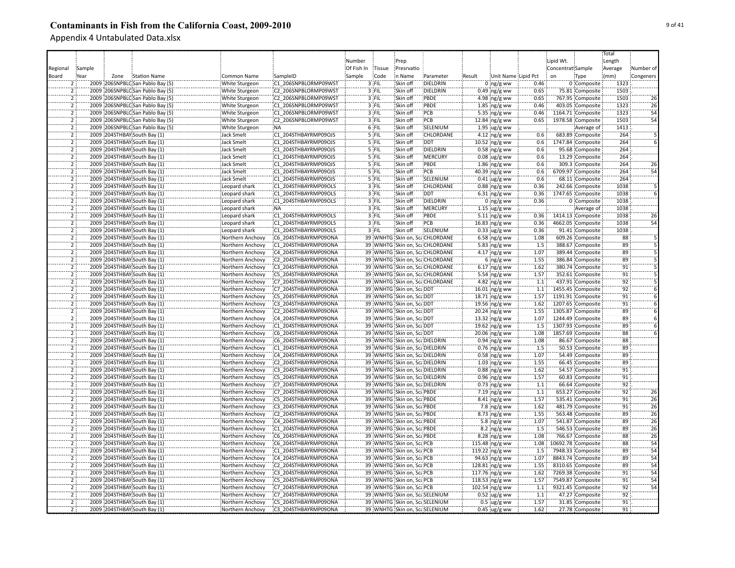# Contaminants in Fish from the California Coast, 2009-2010

Appendix 4 Untabulated Data.xlsx

| Regional Board | Sample Year | Zone | Station Name | Common Name | SampleID | Number Of Fish In Sample | Tissue Code | Prep Presrvation Name | Parameter | Result | Unit Name | Lipid Pct | Lipid Wt. Concentration | Sample Type | Total Length Average (mm) | Number of Congeners |
|---|---|---|---|---|---|---|---|---|---|---|---|---|---|---|---|---|
| 2 | 2009 | 206SNPBLC | San Pablo Bay (5) | White Sturgeon | C1_206SNPBLORMP09WST | 3 | FIL | Skin off | DIELDRIN | 0 | ng/g ww | 0.46 | 0 | Composite | 1323 | |
| 2 | 2009 | 206SNPBLC | San Pablo Bay (5) | White Sturgeon | C2_206SNPBLORMP09WST | 3 | FIL | Skin off | DIELDRIN | 0.49 | ng/g ww | 0.65 | 75.81 | Composite | 1503 | |
| 2 | 2009 | 206SNPBLC | San Pablo Bay (5) | White Sturgeon | C2_206SNPBLORMP09WST | 3 | FIL | Skin off | PBDE | 4.98 | ng/g ww | 0.65 | 767.95 | Composite | 1503 | 26 |
| 2 | 2009 | 206SNPBLC | San Pablo Bay (5) | White Sturgeon | C1_206SNPBLORMP09WST | 3 | FIL | Skin off | PBDE | 1.85 | ng/g ww | 0.46 | 403.05 | Composite | 1323 | 26 |
| 2 | 2009 | 206SNPBLC | San Pablo Bay (5) | White Sturgeon | C1_206SNPBLORMP09WST | 3 | FIL | Skin off | PCB | 5.35 | ng/g ww | 0.46 | 1164.71 | Composite | 1323 | 54 |
| 2 | 2009 | 206SNPBLC | San Pablo Bay (5) | White Sturgeon | C2_206SNPBLORMP09WST | 3 | FIL | Skin off | PCB | 12.84 | ng/g ww | 0.65 | 1978.58 | Composite | 1503 | 54 |
| 2 | 2009 | 206SNPBLC | San Pablo Bay (5) | White Sturgeon | NA | 6 | FIL | Skin off | SELENIUM | 1.95 | ug/g ww | | . | Average of | 1413 | . |
| 2 | 2009 | 204STHBAY | South Bay (1) | Jack Smelt | C1_204STHBAYRMP09OJS | 5 | FIL | Skin off | CHLORDANE | 4.12 | ng/g ww | 0.6 | 683.89 | Composite | 264 | 5 |
| 2 | 2009 | 204STHBAY | South Bay (1) | Jack Smelt | C1_204STHBAYRMP09OJS | 5 | FIL | Skin off | DDT | 10.52 | ng/g ww | 0.6 | 1747.84 | Composite | 264 | 6 |
| 2 | 2009 | 204STHBAY | South Bay (1) | Jack Smelt | C1_204STHBAYRMP09OJS | 5 | FIL | Skin off | DIELDRIN | 0.58 | ng/g ww | 0.6 | 95.68 | Composite | 264 | |
| 2 | 2009 | 204STHBAY | South Bay (1) | Jack Smelt | C1_204STHBAYRMP09OJS | 5 | FIL | Skin off | MERCURY | 0.08 | ug/g ww | 0.6 | 13.29 | Composite | 264 | . |
| 2 | 2009 | 204STHBAY | South Bay (1) | Jack Smelt | C1_204STHBAYRMP09OJS | 5 | FIL | Skin off | PBDE | 1.86 | ng/g ww | 0.6 | 309.3 | Composite | 264 | 26 |
| 2 | 2009 | 204STHBAY | South Bay (1) | Jack Smelt | C1_204STHBAYRMP09OJS | 5 | FIL | Skin off | PCB | 40.39 | ng/g ww | 0.6 | 6709.97 | Composite | 264 | 54 |
| 2 | 2009 | 204STHBAY | South Bay (1) | Jack Smelt | C1_204STHBAYRMP09OJS | 5 | FIL | Skin off | SELENIUM | 0.41 | ug/g ww | 0.6 | 68.11 | Composite | 264 | . |
| 2 | 2009 | 204STHBAY | South Bay (1) | Leopard shark | C1_204STHBAYRMP09OLS | 3 | FIL | Skin off | CHLORDANE | 0.88 | ng/g ww | 0.36 | 242.66 | Composite | 1038 | 5 |
| 2 | 2009 | 204STHBAY | South Bay (1) | Leopard shark | C1_204STHBAYRMP09OLS | 3 | FIL | Skin off | DDT | 6.31 | ng/g ww | 0.36 | 1747.65 | Composite | 1038 | 6 |
| 2 | 2009 | 204STHBAY | South Bay (1) | Leopard shark | C1_204STHBAYRMP09OLS | 3 | FIL | Skin off | DIELDRIN | 0 | ng/g ww | 0.36 | 0 | Composite | 1038 | |
| 2 | 2009 | 204STHBAY | South Bay (1) | Leopard shark | NA | 3 | FIL | Skin off | MERCURY | 1.15 | ug/g ww | | . | Average of | 1038 | . |
| 2 | 2009 | 204STHBAY | South Bay (1) | Leopard shark | C1_204STHBAYRMP09OLS | 3 | FIL | Skin off | PBDE | 5.11 | ng/g ww | 0.36 | 1414.13 | Composite | 1038 | 26 |
| 2 | 2009 | 204STHBAY | South Bay (1) | Leopard shark | C1_204STHBAYRMP09OLS | 3 | FIL | Skin off | PCB | 16.83 | ng/g ww | 0.36 | 4662.05 | Composite | 1038 | 54 |
| 2 | 2009 | 204STHBAY | South Bay (1) | Leopard shark | C1_204STHBAYRMP09OLS | 3 | FIL | Skin off | SELENIUM | 0.33 | ug/g ww | 0.36 | 91.41 | Composite | 1038 | . |
| 2 | 2009 | 204STHBAY | South Bay (1) | Northern Anchovy | C6_204STHBAYRMP09ONA | 39 | WNHTG | Skin on, Sca | CHLORDANE | 6.58 | ng/g ww | 1.08 | 609.26 | Composite | 88 | 5 |
| 2 | 2009 | 204STHBAY | South Bay (1) | Northern Anchovy | C1_204STHBAYRMP09ONA | 39 | WNHTG | Skin on, Sca | CHLORDANE | 5.83 | ng/g ww | 1.5 | 388.67 | Composite | 89 | 5 |
| 2 | 2009 | 204STHBAY | South Bay (1) | Northern Anchovy | C4_204STHBAYRMP09ONA | 39 | WNHTG | Skin on, Sca | CHLORDANE | 4.17 | ng/g ww | 1.07 | 389.44 | Composite | 89 | 5 |
| 2 | 2009 | 204STHBAY | South Bay (1) | Northern Anchovy | C2_204STHBAYRMP09ONA | 39 | WNHTG | Skin on, Sca | CHLORDANE | 6 | ng/g ww | 1.55 | 386.84 | Composite | 89 | 5 |
| 2 | 2009 | 204STHBAY | South Bay (1) | Northern Anchovy | C3_204STHBAYRMP09ONA | 39 | WNHTG | Skin on, Sca | CHLORDANE | 6.17 | ng/g ww | 1.62 | 380.74 | Composite | 91 | 5 |
| 2 | 2009 | 204STHBAY | South Bay (1) | Northern Anchovy | C5_204STHBAYRMP09ONA | 39 | WNHTG | Skin on, Sca | CHLORDANE | 5.54 | ng/g ww | 1.57 | 352.61 | Composite | 91 | 5 |
| 2 | 2009 | 204STHBAY | South Bay (1) | Northern Anchovy | C7_204STHBAYRMP09ONA | 39 | WNHTG | Skin on, Sca | CHLORDANE | 4.82 | ng/g ww | 1.1 | 437.91 | Composite | 92 | 5 |
| 2 | 2009 | 204STHBAY | South Bay (1) | Northern Anchovy | C7_204STHBAYRMP09ONA | 39 | WNHTG | Skin on, Sca | DDT | 16.01 | ng/g ww | 1.1 | 1455.45 | Composite | 92 | 6 |
| 2 | 2009 | 204STHBAY | South Bay (1) | Northern Anchovy | C5_204STHBAYRMP09ONA | 39 | WNHTG | Skin on, Sca | DDT | 18.71 | ng/g ww | 1.57 | 1191.91 | Composite | 91 | 6 |
| 2 | 2009 | 204STHBAY | South Bay (1) | Northern Anchovy | C3_204STHBAYRMP09ONA | 39 | WNHTG | Skin on, Sca | DDT | 19.56 | ng/g ww | 1.62 | 1207.65 | Composite | 91 | 6 |
| 2 | 2009 | 204STHBAY | South Bay (1) | Northern Anchovy | C2_204STHBAYRMP09ONA | 39 | WNHTG | Skin on, Sca | DDT | 20.24 | ng/g ww | 1.55 | 1305.87 | Composite | 89 | 6 |
| 2 | 2009 | 204STHBAY | South Bay (1) | Northern Anchovy | C4_204STHBAYRMP09ONA | 39 | WNHTG | Skin on, Sca | DDT | 13.32 | ng/g ww | 1.07 | 1244.49 | Composite | 89 | 6 |
| 2 | 2009 | 204STHBAY | South Bay (1) | Northern Anchovy | C1_204STHBAYRMP09ONA | 39 | WNHTG | Skin on, Sca | DDT | 19.62 | ng/g ww | 1.5 | 1307.93 | Composite | 89 | 6 |
| 2 | 2009 | 204STHBAY | South Bay (1) | Northern Anchovy | C6_204STHBAYRMP09ONA | 39 | WNHTG | Skin on, Sca | DDT | 20.06 | ng/g ww | 1.08 | 1857.69 | Composite | 88 | 6 |
| 2 | 2009 | 204STHBAY | South Bay (1) | Northern Anchovy | C6_204STHBAYRMP09ONA | 39 | WNHTG | Skin on, Sca | DIELDRIN | 0.94 | ng/g ww | 1.08 | 86.67 | Composite | 88 | |
| 2 | 2009 | 204STHBAY | South Bay (1) | Northern Anchovy | C1_204STHBAYRMP09ONA | 39 | WNHTG | Skin on, Sca | DIELDRIN | 0.76 | ng/g ww | 1.5 | 50.53 | Composite | 89 | |
| 2 | 2009 | 204STHBAY | South Bay (1) | Northern Anchovy | C4_204STHBAYRMP09ONA | 39 | WNHTG | Skin on, Sca | DIELDRIN | 0.58 | ng/g ww | 1.07 | 54.49 | Composite | 89 | |
| 2 | 2009 | 204STHBAY | South Bay (1) | Northern Anchovy | C2_204STHBAYRMP09ONA | 39 | WNHTG | Skin on, Sca | DIELDRIN | 1.03 | ng/g ww | 1.55 | 66.45 | Composite | 89 | |
| 2 | 2009 | 204STHBAY | South Bay (1) | Northern Anchovy | C3_204STHBAYRMP09ONA | 39 | WNHTG | Skin on, Sca | DIELDRIN | 0.88 | ng/g ww | 1.62 | 54.57 | Composite | 91 | |
| 2 | 2009 | 204STHBAY | South Bay (1) | Northern Anchovy | C5_204STHBAYRMP09ONA | 39 | WNHTG | Skin on, Sca | DIELDRIN | 0.96 | ng/g ww | 1.57 | 60.83 | Composite | 91 | |
| 2 | 2009 | 204STHBAY | South Bay (1) | Northern Anchovy | C7_204STHBAYRMP09ONA | 39 | WNHTG | Skin on, Sca | DIELDRIN | 0.73 | ng/g ww | 1.1 | 66.64 | Composite | 92 | |
| 2 | 2009 | 204STHBAY | South Bay (1) | Northern Anchovy | C7_204STHBAYRMP09ONA | 39 | WNHTG | Skin on, Sca | PBDE | 7.19 | ng/g ww | 1.1 | 653.27 | Composite | 92 | 26 |
| 2 | 2009 | 204STHBAY | South Bay (1) | Northern Anchovy | C5_204STHBAYRMP09ONA | 39 | WNHTG | Skin on, Sca | PBDE | 8.41 | ng/g ww | 1.57 | 535.41 | Composite | 91 | 26 |
| 2 | 2009 | 204STHBAY | South Bay (1) | Northern Anchovy | C3_204STHBAYRMP09ONA | 39 | WNHTG | Skin on, Sca | PBDE | 7.8 | ng/g ww | 1.62 | 481.79 | Composite | 91 | 26 |
| 2 | 2009 | 204STHBAY | South Bay (1) | Northern Anchovy | C2_204STHBAYRMP09ONA | 39 | WNHTG | Skin on, Sca | PBDE | 8.73 | ng/g ww | 1.55 | 563.48 | Composite | 89 | 26 |
| 2 | 2009 | 204STHBAY | South Bay (1) | Northern Anchovy | C4_204STHBAYRMP09ONA | 39 | WNHTG | Skin on, Sca | PBDE | 5.8 | ng/g ww | 1.07 | 541.87 | Composite | 89 | 26 |
| 2 | 2009 | 204STHBAY | South Bay (1) | Northern Anchovy | C1_204STHBAYRMP09ONA | 39 | WNHTG | Skin on, Sca | PBDE | 8.2 | ng/g ww | 1.5 | 546.53 | Composite | 89 | 26 |
| 2 | 2009 | 204STHBAY | South Bay (1) | Northern Anchovy | C6_204STHBAYRMP09ONA | 39 | WNHTG | Skin on, Sca | PBDE | 8.28 | ng/g ww | 1.08 | 766.67 | Composite | 88 | 26 |
| 2 | 2009 | 204STHBAY | South Bay (1) | Northern Anchovy | C6_204STHBAYRMP09ONA | 39 | WNHTG | Skin on, Sca | PCB | 115.48 | ng/g ww | 1.08 | 10692.78 | Composite | 88 | 54 |
| 2 | 2009 | 204STHBAY | South Bay (1) | Northern Anchovy | C1_204STHBAYRMP09ONA | 39 | WNHTG | Skin on, Sca | PCB | 119.22 | ng/g ww | 1.5 | 7948.33 | Composite | 89 | 54 |
| 2 | 2009 | 204STHBAY | South Bay (1) | Northern Anchovy | C4_204STHBAYRMP09ONA | 39 | WNHTG | Skin on, Sca | PCB | 94.63 | ng/g ww | 1.07 | 8843.74 | Composite | 89 | 54 |
| 2 | 2009 | 204STHBAY | South Bay (1) | Northern Anchovy | C2_204STHBAYRMP09ONA | 39 | WNHTG | Skin on, Sca | PCB | 128.81 | ng/g ww | 1.55 | 8310.65 | Composite | 89 | 54 |
| 2 | 2009 | 204STHBAY | South Bay (1) | Northern Anchovy | C3_204STHBAYRMP09ONA | 39 | WNHTG | Skin on, Sca | PCB | 117.76 | ng/g ww | 1.62 | 7269.38 | Composite | 91 | 54 |
| 2 | 2009 | 204STHBAY | South Bay (1) | Northern Anchovy | C5_204STHBAYRMP09ONA | 39 | WNHTG | Skin on, Sca | PCB | 118.53 | ng/g ww | 1.57 | 7549.87 | Composite | 91 | 54 |
| 2 | 2009 | 204STHBAY | South Bay (1) | Northern Anchovy | C7_204STHBAYRMP09ONA | 39 | WNHTG | Skin on, Sca | PCB | 102.54 | ng/g ww | 1.1 | 9321.45 | Composite | 92 | 54 |
| 2 | 2009 | 204STHBAY | South Bay (1) | Northern Anchovy | C7_204STHBAYRMP09ONA | 39 | WNHTG | Skin on, Sca | SELENIUM | 0.52 | ug/g ww | 1.1 | 47.27 | Composite | 92 | |
| 2 | 2009 | 204STHBAY | South Bay (1) | Northern Anchovy | C5_204STHBAYRMP09ONA | 39 | WNHTG | Skin on, Sca | SELENIUM | 0.5 | ug/g ww | 1.57 | 31.85 | Composite | 91 | |
| 2 | 2009 | 204STHBAY | South Bay (1) | Northern Anchovy | C3_204STHBAYRMP09ONA | 39 | WNHTG | Skin on, Sca | SELENIUM | 0.45 | ug/g ww | 1.62 | 27.78 | Composite | 91 | |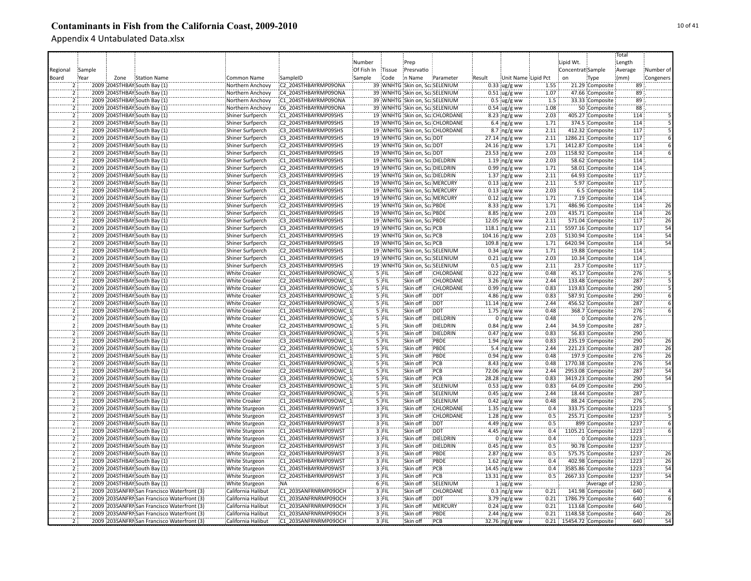# Contaminants in Fish from the California Coast, 2009-2010

## Appendix 4 Untabulated Data.xlsx

| Regional Board | Sample Year | Zone | Station Name | Common Name | SampleID | Number Of Fish In Sample | Tissue Code | Prep Presrvation Name | Parameter | Result | Unit Name | Lipid Pct | Lipid Wt. Concentration | Sample Type | Total Length Average (mm) | Number of Congeners |
|---|---|---|---|---|---|---|---|---|---|---|---|---|---|---|---|---|
| 2 | 2009 | 204STHBAY | South Bay (1) | Northern Anchovy | C2_204STHBAYRMP09ONA | 39 | WNHTG | Skin on, Sc | SELENIUM | 0.33 | ug/g ww | 1.55 | 21.29 | Composite | 89 | |
| 2 | 2009 | 204STHBAY | South Bay (1) | Northern Anchovy | C4_204STHBAYRMP09ONA | 39 | WNHTG | Skin on, Sc | SELENIUM | 0.51 | ug/g ww | 1.07 | 47.66 | Composite | 89 | |
| 2 | 2009 | 204STHBAY | South Bay (1) | Northern Anchovy | C1_204STHBAYRMP09ONA | 39 | WNHTG | Skin on, Sc | SELENIUM | 0.5 | ug/g ww | 1.5 | 33.33 | Composite | 89 | |
| 2 | 2009 | 204STHBAY | South Bay (1) | Northern Anchovy | C6_204STHBAYRMP09ONA | 39 | WNHTG | Skin on, Sc | SELENIUM | 0.54 | ug/g ww | 1.08 | 50 | Composite | 88 | |
| 2 | 2009 | 204STHBAY | South Bay (1) | Shiner Surfperch | C1_204STHBAYRMP09SHS | 19 | WNHTG | Skin on, Sc | CHLORDANE | 8.23 | ng/g ww | 2.03 | 405.27 | Composite | 114 | 5 |
| 2 | 2009 | 204STHBAY | South Bay (1) | Shiner Surfperch | C2_204STHBAYRMP09SHS | 19 | WNHTG | Skin on, Sc | CHLORDANE | 6.4 | ng/g ww | 1.71 | 374.5 | Composite | 114 | 5 |
| 2 | 2009 | 204STHBAY | South Bay (1) | Shiner Surfperch | C3_204STHBAYRMP09SHS | 19 | WNHTG | Skin on, Sc | CHLORDANE | 8.7 | ng/g ww | 2.11 | 412.32 | Composite | 117 | 5 |
| 2 | 2009 | 204STHBAY | South Bay (1) | Shiner Surfperch | C3_204STHBAYRMP09SHS | 19 | WNHTG | Skin on, Sc | DDT | 27.14 | ng/g ww | 2.11 | 1286.21 | Composite | 117 | 6 |
| 2 | 2009 | 204STHBAY | South Bay (1) | Shiner Surfperch | C2_204STHBAYRMP09SHS | 19 | WNHTG | Skin on, Sc | DDT | 24.16 | ng/g ww | 1.71 | 1412.87 | Composite | 114 | 6 |
| 2 | 2009 | 204STHBAY | South Bay (1) | Shiner Surfperch | C1_204STHBAYRMP09SHS | 19 | WNHTG | Skin on, Sc | DDT | 23.53 | ng/g ww | 2.03 | 1158.92 | Composite | 114 | 6 |
| 2 | 2009 | 204STHBAY | South Bay (1) | Shiner Surfperch | C1_204STHBAYRMP09SHS | 19 | WNHTG | Skin on, Sc | DIELDRIN | 1.19 | ng/g ww | 2.03 | 58.62 | Composite | 114 | |
| 2 | 2009 | 204STHBAY | South Bay (1) | Shiner Surfperch | C2_204STHBAYRMP09SHS | 19 | WNHTG | Skin on, Sc | DIELDRIN | 0.99 | ng/g ww | 1.71 | 58.01 | Composite | 114 | |
| 2 | 2009 | 204STHBAY | South Bay (1) | Shiner Surfperch | C3_204STHBAYRMP09SHS | 19 | WNHTG | Skin on, Sc | DIELDRIN | 1.37 | ng/g ww | 2.11 | 64.93 | Composite | 117 | |
| 2 | 2009 | 204STHBAY | South Bay (1) | Shiner Surfperch | C3_204STHBAYRMP09SHS | 19 | WNHTG | Skin on, Sc | MERCURY | 0.13 | ug/g ww | 2.11 | 5.97 | Composite | 117 | |
| 2 | 2009 | 204STHBAY | South Bay (1) | Shiner Surfperch | C1_204STHBAYRMP09SHS | 19 | WNHTG | Skin on, Sc | MERCURY | 0.13 | ug/g ww | 2.03 | 6.5 | Composite | 114 | |
| 2 | 2009 | 204STHBAY | South Bay (1) | Shiner Surfperch | C2_204STHBAYRMP09SHS | 19 | WNHTG | Skin on, Sc | MERCURY | 0.12 | ug/g ww | 1.71 | 7.19 | Composite | 114 | |
| 2 | 2009 | 204STHBAY | South Bay (1) | Shiner Surfperch | C2_204STHBAYRMP09SHS | 19 | WNHTG | Skin on, Sc | PBDE | 8.33 | ng/g ww | 1.71 | 486.96 | Composite | 114 | 26 |
| 2 | 2009 | 204STHBAY | South Bay (1) | Shiner Surfperch | C1_204STHBAYRMP09SHS | 19 | WNHTG | Skin on, Sc | PBDE | 8.85 | ng/g ww | 2.03 | 435.71 | Composite | 114 | 26 |
| 2 | 2009 | 204STHBAY | South Bay (1) | Shiner Surfperch | C3_204STHBAYRMP09SHS | 19 | WNHTG | Skin on, Sc | PBDE | 12.05 | ng/g ww | 2.11 | 571.04 | Composite | 117 | 26 |
| 2 | 2009 | 204STHBAY | South Bay (1) | Shiner Surfperch | C3_204STHBAYRMP09SHS | 19 | WNHTG | Skin on, Sc | PCB | 118.1 | ng/g ww | 2.11 | 5597.16 | Composite | 117 | 54 |
| 2 | 2009 | 204STHBAY | South Bay (1) | Shiner Surfperch | C1_204STHBAYRMP09SHS | 19 | WNHTG | Skin on, Sc | PCB | 104.16 | ng/g ww | 2.03 | 5130.94 | Composite | 114 | 54 |
| 2 | 2009 | 204STHBAY | South Bay (1) | Shiner Surfperch | C2_204STHBAYRMP09SHS | 19 | WNHTG | Skin on, Sc | PCB | 109.8 | ng/g ww | 1.71 | 6420.94 | Composite | 114 | 54 |
| 2 | 2009 | 204STHBAY | South Bay (1) | Shiner Surfperch | C2_204STHBAYRMP09SHS | 19 | WNHTG | Skin on, Sc | SELENIUM | 0.34 | ug/g ww | 1.71 | 19.88 | Composite | 114 | |
| 2 | 2009 | 204STHBAY | South Bay (1) | Shiner Surfperch | C1_204STHBAYRMP09SHS | 19 | WNHTG | Skin on, Sc | SELENIUM | 0.21 | ug/g ww | 2.03 | 10.34 | Composite | 114 | |
| 2 | 2009 | 204STHBAY | South Bay (1) | Shiner Surfperch | C3_204STHBAYRMP09SHS | 19 | WNHTG | Skin on, Sc | SELENIUM | 0.5 | ug/g ww | 2.11 | 23.7 | Composite | 117 | |
| 2 | 2009 | 204STHBAY | South Bay (1) | White Croaker | C1_204STHBAYRMP09OWC_1 | 5 | FIL | Skin off | CHLORDANE | 0.22 | ng/g ww | 0.48 | 45.17 | Composite | 276 | 5 |
| 2 | 2009 | 204STHBAY | South Bay (1) | White Croaker | C2_204STHBAYRMP09OWC_1 | 5 | FIL | Skin off | CHLORDANE | 3.26 | ng/g ww | 2.44 | 133.48 | Composite | 287 | 5 |
| 2 | 2009 | 204STHBAY | South Bay (1) | White Croaker | C3_204STHBAYRMP09OWC_1 | 5 | FIL | Skin off | CHLORDANE | 0.99 | ng/g ww | 0.83 | 119.83 | Composite | 290 | 5 |
| 2 | 2009 | 204STHBAY | South Bay (1) | White Croaker | C3_204STHBAYRMP09OWC_1 | 5 | FIL | Skin off | DDT | 4.86 | ng/g ww | 0.83 | 587.91 | Composite | 290 | 6 |
| 2 | 2009 | 204STHBAY | South Bay (1) | White Croaker | C2_204STHBAYRMP09OWC_1 | 5 | FIL | Skin off | DDT | 11.14 | ng/g ww | 2.44 | 456.52 | Composite | 287 | 6 |
| 2 | 2009 | 204STHBAY | South Bay (1) | White Croaker | C1_204STHBAYRMP09OWC_1 | 5 | FIL | Skin off | DDT | 1.75 | ng/g ww | 0.48 | 368.7 | Composite | 276 | 6 |
| 2 | 2009 | 204STHBAY | South Bay (1) | White Croaker | C1_204STHBAYRMP09OWC_1 | 5 | FIL | Skin off | DIELDRIN | 0 | ng/g ww | 0.48 | 0 | Composite | 276 | |
| 2 | 2009 | 204STHBAY | South Bay (1) | White Croaker | C2_204STHBAYRMP09OWC_1 | 5 | FIL | Skin off | DIELDRIN | 0.84 | ng/g ww | 2.44 | 34.59 | Composite | 287 | |
| 2 | 2009 | 204STHBAY | South Bay (1) | White Croaker | C3_204STHBAYRMP09OWC_1 | 5 | FIL | Skin off | DIELDRIN | 0.47 | ng/g ww | 0.83 | 56.83 | Composite | 290 | |
| 2 | 2009 | 204STHBAY | South Bay (1) | White Croaker | C3_204STHBAYRMP09OWC_1 | 5 | FIL | Skin off | PBDE | 1.94 | ng/g ww | 0.83 | 235.19 | Composite | 290 | 26 |
| 2 | 2009 | 204STHBAY | South Bay (1) | White Croaker | C2_204STHBAYRMP09OWC_1 | 5 | FIL | Skin off | PBDE | 5.4 | ng/g ww | 2.44 | 221.23 | Composite | 287 | 26 |
| 2 | 2009 | 204STHBAY | South Bay (1) | White Croaker | C1_204STHBAYRMP09OWC_1 | 5 | FIL | Skin off | PBDE | 0.94 | ng/g ww | 0.48 | 197.9 | Composite | 276 | 26 |
| 2 | 2009 | 204STHBAY | South Bay (1) | White Croaker | C1_204STHBAYRMP09OWC_1 | 5 | FIL | Skin off | PCB | 8.43 | ng/g ww | 0.48 | 1770.38 | Composite | 276 | 54 |
| 2 | 2009 | 204STHBAY | South Bay (1) | White Croaker | C2_204STHBAYRMP09OWC_1 | 5 | FIL | Skin off | PCB | 72.06 | ng/g ww | 2.44 | 2953.08 | Composite | 287 | 54 |
| 2 | 2009 | 204STHBAY | South Bay (1) | White Croaker | C3_204STHBAYRMP09OWC_1 | 5 | FIL | Skin off | PCB | 28.28 | ng/g ww | 0.83 | 3419.23 | Composite | 290 | 54 |
| 2 | 2009 | 204STHBAY | South Bay (1) | White Croaker | C3_204STHBAYRMP09OWC_1 | 5 | FIL | Skin off | SELENIUM | 0.53 | ug/g ww | 0.83 | 64.09 | Composite | 290 | |
| 2 | 2009 | 204STHBAY | South Bay (1) | White Croaker | C2_204STHBAYRMP09OWC_1 | 5 | FIL | Skin off | SELENIUM | 0.45 | ug/g ww | 2.44 | 18.44 | Composite | 287 | |
| 2 | 2009 | 204STHBAY | South Bay (1) | White Croaker | C1_204STHBAYRMP09OWC_1 | 5 | FIL | Skin off | SELENIUM | 0.42 | ug/g ww | 0.48 | 88.24 | Composite | 276 | |
| 2 | 2009 | 204STHBAY | South Bay (1) | White Sturgeon | C1_204STHBAYRMP09WST | 3 | FIL | Skin off | CHLORDANE | 1.35 | ng/g ww | 0.4 | 333.75 | Composite | 1223 | 5 |
| 2 | 2009 | 204STHBAY | South Bay (1) | White Sturgeon | C2_204STHBAYRMP09WST | 3 | FIL | Skin off | CHLORDANE | 1.28 | ng/g ww | 0.5 | 255.71 | Composite | 1237 | 5 |
| 2 | 2009 | 204STHBAY | South Bay (1) | White Sturgeon | C2_204STHBAYRMP09WST | 3 | FIL | Skin off | DDT | 4.49 | ng/g ww | 0.5 | 899 | Composite | 1237 | 6 |
| 2 | 2009 | 204STHBAY | South Bay (1) | White Sturgeon | C1_204STHBAYRMP09WST | 3 | FIL | Skin off | DDT | 4.45 | ng/g ww | 0.4 | 1105.21 | Composite | 1223 | 6 |
| 2 | 2009 | 204STHBAY | South Bay (1) | White Sturgeon | C1_204STHBAYRMP09WST | 3 | FIL | Skin off | DIELDRIN | 0 | ng/g ww | 0.4 | 0 | Composite | 1223 | |
| 2 | 2009 | 204STHBAY | South Bay (1) | White Sturgeon | C2_204STHBAYRMP09WST | 3 | FIL | Skin off | DIELDRIN | 0.45 | ng/g ww | 0.5 | 90.78 | Composite | 1237 | |
| 2 | 2009 | 204STHBAY | South Bay (1) | White Sturgeon | C2_204STHBAYRMP09WST | 3 | FIL | Skin off | PBDE | 2.87 | ng/g ww | 0.5 | 575.75 | Composite | 1237 | 26 |
| 2 | 2009 | 204STHBAY | South Bay (1) | White Sturgeon | C1_204STHBAYRMP09WST | 3 | FIL | Skin off | PBDE | 1.62 | ng/g ww | 0.4 | 402.98 | Composite | 1223 | 26 |
| 2 | 2009 | 204STHBAY | South Bay (1) | White Sturgeon | C1_204STHBAYRMP09WST | 3 | FIL | Skin off | PCB | 14.45 | ng/g ww | 0.4 | 3585.86 | Composite | 1223 | 54 |
| 2 | 2009 | 204STHBAY | South Bay (1) | White Sturgeon | C2_204STHBAYRMP09WST | 3 | FIL | Skin off | PCB | 13.31 | ng/g ww | 0.5 | 2667.33 | Composite | 1237 | 54 |
| 2 | 2009 | 204STHBAY | South Bay (1) | White Sturgeon | NA | 6 | FIL | Skin off | SELENIUM | 1 | ug/g ww | | | Average of | 1230 | |
| 2 | 2009 | 203SANFRN | San Francisco Waterfront (3) | California Halibut | C1_203SANFRNRMP09OCH | 3 | FIL | Skin off | CHLORDANE | 0.3 | ng/g ww | 0.21 | 141.98 | Composite | 640 | 4 |
| 2 | 2009 | 203SANFRN | San Francisco Waterfront (3) | California Halibut | C1_203SANFRNRMP09OCH | 3 | FIL | Skin off | DDT | 3.79 | ng/g ww | 0.21 | 1786.79 | Composite | 640 | 6 |
| 2 | 2009 | 203SANFRN | San Francisco Waterfront (3) | California Halibut | C1_203SANFRNRMP09OCH | 3 | FIL | Skin off | MERCURY | 0.24 | ug/g ww | 0.21 | 113.68 | Composite | 640 | |
| 2 | 2009 | 203SANFRN | San Francisco Waterfront (3) | California Halibut | C1_203SANFRNRMP09OCH | 3 | FIL | Skin off | PBDE | 2.44 | ng/g ww | 0.21 | 1148.58 | Composite | 640 | 26 |
| 2 | 2009 | 203SANFRN | San Francisco Waterfront (3) | California Halibut | C1_203SANFRNRMP09OCH | 3 | FIL | Skin off | PCB | 32.76 | ng/g ww | 0.21 | 15454.72 | Composite | 640 | 54 |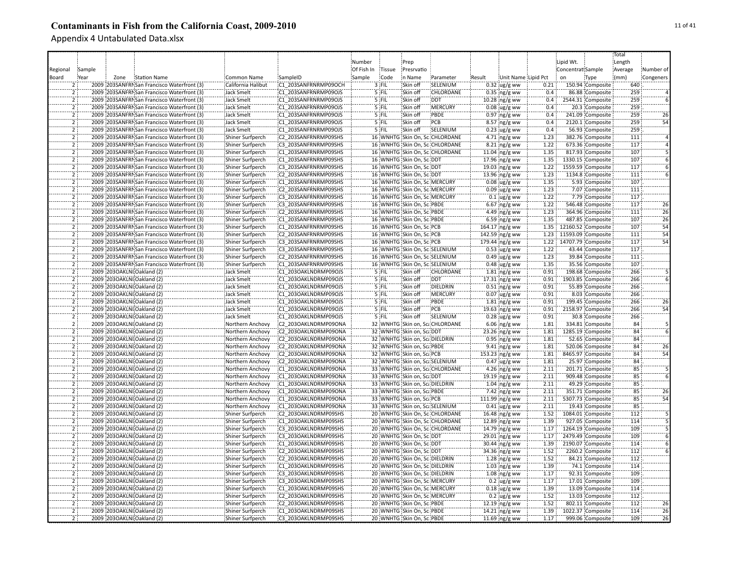# Contaminants in Fish from the California Coast, 2009-2010

Appendix 4 Untabulated Data.xlsx

| Regional Board | Sample Year | Zone | Station Name | Common Name | SampleID | Number Of Fish In Sample | Tissue Code | Prep Presrvation Name | Parameter | Result | Unit Name | Lipid Pct | Lipid Wt. Concentration | Sample Type | Total Length Average (mm) | Number of Congeners |
|---|---|---|---|---|---|---|---|---|---|---|---|---|---|---|---|---|
| 2 | 2009 | 203SANFRN | San Francisco Waterfront (3) | California Halibut | C1_203SANFRNRMP09OCH | 3 | FIL | Skin off | SELENIUM | 0.32 | ug/g ww | 0.21 | 150.94 | Composite | 640 | |
| 2 | 2009 | 203SANFRN | San Francisco Waterfront (3) | Jack Smelt | C1_203SANFRNRMP09OJS | 5 | FIL | Skin off | CHLORDANE | 0.35 | ng/g ww | 0.4 | 86.88 | Composite | 259 | 4 |
| 2 | 2009 | 203SANFRN | San Francisco Waterfront (3) | Jack Smelt | C1_203SANFRNRMP09OJS | 5 | FIL | Skin off | DDT | 10.28 | ng/g ww | 0.4 | 2544.31 | Composite | 259 | 6 |
| 2 | 2009 | 203SANFRN | San Francisco Waterfront (3) | Jack Smelt | C1_203SANFRNRMP09OJS | 5 | FIL | Skin off | MERCURY | 0.08 | ug/g ww | 0.4 | 20.3 | Composite | 259 | |
| 2 | 2009 | 203SANFRN | San Francisco Waterfront (3) | Jack Smelt | C1_203SANFRNRMP09OJS | 5 | FIL | Skin off | PBDE | 0.97 | ng/g ww | 0.4 | 241.09 | Composite | 259 | 26 |
| 2 | 2009 | 203SANFRN | San Francisco Waterfront (3) | Jack Smelt | C1_203SANFRNRMP09OJS | 5 | FIL | Skin off | PCB | 8.57 | ng/g ww | 0.4 | 2120.1 | Composite | 259 | 54 |
| 2 | 2009 | 203SANFRN | San Francisco Waterfront (3) | Jack Smelt | C1_203SANFRNRMP09OJS | 5 | FIL | Skin off | SELENIUM | 0.23 | ug/g ww | 0.4 | 56.93 | Composite | 259 | |
| 2 | 2009 | 203SANFRN | San Francisco Waterfront (3) | Shiner Surfperch | C2_203SANFRNRMP09SHS | 16 | WNHTG | Skin On, Sc | CHLORDANE | 4.71 | ng/g ww | 1.23 | 382.76 | Composite | 111 | 4 |
| 2 | 2009 | 203SANFRN | San Francisco Waterfront (3) | Shiner Surfperch | C3_203SANFRNRMP09SHS | 16 | WNHTG | Skin On, Sc | CHLORDANE | 8.21 | ng/g ww | 1.22 | 673.36 | Composite | 117 | 4 |
| 2 | 2009 | 203SANFRN | San Francisco Waterfront (3) | Shiner Surfperch | C1_203SANFRNRMP09SHS | 16 | WNHTG | Skin On, Sc | CHLORDANE | 11.04 | ng/g ww | 1.35 | 817.93 | Composite | 107 | 5 |
| 2 | 2009 | 203SANFRN | San Francisco Waterfront (3) | Shiner Surfperch | C1_203SANFRNRMP09SHS | 16 | WNHTG | Skin On, Sc | DDT | 17.96 | ng/g ww | 1.35 | 1330.15 | Composite | 107 | 6 |
| 2 | 2009 | 203SANFRN | San Francisco Waterfront (3) | Shiner Surfperch | C3_203SANFRNRMP09SHS | 16 | WNHTG | Skin On, Sc | DDT | 19.03 | ng/g ww | 1.22 | 1559.59 | Composite | 117 | 6 |
| 2 | 2009 | 203SANFRN | San Francisco Waterfront (3) | Shiner Surfperch | C2_203SANFRNRMP09SHS | 16 | WNHTG | Skin On, Sc | DDT | 13.96 | ng/g ww | 1.23 | 1134.8 | Composite | 111 | 6 |
| 2 | 2009 | 203SANFRN | San Francisco Waterfront (3) | Shiner Surfperch | C1_203SANFRNRMP09SHS | 16 | WNHTG | Skin On, Sc | MERCURY | 0.08 | ug/g ww | 1.35 | 5.93 | Composite | 107 | |
| 2 | 2009 | 203SANFRN | San Francisco Waterfront (3) | Shiner Surfperch | C2_203SANFRNRMP09SHS | 16 | WNHTG | Skin On, Sc | MERCURY | 0.09 | ug/g ww | 1.23 | 7.07 | Composite | 111 | |
| 2 | 2009 | 203SANFRN | San Francisco Waterfront (3) | Shiner Surfperch | C3_203SANFRNRMP09SHS | 16 | WNHTG | Skin On, Sc | MERCURY | 0.1 | ug/g ww | 1.22 | 7.79 | Composite | 117 | |
| 2 | 2009 | 203SANFRN | San Francisco Waterfront (3) | Shiner Surfperch | C3_203SANFRNRMP09SHS | 16 | WNHTG | Skin On, Sc | PBDE | 6.67 | ng/g ww | 1.22 | 546.48 | Composite | 117 | 26 |
| 2 | 2009 | 203SANFRN | San Francisco Waterfront (3) | Shiner Surfperch | C2_203SANFRNRMP09SHS | 16 | WNHTG | Skin On, Sc | PBDE | 4.49 | ng/g ww | 1.23 | 364.96 | Composite | 111 | 26 |
| 2 | 2009 | 203SANFRN | San Francisco Waterfront (3) | Shiner Surfperch | C1_203SANFRNRMP09SHS | 16 | WNHTG | Skin On, Sc | PBDE | 6.59 | ng/g ww | 1.35 | 487.85 | Composite | 107 | 26 |
| 2 | 2009 | 203SANFRN | San Francisco Waterfront (3) | Shiner Surfperch | C1_203SANFRNRMP09SHS | 16 | WNHTG | Skin On, Sc | PCB | 164.17 | ng/g ww | 1.35 | 12160.52 | Composite | 107 | 54 |
| 2 | 2009 | 203SANFRN | San Francisco Waterfront (3) | Shiner Surfperch | C2_203SANFRNRMP09SHS | 16 | WNHTG | Skin On, Sc | PCB | 142.59 | ng/g ww | 1.23 | 11593.09 | Composite | 111 | 54 |
| 2 | 2009 | 203SANFRN | San Francisco Waterfront (3) | Shiner Surfperch | C3_203SANFRNRMP09SHS | 16 | WNHTG | Skin On, Sc | PCB | 179.44 | ng/g ww | 1.22 | 14707.79 | Composite | 117 | 54 |
| 2 | 2009 | 203SANFRN | San Francisco Waterfront (3) | Shiner Surfperch | C3_203SANFRNRMP09SHS | 16 | WNHTG | Skin On, Sc | SELENIUM | 0.53 | ug/g ww | 1.22 | 43.44 | Composite | 117 | |
| 2 | 2009 | 203SANFRN | San Francisco Waterfront (3) | Shiner Surfperch | C2_203SANFRNRMP09SHS | 16 | WNHTG | Skin On, Sc | SELENIUM | 0.49 | ug/g ww | 1.23 | 39.84 | Composite | 111 | |
| 2 | 2009 | 203SANFRN | San Francisco Waterfront (3) | Shiner Surfperch | C1_203SANFRNRMP09SHS | 16 | WNHTG | Skin On, Sc | SELENIUM | 0.48 | ug/g ww | 1.35 | 35.56 | Composite | 107 | |
| 2 | 2009 | 203OAKLND | Oakland (2) | Jack Smelt | C1_203OAKLNDRMP09OJS | 5 | FIL | Skin off | CHLORDANE | 1.81 | ng/g ww | 0.91 | 198.68 | Composite | 266 | 5 |
| 2 | 2009 | 203OAKLND | Oakland (2) | Jack Smelt | C1_203OAKLNDRMP09OJS | 5 | FIL | Skin off | DDT | 17.31 | ng/g ww | 0.91 | 1903.85 | Composite | 266 | 6 |
| 2 | 2009 | 203OAKLND | Oakland (2) | Jack Smelt | C1_203OAKLNDRMP09OJS | 5 | FIL | Skin off | DIELDRIN | 0.51 | ng/g ww | 0.91 | 55.89 | Composite | 266 | |
| 2 | 2009 | 203OAKLND | Oakland (2) | Jack Smelt | C1_203OAKLNDRMP09OJS | 5 | FIL | Skin off | MERCURY | 0.07 | ug/g ww | 0.91 | 8.03 | Composite | 266 | |
| 2 | 2009 | 203OAKLND | Oakland (2) | Jack Smelt | C1_203OAKLNDRMP09OJS | 5 | FIL | Skin off | PBDE | 1.81 | ng/g ww | 0.91 | 199.45 | Composite | 266 | 26 |
| 2 | 2009 | 203OAKLND | Oakland (2) | Jack Smelt | C1_203OAKLNDRMP09OJS | 5 | FIL | Skin off | PCB | 19.63 | ng/g ww | 0.91 | 2158.97 | Composite | 266 | 54 |
| 2 | 2009 | 203OAKLND | Oakland (2) | Jack Smelt | C1_203OAKLNDRMP09OJS | 5 | FIL | Skin off | SELENIUM | 0.28 | ug/g ww | 0.91 | 30.8 | Composite | 266 | |
| 2 | 2009 | 203OAKLND | Oakland (2) | Northern Anchovy | C2_203OAKLNDRMP09ONA | 32 | WNHTG | Skin on, Sca | CHLORDANE | 6.06 | ng/g ww | 1.81 | 334.81 | Composite | 84 | 5 |
| 2 | 2009 | 203OAKLND | Oakland (2) | Northern Anchovy | C2_203OAKLNDRMP09ONA | 32 | WNHTG | Skin on, Sca | DDT | 23.26 | ng/g ww | 1.81 | 1285.19 | Composite | 84 | 6 |
| 2 | 2009 | 203OAKLND | Oakland (2) | Northern Anchovy | C2_203OAKLNDRMP09ONA | 32 | WNHTG | Skin on, Sca | DIELDRIN | 0.95 | ng/g ww | 1.81 | 52.65 | Composite | 84 | |
| 2 | 2009 | 203OAKLND | Oakland (2) | Northern Anchovy | C2_203OAKLNDRMP09ONA | 32 | WNHTG | Skin on, Sca | PBDE | 9.41 | ng/g ww | 1.81 | 520.06 | Composite | 84 | 26 |
| 2 | 2009 | 203OAKLND | Oakland (2) | Northern Anchovy | C2_203OAKLNDRMP09ONA | 32 | WNHTG | Skin on, Sca | PCB | 153.23 | ng/g ww | 1.81 | 8465.97 | Composite | 84 | 54 |
| 2 | 2009 | 203OAKLND | Oakland (2) | Northern Anchovy | C2_203OAKLNDRMP09ONA | 32 | WNHTG | Skin on, Sca | SELENIUM | 0.47 | ug/g ww | 1.81 | 25.97 | Composite | 84 | |
| 2 | 2009 | 203OAKLND | Oakland (2) | Northern Anchovy | C1_203OAKLNDRMP09ONA | 33 | WNHTG | Skin on, Sca | CHLORDANE | 4.26 | ng/g ww | 2.11 | 201.71 | Composite | 85 | 5 |
| 2 | 2009 | 203OAKLND | Oakland (2) | Northern Anchovy | C1_203OAKLNDRMP09ONA | 33 | WNHTG | Skin on, Sca | DDT | 19.19 | ng/g ww | 2.11 | 909.48 | Composite | 85 | 6 |
| 2 | 2009 | 203OAKLND | Oakland (2) | Northern Anchovy | C1_203OAKLNDRMP09ONA | 33 | WNHTG | Skin on, Sca | DIELDRIN | 1.04 | ng/g ww | 2.11 | 49.29 | Composite | 85 | |
| 2 | 2009 | 203OAKLND | Oakland (2) | Northern Anchovy | C1_203OAKLNDRMP09ONA | 33 | WNHTG | Skin on, Sca | PBDE | 7.42 | ng/g ww | 2.11 | 351.71 | Composite | 85 | 26 |
| 2 | 2009 | 203OAKLND | Oakland (2) | Northern Anchovy | C1_203OAKLNDRMP09ONA | 33 | WNHTG | Skin on, Sca | PCB | 111.99 | ng/g ww | 2.11 | 5307.73 | Composite | 85 | 54 |
| 2 | 2009 | 203OAKLND | Oakland (2) | Northern Anchovy | C1_203OAKLNDRMP09ONA | 33 | WNHTG | Skin on, Sca | SELENIUM | 0.41 | ug/g ww | 2.11 | 19.43 | Composite | 85 | |
| 2 | 2009 | 203OAKLND | Oakland (2) | Shiner Surfperch | C2_203OAKLNDRMP09SHS | 20 | WNHTG | Skin On, Sc | CHLORDANE | 16.48 | ng/g ww | 1.52 | 1084.01 | Composite | 112 | 5 |
| 2 | 2009 | 203OAKLND | Oakland (2) | Shiner Surfperch | C1_203OAKLNDRMP09SHS | 20 | WNHTG | Skin On, Sc | CHLORDANE | 12.89 | ng/g ww | 1.39 | 927.05 | Composite | 114 | 5 |
| 2 | 2009 | 203OAKLND | Oakland (2) | Shiner Surfperch | C3_203OAKLNDRMP09SHS | 20 | WNHTG | Skin On, Sc | CHLORDANE | 14.79 | ng/g ww | 1.17 | 1264.19 | Composite | 109 | 5 |
| 2 | 2009 | 203OAKLND | Oakland (2) | Shiner Surfperch | C3_203OAKLNDRMP09SHS | 20 | WNHTG | Skin On, Sc | DDT | 29.01 | ng/g ww | 1.17 | 2479.49 | Composite | 109 | 6 |
| 2 | 2009 | 203OAKLND | Oakland (2) | Shiner Surfperch | C1_203OAKLNDRMP09SHS | 20 | WNHTG | Skin On, Sc | DDT | 30.44 | ng/g ww | 1.39 | 2190.07 | Composite | 114 | 6 |
| 2 | 2009 | 203OAKLND | Oakland (2) | Shiner Surfperch | C2_203OAKLNDRMP09SHS | 20 | WNHTG | Skin On, Sc | DDT | 34.36 | ng/g ww | 1.52 | 2260.2 | Composite | 112 | 6 |
| 2 | 2009 | 203OAKLND | Oakland (2) | Shiner Surfperch | C2_203OAKLNDRMP09SHS | 20 | WNHTG | Skin On, Sc | DIELDRIN | 1.28 | ng/g ww | 1.52 | 84.21 | Composite | 112 | |
| 2 | 2009 | 203OAKLND | Oakland (2) | Shiner Surfperch | C1_203OAKLNDRMP09SHS | 20 | WNHTG | Skin On, Sc | DIELDRIN | 1.03 | ng/g ww | 1.39 | 74.1 | Composite | 114 | |
| 2 | 2009 | 203OAKLND | Oakland (2) | Shiner Surfperch | C3_203OAKLNDRMP09SHS | 20 | WNHTG | Skin On, Sc | DIELDRIN | 1.08 | ng/g ww | 1.17 | 92.31 | Composite | 109 | |
| 2 | 2009 | 203OAKLND | Oakland (2) | Shiner Surfperch | C3_203OAKLNDRMP09SHS | 20 | WNHTG | Skin On, Sc | MERCURY | 0.2 | ug/g ww | 1.17 | 17.01 | Composite | 109 | |
| 2 | 2009 | 203OAKLND | Oakland (2) | Shiner Surfperch | C1_203OAKLNDRMP09SHS | 20 | WNHTG | Skin On, Sc | MERCURY | 0.18 | ug/g ww | 1.39 | 13.09 | Composite | 114 | |
| 2 | 2009 | 203OAKLND | Oakland (2) | Shiner Surfperch | C2_203OAKLNDRMP09SHS | 20 | WNHTG | Skin On, Sc | MERCURY | 0.2 | ug/g ww | 1.52 | 13.03 | Composite | 112 | |
| 2 | 2009 | 203OAKLND | Oakland (2) | Shiner Surfperch | C2_203OAKLNDRMP09SHS | 20 | WNHTG | Skin On, Sc | PBDE | 12.19 | ng/g ww | 1.52 | 802.11 | Composite | 112 | 26 |
| 2 | 2009 | 203OAKLND | Oakland (2) | Shiner Surfperch | C1_203OAKLNDRMP09SHS | 20 | WNHTG | Skin On, Sc | PBDE | 14.21 | ng/g ww | 1.39 | 1022.37 | Composite | 114 | 26 |
| 2 | 2009 | 203OAKLND | Oakland (2) | Shiner Surfperch | C3_203OAKLNDRMP09SHS | 20 | WNHTG | Skin On, Sc | PBDE | 11.69 | ng/g ww | 1.17 | 999.06 | Composite | 109 | 26 |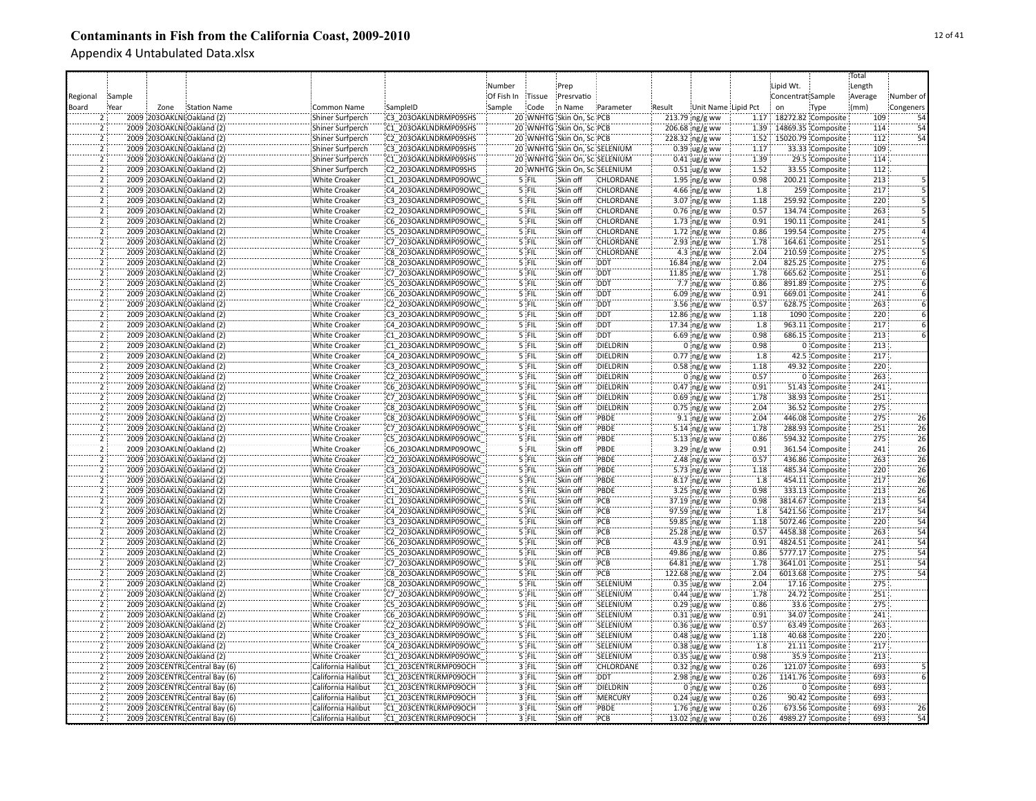# Contaminants in Fish from the California Coast, 2009-2010

Appendix 4 Untabulated Data.xlsx

| Regional Board | Sample Year | Zone | Station Name | Common Name | SampleID | Number Of Fish In Sample | Tissue Code | Prep Presrvation Name | Parameter | Result | Unit Name | Lipid Pct | Lipid Wt. Concentration | Sample Type | Total Length Average (mm) | Number of Congeners |
|---|---|---|---|---|---|---|---|---|---|---|---|---|---|---|---|---|
| 2 | 2009 | 203OAKLNI | Oakland (2) | Shiner Surfperch | C3_203OAKLNDRMP09SHS | 20 | WNHTG | Skin On, Sc | PCB | 213.79 | ng/g ww | 1.17 | 18272.82 | Composite | 109 | 54 |
| 2 | 2009 | 203OAKLNI | Oakland (2) | Shiner Surfperch | C1_203OAKLNDRMP09SHS | 20 | WNHTG | Skin On, Sc | PCB | 206.68 | ng/g ww | 1.39 | 14869.35 | Composite | 114 | 54 |
| 2 | 2009 | 203OAKLNI | Oakland (2) | Shiner Surfperch | C2_203OAKLNDRMP09SHS | 20 | WNHTG | Skin On, Sc | PCB | 228.32 | ng/g ww | 1.52 | 15020.79 | Composite | 112 | 54 |
| 2 | 2009 | 203OAKLNI | Oakland (2) | Shiner Surfperch | C3_203OAKLNDRMP09SHS | 20 | WNHTG | Skin On, Sc | SELENIUM | 0.39 | ug/g ww | 1.17 | 33.33 | Composite | 109 | |
| 2 | 2009 | 203OAKLNI | Oakland (2) | Shiner Surfperch | C1_203OAKLNDRMP09SHS | 20 | WNHTG | Skin On, Sc | SELENIUM | 0.41 | ug/g ww | 1.39 | 29.5 | Composite | 114 | |
| 2 | 2009 | 203OAKLNI | Oakland (2) | Shiner Surfperch | C2_203OAKLNDRMP09SHS | 20 | WNHTG | Skin On, Sc | SELENIUM | 0.51 | ug/g ww | 1.52 | 33.55 | Composite | 112 | |
| 2 | 2009 | 203OAKLNI | Oakland (2) | White Croaker | C1_203OAKLNDRMP09OWC_ | 5 | FIL | Skin off | CHLORDANE | 1.95 | ng/g ww | 0.98 | 200.21 | Composite | 213 | 5 |
| 2 | 2009 | 203OAKLNI | Oakland (2) | White Croaker | C4_203OAKLNDRMP09OWC_ | 5 | FIL | Skin off | CHLORDANE | 4.66 | ng/g ww | 1.8 | 259 | Composite | 217 | 5 |
| 2 | 2009 | 203OAKLNI | Oakland (2) | White Croaker | C3_203OAKLNDRMP09OWC_ | 5 | FIL | Skin off | CHLORDANE | 3.07 | ng/g ww | 1.18 | 259.92 | Composite | 220 | 5 |
| 2 | 2009 | 203OAKLNI | Oakland (2) | White Croaker | C2_203OAKLNDRMP09OWC_ | 5 | FIL | Skin off | CHLORDANE | 0.76 | ng/g ww | 0.57 | 134.74 | Composite | 263 | 5 |
| 2 | 2009 | 203OAKLNI | Oakland (2) | White Croaker | C6_203OAKLNDRMP09OWC_ | 5 | FIL | Skin off | CHLORDANE | 1.73 | ng/g ww | 0.91 | 190.11 | Composite | 241 | 5 |
| 2 | 2009 | 203OAKLNI | Oakland (2) | White Croaker | C5_203OAKLNDRMP09OWC_ | 5 | FIL | Skin off | CHLORDANE | 1.72 | ng/g ww | 0.86 | 199.54 | Composite | 275 | 4 |
| 2 | 2009 | 203OAKLNI | Oakland (2) | White Croaker | C7_203OAKLNDRMP09OWC_ | 5 | FIL | Skin off | CHLORDANE | 2.93 | ng/g ww | 1.78 | 164.61 | Composite | 251 | 5 |
| 2 | 2009 | 203OAKLNI | Oakland (2) | White Croaker | C8_203OAKLNDRMP09OWC_ | 5 | FIL | Skin off | CHLORDANE | 4.3 | ng/g ww | 2.04 | 210.59 | Composite | 275 | 5 |
| 2 | 2009 | 203OAKLNI | Oakland (2) | White Croaker | C8_203OAKLNDRMP09OWC_ | 5 | FIL | Skin off | DDT | 16.84 | ng/g ww | 2.04 | 825.25 | Composite | 275 | 6 |
| 2 | 2009 | 203OAKLNI | Oakland (2) | White Croaker | C7_203OAKLNDRMP09OWC_ | 5 | FIL | Skin off | DDT | 11.85 | ng/g ww | 1.78 | 665.62 | Composite | 251 | 6 |
| 2 | 2009 | 203OAKLNI | Oakland (2) | White Croaker | C5_203OAKLNDRMP09OWC_ | 5 | FIL | Skin off | DDT | 7.7 | ng/g ww | 0.86 | 891.89 | Composite | 275 | 6 |
| 2 | 2009 | 203OAKLNI | Oakland (2) | White Croaker | C6_203OAKLNDRMP09OWC_ | 5 | FIL | Skin off | DDT | 6.09 | ng/g ww | 0.91 | 669.01 | Composite | 241 | 6 |
| 2 | 2009 | 203OAKLNI | Oakland (2) | White Croaker | C2_203OAKLNDRMP09OWC_ | 5 | FIL | Skin off | DDT | 3.56 | ng/g ww | 0.57 | 628.75 | Composite | 263 | 6 |
| 2 | 2009 | 203OAKLNI | Oakland (2) | White Croaker | C3_203OAKLNDRMP09OWC_ | 5 | FIL | Skin off | DDT | 12.86 | ng/g ww | 1.18 | 1090 | Composite | 220 | 6 |
| 2 | 2009 | 203OAKLNI | Oakland (2) | White Croaker | C4_203OAKLNDRMP09OWC_ | 5 | FIL | Skin off | DDT | 17.34 | ng/g ww | 1.8 | 963.11 | Composite | 217 | 6 |
| 2 | 2009 | 203OAKLNI | Oakland (2) | White Croaker | C1_203OAKLNDRMP09OWC_ | 5 | FIL | Skin off | DDT | 6.69 | ng/g ww | 0.98 | 686.15 | Composite | 213 | 6 |
| 2 | 2009 | 203OAKLNI | Oakland (2) | White Croaker | C1_203OAKLNDRMP09OWC_ | 5 | FIL | Skin off | DIELDRIN | 0 | ng/g ww | 0.98 | 0 | Composite | 213 | |
| 2 | 2009 | 203OAKLNI | Oakland (2) | White Croaker | C4_203OAKLNDRMP09OWC_ | 5 | FIL | Skin off | DIELDRIN | 0.77 | ng/g ww | 1.8 | 42.5 | Composite | 217 | |
| 2 | 2009 | 203OAKLNI | Oakland (2) | White Croaker | C3_203OAKLNDRMP09OWC_ | 5 | FIL | Skin off | DIELDRIN | 0.58 | ng/g ww | 1.18 | 49.32 | Composite | 220 | |
| 2 | 2009 | 203OAKLNI | Oakland (2) | White Croaker | C2_203OAKLNDRMP09OWC_ | 5 | FIL | Skin off | DIELDRIN | 0 | ng/g ww | 0.57 | 0 | Composite | 263 | |
| 2 | 2009 | 203OAKLNI | Oakland (2) | White Croaker | C6_203OAKLNDRMP09OWC_ | 5 | FIL | Skin off | DIELDRIN | 0.47 | ng/g ww | 0.91 | 51.43 | Composite | 241 | |
| 2 | 2009 | 203OAKLNI | Oakland (2) | White Croaker | C7_203OAKLNDRMP09OWC_ | 5 | FIL | Skin off | DIELDRIN | 0.69 | ng/g ww | 1.78 | 38.93 | Composite | 251 | |
| 2 | 2009 | 203OAKLNI | Oakland (2) | White Croaker | C8_203OAKLNDRMP09OWC_ | 5 | FIL | Skin off | DIELDRIN | 0.75 | ng/g ww | 2.04 | 36.52 | Composite | 275 | |
| 2 | 2009 | 203OAKLNI | Oakland (2) | White Croaker | C8_203OAKLNDRMP09OWC_ | 5 | FIL | Skin off | PBDE | 9.1 | ng/g ww | 2.04 | 446.08 | Composite | 275 | 26 |
| 2 | 2009 | 203OAKLNI | Oakland (2) | White Croaker | C7_203OAKLNDRMP09OWC_ | 5 | FIL | Skin off | PBDE | 5.14 | ng/g ww | 1.78 | 288.93 | Composite | 251 | 26 |
| 2 | 2009 | 203OAKLNI | Oakland (2) | White Croaker | C5_203OAKLNDRMP09OWC_ | 5 | FIL | Skin off | PBDE | 5.13 | ng/g ww | 0.86 | 594.32 | Composite | 275 | 26 |
| 2 | 2009 | 203OAKLNI | Oakland (2) | White Croaker | C6_203OAKLNDRMP09OWC_ | 5 | FIL | Skin off | PBDE | 3.29 | ng/g ww | 0.91 | 361.54 | Composite | 241 | 26 |
| 2 | 2009 | 203OAKLNI | Oakland (2) | White Croaker | C2_203OAKLNDRMP09OWC_ | 5 | FIL | Skin off | PBDE | 2.48 | ng/g ww | 0.57 | 436.86 | Composite | 263 | 26 |
| 2 | 2009 | 203OAKLNI | Oakland (2) | White Croaker | C3_203OAKLNDRMP09OWC_ | 5 | FIL | Skin off | PBDE | 5.73 | ng/g ww | 1.18 | 485.34 | Composite | 220 | 26 |
| 2 | 2009 | 203OAKLNI | Oakland (2) | White Croaker | C4_203OAKLNDRMP09OWC_ | 5 | FIL | Skin off | PBDE | 8.17 | ng/g ww | 1.8 | 454.11 | Composite | 217 | 26 |
| 2 | 2009 | 203OAKLNI | Oakland (2) | White Croaker | C1_203OAKLNDRMP09OWC_ | 5 | FIL | Skin off | PBDE | 3.25 | ng/g ww | 0.98 | 333.13 | Composite | 213 | 26 |
| 2 | 2009 | 203OAKLNI | Oakland (2) | White Croaker | C1_203OAKLNDRMP09OWC_ | 5 | FIL | Skin off | PCB | 37.19 | ng/g ww | 0.98 | 3814.67 | Composite | 213 | 54 |
| 2 | 2009 | 203OAKLNI | Oakland (2) | White Croaker | C4_203OAKLNDRMP09OWC_ | 5 | FIL | Skin off | PCB | 97.59 | ng/g ww | 1.8 | 5421.56 | Composite | 217 | 54 |
| 2 | 2009 | 203OAKLNI | Oakland (2) | White Croaker | C3_203OAKLNDRMP09OWC_ | 5 | FIL | Skin off | PCB | 59.85 | ng/g ww | 1.18 | 5072.46 | Composite | 220 | 54 |
| 2 | 2009 | 203OAKLNI | Oakland (2) | White Croaker | C2_203OAKLNDRMP09OWC_ | 5 | FIL | Skin off | PCB | 25.28 | ng/g ww | 0.57 | 4458.38 | Composite | 263 | 54 |
| 2 | 2009 | 203OAKLNI | Oakland (2) | White Croaker | C6_203OAKLNDRMP09OWC_ | 5 | FIL | Skin off | PCB | 43.9 | ng/g ww | 0.91 | 4824.51 | Composite | 241 | 54 |
| 2 | 2009 | 203OAKLNI | Oakland (2) | White Croaker | C5_203OAKLNDRMP09OWC_ | 5 | FIL | Skin off | PCB | 49.86 | ng/g ww | 0.86 | 5777.17 | Composite | 275 | 54 |
| 2 | 2009 | 203OAKLNI | Oakland (2) | White Croaker | C7_203OAKLNDRMP09OWC_ | 5 | FIL | Skin off | PCB | 64.81 | ng/g ww | 1.78 | 3641.01 | Composite | 251 | 54 |
| 2 | 2009 | 203OAKLNI | Oakland (2) | White Croaker | C8_203OAKLNDRMP09OWC_ | 5 | FIL | Skin off | PCB | 122.68 | ng/g ww | 2.04 | 6013.68 | Composite | 275 | 54 |
| 2 | 2009 | 203OAKLNI | Oakland (2) | White Croaker | C8_203OAKLNDRMP09OWC_ | 5 | FIL | Skin off | SELENIUM | 0.35 | ug/g ww | 2.04 | 17.16 | Composite | 275 | |
| 2 | 2009 | 203OAKLNI | Oakland (2) | White Croaker | C7_203OAKLNDRMP09OWC_ | 5 | FIL | Skin off | SELENIUM | 0.44 | ug/g ww | 1.78 | 24.72 | Composite | 251 | |
| 2 | 2009 | 203OAKLNI | Oakland (2) | White Croaker | C5_203OAKLNDRMP09OWC_ | 5 | FIL | Skin off | SELENIUM | 0.29 | ug/g ww | 0.86 | 33.6 | Composite | 275 | |
| 2 | 2009 | 203OAKLNI | Oakland (2) | White Croaker | C6_203OAKLNDRMP09OWC_ | 5 | FIL | Skin off | SELENIUM | 0.31 | ug/g ww | 0.91 | 34.07 | Composite | 241 | |
| 2 | 2009 | 203OAKLNI | Oakland (2) | White Croaker | C2_203OAKLNDRMP09OWC_ | 5 | FIL | Skin off | SELENIUM | 0.36 | ug/g ww | 0.57 | 63.49 | Composite | 263 | |
| 2 | 2009 | 203OAKLNI | Oakland (2) | White Croaker | C3_203OAKLNDRMP09OWC_ | 5 | FIL | Skin off | SELENIUM | 0.48 | ug/g ww | 1.18 | 40.68 | Composite | 220 | |
| 2 | 2009 | 203OAKLNI | Oakland (2) | White Croaker | C4_203OAKLNDRMP09OWC_ | 5 | FIL | Skin off | SELENIUM | 0.38 | ug/g ww | 1.8 | 21.11 | Composite | 217 | |
| 2 | 2009 | 203OAKLNI | Oakland (2) | White Croaker | C1_203OAKLNDRMP09OWC_ | 5 | FIL | Skin off | SELENIUM | 0.35 | ug/g ww | 0.98 | 35.9 | Composite | 213 | |
| 2 | 2009 | 203CENTRL | Central Bay (6) | California Halibut | C1_203CENTRLRMP09OCH | 3 | FIL | Skin off | CHLORDANE | 0.32 | ng/g ww | 0.26 | 121.07 | Composite | 693 | 5 |
| 2 | 2009 | 203CENTRL | Central Bay (6) | California Halibut | C1_203CENTRLRMP09OCH | 3 | FIL | Skin off | DDT | 2.98 | ng/g ww | 0.26 | 1141.76 | Composite | 693 | 6 |
| 2 | 2009 | 203CENTRL | Central Bay (6) | California Halibut | C1_203CENTRLRMP09OCH | 3 | FIL | Skin off | DIELDRIN | 0 | ng/g ww | 0.26 | 0 | Composite | 693 | |
| 2 | 2009 | 203CENTRL | Central Bay (6) | California Halibut | C1_203CENTRLRMP09OCH | 3 | FIL | Skin off | MERCURY | 0.24 | ug/g ww | 0.26 | 90.42 | Composite | 693 | |
| 2 | 2009 | 203CENTRL | Central Bay (6) | California Halibut | C1_203CENTRLRMP09OCH | 3 | FIL | Skin off | PBDE | 1.76 | ng/g ww | 0.26 | 673.56 | Composite | 693 | 26 |
| 2 | 2009 | 203CENTRL | Central Bay (6) | California Halibut | C1_203CENTRLRMP09OCH | 3 | FIL | Skin off | PCB | 13.02 | ng/g ww | 0.26 | 4989.27 | Composite | 693 | 54 |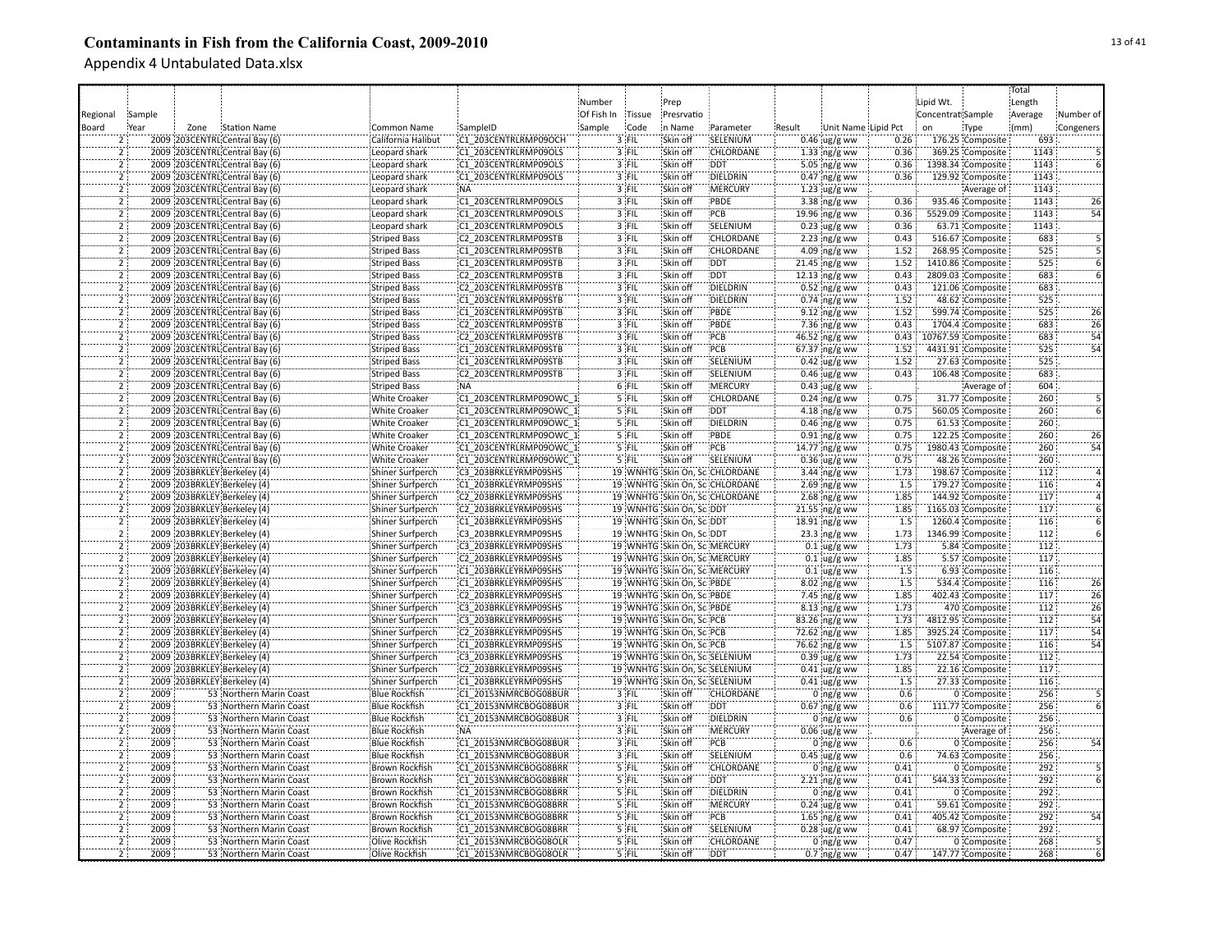# Contaminants in Fish from the California Coast, 2009-2010

Appendix 4 Untabulated Data.xlsx

| Regional Board | Sample Year | Zone | Station Name | Common Name | SampleID | Number Of Fish In Sample | Tissue Code | Prep Presrvation Name | Parameter | Result | Unit Name | Lipid Pct | Lipid Wt. Concentration | Sample Type | Total Length Average (mm) | Number of Congeners |
|---|---|---|---|---|---|---|---|---|---|---|---|---|---|---|---|---|
| 2 | 2009 | 203CENTRL | Central Bay (6) | California Halibut | C1_203CENTRLRMP09OCH | 3 | FIL | Skin off | SELENIUM | 0.46 | ug/g ww | 0.26 | 176.25 | Composite | 693 | |
| 2 | 2009 | 203CENTRL | Central Bay (6) | Leopard shark | C1_203CENTRLRMP09OLS | 3 | FIL | Skin off | CHLORDANE | 1.33 | ng/g ww | 0.36 | 369.25 | Composite | 1143 | 5 |
| 2 | 2009 | 203CENTRL | Central Bay (6) | Leopard shark | C1_203CENTRLRMP09OLS | 3 | FIL | Skin off | DDT | 5.05 | ng/g ww | 0.36 | 1398.34 | Composite | 1143 | 6 |
| 2 | 2009 | 203CENTRL | Central Bay (6) | Leopard shark | C1_203CENTRLRMP09OLS | 3 | FIL | Skin off | DIELDRIN | 0.47 | ng/g ww | 0.36 | 129.92 | Composite | 1143 | |
| 2 | 2009 | 203CENTRL | Central Bay (6) | Leopard shark | NA | 3 | FIL | Skin off | MERCURY | 1.23 | ug/g ww | | | Average of | 1143 | |
| 2 | 2009 | 203CENTRL | Central Bay (6) | Leopard shark | C1_203CENTRLRMP09OLS | 3 | FIL | Skin off | PBDE | 3.38 | ng/g ww | 0.36 | 935.46 | Composite | 1143 | 26 |
| 2 | 2009 | 203CENTRL | Central Bay (6) | Leopard shark | C1_203CENTRLRMP09OLS | 3 | FIL | Skin off | PCB | 19.96 | ng/g ww | 0.36 | 5529.09 | Composite | 1143 | 54 |
| 2 | 2009 | 203CENTRL | Central Bay (6) | Leopard shark | C1_203CENTRLRMP09OLS | 3 | FIL | Skin off | SELENIUM | 0.23 | ug/g ww | 0.36 | 63.71 | Composite | 1143 | |
| 2 | 2009 | 203CENTRL | Central Bay (6) | Striped Bass | C2_203CENTRLRMP09STB | 3 | FIL | Skin off | CHLORDANE | 2.23 | ng/g ww | 0.43 | 516.67 | Composite | 683 | 5 |
| 2 | 2009 | 203CENTRL | Central Bay (6) | Striped Bass | C1_203CENTRLRMP09STB | 3 | FIL | Skin off | CHLORDANE | 4.09 | ng/g ww | 1.52 | 268.95 | Composite | 525 | 5 |
| 2 | 2009 | 203CENTRL | Central Bay (6) | Striped Bass | C1_203CENTRLRMP09STB | 3 | FIL | Skin off | DDT | 21.45 | ng/g ww | 1.52 | 1410.86 | Composite | 525 | 6 |
| 2 | 2009 | 203CENTRL | Central Bay (6) | Striped Bass | C2_203CENTRLRMP09STB | 3 | FIL | Skin off | DDT | 12.13 | ng/g ww | 0.43 | 2809.03 | Composite | 683 | 6 |
| 2 | 2009 | 203CENTRL | Central Bay (6) | Striped Bass | C2_203CENTRLRMP09STB | 3 | FIL | Skin off | DIELDRIN | 0.52 | ng/g ww | 0.43 | 121.06 | Composite | 683 | |
| 2 | 2009 | 203CENTRL | Central Bay (6) | Striped Bass | C1_203CENTRLRMP09STB | 3 | FIL | Skin off | DIELDRIN | 0.74 | ng/g ww | 1.52 | 48.62 | Composite | 525 | |
| 2 | 2009 | 203CENTRL | Central Bay (6) | Striped Bass | C1_203CENTRLRMP09STB | 3 | FIL | Skin off | PBDE | 9.12 | ng/g ww | 1.52 | 599.74 | Composite | 525 | 26 |
| 2 | 2009 | 203CENTRL | Central Bay (6) | Striped Bass | C2_203CENTRLRMP09STB | 3 | FIL | Skin off | PBDE | 7.36 | ng/g ww | 0.43 | 1704.4 | Composite | 683 | 26 |
| 2 | 2009 | 203CENTRL | Central Bay (6) | Striped Bass | C2_203CENTRLRMP09STB | 3 | FIL | Skin off | PCB | 46.52 | ng/g ww | 0.43 | 10767.59 | Composite | 683 | 54 |
| 2 | 2009 | 203CENTRL | Central Bay (6) | Striped Bass | C1_203CENTRLRMP09STB | 3 | FIL | Skin off | PCB | 67.37 | ng/g ww | 1.52 | 4431.91 | Composite | 525 | 54 |
| 2 | 2009 | 203CENTRL | Central Bay (6) | Striped Bass | C1_203CENTRLRMP09STB | 3 | FIL | Skin off | SELENIUM | 0.42 | ug/g ww | 1.52 | 27.63 | Composite | 525 | |
| 2 | 2009 | 203CENTRL | Central Bay (6) | Striped Bass | C2_203CENTRLRMP09STB | 3 | FIL | Skin off | SELENIUM | 0.46 | ug/g ww | 0.43 | 106.48 | Composite | 683 | |
| 2 | 2009 | 203CENTRL | Central Bay (6) | Striped Bass | NA | 6 | FIL | Skin off | MERCURY | 0.43 | ug/g ww | | | Average of | 604 | |
| 2 | 2009 | 203CENTRL | Central Bay (6) | White Croaker | C1_203CENTRLRMP09OWC_1 | 5 | FIL | Skin off | CHLORDANE | 0.24 | ng/g ww | 0.75 | 31.77 | Composite | 260 | 5 |
| 2 | 2009 | 203CENTRL | Central Bay (6) | White Croaker | C1_203CENTRLRMP09OWC_1 | 5 | FIL | Skin off | DDT | 4.18 | ng/g ww | 0.75 | 560.05 | Composite | 260 | 6 |
| 2 | 2009 | 203CENTRL | Central Bay (6) | White Croaker | C1_203CENTRLRMP09OWC_1 | 5 | FIL | Skin off | DIELDRIN | 0.46 | ng/g ww | 0.75 | 61.53 | Composite | 260 | |
| 2 | 2009 | 203CENTRL | Central Bay (6) | White Croaker | C1_203CENTRLRMP09OWC_1 | 5 | FIL | Skin off | PBDE | 0.91 | ng/g ww | 0.75 | 122.25 | Composite | 260 | 26 |
| 2 | 2009 | 203CENTRL | Central Bay (6) | White Croaker | C1_203CENTRLRMP09OWC_1 | 5 | FIL | Skin off | PCB | 14.77 | ng/g ww | 0.75 | 1980.43 | Composite | 260 | 54 |
| 2 | 2009 | 203CENTRL | Central Bay (6) | White Croaker | C1_203CENTRLRMP09OWC_1 | 5 | FIL | Skin off | SELENIUM | 0.36 | ug/g ww | 0.75 | 48.26 | Composite | 260 | |
| 2 | 2009 | 203BRKLEY | Berkeley (4) | Shiner Surfperch | C3_203BRKLEYRMP09SHS | 19 | WNHTG | Skin On, Sc | CHLORDANE | 3.44 | ng/g ww | 1.73 | 198.67 | Composite | 112 | 4 |
| 2 | 2009 | 203BRKLEY | Berkeley (4) | Shiner Surfperch | C1_203BRKLEYRMP09SHS | 19 | WNHTG | Skin On, Sc | CHLORDANE | 2.69 | ng/g ww | 1.5 | 179.27 | Composite | 116 | 4 |
| 2 | 2009 | 203BRKLEY | Berkeley (4) | Shiner Surfperch | C2_203BRKLEYRMP09SHS | 19 | WNHTG | Skin On, Sc | CHLORDANE | 2.68 | ng/g ww | 1.85 | 144.92 | Composite | 117 | 4 |
| 2 | 2009 | 203BRKLEY | Berkeley (4) | Shiner Surfperch | C2_203BRKLEYRMP09SHS | 19 | WNHTG | Skin On, Sc | DDT | 21.55 | ng/g ww | 1.85 | 1165.03 | Composite | 117 | 6 |
| 2 | 2009 | 203BRKLEY | Berkeley (4) | Shiner Surfperch | C1_203BRKLEYRMP09SHS | 19 | WNHTG | Skin On, Sc | DDT | 18.91 | ng/g ww | 1.5 | 1260.4 | Composite | 116 | 6 |
| 2 | 2009 | 203BRKLEY | Berkeley (4) | Shiner Surfperch | C3_203BRKLEYRMP09SHS | 19 | WNHTG | Skin On, Sc | DDT | 23.3 | ng/g ww | 1.73 | 1346.99 | Composite | 112 | 6 |
| 2 | 2009 | 203BRKLEY | Berkeley (4) | Shiner Surfperch | C3_203BRKLEYRMP09SHS | 19 | WNHTG | Skin On, Sc | MERCURY | 0.1 | ug/g ww | 1.73 | 5.84 | Composite | 112 | |
| 2 | 2009 | 203BRKLEY | Berkeley (4) | Shiner Surfperch | C2_203BRKLEYRMP09SHS | 19 | WNHTG | Skin On, Sc | MERCURY | 0.1 | ug/g ww | 1.85 | 5.57 | Composite | 117 | |
| 2 | 2009 | 203BRKLEY | Berkeley (4) | Shiner Surfperch | C1_203BRKLEYRMP09SHS | 19 | WNHTG | Skin On, Sc | MERCURY | 0.1 | ug/g ww | 1.5 | 6.93 | Composite | 116 | |
| 2 | 2009 | 203BRKLEY | Berkeley (4) | Shiner Surfperch | C1_203BRKLEYRMP09SHS | 19 | WNHTG | Skin On, Sc | PBDE | 8.02 | ng/g ww | 1.5 | 534.4 | Composite | 116 | 26 |
| 2 | 2009 | 203BRKLEY | Berkeley (4) | Shiner Surfperch | C2_203BRKLEYRMP09SHS | 19 | WNHTG | Skin On, Sc | PBDE | 7.45 | ng/g ww | 1.85 | 402.43 | Composite | 117 | 26 |
| 2 | 2009 | 203BRKLEY | Berkeley (4) | Shiner Surfperch | C3_203BRKLEYRMP09SHS | 19 | WNHTG | Skin On, Sc | PBDE | 8.13 | ng/g ww | 1.73 | 470 | Composite | 112 | 26 |
| 2 | 2009 | 203BRKLEY | Berkeley (4) | Shiner Surfperch | C3_203BRKLEYRMP09SHS | 19 | WNHTG | Skin On, Sc | PCB | 83.26 | ng/g ww | 1.73 | 4812.95 | Composite | 112 | 54 |
| 2 | 2009 | 203BRKLEY | Berkeley (4) | Shiner Surfperch | C2_203BRKLEYRMP09SHS | 19 | WNHTG | Skin On, Sc | PCB | 72.62 | ng/g ww | 1.85 | 3925.24 | Composite | 117 | 54 |
| 2 | 2009 | 203BRKLEY | Berkeley (4) | Shiner Surfperch | C1_203BRKLEYRMP09SHS | 19 | WNHTG | Skin On, Sc | PCB | 76.62 | ng/g ww | 1.5 | 5107.87 | Composite | 116 | 54 |
| 2 | 2009 | 203BRKLEY | Berkeley (4) | Shiner Surfperch | C3_203BRKLEYRMP09SHS | 19 | WNHTG | Skin On, Sc | SELENIUM | 0.39 | ug/g ww | 1.73 | 22.54 | Composite | 112 | |
| 2 | 2009 | 203BRKLEY | Berkeley (4) | Shiner Surfperch | C2_203BRKLEYRMP09SHS | 19 | WNHTG | Skin On, Sc | SELENIUM | 0.41 | ug/g ww | 1.85 | 22.16 | Composite | 117 | |
| 2 | 2009 | 203BRKLEY | Berkeley (4) | Shiner Surfperch | C1_203BRKLEYRMP09SHS | 19 | WNHTG | Skin On, Sc | SELENIUM | 0.41 | ug/g ww | 1.5 | 27.33 | Composite | 116 | |
| 2 | 2009 | 53 | Northern Marin Coast | Blue Rockfish | C1_20153NMRCBOG08BUR | 3 | FIL | Skin off | CHLORDANE | 0 | ng/g ww | 0.6 | 0 | Composite | 256 | 5 |
| 2 | 2009 | 53 | Northern Marin Coast | Blue Rockfish | C1_20153NMRCBOG08BUR | 3 | FIL | Skin off | DDT | 0.67 | ng/g ww | 0.6 | 111.77 | Composite | 256 | 6 |
| 2 | 2009 | 53 | Northern Marin Coast | Blue Rockfish | C1_20153NMRCBOG08BUR | 3 | FIL | Skin off | DIELDRIN | 0 | ng/g ww | 0.6 | 0 | Composite | 256 | |
| 2 | 2009 | 53 | Northern Marin Coast | Blue Rockfish | NA | 3 | FIL | Skin off | MERCURY | 0.06 | ug/g ww | | | Average of | 256 | |
| 2 | 2009 | 53 | Northern Marin Coast | Blue Rockfish | C1_20153NMRCBOG08BUR | 3 | FIL | Skin off | PCB | 0 | ng/g ww | 0.6 | 0 | Composite | 256 | 54 |
| 2 | 2009 | 53 | Northern Marin Coast | Blue Rockfish | C1_20153NMRCBOG08BUR | 3 | FIL | Skin off | SELENIUM | 0.45 | ug/g ww | 0.6 | 74.63 | Composite | 256 | |
| 2 | 2009 | 53 | Northern Marin Coast | Brown Rockfish | C1_20153NMRCBOG08BRR | 5 | FIL | Skin off | CHLORDANE | 0 | ng/g ww | 0.41 | 0 | Composite | 292 | 5 |
| 2 | 2009 | 53 | Northern Marin Coast | Brown Rockfish | C1_20153NMRCBOG08BRR | 5 | FIL | Skin off | DDT | 2.21 | ng/g ww | 0.41 | 544.33 | Composite | 292 | 6 |
| 2 | 2009 | 53 | Northern Marin Coast | Brown Rockfish | C1_20153NMRCBOG08BRR | 5 | FIL | Skin off | DIELDRIN | 0 | ng/g ww | 0.41 | 0 | Composite | 292 | |
| 2 | 2009 | 53 | Northern Marin Coast | Brown Rockfish | C1_20153NMRCBOG08BRR | 5 | FIL | Skin off | MERCURY | 0.24 | ug/g ww | 0.41 | 59.61 | Composite | 292 | |
| 2 | 2009 | 53 | Northern Marin Coast | Brown Rockfish | C1_20153NMRCBOG08BRR | 5 | FIL | Skin off | PCB | 1.65 | ng/g ww | 0.41 | 405.42 | Composite | 292 | 54 |
| 2 | 2009 | 53 | Northern Marin Coast | Brown Rockfish | C1_20153NMRCBOG08BRR | 5 | FIL | Skin off | SELENIUM | 0.28 | ug/g ww | 0.41 | 68.97 | Composite | 292 | |
| 2 | 2009 | 53 | Northern Marin Coast | Olive Rockfish | C1_20153NMRCBOG08OLR | 5 | FIL | Skin off | CHLORDANE | 0 | ng/g ww | 0.47 | 0 | Composite | 268 | 5 |
| 2 | 2009 | 53 | Northern Marin Coast | Olive Rockfish | C1_20153NMRCBOG08OLR | 5 | FIL | Skin off | DDT | 0.7 | ng/g ww | 0.47 | 147.77 | Composite | 268 | 6 |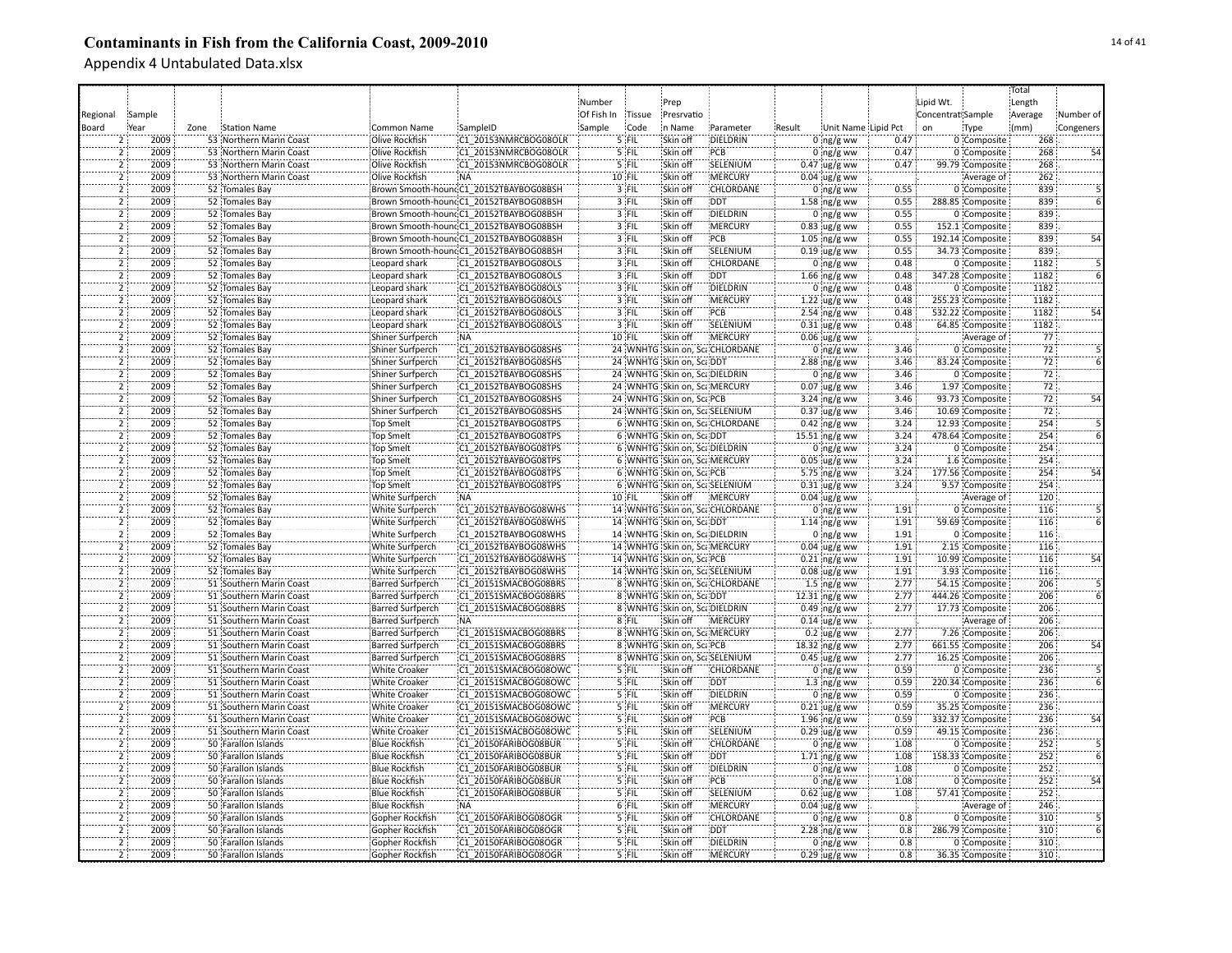# Contaminants in Fish from the California Coast, 2009-2010

Appendix 4 Untabulated Data.xlsx

| Regional Board | Sample Year | Zone | Station Name | Common Name | SampleID | Number Of Fish In Sample | Tissue Code | Prep Presrvation Name | Parameter | Result | Unit Name | Lipid Pct | Lipid Wt. Concentration | Sample Type | Total Length Average (mm) | Number of Congeners |
|---|---|---|---|---|---|---|---|---|---|---|---|---|---|---|---|---|
| 2 | 2009 | 53 | Northern Marin Coast | Olive Rockfish | C1_20153NMRCBOG08OLR | 5 | FIL | Skin off | DIELDRIN | 0 | ng/g ww | 0.47 | 0 | Composite | 268 | |
| 2 | 2009 | 53 | Northern Marin Coast | Olive Rockfish | C1_20153NMRCBOG08OLR | 5 | FIL | Skin off | PCB | 0 | ng/g ww | 0.47 | 0 | Composite | 268 | 54 |
| 2 | 2009 | 53 | Northern Marin Coast | Olive Rockfish | C1_20153NMRCBOG08OLR | 5 | FIL | Skin off | SELENIUM | 0.47 | ug/g ww | 0.47 | 99.79 | Composite | 268 | |
| 2 | 2009 | 53 | Northern Marin Coast | Olive Rockfish | NA | 10 | FIL | Skin off | MERCURY | 0.04 | ug/g ww | | | Average of | 262 | |
| 2 | 2009 | 52 | Tomales Bay | Brown Smooth-hound | C1_20152TBAYBOG08BSH | 3 | FIL | Skin off | CHLORDANE | 0 | ng/g ww | 0.55 | 0 | Composite | 839 | 5 |
| 2 | 2009 | 52 | Tomales Bay | Brown Smooth-hound | C1_20152TBAYBOG08BSH | 3 | FIL | Skin off | DDT | 1.58 | ng/g ww | 0.55 | 288.85 | Composite | 839 | 6 |
| 2 | 2009 | 52 | Tomales Bay | Brown Smooth-hound | C1_20152TBAYBOG08BSH | 3 | FIL | Skin off | DIELDRIN | 0 | ng/g ww | 0.55 | 0 | Composite | 839 | |
| 2 | 2009 | 52 | Tomales Bay | Brown Smooth-hound | C1_20152TBAYBOG08BSH | 3 | FIL | Skin off | MERCURY | 0.83 | ug/g ww | 0.55 | 152.1 | Composite | 839 | |
| 2 | 2009 | 52 | Tomales Bay | Brown Smooth-hound | C1_20152TBAYBOG08BSH | 3 | FIL | Skin off | PCB | 1.05 | ng/g ww | 0.55 | 192.14 | Composite | 839 | 54 |
| 2 | 2009 | 52 | Tomales Bay | Brown Smooth-hound | C1_20152TBAYBOG08BSH | 3 | FIL | Skin off | SELENIUM | 0.19 | ug/g ww | 0.55 | 34.73 | Composite | 839 | |
| 2 | 2009 | 52 | Tomales Bay | Leopard shark | C1_20152TBAYBOG08OLS | 3 | FIL | Skin off | CHLORDANE | 0 | ng/g ww | 0.48 | 0 | Composite | 1182 | 5 |
| 2 | 2009 | 52 | Tomales Bay | Leopard shark | C1_20152TBAYBOG08OLS | 3 | FIL | Skin off | DDT | 1.66 | ng/g ww | 0.48 | 347.28 | Composite | 1182 | 6 |
| 2 | 2009 | 52 | Tomales Bay | Leopard shark | C1_20152TBAYBOG08OLS | 3 | FIL | Skin off | DIELDRIN | 0 | ng/g ww | 0.48 | 0 | Composite | 1182 | |
| 2 | 2009 | 52 | Tomales Bay | Leopard shark | C1_20152TBAYBOG08OLS | 3 | FIL | Skin off | MERCURY | 1.22 | ug/g ww | 0.48 | 255.23 | Composite | 1182 | |
| 2 | 2009 | 52 | Tomales Bay | Leopard shark | C1_20152TBAYBOG08OLS | 3 | FIL | Skin off | PCB | 2.54 | ng/g ww | 0.48 | 532.22 | Composite | 1182 | 54 |
| 2 | 2009 | 52 | Tomales Bay | Leopard shark | C1_20152TBAYBOG08OLS | 3 | FIL | Skin off | SELENIUM | 0.31 | ug/g ww | 0.48 | 64.85 | Composite | 1182 | |
| 2 | 2009 | 52 | Tomales Bay | Shiner Surfperch | NA | 10 | FIL | Skin off | MERCURY | 0.06 | ug/g ww | | | Average of | 77 | |
| 2 | 2009 | 52 | Tomales Bay | Shiner Surfperch | C1_20152TBAYBOG08SHS | 24 | WNHTG | Skin on, Sca | CHLORDANE | 0 | ng/g ww | 3.46 | 0 | Composite | 72 | 5 |
| 2 | 2009 | 52 | Tomales Bay | Shiner Surfperch | C1_20152TBAYBOG08SHS | 24 | WNHTG | Skin on, Sca | DDT | 2.88 | ng/g ww | 3.46 | 83.24 | Composite | 72 | 6 |
| 2 | 2009 | 52 | Tomales Bay | Shiner Surfperch | C1_20152TBAYBOG08SHS | 24 | WNHTG | Skin on, Sca | DIELDRIN | 0 | ng/g ww | 3.46 | 0 | Composite | 72 | |
| 2 | 2009 | 52 | Tomales Bay | Shiner Surfperch | C1_20152TBAYBOG08SHS | 24 | WNHTG | Skin on, Sca | MERCURY | 0.07 | ug/g ww | 3.46 | 1.97 | Composite | 72 | |
| 2 | 2009 | 52 | Tomales Bay | Shiner Surfperch | C1_20152TBAYBOG08SHS | 24 | WNHTG | Skin on, Sca | PCB | 3.24 | ng/g ww | 3.46 | 93.73 | Composite | 72 | 54 |
| 2 | 2009 | 52 | Tomales Bay | Shiner Surfperch | C1_20152TBAYBOG08SHS | 24 | WNHTG | Skin on, Sca | SELENIUM | 0.37 | ug/g ww | 3.46 | 10.69 | Composite | 72 | |
| 2 | 2009 | 52 | Tomales Bay | Top Smelt | C1_20152TBAYBOG08TPS | 6 | WNHTG | Skin on, Sca | CHLORDANE | 0.42 | ng/g ww | 3.24 | 12.93 | Composite | 254 | 5 |
| 2 | 2009 | 52 | Tomales Bay | Top Smelt | C1_20152TBAYBOG08TPS | 6 | WNHTG | Skin on, Sca | DDT | 15.51 | ng/g ww | 3.24 | 478.64 | Composite | 254 | 6 |
| 2 | 2009 | 52 | Tomales Bay | Top Smelt | C1_20152TBAYBOG08TPS | 6 | WNHTG | Skin on, Sca | DIELDRIN | 0 | ng/g ww | 3.24 | 0 | Composite | 254 | |
| 2 | 2009 | 52 | Tomales Bay | Top Smelt | C1_20152TBAYBOG08TPS | 6 | WNHTG | Skin on, Sca | MERCURY | 0.05 | ug/g ww | 3.24 | 1.6 | Composite | 254 | |
| 2 | 2009 | 52 | Tomales Bay | Top Smelt | C1_20152TBAYBOG08TPS | 6 | WNHTG | Skin on, Sca | PCB | 5.75 | ng/g ww | 3.24 | 177.56 | Composite | 254 | 54 |
| 2 | 2009 | 52 | Tomales Bay | Top Smelt | C1_20152TBAYBOG08TPS | 6 | WNHTG | Skin on, Sca | SELENIUM | 0.31 | ug/g ww | 3.24 | 9.57 | Composite | 254 | |
| 2 | 2009 | 52 | Tomales Bay | White Surfperch | NA | 10 | FIL | Skin off | MERCURY | 0.04 | ug/g ww | | | Average of | 120 | |
| 2 | 2009 | 52 | Tomales Bay | White Surfperch | C1_20152TBAYBOG08WHS | 14 | WNHTG | Skin on, Sca | CHLORDANE | 0 | ng/g ww | 1.91 | 0 | Composite | 116 | 5 |
| 2 | 2009 | 52 | Tomales Bay | White Surfperch | C1_20152TBAYBOG08WHS | 14 | WNHTG | Skin on, Sca | DDT | 1.14 | ng/g ww | 1.91 | 59.69 | Composite | 116 | 6 |
| 2 | 2009 | 52 | Tomales Bay | White Surfperch | C1_20152TBAYBOG08WHS | 14 | WNHTG | Skin on, Sca | DIELDRIN | 0 | ng/g ww | 1.91 | 0 | Composite | 116 | |
| 2 | 2009 | 52 | Tomales Bay | White Surfperch | C1_20152TBAYBOG08WHS | 14 | WNHTG | Skin on, Sca | MERCURY | 0.04 | ug/g ww | 1.91 | 2.15 | Composite | 116 | |
| 2 | 2009 | 52 | Tomales Bay | White Surfperch | C1_20152TBAYBOG08WHS | 14 | WNHTG | Skin on, Sca | PCB | 0.21 | ng/g ww | 1.91 | 10.99 | Composite | 116 | 54 |
| 2 | 2009 | 52 | Tomales Bay | White Surfperch | C1_20152TBAYBOG08WHS | 14 | WNHTG | Skin on, Sca | SELENIUM | 0.08 | ug/g ww | 1.91 | 3.93 | Composite | 116 | |
| 2 | 2009 | 51 | Southern Marin Coast | Barred Surfperch | C1_20151SMACBOG08BRS | 8 | WNHTG | Skin on, Sca | CHLORDANE | 1.5 | ng/g ww | 2.77 | 54.15 | Composite | 206 | 5 |
| 2 | 2009 | 51 | Southern Marin Coast | Barred Surfperch | C1_20151SMACBOG08BRS | 8 | WNHTG | Skin on, Sca | DDT | 12.31 | ng/g ww | 2.77 | 444.26 | Composite | 206 | 6 |
| 2 | 2009 | 51 | Southern Marin Coast | Barred Surfperch | C1_20151SMACBOG08BRS | 8 | WNHTG | Skin on, Sca | DIELDRIN | 0.49 | ng/g ww | 2.77 | 17.73 | Composite | 206 | |
| 2 | 2009 | 51 | Southern Marin Coast | Barred Surfperch | NA | 8 | FIL | Skin off | MERCURY | 0.14 | ug/g ww | | | Average of | 206 | |
| 2 | 2009 | 51 | Southern Marin Coast | Barred Surfperch | C1_20151SMACBOG08BRS | 8 | WNHTG | Skin on, Sca | MERCURY | 0.2 | ug/g ww | 2.77 | 7.26 | Composite | 206 | |
| 2 | 2009 | 51 | Southern Marin Coast | Barred Surfperch | C1_20151SMACBOG08BRS | 8 | WNHTG | Skin on, Sca | PCB | 18.32 | ng/g ww | 2.77 | 661.55 | Composite | 206 | 54 |
| 2 | 2009 | 51 | Southern Marin Coast | Barred Surfperch | C1_20151SMACBOG08BRS | 8 | WNHTG | Skin on, Sca | SELENIUM | 0.45 | ug/g ww | 2.77 | 16.25 | Composite | 206 | |
| 2 | 2009 | 51 | Southern Marin Coast | White Croaker | C1_20151SMACBOG08OWC | 5 | FIL | Skin off | CHLORDANE | 0 | ng/g ww | 0.59 | 0 | Composite | 236 | 5 |
| 2 | 2009 | 51 | Southern Marin Coast | White Croaker | C1_20151SMACBOG08OWC | 5 | FIL | Skin off | DDT | 1.3 | ng/g ww | 0.59 | 220.34 | Composite | 236 | 6 |
| 2 | 2009 | 51 | Southern Marin Coast | White Croaker | C1_20151SMACBOG08OWC | 5 | FIL | Skin off | DIELDRIN | 0 | ng/g ww | 0.59 | 0 | Composite | 236 | |
| 2 | 2009 | 51 | Southern Marin Coast | White Croaker | C1_20151SMACBOG08OWC | 5 | FIL | Skin off | MERCURY | 0.21 | ug/g ww | 0.59 | 35.25 | Composite | 236 | |
| 2 | 2009 | 51 | Southern Marin Coast | White Croaker | C1_20151SMACBOG08OWC | 5 | FIL | Skin off | PCB | 1.96 | ng/g ww | 0.59 | 332.37 | Composite | 236 | 54 |
| 2 | 2009 | 51 | Southern Marin Coast | White Croaker | C1_20151SMACBOG08OWC | 5 | FIL | Skin off | SELENIUM | 0.29 | ug/g ww | 0.59 | 49.15 | Composite | 236 | |
| 2 | 2009 | 50 | Farallon Islands | Blue Rockfish | C1_20150FARIBOG08BUR | 5 | FIL | Skin off | CHLORDANE | 0 | ng/g ww | 1.08 | 0 | Composite | 252 | 5 |
| 2 | 2009 | 50 | Farallon Islands | Blue Rockfish | C1_20150FARIBOG08BUR | 5 | FIL | Skin off | DDT | 1.71 | ng/g ww | 1.08 | 158.33 | Composite | 252 | 6 |
| 2 | 2009 | 50 | Farallon Islands | Blue Rockfish | C1_20150FARIBOG08BUR | 5 | FIL | Skin off | DIELDRIN | 0 | ng/g ww | 1.08 | 0 | Composite | 252 | |
| 2 | 2009 | 50 | Farallon Islands | Blue Rockfish | C1_20150FARIBOG08BUR | 5 | FIL | Skin off | PCB | 0 | ng/g ww | 1.08 | 0 | Composite | 252 | 54 |
| 2 | 2009 | 50 | Farallon Islands | Blue Rockfish | C1_20150FARIBOG08BUR | 5 | FIL | Skin off | SELENIUM | 0.62 | ug/g ww | 1.08 | 57.41 | Composite | 252 | |
| 2 | 2009 | 50 | Farallon Islands | Blue Rockfish | NA | 6 | FIL | Skin off | MERCURY | 0.04 | ug/g ww | | | Average of | 246 | |
| 2 | 2009 | 50 | Farallon Islands | Gopher Rockfish | C1_20150FARIBOG08OGR | 5 | FIL | Skin off | CHLORDANE | 0 | ng/g ww | 0.8 | 0 | Composite | 310 | 5 |
| 2 | 2009 | 50 | Farallon Islands | Gopher Rockfish | C1_20150FARIBOG08OGR | 5 | FIL | Skin off | DDT | 2.28 | ng/g ww | 0.8 | 286.79 | Composite | 310 | 6 |
| 2 | 2009 | 50 | Farallon Islands | Gopher Rockfish | C1_20150FARIBOG08OGR | 5 | FIL | Skin off | DIELDRIN | 0 | ng/g ww | 0.8 | 0 | Composite | 310 | |
| 2 | 2009 | 50 | Farallon Islands | Gopher Rockfish | C1_20150FARIBOG08OGR | 5 | FIL | Skin off | MERCURY | 0.29 | ug/g ww | 0.8 | 36.35 | Composite | 310 | |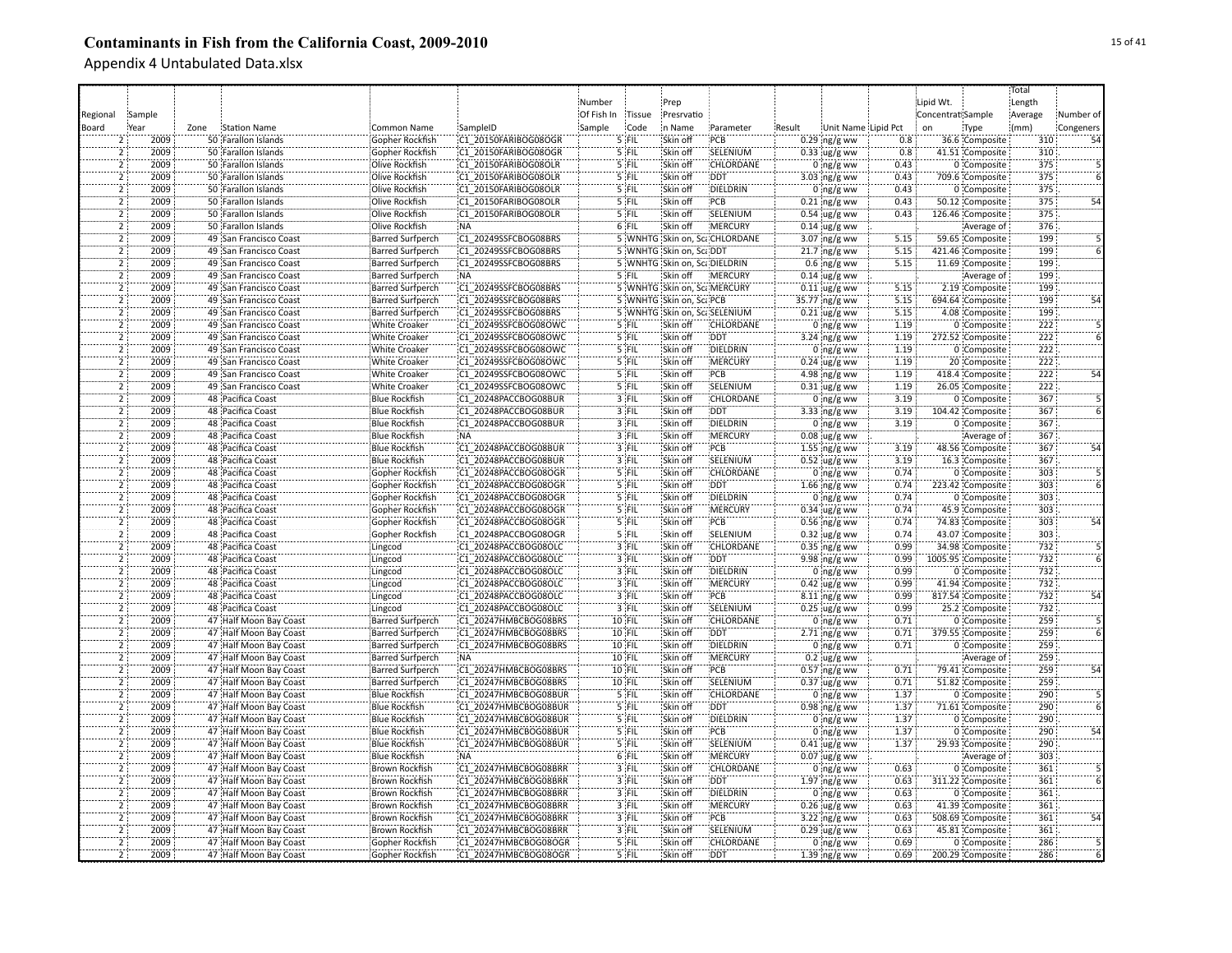# Contaminants in Fish from the California Coast, 2009-2010

Appendix 4 Untabulated Data.xlsx

| Regional Board | Sample Year | Zone | Station Name | Common Name | SampleID | Number Of Fish In Sample | Tissue Code | Prep Presrvation Name | Parameter | Result | Unit Name | Lipid Pct | Lipid Wt. Concentration | Sample Type | Total Length Average (mm) | Number of Congeners |
|---|---|---|---|---|---|---|---|---|---|---|---|---|---|---|---|---|
| 2 | 2009 | 50 | Farallon Islands | Gopher Rockfish | C1_20150FARIBOG08OGR | 5 | FIL | Skin off | PCB | 0.29 | ng/g ww | 0.8 | 36.6 | Composite | 310 | 54 |
| 2 | 2009 | 50 | Farallon Islands | Gopher Rockfish | C1_20150FARIBOG08OGR | 5 | FIL | Skin off | SELENIUM | 0.33 | ug/g ww | 0.8 | 41.51 | Composite | 310 | |
| 2 | 2009 | 50 | Farallon Islands | Olive Rockfish | C1_20150FARIBOG08OLR | 5 | FIL | Skin off | CHLORDANE | 0 | ng/g ww | 0.43 | 0 | Composite | 375 | 5 |
| 2 | 2009 | 50 | Farallon Islands | Olive Rockfish | C1_20150FARIBOG08OLR | 5 | FIL | Skin off | DDT | 3.03 | ng/g ww | 0.43 | 709.6 | Composite | 375 | 6 |
| 2 | 2009 | 50 | Farallon Islands | Olive Rockfish | C1_20150FARIBOG08OLR | 5 | FIL | Skin off | DIELDRIN | 0 | ng/g ww | 0.43 | 0 | Composite | 375 | |
| 2 | 2009 | 50 | Farallon Islands | Olive Rockfish | C1_20150FARIBOG08OLR | 5 | FIL | Skin off | PCB | 0.21 | ng/g ww | 0.43 | 50.12 | Composite | 375 | 54 |
| 2 | 2009 | 50 | Farallon Islands | Olive Rockfish | C1_20150FARIBOG08OLR | 5 | FIL | Skin off | SELENIUM | 0.54 | ug/g ww | 0.43 | 126.46 | Composite | 375 | |
| 2 | 2009 | 50 | Farallon Islands | Olive Rockfish | NA | 6 | FIL | Skin off | MERCURY | 0.14 | ug/g ww | | | Average of | 376 | |
| 2 | 2009 | 49 | San Francisco Coast | Barred Surfperch | C1_20249SSFCBOG08BRS | 5 | WNHTG | Skin on, Sca | CHLORDANE | 3.07 | ng/g ww | 5.15 | 59.65 | Composite | 199 | 5 |
| 2 | 2009 | 49 | San Francisco Coast | Barred Surfperch | C1_20249SSFCBOG08BRS | 5 | WNHTG | Skin on, Sca | DDT | 21.7 | ng/g ww | 5.15 | 421.46 | Composite | 199 | 6 |
| 2 | 2009 | 49 | San Francisco Coast | Barred Surfperch | C1_20249SSFCBOG08BRS | 5 | WNHTG | Skin on, Sca | DIELDRIN | 0.6 | ng/g ww | 5.15 | 11.69 | Composite | 199 | |
| 2 | 2009 | 49 | San Francisco Coast | Barred Surfperch | NA | 5 | FIL | Skin off | MERCURY | 0.14 | ug/g ww | | | Average of | 199 | |
| 2 | 2009 | 49 | San Francisco Coast | Barred Surfperch | C1_20249SSFCBOG08BRS | 5 | WNHTG | Skin on, Sca | MERCURY | 0.11 | ug/g ww | 5.15 | 2.19 | Composite | 199 | |
| 2 | 2009 | 49 | San Francisco Coast | Barred Surfperch | C1_20249SSFCBOG08BRS | 5 | WNHTG | Skin on, Sca | PCB | 35.77 | ng/g ww | 5.15 | 694.64 | Composite | 199 | 54 |
| 2 | 2009 | 49 | San Francisco Coast | Barred Surfperch | C1_20249SSFCBOG08BRS | 5 | WNHTG | Skin on, Sca | SELENIUM | 0.21 | ug/g ww | 5.15 | 4.08 | Composite | 199 | |
| 2 | 2009 | 49 | San Francisco Coast | White Croaker | C1_20249SSFCBOG08OWC | 5 | FIL | Skin off | CHLORDANE | 0 | ng/g ww | 1.19 | 0 | Composite | 222 | 5 |
| 2 | 2009 | 49 | San Francisco Coast | White Croaker | C1_20249SSFCBOG08OWC | 5 | FIL | Skin off | DDT | 3.24 | ng/g ww | 1.19 | 272.52 | Composite | 222 | 6 |
| 2 | 2009 | 49 | San Francisco Coast | White Croaker | C1_20249SSFCBOG08OWC | 5 | FIL | Skin off | DIELDRIN | 0 | ng/g ww | 1.19 | 0 | Composite | 222 | |
| 2 | 2009 | 49 | San Francisco Coast | White Croaker | C1_20249SSFCBOG08OWC | 5 | FIL | Skin off | MERCURY | 0.24 | ug/g ww | 1.19 | 20 | Composite | 222 | |
| 2 | 2009 | 49 | San Francisco Coast | White Croaker | C1_20249SSFCBOG08OWC | 5 | FIL | Skin off | PCB | 4.98 | ng/g ww | 1.19 | 418.4 | Composite | 222 | 54 |
| 2 | 2009 | 49 | San Francisco Coast | White Croaker | C1_20249SSFCBOG08OWC | 5 | FIL | Skin off | SELENIUM | 0.31 | ug/g ww | 1.19 | 26.05 | Composite | 222 | |
| 2 | 2009 | 48 | Pacifica Coast | Blue Rockfish | C1_20248PACCBOG08BUR | 3 | FIL | Skin off | CHLORDANE | 0 | ng/g ww | 3.19 | 0 | Composite | 367 | 5 |
| 2 | 2009 | 48 | Pacifica Coast | Blue Rockfish | C1_20248PACCBOG08BUR | 3 | FIL | Skin off | DDT | 3.33 | ng/g ww | 3.19 | 104.42 | Composite | 367 | 6 |
| 2 | 2009 | 48 | Pacifica Coast | Blue Rockfish | C1_20248PACCBOG08BUR | 3 | FIL | Skin off | DIELDRIN | 0 | ng/g ww | 3.19 | 0 | Composite | 367 | |
| 2 | 2009 | 48 | Pacifica Coast | Blue Rockfish | NA | 3 | FIL | Skin off | MERCURY | 0.08 | ug/g ww | | | Average of | 367 | |
| 2 | 2009 | 48 | Pacifica Coast | Blue Rockfish | C1_20248PACCBOG08BUR | 3 | FIL | Skin off | PCB | 1.55 | ng/g ww | 3.19 | 48.56 | Composite | 367 | 54 |
| 2 | 2009 | 48 | Pacifica Coast | Blue Rockfish | C1_20248PACCBOG08BUR | 3 | FIL | Skin off | SELENIUM | 0.52 | ug/g ww | 3.19 | 16.3 | Composite | 367 | |
| 2 | 2009 | 48 | Pacifica Coast | Gopher Rockfish | C1_20248PACCBOG08OGR | 5 | FIL | Skin off | CHLORDANE | 0 | ng/g ww | 0.74 | 0 | Composite | 303 | 5 |
| 2 | 2009 | 48 | Pacifica Coast | Gopher Rockfish | C1_20248PACCBOG08OGR | 5 | FIL | Skin off | DDT | 1.66 | ng/g ww | 0.74 | 223.42 | Composite | 303 | 6 |
| 2 | 2009 | 48 | Pacifica Coast | Gopher Rockfish | C1_20248PACCBOG08OGR | 5 | FIL | Skin off | DIELDRIN | 0 | ng/g ww | 0.74 | 0 | Composite | 303 | |
| 2 | 2009 | 48 | Pacifica Coast | Gopher Rockfish | C1_20248PACCBOG08OGR | 5 | FIL | Skin off | MERCURY | 0.34 | ug/g ww | 0.74 | 45.9 | Composite | 303 | |
| 2 | 2009 | 48 | Pacifica Coast | Gopher Rockfish | C1_20248PACCBOG08OGR | 5 | FIL | Skin off | PCB | 0.56 | ng/g ww | 0.74 | 74.83 | Composite | 303 | 54 |
| 2 | 2009 | 48 | Pacifica Coast | Gopher Rockfish | C1_20248PACCBOG08OGR | 5 | FIL | Skin off | SELENIUM | 0.32 | ug/g ww | 0.74 | 43.07 | Composite | 303 | |
| 2 | 2009 | 48 | Pacifica Coast | Lingcod | C1_20248PACCBOG08OLC | 3 | FIL | Skin off | CHLORDANE | 0.35 | ng/g ww | 0.99 | 34.98 | Composite | 732 | 5 |
| 2 | 2009 | 48 | Pacifica Coast | Lingcod | C1_20248PACCBOG08OLC | 3 | FIL | Skin off | DDT | 9.98 | ng/g ww | 0.99 | 1005.95 | Composite | 732 | 6 |
| 2 | 2009 | 48 | Pacifica Coast | Lingcod | C1_20248PACCBOG08OLC | 3 | FIL | Skin off | DIELDRIN | 0 | ng/g ww | 0.99 | 0 | Composite | 732 | |
| 2 | 2009 | 48 | Pacifica Coast | Lingcod | C1_20248PACCBOG08OLC | 3 | FIL | Skin off | MERCURY | 0.42 | ug/g ww | 0.99 | 41.94 | Composite | 732 | |
| 2 | 2009 | 48 | Pacifica Coast | Lingcod | C1_20248PACCBOG08OLC | 3 | FIL | Skin off | PCB | 8.11 | ng/g ww | 0.99 | 817.54 | Composite | 732 | 54 |
| 2 | 2009 | 48 | Pacifica Coast | Lingcod | C1_20248PACCBOG08OLC | 3 | FIL | Skin off | SELENIUM | 0.25 | ug/g ww | 0.99 | 25.2 | Composite | 732 | |
| 2 | 2009 | 47 | Half Moon Bay Coast | Barred Surfperch | C1_20247HMBCBOG08BRS | 10 | FIL | Skin off | CHLORDANE | 0 | ng/g ww | 0.71 | 0 | Composite | 259 | 5 |
| 2 | 2009 | 47 | Half Moon Bay Coast | Barred Surfperch | C1_20247HMBCBOG08BRS | 10 | FIL | Skin off | DDT | 2.71 | ng/g ww | 0.71 | 379.55 | Composite | 259 | 6 |
| 2 | 2009 | 47 | Half Moon Bay Coast | Barred Surfperch | C1_20247HMBCBOG08BRS | 10 | FIL | Skin off | DIELDRIN | 0 | ng/g ww | 0.71 | 0 | Composite | 259 | |
| 2 | 2009 | 47 | Half Moon Bay Coast | Barred Surfperch | NA | 10 | FIL | Skin off | MERCURY | 0.2 | ug/g ww | | | Average of | 259 | |
| 2 | 2009 | 47 | Half Moon Bay Coast | Barred Surfperch | C1_20247HMBCBOG08BRS | 10 | FIL | Skin off | PCB | 0.57 | ng/g ww | 0.71 | 79.41 | Composite | 259 | 54 |
| 2 | 2009 | 47 | Half Moon Bay Coast | Barred Surfperch | C1_20247HMBCBOG08BRS | 10 | FIL | Skin off | SELENIUM | 0.37 | ug/g ww | 0.71 | 51.82 | Composite | 259 | |
| 2 | 2009 | 47 | Half Moon Bay Coast | Blue Rockfish | C1_20247HMBCBOG08BUR | 5 | FIL | Skin off | CHLORDANE | 0 | ng/g ww | 1.37 | 0 | Composite | 290 | 5 |
| 2 | 2009 | 47 | Half Moon Bay Coast | Blue Rockfish | C1_20247HMBCBOG08BUR | 5 | FIL | Skin off | DDT | 0.98 | ng/g ww | 1.37 | 71.61 | Composite | 290 | 6 |
| 2 | 2009 | 47 | Half Moon Bay Coast | Blue Rockfish | C1_20247HMBCBOG08BUR | 5 | FIL | Skin off | DIELDRIN | 0 | ng/g ww | 1.37 | 0 | Composite | 290 | |
| 2 | 2009 | 47 | Half Moon Bay Coast | Blue Rockfish | C1_20247HMBCBOG08BUR | 5 | FIL | Skin off | PCB | 0 | ng/g ww | 1.37 | 0 | Composite | 290 | 54 |
| 2 | 2009 | 47 | Half Moon Bay Coast | Blue Rockfish | C1_20247HMBCBOG08BUR | 5 | FIL | Skin off | SELENIUM | 0.41 | ug/g ww | 1.37 | 29.93 | Composite | 290 | |
| 2 | 2009 | 47 | Half Moon Bay Coast | Blue Rockfish | NA | 6 | FIL | Skin off | MERCURY | 0.07 | ug/g ww | | | Average of | 303 | |
| 2 | 2009 | 47 | Half Moon Bay Coast | Brown Rockfish | C1_20247HMBCBOG08BRR | 3 | FIL | Skin off | CHLORDANE | 0 | ng/g ww | 0.63 | 0 | Composite | 361 | 5 |
| 2 | 2009 | 47 | Half Moon Bay Coast | Brown Rockfish | C1_20247HMBCBOG08BRR | 3 | FIL | Skin off | DDT | 1.97 | ng/g ww | 0.63 | 311.22 | Composite | 361 | 6 |
| 2 | 2009 | 47 | Half Moon Bay Coast | Brown Rockfish | C1_20247HMBCBOG08BRR | 3 | FIL | Skin off | DIELDRIN | 0 | ng/g ww | 0.63 | 0 | Composite | 361 | |
| 2 | 2009 | 47 | Half Moon Bay Coast | Brown Rockfish | C1_20247HMBCBOG08BRR | 3 | FIL | Skin off | MERCURY | 0.26 | ug/g ww | 0.63 | 41.39 | Composite | 361 | |
| 2 | 2009 | 47 | Half Moon Bay Coast | Brown Rockfish | C1_20247HMBCBOG08BRR | 3 | FIL | Skin off | PCB | 3.22 | ng/g ww | 0.63 | 508.69 | Composite | 361 | 54 |
| 2 | 2009 | 47 | Half Moon Bay Coast | Brown Rockfish | C1_20247HMBCBOG08BRR | 3 | FIL | Skin off | SELENIUM | 0.29 | ug/g ww | 0.63 | 45.81 | Composite | 361 | |
| 2 | 2009 | 47 | Half Moon Bay Coast | Gopher Rockfish | C1_20247HMBCBOG08OGR | 5 | FIL | Skin off | CHLORDANE | 0 | ng/g ww | 0.69 | 0 | Composite | 286 | 5 |
| 2 | 2009 | 47 | Half Moon Bay Coast | Gopher Rockfish | C1_20247HMBCBOG08OGR | 5 | FIL | Skin off | DDT | 1.39 | ng/g ww | 0.69 | 200.29 | Composite | 286 | 6 |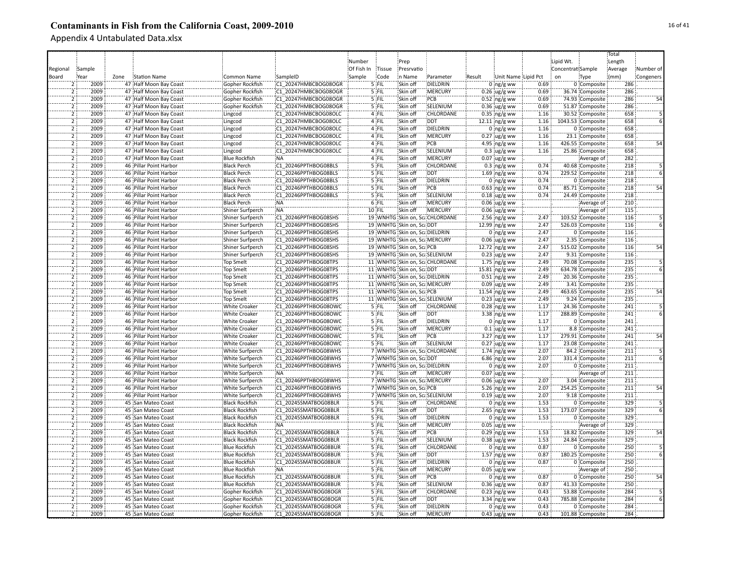# Contaminants in Fish from the California Coast, 2009-2010

Appendix 4 Untabulated Data.xlsx

| Regional Board | Sample Year | Zone | Station Name | Common Name | SampleID | Number Of Fish In Sample | Tissue Code | Prep Presrvation Name | Parameter | Result | Unit Name | Lipid Pct | Lipid Wt. Concentration | Sample Type | Total Length Average (mm) | Number of Congeners |
|---|---|---|---|---|---|---|---|---|---|---|---|---|---|---|---|---|
| 2 | 2009 | 47 | Half Moon Bay Coast | Gopher Rockfish | C1_20247HMBCBOG08OGR | 5 | FIL | Skin off | DIELDRIN | 0 | ng/g ww | 0.69 | 0 | Composite | 286 | |
| 2 | 2009 | 47 | Half Moon Bay Coast | Gopher Rockfish | C1_20247HMBCBOG08OGR | 5 | FIL | Skin off | MERCURY | 0.26 | ug/g ww | 0.69 | 36.74 | Composite | 286 | |
| 2 | 2009 | 47 | Half Moon Bay Coast | Gopher Rockfish | C1_20247HMBCBOG08OGR | 5 | FIL | Skin off | PCB | 0.52 | ng/g ww | 0.69 | 74.93 | Composite | 286 | 54 |
| 2 | 2009 | 47 | Half Moon Bay Coast | Gopher Rockfish | C1_20247HMBCBOG08OGR | 5 | FIL | Skin off | SELENIUM | 0.36 | ug/g ww | 0.69 | 51.87 | Composite | 286 | |
| 2 | 2009 | 47 | Half Moon Bay Coast | Lingcod | C1_20247HMBCBOG08OLC | 4 | FIL | Skin off | CHLORDANE | 0.35 | ng/g ww | 1.16 | 30.52 | Composite | 658 | 5 |
| 2 | 2009 | 47 | Half Moon Bay Coast | Lingcod | C1_20247HMBCBOG08OLC | 4 | FIL | Skin off | DDT | 12.11 | ng/g ww | 1.16 | 1043.53 | Composite | 658 | 6 |
| 2 | 2009 | 47 | Half Moon Bay Coast | Lingcod | C1_20247HMBCBOG08OLC | 4 | FIL | Skin off | DIELDRIN | 0 | ng/g ww | 1.16 | 0 | Composite | 658 | |
| 2 | 2009 | 47 | Half Moon Bay Coast | Lingcod | C1_20247HMBCBOG08OLC | 4 | FIL | Skin off | MERCURY | 0.27 | ug/g ww | 1.16 | 23.1 | Composite | 658 | |
| 2 | 2009 | 47 | Half Moon Bay Coast | Lingcod | C1_20247HMBCBOG08OLC | 4 | FIL | Skin off | PCB | 4.95 | ng/g ww | 1.16 | 426.55 | Composite | 658 | 54 |
| 2 | 2009 | 47 | Half Moon Bay Coast | Lingcod | C1_20247HMBCBOG08OLC | 4 | FIL | Skin off | SELENIUM | 0.3 | ug/g ww | 1.16 | 25.86 | Composite | 658 | |
| 2 | 2010 | 47 | Half Moon Bay Coast | Blue Rockfish | NA | 4 | FIL | Skin off | MERCURY | 0.07 | ug/g ww | | | Average of | 282 | |
| 2 | 2009 | 46 | Pillar Point Harbor | Black Perch | C1_20246PPTHBOG08BLS | 5 | FIL | Skin off | CHLORDANE | 0.3 | ng/g ww | 0.74 | 40.68 | Composite | 218 | 5 |
| 2 | 2009 | 46 | Pillar Point Harbor | Black Perch | C1_20246PPTHBOG08BLS | 5 | FIL | Skin off | DDT | 1.69 | ng/g ww | 0.74 | 229.52 | Composite | 218 | 6 |
| 2 | 2009 | 46 | Pillar Point Harbor | Black Perch | C1_20246PPTHBOG08BLS | 5 | FIL | Skin off | DIELDRIN | 0 | ng/g ww | 0.74 | 0 | Composite | 218 | |
| 2 | 2009 | 46 | Pillar Point Harbor | Black Perch | C1_20246PPTHBOG08BLS | 5 | FIL | Skin off | PCB | 0.63 | ng/g ww | 0.74 | 85.71 | Composite | 218 | 54 |
| 2 | 2009 | 46 | Pillar Point Harbor | Black Perch | C1_20246PPTHBOG08BLS | 5 | FIL | Skin off | SELENIUM | 0.18 | ug/g ww | 0.74 | 24.49 | Composite | 218 | |
| 2 | 2009 | 46 | Pillar Point Harbor | Black Perch | NA | 6 | FIL | Skin off | MERCURY | 0.06 | ug/g ww | | | Average of | 210 | |
| 2 | 2009 | 46 | Pillar Point Harbor | Shiner Surfperch | NA | 10 | FIL | Skin off | MERCURY | 0.06 | ug/g ww | | | Average of | 115 | |
| 2 | 2009 | 46 | Pillar Point Harbor | Shiner Surfperch | C1_20246PPTHBOG08SHS | 19 | WNHTG | Skin on, Sca | CHLORDANE | 2.56 | ng/g ww | 2.47 | 103.52 | Composite | 116 | 5 |
| 2 | 2009 | 46 | Pillar Point Harbor | Shiner Surfperch | C1_20246PPTHBOG08SHS | 19 | WNHTG | Skin on, Sca | DDT | 12.99 | ng/g ww | 2.47 | 526.03 | Composite | 116 | 6 |
| 2 | 2009 | 46 | Pillar Point Harbor | Shiner Surfperch | C1_20246PPTHBOG08SHS | 19 | WNHTG | Skin on, Sca | DIELDRIN | 0 | ng/g ww | 2.47 | 0 | Composite | 116 | |
| 2 | 2009 | 46 | Pillar Point Harbor | Shiner Surfperch | C1_20246PPTHBOG08SHS | 19 | WNHTG | Skin on, Sca | MERCURY | 0.06 | ug/g ww | 2.47 | 2.35 | Composite | 116 | |
| 2 | 2009 | 46 | Pillar Point Harbor | Shiner Surfperch | C1_20246PPTHBOG08SHS | 19 | WNHTG | Skin on, Sca | PCB | 12.72 | ng/g ww | 2.47 | 515.02 | Composite | 116 | 54 |
| 2 | 2009 | 46 | Pillar Point Harbor | Shiner Surfperch | C1_20246PPTHBOG08SHS | 19 | WNHTG | Skin on, Sca | SELENIUM | 0.23 | ug/g ww | 2.47 | 9.31 | Composite | 116 | |
| 2 | 2009 | 46 | Pillar Point Harbor | Top Smelt | C1_20246PPTHBOG08TPS | 11 | WNHTG | Skin on, Sca | CHLORDANE | 1.75 | ng/g ww | 2.49 | 70.08 | Composite | 235 | 5 |
| 2 | 2009 | 46 | Pillar Point Harbor | Top Smelt | C1_20246PPTHBOG08TPS | 11 | WNHTG | Skin on, Sca | DDT | 15.81 | ng/g ww | 2.49 | 634.78 | Composite | 235 | 6 |
| 2 | 2009 | 46 | Pillar Point Harbor | Top Smelt | C1_20246PPTHBOG08TPS | 11 | WNHTG | Skin on, Sca | DIELDRIN | 0.51 | ng/g ww | 2.49 | 20.36 | Composite | 235 | |
| 2 | 2009 | 46 | Pillar Point Harbor | Top Smelt | C1_20246PPTHBOG08TPS | 11 | WNHTG | Skin on, Sca | MERCURY | 0.09 | ug/g ww | 2.49 | 3.41 | Composite | 235 | |
| 2 | 2009 | 46 | Pillar Point Harbor | Top Smelt | C1_20246PPTHBOG08TPS | 11 | WNHTG | Skin on, Sca | PCB | 11.54 | ng/g ww | 2.49 | 463.65 | Composite | 235 | 54 |
| 2 | 2009 | 46 | Pillar Point Harbor | Top Smelt | C1_20246PPTHBOG08TPS | 11 | WNHTG | Skin on, Sca | SELENIUM | 0.23 | ug/g ww | 2.49 | 9.24 | Composite | 235 | |
| 2 | 2009 | 46 | Pillar Point Harbor | White Croaker | C1_20246PPTHBOG08OWC | 5 | FIL | Skin off | CHLORDANE | 0.28 | ng/g ww | 1.17 | 24.36 | Composite | 241 | 5 |
| 2 | 2009 | 46 | Pillar Point Harbor | White Croaker | C1_20246PPTHBOG08OWC | 5 | FIL | Skin off | DDT | 3.38 | ng/g ww | 1.17 | 288.89 | Composite | 241 | 6 |
| 2 | 2009 | 46 | Pillar Point Harbor | White Croaker | C1_20246PPTHBOG08OWC | 5 | FIL | Skin off | DIELDRIN | 0 | ng/g ww | 1.17 | 0 | Composite | 241 | |
| 2 | 2009 | 46 | Pillar Point Harbor | White Croaker | C1_20246PPTHBOG08OWC | 5 | FIL | Skin off | MERCURY | 0.1 | ug/g ww | 1.17 | 8.8 | Composite | 241 | |
| 2 | 2009 | 46 | Pillar Point Harbor | White Croaker | C1_20246PPTHBOG08OWC | 5 | FIL | Skin off | PCB | 3.27 | ng/g ww | 1.17 | 279.91 | Composite | 241 | 54 |
| 2 | 2009 | 46 | Pillar Point Harbor | White Croaker | C1_20246PPTHBOG08OWC | 5 | FIL | Skin off | SELENIUM | 0.27 | ug/g ww | 1.17 | 23.08 | Composite | 241 | |
| 2 | 2009 | 46 | Pillar Point Harbor | White Surfperch | C1_20246PPTHBOG08WHS | 7 | WNHTG | Skin on, Sca | CHLORDANE | 1.74 | ng/g ww | 2.07 | 84.2 | Composite | 211 | 5 |
| 2 | 2009 | 46 | Pillar Point Harbor | White Surfperch | C1_20246PPTHBOG08WHS | 7 | WNHTG | Skin on, Sca | DDT | 6.86 | ng/g ww | 2.07 | 331.4 | Composite | 211 | 6 |
| 2 | 2009 | 46 | Pillar Point Harbor | White Surfperch | C1_20246PPTHBOG08WHS | 7 | WNHTG | Skin on, Sca | DIELDRIN | 0 | ng/g ww | 2.07 | 0 | Composite | 211 | |
| 2 | 2009 | 46 | Pillar Point Harbor | White Surfperch | NA | 7 | FIL | Skin off | MERCURY | 0.07 | ug/g ww | | | Average of | 211 | |
| 2 | 2009 | 46 | Pillar Point Harbor | White Surfperch | C1_20246PPTHBOG08WHS | 7 | WNHTG | Skin on, Sca | MERCURY | 0.06 | ug/g ww | 2.07 | 3.04 | Composite | 211 | |
| 2 | 2009 | 46 | Pillar Point Harbor | White Surfperch | C1_20246PPTHBOG08WHS | 7 | WNHTG | Skin on, Sca | PCB | 5.26 | ng/g ww | 2.07 | 254.25 | Composite | 211 | 54 |
| 2 | 2009 | 46 | Pillar Point Harbor | White Surfperch | C1_20246PPTHBOG08WHS | 7 | WNHTG | Skin on, Sca | SELENIUM | 0.19 | ug/g ww | 2.07 | 9.18 | Composite | 211 | |
| 2 | 2009 | 45 | San Mateo Coast | Black Rockfish | C1_20245SMATBOG08BLR | 5 | FIL | Skin off | CHLORDANE | 0 | ng/g ww | 1.53 | 0 | Composite | 329 | 5 |
| 2 | 2009 | 45 | San Mateo Coast | Black Rockfish | C1_20245SMATBOG08BLR | 5 | FIL | Skin off | DDT | 2.65 | ng/g ww | 1.53 | 173.07 | Composite | 329 | 6 |
| 2 | 2009 | 45 | San Mateo Coast | Black Rockfish | C1_20245SMATBOG08BLR | 5 | FIL | Skin off | DIELDRIN | 0 | ng/g ww | 1.53 | 0 | Composite | 329 | |
| 2 | 2009 | 45 | San Mateo Coast | Black Rockfish | NA | 5 | FIL | Skin off | MERCURY | 0.05 | ug/g ww | | | Average of | 329 | |
| 2 | 2009 | 45 | San Mateo Coast | Black Rockfish | C1_20245SMATBOG08BLR | 5 | FIL | Skin off | PCB | 0.29 | ng/g ww | 1.53 | 18.82 | Composite | 329 | 54 |
| 2 | 2009 | 45 | San Mateo Coast | Black Rockfish | C1_20245SMATBOG08BLR | 5 | FIL | Skin off | SELENIUM | 0.38 | ug/g ww | 1.53 | 24.84 | Composite | 329 | |
| 2 | 2009 | 45 | San Mateo Coast | Blue Rockfish | C1_20245SMATBOG08BUR | 5 | FIL | Skin off | CHLORDANE | 0 | ng/g ww | 0.87 | 0 | Composite | 250 | 5 |
| 2 | 2009 | 45 | San Mateo Coast | Blue Rockfish | C1_20245SMATBOG08BUR | 5 | FIL | Skin off | DDT | 1.57 | ng/g ww | 0.87 | 180.25 | Composite | 250 | 6 |
| 2 | 2009 | 45 | San Mateo Coast | Blue Rockfish | C1_20245SMATBOG08BUR | 5 | FIL | Skin off | DIELDRIN | 0 | ng/g ww | 0.87 | 0 | Composite | 250 | |
| 2 | 2009 | 45 | San Mateo Coast | Blue Rockfish | NA | 5 | FIL | Skin off | MERCURY | 0.05 | ug/g ww | | | Average of | 250 | |
| 2 | 2009 | 45 | San Mateo Coast | Blue Rockfish | C1_20245SMATBOG08BUR | 5 | FIL | Skin off | PCB | 0 | ng/g ww | 0.87 | 0 | Composite | 250 | 54 |
| 2 | 2009 | 45 | San Mateo Coast | Blue Rockfish | C1_20245SMATBOG08BUR | 5 | FIL | Skin off | SELENIUM | 0.36 | ug/g ww | 0.87 | 41.33 | Composite | 250 | |
| 2 | 2009 | 45 | San Mateo Coast | Gopher Rockfish | C1_20245SMATBOG08OGR | 5 | FIL | Skin off | CHLORDANE | 0.23 | ng/g ww | 0.43 | 53.88 | Composite | 284 | 5 |
| 2 | 2009 | 45 | San Mateo Coast | Gopher Rockfish | C1_20245SMATBOG08OGR | 5 | FIL | Skin off | DDT | 3.34 | ng/g ww | 0.43 | 785.88 | Composite | 284 | 6 |
| 2 | 2009 | 45 | San Mateo Coast | Gopher Rockfish | C1_20245SMATBOG08OGR | 5 | FIL | Skin off | DIELDRIN | 0 | ng/g ww | 0.43 | 0 | Composite | 284 | |
| 2 | 2009 | 45 | San Mateo Coast | Gopher Rockfish | C1_20245SMATBOG08OGR | 5 | FIL | Skin off | MERCURY | 0.43 | ug/g ww | 0.43 | 101.88 | Composite | 284 | |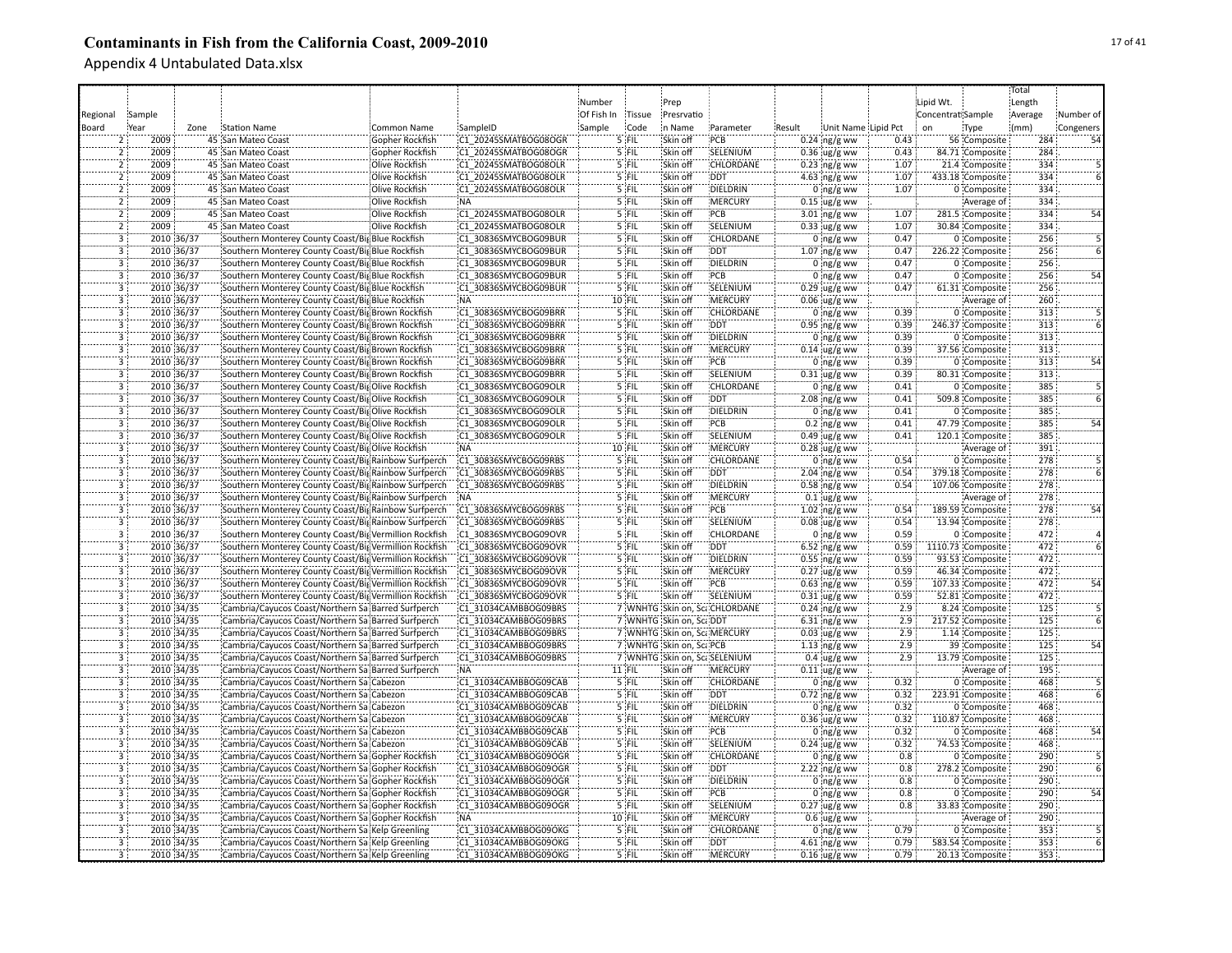# Contaminants in Fish from the California Coast, 2009-2010

Appendix 4 Untabulated Data.xlsx

| Regional Board | Sample Year | Zone | Station Name | Common Name | SampleID | Number Of Fish In Sample | Tissue Code | Prep Presrvation Name | Parameter | Result | Unit Name | Lipid Pct | Lipid Wt. Concentration | Sample Type | Total Length Average (mm) | Number of Congeners |
|---|---|---|---|---|---|---|---|---|---|---|---|---|---|---|---|---|
| 2 | 2009 | 45 | San Mateo Coast | Gopher Rockfish | C1_20245SMATBOG08OGR | 5 | FIL | Skin off | PCB | 0.24 | ng/g ww | 0.43 | 56 | Composite | 284 | 54 |
| 2 | 2009 | 45 | San Mateo Coast | Gopher Rockfish | C1_20245SMATBOG08OGR | 5 | FIL | Skin off | SELENIUM | 0.36 | ug/g ww | 0.43 | 84.71 | Composite | 284 | |
| 2 | 2009 | 45 | San Mateo Coast | Olive Rockfish | C1_20245SMATBOG08OLR | 5 | FIL | Skin off | CHLORDANE | 0.23 | ng/g ww | 1.07 | 21.4 | Composite | 334 | 5 |
| 2 | 2009 | 45 | San Mateo Coast | Olive Rockfish | C1_20245SMATBOG08OLR | 5 | FIL | Skin off | DDT | 4.63 | ng/g ww | 1.07 | 433.18 | Composite | 334 | 6 |
| 2 | 2009 | 45 | San Mateo Coast | Olive Rockfish | C1_20245SMATBOG08OLR | 5 | FIL | Skin off | DIELDRIN | 0 | ng/g ww | 1.07 | 0 | Composite | 334 | |
| 2 | 2009 | 45 | San Mateo Coast | Olive Rockfish | NA | 5 | FIL | Skin off | MERCURY | 0.15 | ug/g ww | | | Average of | 334 | |
| 2 | 2009 | 45 | San Mateo Coast | Olive Rockfish | C1_20245SMATBOG08OLR | 5 | FIL | Skin off | PCB | 3.01 | ng/g ww | 1.07 | 281.5 | Composite | 334 | 54 |
| 2 | 2009 | 45 | San Mateo Coast | Olive Rockfish | C1_20245SMATBOG08OLR | 5 | FIL | Skin off | SELENIUM | 0.33 | ug/g ww | 1.07 | 30.84 | Composite | 334 | |
| 3 | 2010 | 36/37 | Southern Monterey County Coast/Big | Blue Rockfish | C1_30836SMYCBOG09BUR | 5 | FIL | Skin off | CHLORDANE | 0 | ng/g ww | 0.47 | 0 | Composite | 256 | 5 |
| 3 | 2010 | 36/37 | Southern Monterey County Coast/Big | Blue Rockfish | C1_30836SMYCBOG09BUR | 5 | FIL | Skin off | DDT | 1.07 | ng/g ww | 0.47 | 226.22 | Composite | 256 | 6 |
| 3 | 2010 | 36/37 | Southern Monterey County Coast/Big | Blue Rockfish | C1_30836SMYCBOG09BUR | 5 | FIL | Skin off | DIELDRIN | 0 | ng/g ww | 0.47 | 0 | Composite | 256 | |
| 3 | 2010 | 36/37 | Southern Monterey County Coast/Big | Blue Rockfish | C1_30836SMYCBOG09BUR | 5 | FIL | Skin off | PCB | 0 | ng/g ww | 0.47 | 0 | Composite | 256 | 54 |
| 3 | 2010 | 36/37 | Southern Monterey County Coast/Big | Blue Rockfish | C1_30836SMYCBOG09BUR | 5 | FIL | Skin off | SELENIUM | 0.29 | ug/g ww | 0.47 | 61.31 | Composite | 256 | |
| 3 | 2010 | 36/37 | Southern Monterey County Coast/Big | Blue Rockfish | NA | 10 | FIL | Skin off | MERCURY | 0.06 | ug/g ww | | | Average of | 260 | |
| 3 | 2010 | 36/37 | Southern Monterey County Coast/Big | Brown Rockfish | C1_30836SMYCBOG09BRR | 5 | FIL | Skin off | CHLORDANE | 0 | ng/g ww | 0.39 | 0 | Composite | 313 | 5 |
| 3 | 2010 | 36/37 | Southern Monterey County Coast/Big | Brown Rockfish | C1_30836SMYCBOG09BRR | 5 | FIL | Skin off | DDT | 0.95 | ng/g ww | 0.39 | 246.37 | Composite | 313 | 6 |
| 3 | 2010 | 36/37 | Southern Monterey County Coast/Big | Brown Rockfish | C1_30836SMYCBOG09BRR | 5 | FIL | Skin off | DIELDRIN | 0 | ng/g ww | 0.39 | 0 | Composite | 313 | |
| 3 | 2010 | 36/37 | Southern Monterey County Coast/Big | Brown Rockfish | C1_30836SMYCBOG09BRR | 5 | FIL | Skin off | MERCURY | 0.14 | ug/g ww | 0.39 | 37.56 | Composite | 313 | |
| 3 | 2010 | 36/37 | Southern Monterey County Coast/Big | Brown Rockfish | C1_30836SMYCBOG09BRR | 5 | FIL | Skin off | PCB | 0 | ng/g ww | 0.39 | 0 | Composite | 313 | 54 |
| 3 | 2010 | 36/37 | Southern Monterey County Coast/Big | Brown Rockfish | C1_30836SMYCBOG09BRR | 5 | FIL | Skin off | SELENIUM | 0.31 | ug/g ww | 0.39 | 80.31 | Composite | 313 | |
| 3 | 2010 | 36/37 | Southern Monterey County Coast/Big | Olive Rockfish | C1_30836SMYCBOG09OLR | 5 | FIL | Skin off | CHLORDANE | 0 | ng/g ww | 0.41 | 0 | Composite | 385 | 5 |
| 3 | 2010 | 36/37 | Southern Monterey County Coast/Big | Olive Rockfish | C1_30836SMYCBOG09OLR | 5 | FIL | Skin off | DDT | 2.08 | ng/g ww | 0.41 | 509.8 | Composite | 385 | 6 |
| 3 | 2010 | 36/37 | Southern Monterey County Coast/Big | Olive Rockfish | C1_30836SMYCBOG09OLR | 5 | FIL | Skin off | DIELDRIN | 0 | ng/g ww | 0.41 | 0 | Composite | 385 | |
| 3 | 2010 | 36/37 | Southern Monterey County Coast/Big | Olive Rockfish | C1_30836SMYCBOG09OLR | 5 | FIL | Skin off | PCB | 0.2 | ng/g ww | 0.41 | 47.79 | Composite | 385 | 54 |
| 3 | 2010 | 36/37 | Southern Monterey County Coast/Big | Olive Rockfish | C1_30836SMYCBOG09OLR | 5 | FIL | Skin off | SELENIUM | 0.49 | ug/g ww | 0.41 | 120.1 | Composite | 385 | |
| 3 | 2010 | 36/37 | Southern Monterey County Coast/Big | Olive Rockfish | NA | 10 | FIL | Skin off | MERCURY | 0.28 | ug/g ww | | | Average of | 391 | |
| 3 | 2010 | 36/37 | Southern Monterey County Coast/Big | Rainbow Surfperch | C1_30836SMYCBOG09RBS | 5 | FIL | Skin off | CHLORDANE | 0 | ng/g ww | 0.54 | 0 | Composite | 278 | 5 |
| 3 | 2010 | 36/37 | Southern Monterey County Coast/Big | Rainbow Surfperch | C1_30836SMYCBOG09RBS | 5 | FIL | Skin off | DDT | 2.04 | ng/g ww | 0.54 | 379.18 | Composite | 278 | 6 |
| 3 | 2010 | 36/37 | Southern Monterey County Coast/Big | Rainbow Surfperch | C1_30836SMYCBOG09RBS | 5 | FIL | Skin off | DIELDRIN | 0.58 | ng/g ww | 0.54 | 107.06 | Composite | 278 | |
| 3 | 2010 | 36/37 | Southern Monterey County Coast/Big | Rainbow Surfperch | NA | 5 | FIL | Skin off | MERCURY | 0.1 | ug/g ww | | | Average of | 278 | |
| 3 | 2010 | 36/37 | Southern Monterey County Coast/Big | Rainbow Surfperch | C1_30836SMYCBOG09RBS | 5 | FIL | Skin off | PCB | 1.02 | ng/g ww | 0.54 | 189.59 | Composite | 278 | 54 |
| 3 | 2010 | 36/37 | Southern Monterey County Coast/Big | Rainbow Surfperch | C1_30836SMYCBOG09RBS | 5 | FIL | Skin off | SELENIUM | 0.08 | ug/g ww | 0.54 | 13.94 | Composite | 278 | |
| 3 | 2010 | 36/37 | Southern Monterey County Coast/Big | Vermillion Rockfish | C1_30836SMYCBOG09OVR | 5 | FIL | Skin off | CHLORDANE | 0 | ng/g ww | 0.59 | 0 | Composite | 472 | 4 |
| 3 | 2010 | 36/37 | Southern Monterey County Coast/Big | Vermillion Rockfish | C1_30836SMYCBOG09OVR | 5 | FIL | Skin off | DDT | 6.52 | ng/g ww | 0.59 | 1110.73 | Composite | 472 | 6 |
| 3 | 2010 | 36/37 | Southern Monterey County Coast/Big | Vermillion Rockfish | C1_30836SMYCBOG09OVR | 5 | FIL | Skin off | DIELDRIN | 0.55 | ng/g ww | 0.59 | 93.53 | Composite | 472 | |
| 3 | 2010 | 36/37 | Southern Monterey County Coast/Big | Vermillion Rockfish | C1_30836SMYCBOG09OVR | 5 | FIL | Skin off | MERCURY | 0.27 | ug/g ww | 0.59 | 46.34 | Composite | 472 | |
| 3 | 2010 | 36/37 | Southern Monterey County Coast/Big | Vermillion Rockfish | C1_30836SMYCBOG09OVR | 5 | FIL | Skin off | PCB | 0.63 | ng/g ww | 0.59 | 107.33 | Composite | 472 | 54 |
| 3 | 2010 | 36/37 | Southern Monterey County Coast/Big | Vermillion Rockfish | C1_30836SMYCBOG09OVR | 5 | FIL | Skin off | SELENIUM | 0.31 | ug/g ww | 0.59 | 52.81 | Composite | 472 | |
| 3 | 2010 | 34/35 | Cambria/Cayucos Coast/Northern Sa | Barred Surfperch | C1_31034CAMBBOG09BRS | 7 | WNHTG | Skin on, Sca | CHLORDANE | 0.24 | ng/g ww | 2.9 | 8.24 | Composite | 125 | 5 |
| 3 | 2010 | 34/35 | Cambria/Cayucos Coast/Northern Sa | Barred Surfperch | C1_31034CAMBBOG09BRS | 7 | WNHTG | Skin on, Sca | DDT | 6.31 | ng/g ww | 2.9 | 217.52 | Composite | 125 | 6 |
| 3 | 2010 | 34/35 | Cambria/Cayucos Coast/Northern Sa | Barred Surfperch | C1_31034CAMBBOG09BRS | 7 | WNHTG | Skin on, Sca | MERCURY | 0.03 | ug/g ww | 2.9 | 1.14 | Composite | 125 | |
| 3 | 2010 | 34/35 | Cambria/Cayucos Coast/Northern Sa | Barred Surfperch | C1_31034CAMBBOG09BRS | 7 | WNHTG | Skin on, Sca | PCB | 1.13 | ng/g ww | 2.9 | 39 | Composite | 125 | 54 |
| 3 | 2010 | 34/35 | Cambria/Cayucos Coast/Northern Sa | Barred Surfperch | C1_31034CAMBBOG09BRS | 7 | WNHTG | Skin on, Sca | SELENIUM | 0.4 | ug/g ww | 2.9 | 13.79 | Composite | 125 | |
| 3 | 2010 | 34/35 | Cambria/Cayucos Coast/Northern Sa | Barred Surfperch | NA | 11 | FIL | Skin off | MERCURY | 0.11 | ug/g ww | | | Average of | 195 | |
| 3 | 2010 | 34/35 | Cambria/Cayucos Coast/Northern Sa | Cabezon | C1_31034CAMBBOG09CAB | 5 | FIL | Skin off | CHLORDANE | 0 | ng/g ww | 0.32 | 0 | Composite | 468 | 5 |
| 3 | 2010 | 34/35 | Cambria/Cayucos Coast/Northern Sa | Cabezon | C1_31034CAMBBOG09CAB | 5 | FIL | Skin off | DDT | 0.72 | ng/g ww | 0.32 | 223.91 | Composite | 468 | 6 |
| 3 | 2010 | 34/35 | Cambria/Cayucos Coast/Northern Sa | Cabezon | C1_31034CAMBBOG09CAB | 5 | FIL | Skin off | DIELDRIN | 0 | ng/g ww | 0.32 | 0 | Composite | 468 | |
| 3 | 2010 | 34/35 | Cambria/Cayucos Coast/Northern Sa | Cabezon | C1_31034CAMBBOG09CAB | 5 | FIL | Skin off | MERCURY | 0.36 | ug/g ww | 0.32 | 110.87 | Composite | 468 | |
| 3 | 2010 | 34/35 | Cambria/Cayucos Coast/Northern Sa | Cabezon | C1_31034CAMBBOG09CAB | 5 | FIL | Skin off | PCB | 0 | ng/g ww | 0.32 | 0 | Composite | 468 | 54 |
| 3 | 2010 | 34/35 | Cambria/Cayucos Coast/Northern Sa | Cabezon | C1_31034CAMBBOG09CAB | 5 | FIL | Skin off | SELENIUM | 0.24 | ug/g ww | 0.32 | 74.53 | Composite | 468 | |
| 3 | 2010 | 34/35 | Cambria/Cayucos Coast/Northern Sa | Gopher Rockfish | C1_31034CAMBBOG09OGR | 5 | FIL | Skin off | CHLORDANE | 0 | ng/g ww | 0.8 | 0 | Composite | 290 | 5 |
| 3 | 2010 | 34/35 | Cambria/Cayucos Coast/Northern Sa | Gopher Rockfish | C1_31034CAMBBOG09OGR | 5 | FIL | Skin off | DDT | 2.22 | ng/g ww | 0.8 | 278.2 | Composite | 290 | 6 |
| 3 | 2010 | 34/35 | Cambria/Cayucos Coast/Northern Sa | Gopher Rockfish | C1_31034CAMBBOG09OGR | 5 | FIL | Skin off | DIELDRIN | 0 | ng/g ww | 0.8 | 0 | Composite | 290 | |
| 3 | 2010 | 34/35 | Cambria/Cayucos Coast/Northern Sa | Gopher Rockfish | C1_31034CAMBBOG09OGR | 5 | FIL | Skin off | PCB | 0 | ng/g ww | 0.8 | 0 | Composite | 290 | 54 |
| 3 | 2010 | 34/35 | Cambria/Cayucos Coast/Northern Sa | Gopher Rockfish | C1_31034CAMBBOG09OGR | 5 | FIL | Skin off | SELENIUM | 0.27 | ug/g ww | 0.8 | 33.83 | Composite | 290 | |
| 3 | 2010 | 34/35 | Cambria/Cayucos Coast/Northern Sa | Gopher Rockfish | NA | 10 | FIL | Skin off | MERCURY | 0.6 | ug/g ww | | | Average of | 290 | |
| 3 | 2010 | 34/35 | Cambria/Cayucos Coast/Northern Sa | Kelp Greenling | C1_31034CAMBBOG09OKG | 5 | FIL | Skin off | CHLORDANE | 0 | ng/g ww | 0.79 | 0 | Composite | 353 | 5 |
| 3 | 2010 | 34/35 | Cambria/Cayucos Coast/Northern Sa | Kelp Greenling | C1_31034CAMBBOG09OKG | 5 | FIL | Skin off | DDT | 4.61 | ng/g ww | 0.79 | 583.54 | Composite | 353 | 6 |
| 3 | 2010 | 34/35 | Cambria/Cayucos Coast/Northern Sa | Kelp Greenling | C1_31034CAMBBOG09OKG | 5 | FIL | Skin off | MERCURY | 0.16 | ug/g ww | 0.79 | 20.13 | Composite | 353 | |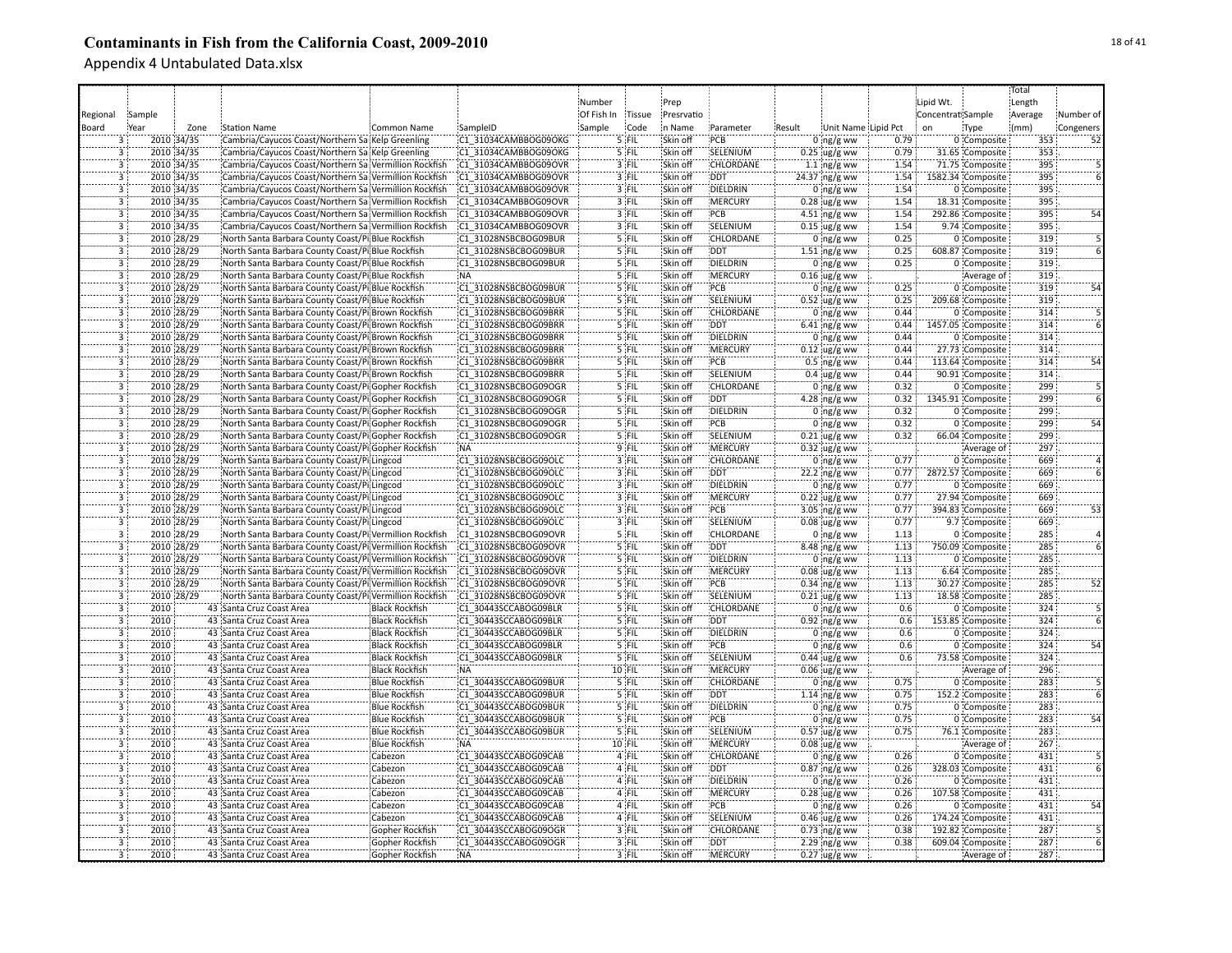# Contaminants in Fish from the California Coast, 2009-2010

## Appendix 4 Untabulated Data.xlsx

| Regional Board | Sample Year | Zone | Station Name | Common Name | SampleID | Number Of Fish In Sample | Tissue Code | Prep Presrvation Name | Parameter | Result | Unit Name | Lipid Pct | Lipid Wt. Concentration | Sample Type | Total Length Average (mm) | Number of Congeners |
|---|---|---|---|---|---|---|---|---|---|---|---|---|---|---|---|---|
| 3 | 2010 | 34/35 | Cambria/Cayucos Coast/Northern Sa | Kelp Greenling | C1_31034CAMBBOG09OKG | 5 | FIL | Skin off | PCB | 0 | ng/g ww | 0.79 | 0 | Composite | 353 | 52 |
| 3 | 2010 | 34/35 | Cambria/Cayucos Coast/Northern Sa | Kelp Greenling | C1_31034CAMBBOG09OKG | 5 | FIL | Skin off | SELENIUM | 0.25 | ug/g ww | 0.79 | 31.65 | Composite | 353 | |
| 3 | 2010 | 34/35 | Cambria/Cayucos Coast/Northern Sa | Vermillion Rockfish | C1_31034CAMBBOG09OVR | 3 | FIL | Skin off | CHLORDANE | 1.1 | ng/g ww | 1.54 | 71.75 | Composite | 395 | 5 |
| 3 | 2010 | 34/35 | Cambria/Cayucos Coast/Northern Sa | Vermillion Rockfish | C1_31034CAMBBOG09OVR | 3 | FIL | Skin off | DDT | 24.37 | ng/g ww | 1.54 | 1582.34 | Composite | 395 | 6 |
| 3 | 2010 | 34/35 | Cambria/Cayucos Coast/Northern Sa | Vermillion Rockfish | C1_31034CAMBBOG09OVR | 3 | FIL | Skin off | DIELDRIN | 0 | ng/g ww | 1.54 | 0 | Composite | 395 | |
| 3 | 2010 | 34/35 | Cambria/Cayucos Coast/Northern Sa | Vermillion Rockfish | C1_31034CAMBBOG09OVR | 3 | FIL | Skin off | MERCURY | 0.28 | ug/g ww | 1.54 | 18.31 | Composite | 395 | |
| 3 | 2010 | 34/35 | Cambria/Cayucos Coast/Northern Sa | Vermillion Rockfish | C1_31034CAMBBOG09OVR | 3 | FIL | Skin off | PCB | 4.51 | ng/g ww | 1.54 | 292.86 | Composite | 395 | 54 |
| 3 | 2010 | 34/35 | Cambria/Cayucos Coast/Northern Sa | Vermillion Rockfish | C1_31034CAMBBOG09OVR | 3 | FIL | Skin off | SELENIUM | 0.15 | ug/g ww | 1.54 | 9.74 | Composite | 395 | |
| 3 | 2010 | 28/29 | North Santa Barbara County Coast/Pi | Blue Rockfish | C1_31028NSBCBOG09BUR | 5 | FIL | Skin off | CHLORDANE | 0 | ng/g ww | 0.25 | 0 | Composite | 319 | 5 |
| 3 | 2010 | 28/29 | North Santa Barbara County Coast/Pi | Blue Rockfish | C1_31028NSBCBOG09BUR | 5 | FIL | Skin off | DDT | 1.51 | ng/g ww | 0.25 | 608.87 | Composite | 319 | 6 |
| 3 | 2010 | 28/29 | North Santa Barbara County Coast/Pi | Blue Rockfish | C1_31028NSBCBOG09BUR | 5 | FIL | Skin off | DIELDRIN | 0 | ng/g ww | 0.25 | 0 | Composite | 319 | |
| 3 | 2010 | 28/29 | North Santa Barbara County Coast/Pi | Blue Rockfish | NA | 5 | FIL | Skin off | MERCURY | 0.16 | ug/g ww | | | Average of | 319 | |
| 3 | 2010 | 28/29 | North Santa Barbara County Coast/Pi | Blue Rockfish | C1_31028NSBCBOG09BUR | 5 | FIL | Skin off | PCB | 0 | ng/g ww | 0.25 | 0 | Composite | 319 | 54 |
| 3 | 2010 | 28/29 | North Santa Barbara County Coast/Pi | Blue Rockfish | C1_31028NSBCBOG09BUR | 5 | FIL | Skin off | SELENIUM | 0.52 | ug/g ww | 0.25 | 209.68 | Composite | 319 | |
| 3 | 2010 | 28/29 | North Santa Barbara County Coast/Pi | Brown Rockfish | C1_31028NSBCBOG09BRR | 5 | FIL | Skin off | CHLORDANE | 0 | ng/g ww | 0.44 | 0 | Composite | 314 | 5 |
| 3 | 2010 | 28/29 | North Santa Barbara County Coast/Pi | Brown Rockfish | C1_31028NSBCBOG09BRR | 5 | FIL | Skin off | DDT | 6.41 | ng/g ww | 0.44 | 1457.05 | Composite | 314 | 6 |
| 3 | 2010 | 28/29 | North Santa Barbara County Coast/Pi | Brown Rockfish | C1_31028NSBCBOG09BRR | 5 | FIL | Skin off | DIELDRIN | 0 | ng/g ww | 0.44 | 0 | Composite | 314 | |
| 3 | 2010 | 28/29 | North Santa Barbara County Coast/Pi | Brown Rockfish | C1_31028NSBCBOG09BRR | 5 | FIL | Skin off | MERCURY | 0.12 | ug/g ww | 0.44 | 27.73 | Composite | 314 | |
| 3 | 2010 | 28/29 | North Santa Barbara County Coast/Pi | Brown Rockfish | C1_31028NSBCBOG09BRR | 5 | FIL | Skin off | PCB | 0.5 | ng/g ww | 0.44 | 113.64 | Composite | 314 | 54 |
| 3 | 2010 | 28/29 | North Santa Barbara County Coast/Pi | Brown Rockfish | C1_31028NSBCBOG09BRR | 5 | FIL | Skin off | SELENIUM | 0.4 | ug/g ww | 0.44 | 90.91 | Composite | 314 | |
| 3 | 2010 | 28/29 | North Santa Barbara County Coast/Pi | Gopher Rockfish | C1_31028NSBCBOG09OGR | 5 | FIL | Skin off | CHLORDANE | 0 | ng/g ww | 0.32 | 0 | Composite | 299 | 5 |
| 3 | 2010 | 28/29 | North Santa Barbara County Coast/Pi | Gopher Rockfish | C1_31028NSBCBOG09OGR | 5 | FIL | Skin off | DDT | 4.28 | ng/g ww | 0.32 | 1345.91 | Composite | 299 | 6 |
| 3 | 2010 | 28/29 | North Santa Barbara County Coast/Pi | Gopher Rockfish | C1_31028NSBCBOG09OGR | 5 | FIL | Skin off | DIELDRIN | 0 | ng/g ww | 0.32 | 0 | Composite | 299 | |
| 3 | 2010 | 28/29 | North Santa Barbara County Coast/Pi | Gopher Rockfish | C1_31028NSBCBOG09OGR | 5 | FIL | Skin off | PCB | 0 | ng/g ww | 0.32 | 0 | Composite | 299 | 54 |
| 3 | 2010 | 28/29 | North Santa Barbara County Coast/Pi | Gopher Rockfish | C1_31028NSBCBOG09OGR | 5 | FIL | Skin off | SELENIUM | 0.21 | ug/g ww | 0.32 | 66.04 | Composite | 299 | |
| 3 | 2010 | 28/29 | North Santa Barbara County Coast/Pi | Gopher Rockfish | NA | 9 | FIL | Skin off | MERCURY | 0.32 | ug/g ww | | | Average of | 297 | |
| 3 | 2010 | 28/29 | North Santa Barbara County Coast/Pi | Lingcod | C1_31028NSBCBOG09OLC | 3 | FIL | Skin off | CHLORDANE | 0 | ng/g ww | 0.77 | 0 | Composite | 669 | 4 |
| 3 | 2010 | 28/29 | North Santa Barbara County Coast/Pi | Lingcod | C1_31028NSBCBOG09OLC | 3 | FIL | Skin off | DDT | 22.2 | ng/g ww | 0.77 | 2872.57 | Composite | 669 | 6 |
| 3 | 2010 | 28/29 | North Santa Barbara County Coast/Pi | Lingcod | C1_31028NSBCBOG09OLC | 3 | FIL | Skin off | DIELDRIN | 0 | ng/g ww | 0.77 | 0 | Composite | 669 | |
| 3 | 2010 | 28/29 | North Santa Barbara County Coast/Pi | Lingcod | C1_31028NSBCBOG09OLC | 3 | FIL | Skin off | MERCURY | 0.22 | ug/g ww | 0.77 | 27.94 | Composite | 669 | |
| 3 | 2010 | 28/29 | North Santa Barbara County Coast/Pi | Lingcod | C1_31028NSBCBOG09OLC | 3 | FIL | Skin off | PCB | 3.05 | ng/g ww | 0.77 | 394.83 | Composite | 669 | 53 |
| 3 | 2010 | 28/29 | North Santa Barbara County Coast/Pi | Lingcod | C1_31028NSBCBOG09OLC | 3 | FIL | Skin off | SELENIUM | 0.08 | ug/g ww | 0.77 | 9.7 | Composite | 669 | |
| 3 | 2010 | 28/29 | North Santa Barbara County Coast/Pi | Vermillion Rockfish | C1_31028NSBCBOG09OVR | 5 | FIL | Skin off | CHLORDANE | 0 | ng/g ww | 1.13 | 0 | Composite | 285 | 4 |
| 3 | 2010 | 28/29 | North Santa Barbara County Coast/Pi | Vermillion Rockfish | C1_31028NSBCBOG09OVR | 5 | FIL | Skin off | DDT | 8.48 | ng/g ww | 1.13 | 750.09 | Composite | 285 | 6 |
| 3 | 2010 | 28/29 | North Santa Barbara County Coast/Pi | Vermillion Rockfish | C1_31028NSBCBOG09OVR | 5 | FIL | Skin off | DIELDRIN | 0 | ng/g ww | 1.13 | 0 | Composite | 285 | |
| 3 | 2010 | 28/29 | North Santa Barbara County Coast/Pi | Vermillion Rockfish | C1_31028NSBCBOG09OVR | 5 | FIL | Skin off | MERCURY | 0.08 | ug/g ww | 1.13 | 6.64 | Composite | 285 | |
| 3 | 2010 | 28/29 | North Santa Barbara County Coast/Pi | Vermillion Rockfish | C1_31028NSBCBOG09OVR | 5 | FIL | Skin off | PCB | 0.34 | ng/g ww | 1.13 | 30.27 | Composite | 285 | 52 |
| 3 | 2010 | 28/29 | North Santa Barbara County Coast/Pi | Vermillion Rockfish | C1_31028NSBCBOG09OVR | 5 | FIL | Skin off | SELENIUM | 0.21 | ug/g ww | 1.13 | 18.58 | Composite | 285 | |
| 3 | 2010 | 43 | Santa Cruz Coast Area | Black Rockfish | C1_30443SCCABOG09BLR | 5 | FIL | Skin off | CHLORDANE | 0 | ng/g ww | 0.6 | 0 | Composite | 324 | 5 |
| 3 | 2010 | 43 | Santa Cruz Coast Area | Black Rockfish | C1_30443SCCABOG09BLR | 5 | FIL | Skin off | DDT | 0.92 | ng/g ww | 0.6 | 153.85 | Composite | 324 | 6 |
| 3 | 2010 | 43 | Santa Cruz Coast Area | Black Rockfish | C1_30443SCCABOG09BLR | 5 | FIL | Skin off | DIELDRIN | 0 | ng/g ww | 0.6 | 0 | Composite | 324 | |
| 3 | 2010 | 43 | Santa Cruz Coast Area | Black Rockfish | C1_30443SCCABOG09BLR | 5 | FIL | Skin off | PCB | 0 | ng/g ww | 0.6 | 0 | Composite | 324 | 54 |
| 3 | 2010 | 43 | Santa Cruz Coast Area | Black Rockfish | C1_30443SCCABOG09BLR | 5 | FIL | Skin off | SELENIUM | 0.44 | ug/g ww | 0.6 | 73.58 | Composite | 324 | |
| 3 | 2010 | 43 | Santa Cruz Coast Area | Black Rockfish | NA | 10 | FIL | Skin off | MERCURY | 0.06 | ug/g ww | | | Average of | 296 | |
| 3 | 2010 | 43 | Santa Cruz Coast Area | Blue Rockfish | C1_30443SCCABOG09BUR | 5 | FIL | Skin off | CHLORDANE | 0 | ng/g ww | 0.75 | 0 | Composite | 283 | 5 |
| 3 | 2010 | 43 | Santa Cruz Coast Area | Blue Rockfish | C1_30443SCCABOG09BUR | 5 | FIL | Skin off | DDT | 1.14 | ng/g ww | 0.75 | 152.2 | Composite | 283 | 6 |
| 3 | 2010 | 43 | Santa Cruz Coast Area | Blue Rockfish | C1_30443SCCABOG09BUR | 5 | FIL | Skin off | DIELDRIN | 0 | ng/g ww | 0.75 | 0 | Composite | 283 | |
| 3 | 2010 | 43 | Santa Cruz Coast Area | Blue Rockfish | C1_30443SCCABOG09BUR | 5 | FIL | Skin off | PCB | 0 | ng/g ww | 0.75 | 0 | Composite | 283 | 54 |
| 3 | 2010 | 43 | Santa Cruz Coast Area | Blue Rockfish | C1_30443SCCABOG09BUR | 5 | FIL | Skin off | SELENIUM | 0.57 | ug/g ww | 0.75 | 76.1 | Composite | 283 | |
| 3 | 2010 | 43 | Santa Cruz Coast Area | Blue Rockfish | NA | 10 | FIL | Skin off | MERCURY | 0.08 | ug/g ww | | | Average of | 267 | |
| 3 | 2010 | 43 | Santa Cruz Coast Area | Cabezon | C1_30443SCCABOG09CAB | 4 | FIL | Skin off | CHLORDANE | 0 | ng/g ww | 0.26 | 0 | Composite | 431 | 5 |
| 3 | 2010 | 43 | Santa Cruz Coast Area | Cabezon | C1_30443SCCABOG09CAB | 4 | FIL | Skin off | DDT | 0.87 | ng/g ww | 0.26 | 328.03 | Composite | 431 | 6 |
| 3 | 2010 | 43 | Santa Cruz Coast Area | Cabezon | C1_30443SCCABOG09CAB | 4 | FIL | Skin off | DIELDRIN | 0 | ng/g ww | 0.26 | 0 | Composite | 431 | |
| 3 | 2010 | 43 | Santa Cruz Coast Area | Cabezon | C1_30443SCCABOG09CAB | 4 | FIL | Skin off | MERCURY | 0.28 | ug/g ww | 0.26 | 107.58 | Composite | 431 | |
| 3 | 2010 | 43 | Santa Cruz Coast Area | Cabezon | C1_30443SCCABOG09CAB | 4 | FIL | Skin off | PCB | 0 | ng/g ww | 0.26 | 0 | Composite | 431 | 54 |
| 3 | 2010 | 43 | Santa Cruz Coast Area | Cabezon | C1_30443SCCABOG09CAB | 4 | FIL | Skin off | SELENIUM | 0.46 | ug/g ww | 0.26 | 174.24 | Composite | 431 | |
| 3 | 2010 | 43 | Santa Cruz Coast Area | Gopher Rockfish | C1_30443SCCABOG09OGR | 3 | FIL | Skin off | CHLORDANE | 0.73 | ng/g ww | 0.38 | 192.82 | Composite | 287 | 5 |
| 3 | 2010 | 43 | Santa Cruz Coast Area | Gopher Rockfish | C1_30443SCCABOG09OGR | 3 | FIL | Skin off | DDT | 2.29 | ng/g ww | 0.38 | 609.04 | Composite | 287 | 6 |
| 3 | 2010 | 43 | Santa Cruz Coast Area | Gopher Rockfish | NA | 3 | FIL | Skin off | MERCURY | 0.27 | ug/g ww | | | Average of | 287 | |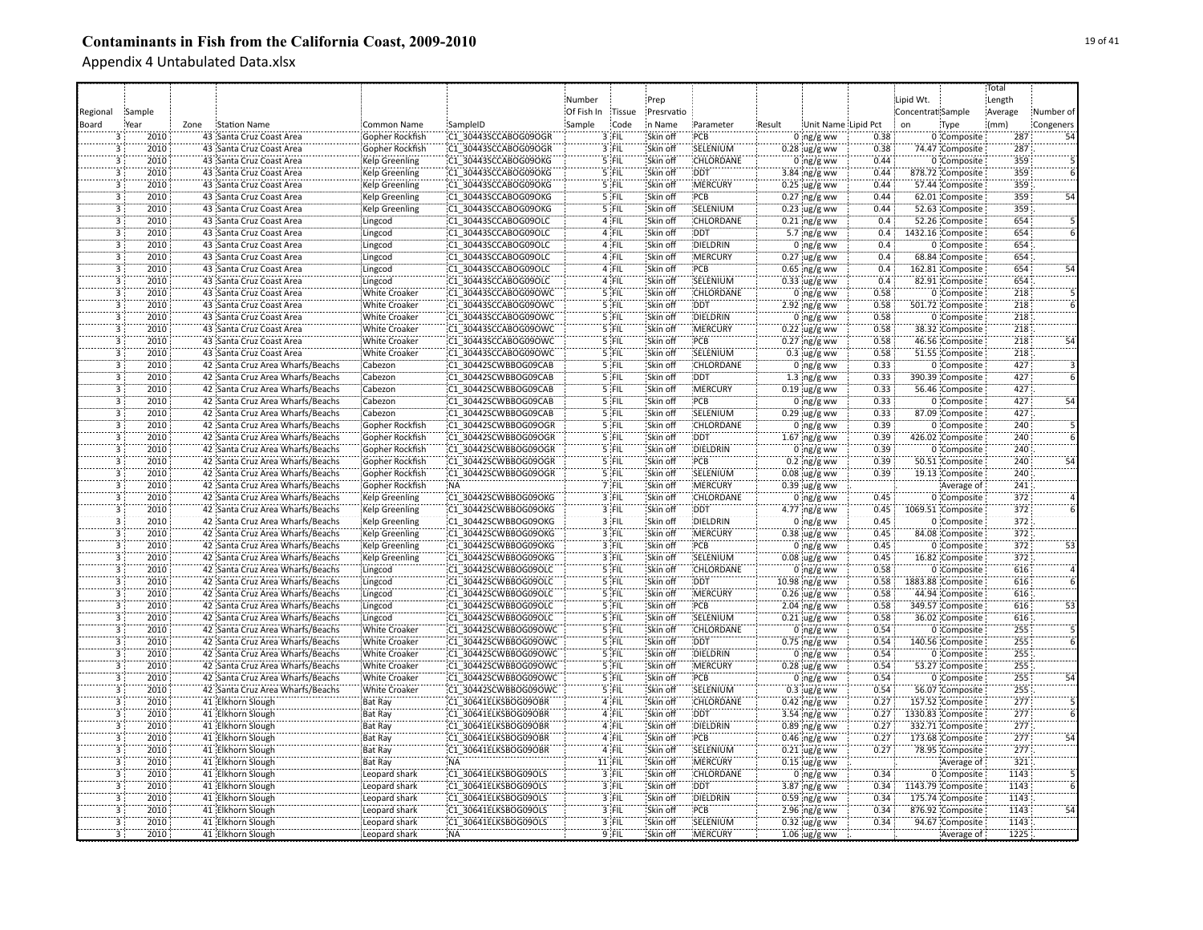# Contaminants in Fish from the California Coast, 2009-2010

Appendix 4 Untabulated Data.xlsx

| Regional Board | Sample Year | Zone | Station Name | Common Name | SampleID | Number Of Fish In Sample | Tissue Code | Prep Presrvation Name | Parameter | Result | Unit Name | Lipid Pct | Lipid Wt. Concentration | Sample Type | Total Length Average (mm) | Number of Congeners |
|---|---|---|---|---|---|---|---|---|---|---|---|---|---|---|---|---|
| 3 | 2010 | 43 | Santa Cruz Coast Area | Gopher Rockfish | C1_30443SCCABOG09OGR | 3 | FIL | Skin off | PCB | 0 | ng/g ww | 0.38 | 0 | Composite | 287 | 54 |
| 3 | 2010 | 43 | Santa Cruz Coast Area | Gopher Rockfish | C1_30443SCCABOG09OGR | 3 | FIL | Skin off | SELENIUM | 0.28 | ug/g ww | 0.38 | 74.47 | Composite | 287 | |
| 3 | 2010 | 43 | Santa Cruz Coast Area | Kelp Greenling | C1_30443SCCABOG09OKG | 5 | FIL | Skin off | CHLORDANE | 0 | ng/g ww | 0.44 | 0 | Composite | 359 | 5 |
| 3 | 2010 | 43 | Santa Cruz Coast Area | Kelp Greenling | C1_30443SCCABOG09OKG | 5 | FIL | Skin off | DDT | 3.84 | ng/g ww | 0.44 | 878.72 | Composite | 359 | 6 |
| 3 | 2010 | 43 | Santa Cruz Coast Area | Kelp Greenling | C1_30443SCCABOG09OKG | 5 | FIL | Skin off | MERCURY | 0.25 | ug/g ww | 0.44 | 57.44 | Composite | 359 | |
| 3 | 2010 | 43 | Santa Cruz Coast Area | Kelp Greenling | C1_30443SCCABOG09OKG | 5 | FIL | Skin off | PCB | 0.27 | ng/g ww | 0.44 | 62.01 | Composite | 359 | 54 |
| 3 | 2010 | 43 | Santa Cruz Coast Area | Kelp Greenling | C1_30443SCCABOG09OKG | 5 | FIL | Skin off | SELENIUM | 0.23 | ug/g ww | 0.44 | 52.63 | Composite | 359 | |
| 3 | 2010 | 43 | Santa Cruz Coast Area | Lingcod | C1_30443SCCABOG09OLC | 4 | FIL | Skin off | CHLORDANE | 0.21 | ng/g ww | 0.4 | 52.26 | Composite | 654 | 5 |
| 3 | 2010 | 43 | Santa Cruz Coast Area | Lingcod | C1_30443SCCABOG09OLC | 4 | FIL | Skin off | DDT | 5.7 | ng/g ww | 0.4 | 1432.16 | Composite | 654 | 6 |
| 3 | 2010 | 43 | Santa Cruz Coast Area | Lingcod | C1_30443SCCABOG09OLC | 4 | FIL | Skin off | DIELDRIN | 0 | ng/g ww | 0.4 | 0 | Composite | 654 | |
| 3 | 2010 | 43 | Santa Cruz Coast Area | Lingcod | C1_30443SCCABOG09OLC | 4 | FIL | Skin off | MERCURY | 0.27 | ug/g ww | 0.4 | 68.84 | Composite | 654 | |
| 3 | 2010 | 43 | Santa Cruz Coast Area | Lingcod | C1_30443SCCABOG09OLC | 4 | FIL | Skin off | PCB | 0.65 | ng/g ww | 0.4 | 162.81 | Composite | 654 | 54 |
| 3 | 2010 | 43 | Santa Cruz Coast Area | Lingcod | C1_30443SCCABOG09OLC | 4 | FIL | Skin off | SELENIUM | 0.33 | ug/g ww | 0.4 | 82.91 | Composite | 654 | |
| 3 | 2010 | 43 | Santa Cruz Coast Area | White Croaker | C1_30443SCCABOG09OWC | 5 | FIL | Skin off | CHLORDANE | 0 | ng/g ww | 0.58 | 0 | Composite | 218 | 5 |
| 3 | 2010 | 43 | Santa Cruz Coast Area | White Croaker | C1_30443SCCABOG09OWC | 5 | FIL | Skin off | DDT | 2.92 | ng/g ww | 0.58 | 501.72 | Composite | 218 | 6 |
| 3 | 2010 | 43 | Santa Cruz Coast Area | White Croaker | C1_30443SCCABOG09OWC | 5 | FIL | Skin off | DIELDRIN | 0 | ng/g ww | 0.58 | 0 | Composite | 218 | |
| 3 | 2010 | 43 | Santa Cruz Coast Area | White Croaker | C1_30443SCCABOG09OWC | 5 | FIL | Skin off | MERCURY | 0.22 | ug/g ww | 0.58 | 38.32 | Composite | 218 | |
| 3 | 2010 | 43 | Santa Cruz Coast Area | White Croaker | C1_30443SCCABOG09OWC | 5 | FIL | Skin off | PCB | 0.27 | ng/g ww | 0.58 | 46.56 | Composite | 218 | 54 |
| 3 | 2010 | 43 | Santa Cruz Coast Area | White Croaker | C1_30443SCCABOG09OWC | 5 | FIL | Skin off | SELENIUM | 0.3 | ug/g ww | 0.58 | 51.55 | Composite | 218 | |
| 3 | 2010 | 42 | Santa Cruz Area Wharfs/Beachs | Cabezon | C1_30442SCWBBOG09CAB | 5 | FIL | Skin off | CHLORDANE | 0 | ng/g ww | 0.33 | 0 | Composite | 427 | 3 |
| 3 | 2010 | 42 | Santa Cruz Area Wharfs/Beachs | Cabezon | C1_30442SCWBBOG09CAB | 5 | FIL | Skin off | DDT | 1.3 | ng/g ww | 0.33 | 390.39 | Composite | 427 | 6 |
| 3 | 2010 | 42 | Santa Cruz Area Wharfs/Beachs | Cabezon | C1_30442SCWBBOG09CAB | 5 | FIL | Skin off | MERCURY | 0.19 | ug/g ww | 0.33 | 56.46 | Composite | 427 | |
| 3 | 2010 | 42 | Santa Cruz Area Wharfs/Beachs | Cabezon | C1_30442SCWBBOG09CAB | 5 | FIL | Skin off | PCB | 0 | ng/g ww | 0.33 | 0 | Composite | 427 | 54 |
| 3 | 2010 | 42 | Santa Cruz Area Wharfs/Beachs | Cabezon | C1_30442SCWBBOG09CAB | 5 | FIL | Skin off | SELENIUM | 0.29 | ug/g ww | 0.33 | 87.09 | Composite | 427 | |
| 3 | 2010 | 42 | Santa Cruz Area Wharfs/Beachs | Gopher Rockfish | C1_30442SCWBBOG09OGR | 5 | FIL | Skin off | CHLORDANE | 0 | ng/g ww | 0.39 | 0 | Composite | 240 | 5 |
| 3 | 2010 | 42 | Santa Cruz Area Wharfs/Beachs | Gopher Rockfish | C1_30442SCWBBOG09OGR | 5 | FIL | Skin off | DDT | 1.67 | ng/g ww | 0.39 | 426.02 | Composite | 240 | 6 |
| 3 | 2010 | 42 | Santa Cruz Area Wharfs/Beachs | Gopher Rockfish | C1_30442SCWBBOG09OGR | 5 | FIL | Skin off | DIELDRIN | 0 | ng/g ww | 0.39 | 0 | Composite | 240 | |
| 3 | 2010 | 42 | Santa Cruz Area Wharfs/Beachs | Gopher Rockfish | C1_30442SCWBBOG09OGR | 5 | FIL | Skin off | PCB | 0.2 | ng/g ww | 0.39 | 50.51 | Composite | 240 | 54 |
| 3 | 2010 | 42 | Santa Cruz Area Wharfs/Beachs | Gopher Rockfish | C1_30442SCWBBOG09OGR | 5 | FIL | Skin off | SELENIUM | 0.08 | ug/g ww | 0.39 | 19.13 | Composite | 240 | |
| 3 | 2010 | 42 | Santa Cruz Area Wharfs/Beachs | Gopher Rockfish | NA | 7 | FIL | Skin off | MERCURY | 0.39 | ug/g ww | | | Average of | 241 | |
| 3 | 2010 | 42 | Santa Cruz Area Wharfs/Beachs | Kelp Greenling | C1_30442SCWBBOG09OKG | 3 | FIL | Skin off | CHLORDANE | 0 | ng/g ww | 0.45 | 0 | Composite | 372 | 4 |
| 3 | 2010 | 42 | Santa Cruz Area Wharfs/Beachs | Kelp Greenling | C1_30442SCWBBOG09OKG | 3 | FIL | Skin off | DDT | 4.77 | ng/g ww | 0.45 | 1069.51 | Composite | 372 | 6 |
| 3 | 2010 | 42 | Santa Cruz Area Wharfs/Beachs | Kelp Greenling | C1_30442SCWBBOG09OKG | 3 | FIL | Skin off | DIELDRIN | 0 | ng/g ww | 0.45 | 0 | Composite | 372 | |
| 3 | 2010 | 42 | Santa Cruz Area Wharfs/Beachs | Kelp Greenling | C1_30442SCWBBOG09OKG | 3 | FIL | Skin off | MERCURY | 0.38 | ug/g ww | 0.45 | 84.08 | Composite | 372 | |
| 3 | 2010 | 42 | Santa Cruz Area Wharfs/Beachs | Kelp Greenling | C1_30442SCWBBOG09OKG | 3 | FIL | Skin off | PCB | 0 | ng/g ww | 0.45 | 0 | Composite | 372 | 53 |
| 3 | 2010 | 42 | Santa Cruz Area Wharfs/Beachs | Kelp Greenling | C1_30442SCWBBOG09OKG | 3 | FIL | Skin off | SELENIUM | 0.08 | ug/g ww | 0.45 | 16.82 | Composite | 372 | |
| 3 | 2010 | 42 | Santa Cruz Area Wharfs/Beachs | Lingcod | C1_30442SCWBBOG09OLC | 5 | FIL | Skin off | CHLORDANE | 0 | ng/g ww | 0.58 | 0 | Composite | 616 | 4 |
| 3 | 2010 | 42 | Santa Cruz Area Wharfs/Beachs | Lingcod | C1_30442SCWBBOG09OLC | 5 | FIL | Skin off | DDT | 10.98 | ng/g ww | 0.58 | 1883.88 | Composite | 616 | 6 |
| 3 | 2010 | 42 | Santa Cruz Area Wharfs/Beachs | Lingcod | C1_30442SCWBBOG09OLC | 5 | FIL | Skin off | MERCURY | 0.26 | ug/g ww | 0.58 | 44.94 | Composite | 616 | |
| 3 | 2010 | 42 | Santa Cruz Area Wharfs/Beachs | Lingcod | C1_30442SCWBBOG09OLC | 5 | FIL | Skin off | PCB | 2.04 | ng/g ww | 0.58 | 349.57 | Composite | 616 | 53 |
| 3 | 2010 | 42 | Santa Cruz Area Wharfs/Beachs | Lingcod | C1_30442SCWBBOG09OLC | 5 | FIL | Skin off | SELENIUM | 0.21 | ug/g ww | 0.58 | 36.02 | Composite | 616 | |
| 3 | 2010 | 42 | Santa Cruz Area Wharfs/Beachs | White Croaker | C1_30442SCWBBOG09OWC | 5 | FIL | Skin off | CHLORDANE | 0 | ng/g ww | 0.54 | 0 | Composite | 255 | 5 |
| 3 | 2010 | 42 | Santa Cruz Area Wharfs/Beachs | White Croaker | C1_30442SCWBBOG09OWC | 5 | FIL | Skin off | DDT | 0.75 | ng/g ww | 0.54 | 140.56 | Composite | 255 | 6 |
| 3 | 2010 | 42 | Santa Cruz Area Wharfs/Beachs | White Croaker | C1_30442SCWBBOG09OWC | 5 | FIL | Skin off | DIELDRIN | 0 | ng/g ww | 0.54 | 0 | Composite | 255 | |
| 3 | 2010 | 42 | Santa Cruz Area Wharfs/Beachs | White Croaker | C1_30442SCWBBOG09OWC | 5 | FIL | Skin off | MERCURY | 0.28 | ug/g ww | 0.54 | 53.27 | Composite | 255 | |
| 3 | 2010 | 42 | Santa Cruz Area Wharfs/Beachs | White Croaker | C1_30442SCWBBOG09OWC | 5 | FIL | Skin off | PCB | 0 | ng/g ww | 0.54 | 0 | Composite | 255 | 54 |
| 3 | 2010 | 42 | Santa Cruz Area Wharfs/Beachs | White Croaker | C1_30442SCWBBOG09OWC | 5 | FIL | Skin off | SELENIUM | 0.3 | ug/g ww | 0.54 | 56.07 | Composite | 255 | |
| 3 | 2010 | 41 | Elkhorn Slough | Bat Ray | C1_30641ELKSBOG09OBR | 4 | FIL | Skin off | CHLORDANE | 0.42 | ng/g ww | 0.27 | 157.52 | Composite | 277 | 5 |
| 3 | 2010 | 41 | Elkhorn Slough | Bat Ray | C1_30641ELKSBOG09OBR | 4 | FIL | Skin off | DDT | 3.54 | ng/g ww | 0.27 | 1330.83 | Composite | 277 | 6 |
| 3 | 2010 | 41 | Elkhorn Slough | Bat Ray | C1_30641ELKSBOG09OBR | 4 | FIL | Skin off | DIELDRIN | 0.89 | ng/g ww | 0.27 | 332.71 | Composite | 277 | |
| 3 | 2010 | 41 | Elkhorn Slough | Bat Ray | C1_30641ELKSBOG09OBR | 4 | FIL | Skin off | PCB | 0.46 | ng/g ww | 0.27 | 173.68 | Composite | 277 | 54 |
| 3 | 2010 | 41 | Elkhorn Slough | Bat Ray | C1_30641ELKSBOG09OBR | 4 | FIL | Skin off | SELENIUM | 0.21 | ug/g ww | 0.27 | 78.95 | Composite | 277 | |
| 3 | 2010 | 41 | Elkhorn Slough | Bat Ray | NA | 11 | FIL | Skin off | MERCURY | 0.15 | ug/g ww | | | Average of | 321 | |
| 3 | 2010 | 41 | Elkhorn Slough | Leopard shark | C1_30641ELKSBOG09OLS | 3 | FIL | Skin off | CHLORDANE | 0 | ng/g ww | 0.34 | 0 | Composite | 1143 | 5 |
| 3 | 2010 | 41 | Elkhorn Slough | Leopard shark | C1_30641ELKSBOG09OLS | 3 | FIL | Skin off | DDT | 3.87 | ng/g ww | 0.34 | 1143.79 | Composite | 1143 | 6 |
| 3 | 2010 | 41 | Elkhorn Slough | Leopard shark | C1_30641ELKSBOG09OLS | 3 | FIL | Skin off | DIELDRIN | 0.59 | ng/g ww | 0.34 | 175.74 | Composite | 1143 | |
| 3 | 2010 | 41 | Elkhorn Slough | Leopard shark | C1_30641ELKSBOG09OLS | 3 | FIL | Skin off | PCB | 2.96 | ng/g ww | 0.34 | 876.92 | Composite | 1143 | 54 |
| 3 | 2010 | 41 | Elkhorn Slough | Leopard shark | C1_30641ELKSBOG09OLS | 3 | FIL | Skin off | SELENIUM | 0.32 | ug/g ww | 0.34 | 94.67 | Composite | 1143 | |
| 3 | 2010 | 41 | Elkhorn Slough | Leopard shark | NA | 9 | FIL | Skin off | MERCURY | 1.06 | ug/g ww | | | Average of | 1225 | |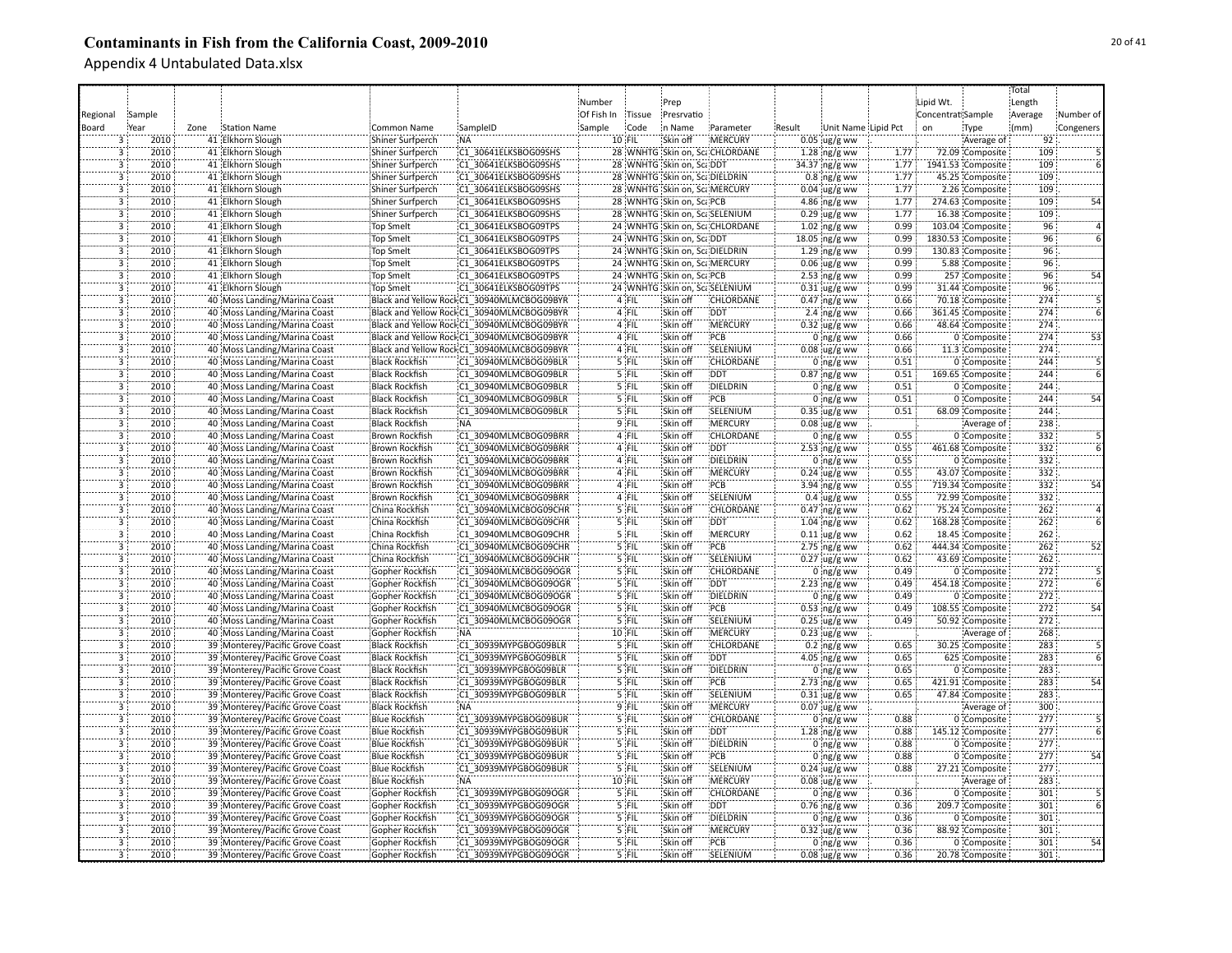# Contaminants in Fish from the California Coast, 2009-2010

Appendix 4 Untabulated Data.xlsx

| Regional Board | Sample Year | Zone | Station Name | Common Name | SampleID | Number Of Fish In Sample | Tissue Code | Prep Presrvation Name | Parameter | Result | Unit Name | Lipid Pct | Lipid Wt. Concentration | Sample Type | Total Length Average (mm) | Number of Congeners |
|---|---|---|---|---|---|---|---|---|---|---|---|---|---|---|---|---|
| 3 | 2010 | 41 | Elkhorn Slough | Shiner Surfperch | NA | 10 | FIL | Skin off | MERCURY | 0.05 | ug/g ww | | | Average of | 92 | |
| 3 | 2010 | 41 | Elkhorn Slough | Shiner Surfperch | C1_30641ELKSBOG09SHS | 28 | WNHTG | Skin on, Sca | CHLORDANE | 1.28 | ng/g ww | 1.77 | 72.09 | Composite | 109 | 5 |
| 3 | 2010 | 41 | Elkhorn Slough | Shiner Surfperch | C1_30641ELKSBOG09SHS | 28 | WNHTG | Skin on, Sca | DDT | 34.37 | ng/g ww | 1.77 | 1941.53 | Composite | 109 | 6 |
| 3 | 2010 | 41 | Elkhorn Slough | Shiner Surfperch | C1_30641ELKSBOG09SHS | 28 | WNHTG | Skin on, Sca | DIELDRIN | 0.8 | ng/g ww | 1.77 | 45.25 | Composite | 109 | |
| 3 | 2010 | 41 | Elkhorn Slough | Shiner Surfperch | C1_30641ELKSBOG09SHS | 28 | WNHTG | Skin on, Sca | MERCURY | 0.04 | ug/g ww | 1.77 | 2.26 | Composite | 109 | |
| 3 | 2010 | 41 | Elkhorn Slough | Shiner Surfperch | C1_30641ELKSBOG09SHS | 28 | WNHTG | Skin on, Sca | PCB | 4.86 | ng/g ww | 1.77 | 274.63 | Composite | 109 | 54 |
| 3 | 2010 | 41 | Elkhorn Slough | Shiner Surfperch | C1_30641ELKSBOG09SHS | 28 | WNHTG | Skin on, Sca | SELENIUM | 0.29 | ug/g ww | 1.77 | 16.38 | Composite | 109 | |
| 3 | 2010 | 41 | Elkhorn Slough | Top Smelt | C1_30641ELKSBOG09TPS | 24 | WNHTG | Skin on, Sca | CHLORDANE | 1.02 | ng/g ww | 0.99 | 103.04 | Composite | 96 | 4 |
| 3 | 2010 | 41 | Elkhorn Slough | Top Smelt | C1_30641ELKSBOG09TPS | 24 | WNHTG | Skin on, Sca | DDT | 18.05 | ng/g ww | 0.99 | 1830.53 | Composite | 96 | 6 |
| 3 | 2010 | 41 | Elkhorn Slough | Top Smelt | C1_30641ELKSBOG09TPS | 24 | WNHTG | Skin on, Sca | DIELDRIN | 1.29 | ng/g ww | 0.99 | 130.83 | Composite | 96 | |
| 3 | 2010 | 41 | Elkhorn Slough | Top Smelt | C1_30641ELKSBOG09TPS | 24 | WNHTG | Skin on, Sca | MERCURY | 0.06 | ug/g ww | 0.99 | 5.88 | Composite | 96 | |
| 3 | 2010 | 41 | Elkhorn Slough | Top Smelt | C1_30641ELKSBOG09TPS | 24 | WNHTG | Skin on, Sca | PCB | 2.53 | ng/g ww | 0.99 | 257 | Composite | 96 | 54 |
| 3 | 2010 | 41 | Elkhorn Slough | Top Smelt | C1_30641ELKSBOG09TPS | 24 | WNHTG | Skin on, Sca | SELENIUM | 0.31 | ug/g ww | 0.99 | 31.44 | Composite | 96 | |
| 3 | 2010 | 40 | Moss Landing/Marina Coast | Black and Yellow Rock | C1_30940MLMCBOG09BYR | 4 | FIL | Skin off | CHLORDANE | 0.47 | ng/g ww | 0.66 | 70.18 | Composite | 274 | 5 |
| 3 | 2010 | 40 | Moss Landing/Marina Coast | Black and Yellow Rock | C1_30940MLMCBOG09BYR | 4 | FIL | Skin off | DDT | 2.4 | ng/g ww | 0.66 | 361.45 | Composite | 274 | 6 |
| 3 | 2010 | 40 | Moss Landing/Marina Coast | Black and Yellow Rock | C1_30940MLMCBOG09BYR | 4 | FIL | Skin off | MERCURY | 0.32 | ug/g ww | 0.66 | 48.64 | Composite | 274 | |
| 3 | 2010 | 40 | Moss Landing/Marina Coast | Black and Yellow Rock | C1_30940MLMCBOG09BYR | 4 | FIL | Skin off | PCB | 0 | ng/g ww | 0.66 | 0 | Composite | 274 | 53 |
| 3 | 2010 | 40 | Moss Landing/Marina Coast | Black and Yellow Rock | C1_30940MLMCBOG09BYR | 4 | FIL | Skin off | SELENIUM | 0.08 | ug/g ww | 0.66 | 11.3 | Composite | 274 | |
| 3 | 2010 | 40 | Moss Landing/Marina Coast | Black Rockfish | C1_30940MLMCBOG09BLR | 5 | FIL | Skin off | CHLORDANE | 0 | ng/g ww | 0.51 | 0 | Composite | 244 | 5 |
| 3 | 2010 | 40 | Moss Landing/Marina Coast | Black Rockfish | C1_30940MLMCBOG09BLR | 5 | FIL | Skin off | DDT | 0.87 | ng/g ww | 0.51 | 169.65 | Composite | 244 | 6 |
| 3 | 2010 | 40 | Moss Landing/Marina Coast | Black Rockfish | C1_30940MLMCBOG09BLR | 5 | FIL | Skin off | DIELDRIN | 0 | ng/g ww | 0.51 | 0 | Composite | 244 | |
| 3 | 2010 | 40 | Moss Landing/Marina Coast | Black Rockfish | C1_30940MLMCBOG09BLR | 5 | FIL | Skin off | PCB | 0 | ng/g ww | 0.51 | 0 | Composite | 244 | 54 |
| 3 | 2010 | 40 | Moss Landing/Marina Coast | Black Rockfish | C1_30940MLMCBOG09BLR | 5 | FIL | Skin off | SELENIUM | 0.35 | ug/g ww | 0.51 | 68.09 | Composite | 244 | |
| 3 | 2010 | 40 | Moss Landing/Marina Coast | Black Rockfish | NA | 9 | FIL | Skin off | MERCURY | 0.08 | ug/g ww | | | Average of | 238 | |
| 3 | 2010 | 40 | Moss Landing/Marina Coast | Brown Rockfish | C1_30940MLMCBOG09BRR | 4 | FIL | Skin off | CHLORDANE | 0 | ng/g ww | 0.55 | 0 | Composite | 332 | 5 |
| 3 | 2010 | 40 | Moss Landing/Marina Coast | Brown Rockfish | C1_30940MLMCBOG09BRR | 4 | FIL | Skin off | DDT | 2.53 | ng/g ww | 0.55 | 461.68 | Composite | 332 | 6 |
| 3 | 2010 | 40 | Moss Landing/Marina Coast | Brown Rockfish | C1_30940MLMCBOG09BRR | 4 | FIL | Skin off | DIELDRIN | 0 | ng/g ww | 0.55 | 0 | Composite | 332 | |
| 3 | 2010 | 40 | Moss Landing/Marina Coast | Brown Rockfish | C1_30940MLMCBOG09BRR | 4 | FIL | Skin off | MERCURY | 0.24 | ug/g ww | 0.55 | 43.07 | Composite | 332 | |
| 3 | 2010 | 40 | Moss Landing/Marina Coast | Brown Rockfish | C1_30940MLMCBOG09BRR | 4 | FIL | Skin off | PCB | 3.94 | ng/g ww | 0.55 | 719.34 | Composite | 332 | 54 |
| 3 | 2010 | 40 | Moss Landing/Marina Coast | Brown Rockfish | C1_30940MLMCBOG09BRR | 4 | FIL | Skin off | SELENIUM | 0.4 | ug/g ww | 0.55 | 72.99 | Composite | 332 | |
| 3 | 2010 | 40 | Moss Landing/Marina Coast | China Rockfish | C1_30940MLMCBOG09CHR | 5 | FIL | Skin off | CHLORDANE | 0.47 | ng/g ww | 0.62 | 75.24 | Composite | 262 | 4 |
| 3 | 2010 | 40 | Moss Landing/Marina Coast | China Rockfish | C1_30940MLMCBOG09CHR | 5 | FIL | Skin off | DDT | 1.04 | ng/g ww | 0.62 | 168.28 | Composite | 262 | 6 |
| 3 | 2010 | 40 | Moss Landing/Marina Coast | China Rockfish | C1_30940MLMCBOG09CHR | 5 | FIL | Skin off | MERCURY | 0.11 | ug/g ww | 0.62 | 18.45 | Composite | 262 | |
| 3 | 2010 | 40 | Moss Landing/Marina Coast | China Rockfish | C1_30940MLMCBOG09CHR | 5 | FIL | Skin off | PCB | 2.75 | ng/g ww | 0.62 | 444.34 | Composite | 262 | 52 |
| 3 | 2010 | 40 | Moss Landing/Marina Coast | China Rockfish | C1_30940MLMCBOG09CHR | 5 | FIL | Skin off | SELENIUM | 0.27 | ug/g ww | 0.62 | 43.69 | Composite | 262 | |
| 3 | 2010 | 40 | Moss Landing/Marina Coast | Gopher Rockfish | C1_30940MLMCBOG09OGR | 5 | FIL | Skin off | CHLORDANE | 0 | ng/g ww | 0.49 | 0 | Composite | 272 | 5 |
| 3 | 2010 | 40 | Moss Landing/Marina Coast | Gopher Rockfish | C1_30940MLMCBOG09OGR | 5 | FIL | Skin off | DDT | 2.23 | ng/g ww | 0.49 | 454.18 | Composite | 272 | 6 |
| 3 | 2010 | 40 | Moss Landing/Marina Coast | Gopher Rockfish | C1_30940MLMCBOG09OGR | 5 | FIL | Skin off | DIELDRIN | 0 | ng/g ww | 0.49 | 0 | Composite | 272 | |
| 3 | 2010 | 40 | Moss Landing/Marina Coast | Gopher Rockfish | C1_30940MLMCBOG09OGR | 5 | FIL | Skin off | PCB | 0.53 | ng/g ww | 0.49 | 108.55 | Composite | 272 | 54 |
| 3 | 2010 | 40 | Moss Landing/Marina Coast | Gopher Rockfish | C1_30940MLMCBOG09OGR | 5 | FIL | Skin off | SELENIUM | 0.25 | ug/g ww | 0.49 | 50.92 | Composite | 272 | |
| 3 | 2010 | 40 | Moss Landing/Marina Coast | Gopher Rockfish | NA | 10 | FIL | Skin off | MERCURY | 0.23 | ug/g ww | | | Average of | 268 | |
| 3 | 2010 | 39 | Monterey/Pacific Grove Coast | Black Rockfish | C1_30939MYPGBOG09BLR | 5 | FIL | Skin off | CHLORDANE | 0.2 | ng/g ww | 0.65 | 30.25 | Composite | 283 | 5 |
| 3 | 2010 | 39 | Monterey/Pacific Grove Coast | Black Rockfish | C1_30939MYPGBOG09BLR | 5 | FIL | Skin off | DDT | 4.05 | ng/g ww | 0.65 | 625 | Composite | 283 | 6 |
| 3 | 2010 | 39 | Monterey/Pacific Grove Coast | Black Rockfish | C1_30939MYPGBOG09BLR | 5 | FIL | Skin off | DIELDRIN | 0 | ng/g ww | 0.65 | 0 | Composite | 283 | |
| 3 | 2010 | 39 | Monterey/Pacific Grove Coast | Black Rockfish | C1_30939MYPGBOG09BLR | 5 | FIL | Skin off | PCB | 2.73 | ng/g ww | 0.65 | 421.91 | Composite | 283 | 54 |
| 3 | 2010 | 39 | Monterey/Pacific Grove Coast | Black Rockfish | C1_30939MYPGBOG09BLR | 5 | FIL | Skin off | SELENIUM | 0.31 | ug/g ww | 0.65 | 47.84 | Composite | 283 | |
| 3 | 2010 | 39 | Monterey/Pacific Grove Coast | Black Rockfish | NA | 9 | FIL | Skin off | MERCURY | 0.07 | ug/g ww | | | Average of | 300 | |
| 3 | 2010 | 39 | Monterey/Pacific Grove Coast | Blue Rockfish | C1_30939MYPGBOG09BUR | 5 | FIL | Skin off | CHLORDANE | 0 | ng/g ww | 0.88 | 0 | Composite | 277 | 5 |
| 3 | 2010 | 39 | Monterey/Pacific Grove Coast | Blue Rockfish | C1_30939MYPGBOG09BUR | 5 | FIL | Skin off | DDT | 1.28 | ng/g ww | 0.88 | 145.12 | Composite | 277 | 6 |
| 3 | 2010 | 39 | Monterey/Pacific Grove Coast | Blue Rockfish | C1_30939MYPGBOG09BUR | 5 | FIL | Skin off | DIELDRIN | 0 | ng/g ww | 0.88 | 0 | Composite | 277 | |
| 3 | 2010 | 39 | Monterey/Pacific Grove Coast | Blue Rockfish | C1_30939MYPGBOG09BUR | 5 | FIL | Skin off | PCB | 0 | ng/g ww | 0.88 | 0 | Composite | 277 | 54 |
| 3 | 2010 | 39 | Monterey/Pacific Grove Coast | Blue Rockfish | C1_30939MYPGBOG09BUR | 5 | FIL | Skin off | SELENIUM | 0.24 | ug/g ww | 0.88 | 27.21 | Composite | 277 | |
| 3 | 2010 | 39 | Monterey/Pacific Grove Coast | Blue Rockfish | NA | 10 | FIL | Skin off | MERCURY | 0.08 | ug/g ww | | | Average of | 283 | |
| 3 | 2010 | 39 | Monterey/Pacific Grove Coast | Gopher Rockfish | C1_30939MYPGBOG09OGR | 5 | FIL | Skin off | CHLORDANE | 0 | ng/g ww | 0.36 | 0 | Composite | 301 | 5 |
| 3 | 2010 | 39 | Monterey/Pacific Grove Coast | Gopher Rockfish | C1_30939MYPGBOG09OGR | 5 | FIL | Skin off | DDT | 0.76 | ng/g ww | 0.36 | 209.7 | Composite | 301 | 6 |
| 3 | 2010 | 39 | Monterey/Pacific Grove Coast | Gopher Rockfish | C1_30939MYPGBOG09OGR | 5 | FIL | Skin off | DIELDRIN | 0 | ng/g ww | 0.36 | 0 | Composite | 301 | |
| 3 | 2010 | 39 | Monterey/Pacific Grove Coast | Gopher Rockfish | C1_30939MYPGBOG09OGR | 5 | FIL | Skin off | MERCURY | 0.32 | ug/g ww | 0.36 | 88.92 | Composite | 301 | |
| 3 | 2010 | 39 | Monterey/Pacific Grove Coast | Gopher Rockfish | C1_30939MYPGBOG09OGR | 5 | FIL | Skin off | PCB | 0 | ng/g ww | 0.36 | 0 | Composite | 301 | 54 |
| 3 | 2010 | 39 | Monterey/Pacific Grove Coast | Gopher Rockfish | C1_30939MYPGBOG09OGR | 5 | FIL | Skin off | SELENIUM | 0.08 | ug/g ww | 0.36 | 20.78 | Composite | 301 | |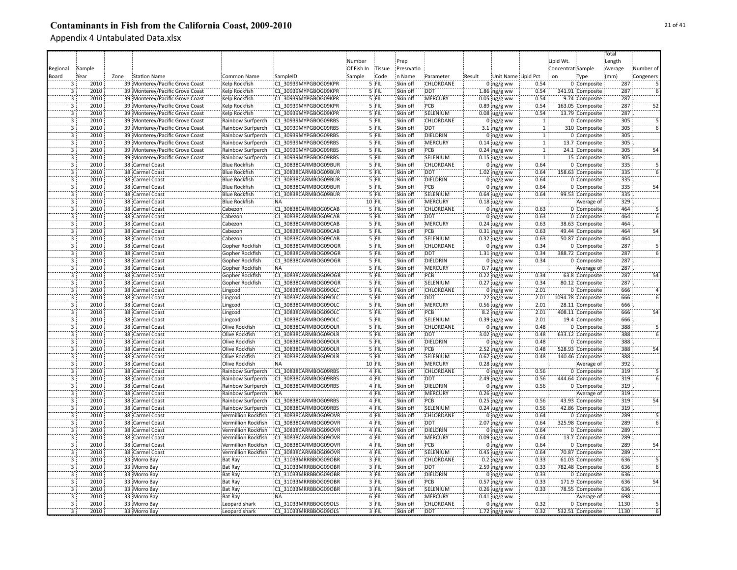# Contaminants in Fish from the California Coast, 2009-2010

## Appendix 4 Untabulated Data.xlsx

| Regional Board | Sample Year | Zone | Station Name | Common Name | SampleID | Number Of Fish In Sample | Tissue Code | Prep Presrvation Name | Parameter | Result | Unit Name | Lipid Pct | Lipid Wt. Concentration | Sample Type | Total Length Average (mm) | Number of Congeners |
|---|---|---|---|---|---|---|---|---|---|---|---|---|---|---|---|---|
| 3 | 2010 | 39 | Monterey/Pacific Grove Coast | Kelp Rockfish | C1_30939MYPGBOG09KPR | 5 | FIL | Skin off | CHLORDANE | 0 | ng/g ww | 0.54 | 0 | Composite | 287 | 5 |
| 3 | 2010 | 39 | Monterey/Pacific Grove Coast | Kelp Rockfish | C1_30939MYPGBOG09KPR | 5 | FIL | Skin off | DDT | 1.86 | ng/g ww | 0.54 | 341.91 | Composite | 287 | 6 |
| 3 | 2010 | 39 | Monterey/Pacific Grove Coast | Kelp Rockfish | C1_30939MYPGBOG09KPR | 5 | FIL | Skin off | MERCURY | 0.05 | ug/g ww | 0.54 | 9.74 | Composite | 287 | |
| 3 | 2010 | 39 | Monterey/Pacific Grove Coast | Kelp Rockfish | C1_30939MYPGBOG09KPR | 5 | FIL | Skin off | PCB | 0.89 | ng/g ww | 0.54 | 163.05 | Composite | 287 | 52 |
| 3 | 2010 | 39 | Monterey/Pacific Grove Coast | Kelp Rockfish | C1_30939MYPGBOG09KPR | 5 | FIL | Skin off | SELENIUM | 0.08 | ug/g ww | 0.54 | 13.79 | Composite | 287 | |
| 3 | 2010 | 39 | Monterey/Pacific Grove Coast | Rainbow Surfperch | C1_30939MYPGBOG09RBS | 5 | FIL | Skin off | CHLORDANE | 0 | ng/g ww | 1 | 0 | Composite | 305 | 5 |
| 3 | 2010 | 39 | Monterey/Pacific Grove Coast | Rainbow Surfperch | C1_30939MYPGBOG09RBS | 5 | FIL | Skin off | DDT | 3.1 | ng/g ww | 1 | 310 | Composite | 305 | 6 |
| 3 | 2010 | 39 | Monterey/Pacific Grove Coast | Rainbow Surfperch | C1_30939MYPGBOG09RBS | 5 | FIL | Skin off | DIELDRIN | 0 | ng/g ww | 1 | 0 | Composite | 305 | |
| 3 | 2010 | 39 | Monterey/Pacific Grove Coast | Rainbow Surfperch | C1_30939MYPGBOG09RBS | 5 | FIL | Skin off | MERCURY | 0.14 | ug/g ww | 1 | 13.7 | Composite | 305 | |
| 3 | 2010 | 39 | Monterey/Pacific Grove Coast | Rainbow Surfperch | C1_30939MYPGBOG09RBS | 5 | FIL | Skin off | PCB | 0.24 | ng/g ww | 1 | 24.1 | Composite | 305 | 54 |
| 3 | 2010 | 39 | Monterey/Pacific Grove Coast | Rainbow Surfperch | C1_30939MYPGBOG09RBS | 5 | FIL | Skin off | SELENIUM | 0.15 | ug/g ww | 1 | 15 | Composite | 305 | |
| 3 | 2010 | 38 | Carmel Coast | Blue Rockfish | C1_30838CARMBOG09BUR | 5 | FIL | Skin off | CHLORDANE | 0 | ng/g ww | 0.64 | 0 | Composite | 335 | 5 |
| 3 | 2010 | 38 | Carmel Coast | Blue Rockfish | C1_30838CARMBOG09BUR | 5 | FIL | Skin off | DDT | 1.02 | ng/g ww | 0.64 | 158.63 | Composite | 335 | 6 |
| 3 | 2010 | 38 | Carmel Coast | Blue Rockfish | C1_30838CARMBOG09BUR | 5 | FIL | Skin off | DIELDRIN | 0 | ng/g ww | 0.64 | 0 | Composite | 335 | |
| 3 | 2010 | 38 | Carmel Coast | Blue Rockfish | C1_30838CARMBOG09BUR | 5 | FIL | Skin off | PCB | 0 | ng/g ww | 0.64 | 0 | Composite | 335 | 54 |
| 3 | 2010 | 38 | Carmel Coast | Blue Rockfish | C1_30838CARMBOG09BUR | 5 | FIL | Skin off | SELENIUM | 0.64 | ug/g ww | 0.64 | 99.53 | Composite | 335 | |
| 3 | 2010 | 38 | Carmel Coast | Blue Rockfish | NA | 10 | FIL | Skin off | MERCURY | 0.18 | ug/g ww | | | Average of | 329 | |
| 3 | 2010 | 38 | Carmel Coast | Cabezon | C1_30838CARMBOG09CAB | 5 | FIL | Skin off | CHLORDANE | 0 | ng/g ww | 0.63 | 0 | Composite | 464 | 5 |
| 3 | 2010 | 38 | Carmel Coast | Cabezon | C1_30838CARMBOG09CAB | 5 | FIL | Skin off | DDT | 0 | ng/g ww | 0.63 | 0 | Composite | 464 | 6 |
| 3 | 2010 | 38 | Carmel Coast | Cabezon | C1_30838CARMBOG09CAB | 5 | FIL | Skin off | MERCURY | 0.24 | ug/g ww | 0.63 | 38.63 | Composite | 464 | |
| 3 | 2010 | 38 | Carmel Coast | Cabezon | C1_30838CARMBOG09CAB | 5 | FIL | Skin off | PCB | 0.31 | ng/g ww | 0.63 | 49.44 | Composite | 464 | 54 |
| 3 | 2010 | 38 | Carmel Coast | Cabezon | C1_30838CARMBOG09CAB | 5 | FIL | Skin off | SELENIUM | 0.32 | ug/g ww | 0.63 | 50.87 | Composite | 464 | |
| 3 | 2010 | 38 | Carmel Coast | Gopher Rockfish | C1_30838CARMBOG09OGR | 5 | FIL | Skin off | CHLORDANE | 0 | ng/g ww | 0.34 | 0 | Composite | 287 | 5 |
| 3 | 2010 | 38 | Carmel Coast | Gopher Rockfish | C1_30838CARMBOG09OGR | 5 | FIL | Skin off | DDT | 1.31 | ng/g ww | 0.34 | 388.72 | Composite | 287 | 6 |
| 3 | 2010 | 38 | Carmel Coast | Gopher Rockfish | C1_30838CARMBOG09OGR | 5 | FIL | Skin off | DIELDRIN | 0 | ng/g ww | 0.34 | 0 | Composite | 287 | |
| 3 | 2010 | 38 | Carmel Coast | Gopher Rockfish | NA | 5 | FIL | Skin off | MERCURY | 0.7 | ug/g ww | | | Average of | 287 | |
| 3 | 2010 | 38 | Carmel Coast | Gopher Rockfish | C1_30838CARMBOG09OGR | 5 | FIL | Skin off | PCB | 0.22 | ng/g ww | 0.34 | 63.8 | Composite | 287 | 54 |
| 3 | 2010 | 38 | Carmel Coast | Gopher Rockfish | C1_30838CARMBOG09OGR | 5 | FIL | Skin off | SELENIUM | 0.27 | ug/g ww | 0.34 | 80.12 | Composite | 287 | |
| 3 | 2010 | 38 | Carmel Coast | Lingcod | C1_30838CARMBOG09OLC | 5 | FIL | Skin off | CHLORDANE | 0 | ng/g ww | 2.01 | 0 | Composite | 666 | 4 |
| 3 | 2010 | 38 | Carmel Coast | Lingcod | C1_30838CARMBOG09OLC | 5 | FIL | Skin off | DDT | 22 | ng/g ww | 2.01 | 1094.78 | Composite | 666 | 6 |
| 3 | 2010 | 38 | Carmel Coast | Lingcod | C1_30838CARMBOG09OLC | 5 | FIL | Skin off | MERCURY | 0.56 | ug/g ww | 2.01 | 28.11 | Composite | 666 | |
| 3 | 2010 | 38 | Carmel Coast | Lingcod | C1_30838CARMBOG09OLC | 5 | FIL | Skin off | PCB | 8.2 | ng/g ww | 2.01 | 408.11 | Composite | 666 | 54 |
| 3 | 2010 | 38 | Carmel Coast | Lingcod | C1_30838CARMBOG09OLC | 5 | FIL | Skin off | SELENIUM | 0.39 | ug/g ww | 2.01 | 19.4 | Composite | 666 | |
| 3 | 2010 | 38 | Carmel Coast | Olive Rockfish | C1_30838CARMBOG09OLR | 5 | FIL | Skin off | CHLORDANE | 0 | ng/g ww | 0.48 | 0 | Composite | 388 | 5 |
| 3 | 2010 | 38 | Carmel Coast | Olive Rockfish | C1_30838CARMBOG09OLR | 5 | FIL | Skin off | DDT | 3.02 | ng/g ww | 0.48 | 633.12 | Composite | 388 | 6 |
| 3 | 2010 | 38 | Carmel Coast | Olive Rockfish | C1_30838CARMBOG09OLR | 5 | FIL | Skin off | DIELDRIN | 0 | ng/g ww | 0.48 | 0 | Composite | 388 | |
| 3 | 2010 | 38 | Carmel Coast | Olive Rockfish | C1_30838CARMBOG09OLR | 5 | FIL | Skin off | PCB | 2.52 | ng/g ww | 0.48 | 528.93 | Composite | 388 | 54 |
| 3 | 2010 | 38 | Carmel Coast | Olive Rockfish | C1_30838CARMBOG09OLR | 5 | FIL | Skin off | SELENIUM | 0.67 | ug/g ww | 0.48 | 140.46 | Composite | 388 | |
| 3 | 2010 | 38 | Carmel Coast | Olive Rockfish | NA | 10 | FIL | Skin off | MERCURY | 0.28 | ug/g ww | | | Average of | 392 | |
| 3 | 2010 | 38 | Carmel Coast | Rainbow Surfperch | C1_30838CARMBOG09RBS | 4 | FIL | Skin off | CHLORDANE | 0 | ng/g ww | 0.56 | 0 | Composite | 319 | 5 |
| 3 | 2010 | 38 | Carmel Coast | Rainbow Surfperch | C1_30838CARMBOG09RBS | 4 | FIL | Skin off | DDT | 2.49 | ng/g ww | 0.56 | 444.64 | Composite | 319 | 6 |
| 3 | 2010 | 38 | Carmel Coast | Rainbow Surfperch | C1_30838CARMBOG09RBS | 4 | FIL | Skin off | DIELDRIN | 0 | ng/g ww | 0.56 | 0 | Composite | 319 | |
| 3 | 2010 | 38 | Carmel Coast | Rainbow Surfperch | NA | 4 | FIL | Skin off | MERCURY | 0.26 | ug/g ww | | | Average of | 319 | |
| 3 | 2010 | 38 | Carmel Coast | Rainbow Surfperch | C1_30838CARMBOG09RBS | 4 | FIL | Skin off | PCB | 0.25 | ng/g ww | 0.56 | 43.93 | Composite | 319 | 54 |
| 3 | 2010 | 38 | Carmel Coast | Rainbow Surfperch | C1_30838CARMBOG09RBS | 4 | FIL | Skin off | SELENIUM | 0.24 | ug/g ww | 0.56 | 42.86 | Composite | 319 | |
| 3 | 2010 | 38 | Carmel Coast | Vermillion Rockfish | C1_30838CARMBOG09OVR | 4 | FIL | Skin off | CHLORDANE | 0 | ng/g ww | 0.64 | 0 | Composite | 289 | 5 |
| 3 | 2010 | 38 | Carmel Coast | Vermillion Rockfish | C1_30838CARMBOG09OVR | 4 | FIL | Skin off | DDT | 2.07 | ng/g ww | 0.64 | 325.98 | Composite | 289 | 6 |
| 3 | 2010 | 38 | Carmel Coast | Vermillion Rockfish | C1_30838CARMBOG09OVR | 4 | FIL | Skin off | DIELDRIN | 0 | ng/g ww | 0.64 | 0 | Composite | 289 | |
| 3 | 2010 | 38 | Carmel Coast | Vermillion Rockfish | C1_30838CARMBOG09OVR | 4 | FIL | Skin off | MERCURY | 0.09 | ug/g ww | 0.64 | 13.7 | Composite | 289 | |
| 3 | 2010 | 38 | Carmel Coast | Vermillion Rockfish | C1_30838CARMBOG09OVR | 4 | FIL | Skin off | PCB | 0 | ng/g ww | 0.64 | 0 | Composite | 289 | 54 |
| 3 | 2010 | 38 | Carmel Coast | Vermillion Rockfish | C1_30838CARMBOG09OVR | 4 | FIL | Skin off | SELENIUM | 0.45 | ug/g ww | 0.64 | 70.87 | Composite | 289 | |
| 3 | 2010 | 33 | Morro Bay | Bat Ray | C1_31033MRRBBOG09OBR | 3 | FIL | Skin off | CHLORDANE | 0.2 | ng/g ww | 0.33 | 61.03 | Composite | 636 | 5 |
| 3 | 2010 | 33 | Morro Bay | Bat Ray | C1_31033MRRBBOG09OBR | 3 | FIL | Skin off | DDT | 2.59 | ng/g ww | 0.33 | 782.48 | Composite | 636 | 6 |
| 3 | 2010 | 33 | Morro Bay | Bat Ray | C1_31033MRRBBOG09OBR | 3 | FIL | Skin off | DIELDRIN | 0 | ng/g ww | 0.33 | 0 | Composite | 636 | |
| 3 | 2010 | 33 | Morro Bay | Bat Ray | C1_31033MRRBBOG09OBR | 3 | FIL | Skin off | PCB | 0.57 | ng/g ww | 0.33 | 171.9 | Composite | 636 | 54 |
| 3 | 2010 | 33 | Morro Bay | Bat Ray | C1_31033MRRBBOG09OBR | 3 | FIL | Skin off | SELENIUM | 0.26 | ug/g ww | 0.33 | 78.55 | Composite | 636 | |
| 3 | 2010 | 33 | Morro Bay | Bat Ray | NA | 6 | FIL | Skin off | MERCURY | 0.41 | ug/g ww | | | Average of | 698 | |
| 3 | 2010 | 33 | Morro Bay | Leopard shark | C1_31033MRRBBOG09OLS | 3 | FIL | Skin off | CHLORDANE | 0 | ng/g ww | 0.32 | 0 | Composite | 1130 | 5 |
| 3 | 2010 | 33 | Morro Bay | Leopard shark | C1_31033MRRBBOG09OLS | 3 | FIL | Skin off | DDT | 1.72 | ng/g ww | 0.32 | 532.51 | Composite | 1130 | 6 |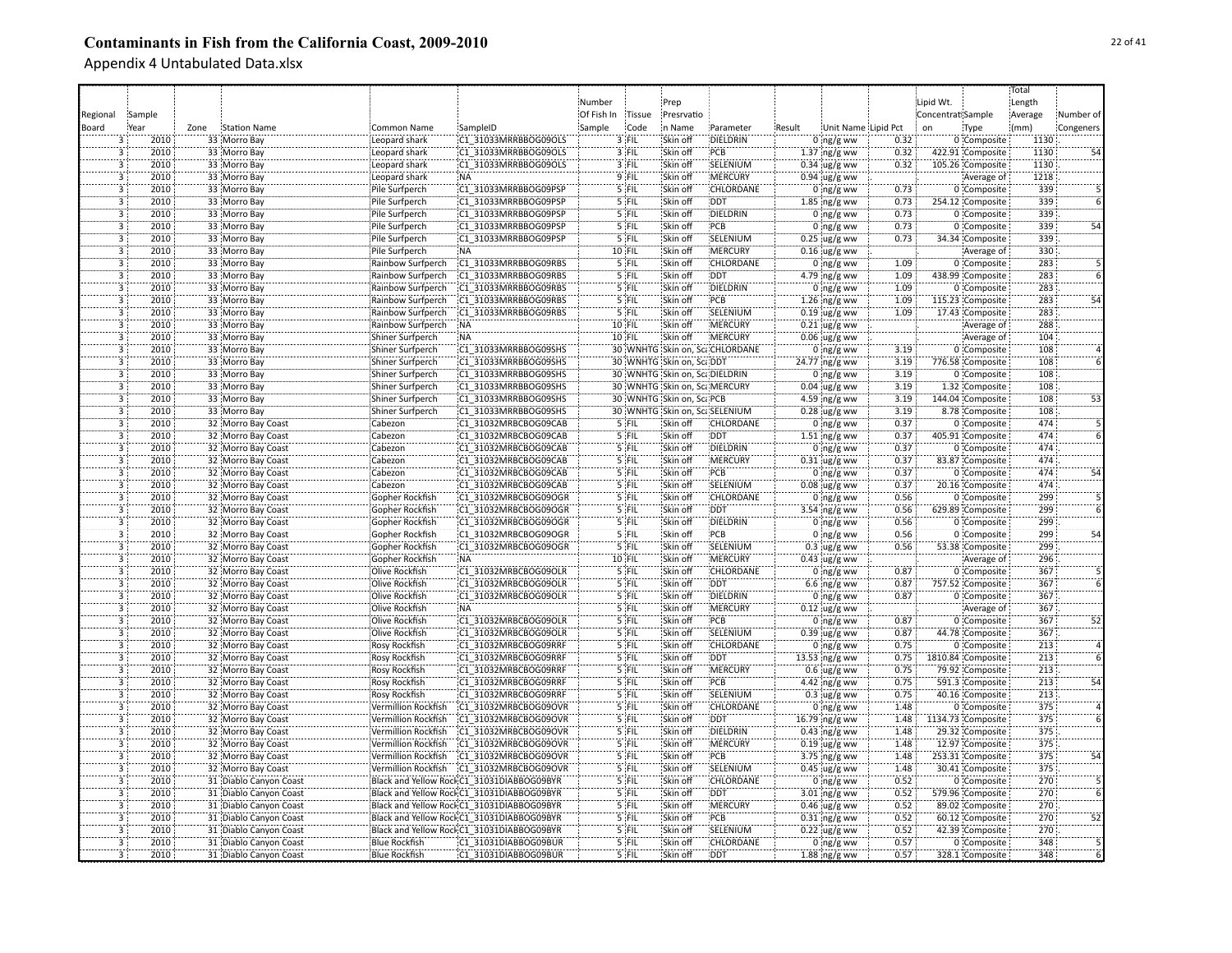# Contaminants in Fish from the California Coast, 2009-2010

Appendix 4 Untabulated Data.xlsx

| Regional Board | Sample Year | Zone | Station Name | Common Name | SampleID | Number Of Fish In Sample | Tissue Code | Prep Presrvation Name | Parameter | Result | Unit Name | Lipid Pct | Lipid Wt. Concentration | Sample Type | Total Length Average (mm) | Number of Congeners |
|---|---|---|---|---|---|---|---|---|---|---|---|---|---|---|---|---|
| 3 | 2010 | 33 | Morro Bay | Leopard shark | C1_31033MRRBBOG09OLS | 3 | FIL | Skin off | DIELDRIN | 0 | ng/g ww | 0.32 | 0 | Composite | 1130 | |
| 3 | 2010 | 33 | Morro Bay | Leopard shark | C1_31033MRRBBOG09OLS | 3 | FIL | Skin off | PCB | 1.37 | ng/g ww | 0.32 | 422.91 | Composite | 1130 | 54 |
| 3 | 2010 | 33 | Morro Bay | Leopard shark | C1_31033MRRBBOG09OLS | 3 | FIL | Skin off | SELENIUM | 0.34 | ug/g ww | 0.32 | 105.26 | Composite | 1130 | |
| 3 | 2010 | 33 | Morro Bay | Leopard shark | NA | 9 | FIL | Skin off | MERCURY | 0.94 | ug/g ww | | | Average of | 1218 | |
| 3 | 2010 | 33 | Morro Bay | Pile Surfperch | C1_31033MRRBBOG09PSP | 5 | FIL | Skin off | CHLORDANE | 0 | ng/g ww | 0.73 | 0 | Composite | 339 | 5 |
| 3 | 2010 | 33 | Morro Bay | Pile Surfperch | C1_31033MRRBBOG09PSP | 5 | FIL | Skin off | DDT | 1.85 | ng/g ww | 0.73 | 254.12 | Composite | 339 | 6 |
| 3 | 2010 | 33 | Morro Bay | Pile Surfperch | C1_31033MRRBBOG09PSP | 5 | FIL | Skin off | DIELDRIN | 0 | ng/g ww | 0.73 | 0 | Composite | 339 | |
| 3 | 2010 | 33 | Morro Bay | Pile Surfperch | C1_31033MRRBBOG09PSP | 5 | FIL | Skin off | PCB | 0 | ng/g ww | 0.73 | 0 | Composite | 339 | 54 |
| 3 | 2010 | 33 | Morro Bay | Pile Surfperch | C1_31033MRRBBOG09PSP | 5 | FIL | Skin off | SELENIUM | 0.25 | ug/g ww | 0.73 | 34.34 | Composite | 339 | |
| 3 | 2010 | 33 | Morro Bay | Pile Surfperch | NA | 10 | FIL | Skin off | MERCURY | 0.16 | ug/g ww | | | Average of | 330 | |
| 3 | 2010 | 33 | Morro Bay | Rainbow Surfperch | C1_31033MRRBBOG09RBS | 5 | FIL | Skin off | CHLORDANE | 0 | ng/g ww | 1.09 | 0 | Composite | 283 | 5 |
| 3 | 2010 | 33 | Morro Bay | Rainbow Surfperch | C1_31033MRRBBOG09RBS | 5 | FIL | Skin off | DDT | 4.79 | ng/g ww | 1.09 | 438.99 | Composite | 283 | 6 |
| 3 | 2010 | 33 | Morro Bay | Rainbow Surfperch | C1_31033MRRBBOG09RBS | 5 | FIL | Skin off | DIELDRIN | 0 | ng/g ww | 1.09 | 0 | Composite | 283 | |
| 3 | 2010 | 33 | Morro Bay | Rainbow Surfperch | C1_31033MRRBBOG09RBS | 5 | FIL | Skin off | PCB | 1.26 | ng/g ww | 1.09 | 115.23 | Composite | 283 | 54 |
| 3 | 2010 | 33 | Morro Bay | Rainbow Surfperch | C1_31033MRRBBOG09RBS | 5 | FIL | Skin off | SELENIUM | 0.19 | ug/g ww | 1.09 | 17.43 | Composite | 283 | |
| 3 | 2010 | 33 | Morro Bay | Rainbow Surfperch | NA | 10 | FIL | Skin off | MERCURY | 0.21 | ug/g ww | | | Average of | 288 | |
| 3 | 2010 | 33 | Morro Bay | Shiner Surfperch | NA | 10 | FIL | Skin off | MERCURY | 0.06 | ug/g ww | | | Average of | 104 | |
| 3 | 2010 | 33 | Morro Bay | Shiner Surfperch | C1_31033MRRBBOG09SHS | 30 | WNHTG | Skin on, Sca | CHLORDANE | 0 | ng/g ww | 3.19 | 0 | Composite | 108 | 4 |
| 3 | 2010 | 33 | Morro Bay | Shiner Surfperch | C1_31033MRRBBOG09SHS | 30 | WNHTG | Skin on, Sca | DDT | 24.77 | ng/g ww | 3.19 | 776.58 | Composite | 108 | 6 |
| 3 | 2010 | 33 | Morro Bay | Shiner Surfperch | C1_31033MRRBBOG09SHS | 30 | WNHTG | Skin on, Sca | DIELDRIN | 0 | ng/g ww | 3.19 | 0 | Composite | 108 | |
| 3 | 2010 | 33 | Morro Bay | Shiner Surfperch | C1_31033MRRBBOG09SHS | 30 | WNHTG | Skin on, Sca | MERCURY | 0.04 | ug/g ww | 3.19 | 1.32 | Composite | 108 | |
| 3 | 2010 | 33 | Morro Bay | Shiner Surfperch | C1_31033MRRBBOG09SHS | 30 | WNHTG | Skin on, Sca | PCB | 4.59 | ng/g ww | 3.19 | 144.04 | Composite | 108 | 53 |
| 3 | 2010 | 33 | Morro Bay | Shiner Surfperch | C1_31033MRRBBOG09SHS | 30 | WNHTG | Skin on, Sca | SELENIUM | 0.28 | ug/g ww | 3.19 | 8.78 | Composite | 108 | |
| 3 | 2010 | 32 | Morro Bay Coast | Cabezon | C1_31032MRBCBOG09CAB | 5 | FIL | Skin off | CHLORDANE | 0 | ng/g ww | 0.37 | 0 | Composite | 474 | 5 |
| 3 | 2010 | 32 | Morro Bay Coast | Cabezon | C1_31032MRBCBOG09CAB | 5 | FIL | Skin off | DDT | 1.51 | ng/g ww | 0.37 | 405.91 | Composite | 474 | 6 |
| 3 | 2010 | 32 | Morro Bay Coast | Cabezon | C1_31032MRBCBOG09CAB | 5 | FIL | Skin off | DIELDRIN | 0 | ng/g ww | 0.37 | 0 | Composite | 474 | |
| 3 | 2010 | 32 | Morro Bay Coast | Cabezon | C1_31032MRBCBOG09CAB | 5 | FIL | Skin off | MERCURY | 0.31 | ug/g ww | 0.37 | 83.87 | Composite | 474 | |
| 3 | 2010 | 32 | Morro Bay Coast | Cabezon | C1_31032MRBCBOG09CAB | 5 | FIL | Skin off | PCB | 0 | ng/g ww | 0.37 | 0 | Composite | 474 | 54 |
| 3 | 2010 | 32 | Morro Bay Coast | Cabezon | C1_31032MRBCBOG09CAB | 5 | FIL | Skin off | SELENIUM | 0.08 | ug/g ww | 0.37 | 20.16 | Composite | 474 | |
| 3 | 2010 | 32 | Morro Bay Coast | Gopher Rockfish | C1_31032MRBCBOG09OGR | 5 | FIL | Skin off | CHLORDANE | 0 | ng/g ww | 0.56 | 0 | Composite | 299 | 5 |
| 3 | 2010 | 32 | Morro Bay Coast | Gopher Rockfish | C1_31032MRBCBOG09OGR | 5 | FIL | Skin off | DDT | 3.54 | ng/g ww | 0.56 | 629.89 | Composite | 299 | 6 |
| 3 | 2010 | 32 | Morro Bay Coast | Gopher Rockfish | C1_31032MRBCBOG09OGR | 5 | FIL | Skin off | DIELDRIN | 0 | ng/g ww | 0.56 | 0 | Composite | 299 | |
| 3 | 2010 | 32 | Morro Bay Coast | Gopher Rockfish | C1_31032MRBCBOG09OGR | 5 | FIL | Skin off | PCB | 0 | ng/g ww | 0.56 | 0 | Composite | 299 | 54 |
| 3 | 2010 | 32 | Morro Bay Coast | Gopher Rockfish | C1_31032MRBCBOG09OGR | 5 | FIL | Skin off | SELENIUM | 0.3 | ug/g ww | 0.56 | 53.38 | Composite | 299 | |
| 3 | 2010 | 32 | Morro Bay Coast | Gopher Rockfish | NA | 10 | FIL | Skin off | MERCURY | 0.43 | ug/g ww | | | Average of | 296 | |
| 3 | 2010 | 32 | Morro Bay Coast | Olive Rockfish | C1_31032MRBCBOG09OLR | 5 | FIL | Skin off | CHLORDANE | 0 | ng/g ww | 0.87 | 0 | Composite | 367 | 5 |
| 3 | 2010 | 32 | Morro Bay Coast | Olive Rockfish | C1_31032MRBCBOG09OLR | 5 | FIL | Skin off | DDT | 6.6 | ng/g ww | 0.87 | 757.52 | Composite | 367 | 6 |
| 3 | 2010 | 32 | Morro Bay Coast | Olive Rockfish | C1_31032MRBCBOG09OLR | 5 | FIL | Skin off | DIELDRIN | 0 | ng/g ww | 0.87 | 0 | Composite | 367 | |
| 3 | 2010 | 32 | Morro Bay Coast | Olive Rockfish | NA | 5 | FIL | Skin off | MERCURY | 0.12 | ug/g ww | | | Average of | 367 | |
| 3 | 2010 | 32 | Morro Bay Coast | Olive Rockfish | C1_31032MRBCBOG09OLR | 5 | FIL | Skin off | PCB | 0 | ng/g ww | 0.87 | 0 | Composite | 367 | 52 |
| 3 | 2010 | 32 | Morro Bay Coast | Olive Rockfish | C1_31032MRBCBOG09OLR | 5 | FIL | Skin off | SELENIUM | 0.39 | ug/g ww | 0.87 | 44.78 | Composite | 367 | |
| 3 | 2010 | 32 | Morro Bay Coast | Rosy Rockfish | C1_31032MRBCBOG09RRF | 5 | FIL | Skin off | CHLORDANE | 0 | ng/g ww | 0.75 | 0 | Composite | 213 | 4 |
| 3 | 2010 | 32 | Morro Bay Coast | Rosy Rockfish | C1_31032MRBCBOG09RRF | 5 | FIL | Skin off | DDT | 13.53 | ng/g ww | 0.75 | 1810.84 | Composite | 213 | 6 |
| 3 | 2010 | 32 | Morro Bay Coast | Rosy Rockfish | C1_31032MRBCBOG09RRF | 5 | FIL | Skin off | MERCURY | 0.6 | ug/g ww | 0.75 | 79.92 | Composite | 213 | |
| 3 | 2010 | 32 | Morro Bay Coast | Rosy Rockfish | C1_31032MRBCBOG09RRF | 5 | FIL | Skin off | PCB | 4.42 | ng/g ww | 0.75 | 591.3 | Composite | 213 | 54 |
| 3 | 2010 | 32 | Morro Bay Coast | Rosy Rockfish | C1_31032MRBCBOG09RRF | 5 | FIL | Skin off | SELENIUM | 0.3 | ug/g ww | 0.75 | 40.16 | Composite | 213 | |
| 3 | 2010 | 32 | Morro Bay Coast | Vermillion Rockfish | C1_31032MRBCBOG09OVR | 5 | FIL | Skin off | CHLORDANE | 0 | ng/g ww | 1.48 | 0 | Composite | 375 | 4 |
| 3 | 2010 | 32 | Morro Bay Coast | Vermillion Rockfish | C1_31032MRBCBOG09OVR | 5 | FIL | Skin off | DDT | 16.79 | ng/g ww | 1.48 | 1134.73 | Composite | 375 | 6 |
| 3 | 2010 | 32 | Morro Bay Coast | Vermillion Rockfish | C1_31032MRBCBOG09OVR | 5 | FIL | Skin off | DIELDRIN | 0.43 | ng/g ww | 1.48 | 29.32 | Composite | 375 | |
| 3 | 2010 | 32 | Morro Bay Coast | Vermillion Rockfish | C1_31032MRBCBOG09OVR | 5 | FIL | Skin off | MERCURY | 0.19 | ug/g ww | 1.48 | 12.97 | Composite | 375 | |
| 3 | 2010 | 32 | Morro Bay Coast | Vermillion Rockfish | C1_31032MRBCBOG09OVR | 5 | FIL | Skin off | PCB | 3.75 | ng/g ww | 1.48 | 253.31 | Composite | 375 | 54 |
| 3 | 2010 | 32 | Morro Bay Coast | Vermillion Rockfish | C1_31032MRBCBOG09OVR | 5 | FIL | Skin off | SELENIUM | 0.45 | ug/g ww | 1.48 | 30.41 | Composite | 375 | |
| 3 | 2010 | 31 | Diablo Canyon Coast | Black and Yellow Rock | C1_31031DIABBOG09BYR | 5 | FIL | Skin off | CHLORDANE | 0 | ng/g ww | 0.52 | 0 | Composite | 270 | 5 |
| 3 | 2010 | 31 | Diablo Canyon Coast | Black and Yellow Rock | C1_31031DIABBOG09BYR | 5 | FIL | Skin off | DDT | 3.01 | ng/g ww | 0.52 | 579.96 | Composite | 270 | 6 |
| 3 | 2010 | 31 | Diablo Canyon Coast | Black and Yellow Rock | C1_31031DIABBOG09BYR | 5 | FIL | Skin off | MERCURY | 0.46 | ug/g ww | 0.52 | 89.02 | Composite | 270 | |
| 3 | 2010 | 31 | Diablo Canyon Coast | Black and Yellow Rock | C1_31031DIABBOG09BYR | 5 | FIL | Skin off | PCB | 0.31 | ng/g ww | 0.52 | 60.12 | Composite | 270 | 52 |
| 3 | 2010 | 31 | Diablo Canyon Coast | Black and Yellow Rock | C1_31031DIABBOG09BYR | 5 | FIL | Skin off | SELENIUM | 0.22 | ug/g ww | 0.52 | 42.39 | Composite | 270 | |
| 3 | 2010 | 31 | Diablo Canyon Coast | Blue Rockfish | C1_31031DIABBOG09BUR | 5 | FIL | Skin off | CHLORDANE | 0 | ng/g ww | 0.57 | 0 | Composite | 348 | 5 |
| 3 | 2010 | 31 | Diablo Canyon Coast | Blue Rockfish | C1_31031DIABBOG09BUR | 5 | FIL | Skin off | DDT | 1.88 | ng/g ww | 0.57 | 328.1 | Composite | 348 | 6 |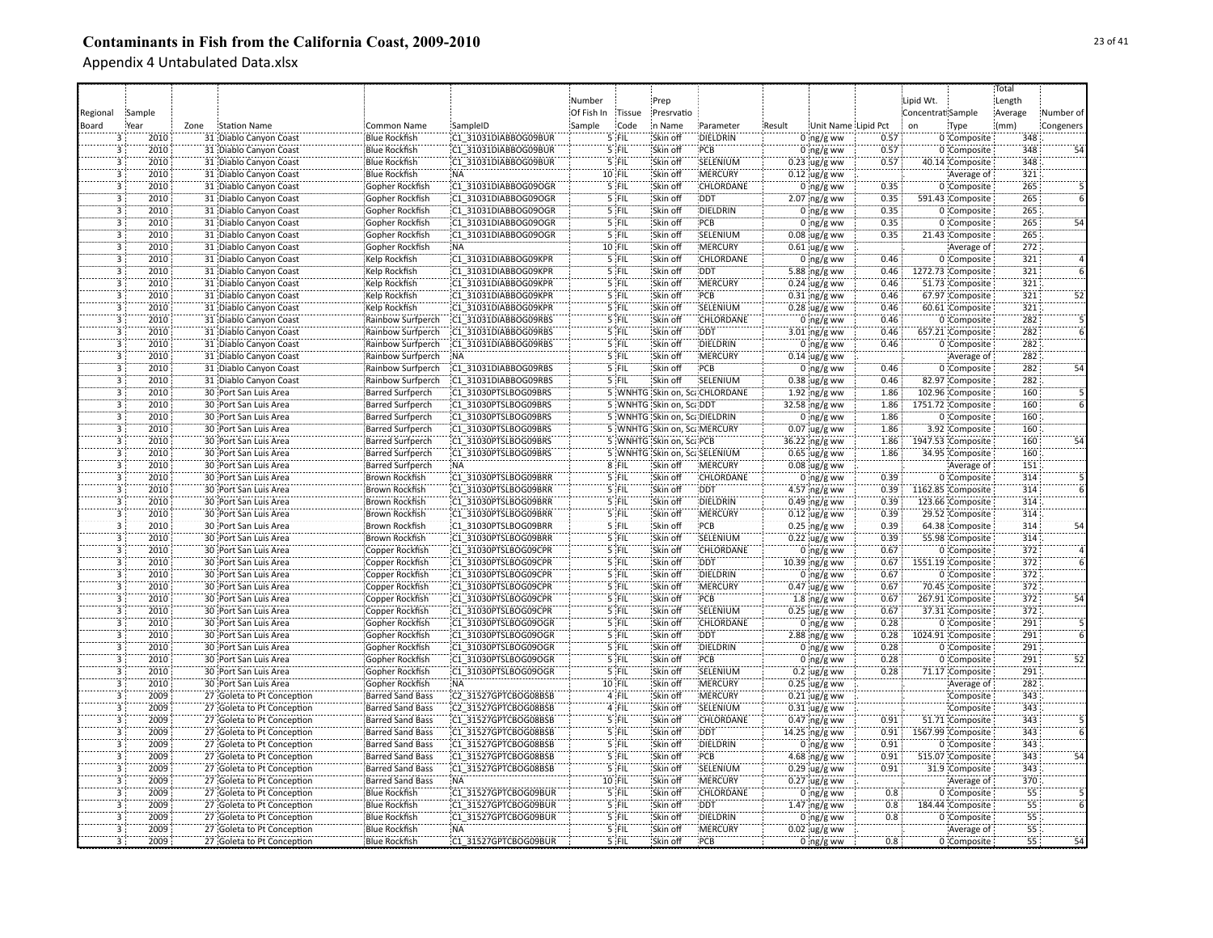# Contaminants in Fish from the California Coast, 2009-2010

Appendix 4 Untabulated Data.xlsx

| Regional Board | Sample Year | Zone | Station Name | Common Name | SampleID | Number Of Fish In Sample | Tissue Code | Prep Presrvation Name | Parameter | Result | Unit Name | Lipid Pct | Lipid Wt. Concentration | Sample Type | Total Length Average (mm) | Number of Congeners |
|---|---|---|---|---|---|---|---|---|---|---|---|---|---|---|---|---|
| 3 | 2010 | 31 | Diablo Canyon Coast | Blue Rockfish | C1_31031DIABBOG09BUR | 5 | FIL | Skin off | DIELDRIN | 0 | ng/g ww | 0.57 | 0 | Composite | 348 | |
| 3 | 2010 | 31 | Diablo Canyon Coast | Blue Rockfish | C1_31031DIABBOG09BUR | 5 | FIL | Skin off | PCB | 0 | ng/g ww | 0.57 | 0 | Composite | 348 | 54 |
| 3 | 2010 | 31 | Diablo Canyon Coast | Blue Rockfish | C1_31031DIABBOG09BUR | 5 | FIL | Skin off | SELENIUM | 0.23 | ug/g ww | 0.57 | 40.14 | Composite | 348 | |
| 3 | 2010 | 31 | Diablo Canyon Coast | Blue Rockfish | NA | 10 | FIL | Skin off | MERCURY | 0.12 | ug/g ww | | | Average of | 321 | |
| 3 | 2010 | 31 | Diablo Canyon Coast | Gopher Rockfish | C1_31031DIABBOG09OGR | 5 | FIL | Skin off | CHLORDANE | 0 | ng/g ww | 0.35 | 0 | Composite | 265 | 5 |
| 3 | 2010 | 31 | Diablo Canyon Coast | Gopher Rockfish | C1_31031DIABBOG09OGR | 5 | FIL | Skin off | DDT | 2.07 | ng/g ww | 0.35 | 591.43 | Composite | 265 | 6 |
| 3 | 2010 | 31 | Diablo Canyon Coast | Gopher Rockfish | C1_31031DIABBOG09OGR | 5 | FIL | Skin off | DIELDRIN | 0 | ng/g ww | 0.35 | 0 | Composite | 265 | |
| 3 | 2010 | 31 | Diablo Canyon Coast | Gopher Rockfish | C1_31031DIABBOG09OGR | 5 | FIL | Skin off | PCB | 0 | ng/g ww | 0.35 | 0 | Composite | 265 | 54 |
| 3 | 2010 | 31 | Diablo Canyon Coast | Gopher Rockfish | C1_31031DIABBOG09OGR | 5 | FIL | Skin off | SELENIUM | 0.08 | ug/g ww | 0.35 | 21.43 | Composite | 265 | |
| 3 | 2010 | 31 | Diablo Canyon Coast | Gopher Rockfish | NA | 10 | FIL | Skin off | MERCURY | 0.61 | ug/g ww | | | Average of | 272 | |
| 3 | 2010 | 31 | Diablo Canyon Coast | Kelp Rockfish | C1_31031DIABBOG09KPR | 5 | FIL | Skin off | CHLORDANE | 0 | ng/g ww | 0.46 | 0 | Composite | 321 | 4 |
| 3 | 2010 | 31 | Diablo Canyon Coast | Kelp Rockfish | C1_31031DIABBOG09KPR | 5 | FIL | Skin off | DDT | 5.88 | ng/g ww | 0.46 | 1272.73 | Composite | 321 | 6 |
| 3 | 2010 | 31 | Diablo Canyon Coast | Kelp Rockfish | C1_31031DIABBOG09KPR | 5 | FIL | Skin off | MERCURY | 0.24 | ug/g ww | 0.46 | 51.73 | Composite | 321 | |
| 3 | 2010 | 31 | Diablo Canyon Coast | Kelp Rockfish | C1_31031DIABBOG09KPR | 5 | FIL | Skin off | PCB | 0.31 | ng/g ww | 0.46 | 67.97 | Composite | 321 | 52 |
| 3 | 2010 | 31 | Diablo Canyon Coast | Kelp Rockfish | C1_31031DIABBOG09KPR | 5 | FIL | Skin off | SELENIUM | 0.28 | ug/g ww | 0.46 | 60.61 | Composite | 321 | |
| 3 | 2010 | 31 | Diablo Canyon Coast | Rainbow Surfperch | C1_31031DIABBOG09RBS | 5 | FIL | Skin off | CHLORDANE | 0 | ng/g ww | 0.46 | 0 | Composite | 282 | 5 |
| 3 | 2010 | 31 | Diablo Canyon Coast | Rainbow Surfperch | C1_31031DIABBOG09RBS | 5 | FIL | Skin off | DDT | 3.01 | ng/g ww | 0.46 | 657.21 | Composite | 282 | 6 |
| 3 | 2010 | 31 | Diablo Canyon Coast | Rainbow Surfperch | C1_31031DIABBOG09RBS | 5 | FIL | Skin off | DIELDRIN | 0 | ng/g ww | 0.46 | 0 | Composite | 282 | |
| 3 | 2010 | 31 | Diablo Canyon Coast | Rainbow Surfperch | NA | 5 | FIL | Skin off | MERCURY | 0.14 | ug/g ww | | | Average of | 282 | |
| 3 | 2010 | 31 | Diablo Canyon Coast | Rainbow Surfperch | C1_31031DIABBOG09RBS | 5 | FIL | Skin off | PCB | 0 | ng/g ww | 0.46 | 0 | Composite | 282 | 54 |
| 3 | 2010 | 31 | Diablo Canyon Coast | Rainbow Surfperch | C1_31031DIABBOG09RBS | 5 | FIL | Skin off | SELENIUM | 0.38 | ug/g ww | 0.46 | 82.97 | Composite | 282 | |
| 3 | 2010 | 30 | Port San Luis Area | Barred Surfperch | C1_31030PTSLBOG09BRS | 5 | WNHTG | Skin on, Sca | CHLORDANE | 1.92 | ng/g ww | 1.86 | 102.96 | Composite | 160 | 5 |
| 3 | 2010 | 30 | Port San Luis Area | Barred Surfperch | C1_31030PTSLBOG09BRS | 5 | WNHTG | Skin on, Sca | DDT | 32.58 | ng/g ww | 1.86 | 1751.72 | Composite | 160 | 6 |
| 3 | 2010 | 30 | Port San Luis Area | Barred Surfperch | C1_31030PTSLBOG09BRS | 5 | WNHTG | Skin on, Sca | DIELDRIN | 0 | ng/g ww | 1.86 | 0 | Composite | 160 | |
| 3 | 2010 | 30 | Port San Luis Area | Barred Surfperch | C1_31030PTSLBOG09BRS | 5 | WNHTG | Skin on, Sca | MERCURY | 0.07 | ug/g ww | 1.86 | 3.92 | Composite | 160 | |
| 3 | 2010 | 30 | Port San Luis Area | Barred Surfperch | C1_31030PTSLBOG09BRS | 5 | WNHTG | Skin on, Sca | PCB | 36.22 | ng/g ww | 1.86 | 1947.53 | Composite | 160 | 54 |
| 3 | 2010 | 30 | Port San Luis Area | Barred Surfperch | C1_31030PTSLBOG09BRS | 5 | WNHTG | Skin on, Sca | SELENIUM | 0.65 | ug/g ww | 1.86 | 34.95 | Composite | 160 | |
| 3 | 2010 | 30 | Port San Luis Area | Barred Surfperch | NA | 8 | FIL | Skin off | MERCURY | 0.08 | ug/g ww | | | Average of | 151 | |
| 3 | 2010 | 30 | Port San Luis Area | Brown Rockfish | C1_31030PTSLBOG09BRR | 5 | FIL | Skin off | CHLORDANE | 0 | ng/g ww | 0.39 | 0 | Composite | 314 | 5 |
| 3 | 2010 | 30 | Port San Luis Area | Brown Rockfish | C1_31030PTSLBOG09BRR | 5 | FIL | Skin off | DDT | 4.57 | ng/g ww | 0.39 | 1162.85 | Composite | 314 | 6 |
| 3 | 2010 | 30 | Port San Luis Area | Brown Rockfish | C1_31030PTSLBOG09BRR | 5 | FIL | Skin off | DIELDRIN | 0.49 | ng/g ww | 0.39 | 123.66 | Composite | 314 | |
| 3 | 2010 | 30 | Port San Luis Area | Brown Rockfish | C1_31030PTSLBOG09BRR | 5 | FIL | Skin off | MERCURY | 0.12 | ug/g ww | 0.39 | 29.52 | Composite | 314 | |
| 3 | 2010 | 30 | Port San Luis Area | Brown Rockfish | C1_31030PTSLBOG09BRR | 5 | FIL | Skin off | PCB | 0.25 | ng/g ww | 0.39 | 64.38 | Composite | 314 | 54 |
| 3 | 2010 | 30 | Port San Luis Area | Brown Rockfish | C1_31030PTSLBOG09BRR | 5 | FIL | Skin off | SELENIUM | 0.22 | ug/g ww | 0.39 | 55.98 | Composite | 314 | |
| 3 | 2010 | 30 | Port San Luis Area | Copper Rockfish | C1_31030PTSLBOG09CPR | 5 | FIL | Skin off | CHLORDANE | 0 | ng/g ww | 0.67 | 0 | Composite | 372 | 4 |
| 3 | 2010 | 30 | Port San Luis Area | Copper Rockfish | C1_31030PTSLBOG09CPR | 5 | FIL | Skin off | DDT | 10.39 | ng/g ww | 0.67 | 1551.19 | Composite | 372 | 6 |
| 3 | 2010 | 30 | Port San Luis Area | Copper Rockfish | C1_31030PTSLBOG09CPR | 5 | FIL | Skin off | DIELDRIN | 0 | ng/g ww | 0.67 | 0 | Composite | 372 | |
| 3 | 2010 | 30 | Port San Luis Area | Copper Rockfish | C1_31030PTSLBOG09CPR | 5 | FIL | Skin off | MERCURY | 0.47 | ug/g ww | 0.67 | 70.45 | Composite | 372 | |
| 3 | 2010 | 30 | Port San Luis Area | Copper Rockfish | C1_31030PTSLBOG09CPR | 5 | FIL | Skin off | PCB | 1.8 | ng/g ww | 0.67 | 267.91 | Composite | 372 | 54 |
| 3 | 2010 | 30 | Port San Luis Area | Copper Rockfish | C1_31030PTSLBOG09CPR | 5 | FIL | Skin off | SELENIUM | 0.25 | ug/g ww | 0.67 | 37.31 | Composite | 372 | |
| 3 | 2010 | 30 | Port San Luis Area | Gopher Rockfish | C1_31030PTSLBOG09OGR | 5 | FIL | Skin off | CHLORDANE | 0 | ng/g ww | 0.28 | 0 | Composite | 291 | 5 |
| 3 | 2010 | 30 | Port San Luis Area | Gopher Rockfish | C1_31030PTSLBOG09OGR | 5 | FIL | Skin off | DDT | 2.88 | ng/g ww | 0.28 | 1024.91 | Composite | 291 | 6 |
| 3 | 2010 | 30 | Port San Luis Area | Gopher Rockfish | C1_31030PTSLBOG09OGR | 5 | FIL | Skin off | DIELDRIN | 0 | ng/g ww | 0.28 | 0 | Composite | 291 | |
| 3 | 2010 | 30 | Port San Luis Area | Gopher Rockfish | C1_31030PTSLBOG09OGR | 5 | FIL | Skin off | PCB | 0 | ng/g ww | 0.28 | 0 | Composite | 291 | 52 |
| 3 | 2010 | 30 | Port San Luis Area | Gopher Rockfish | C1_31030PTSLBOG09OGR | 5 | FIL | Skin off | SELENIUM | 0.2 | ug/g ww | 0.28 | 71.17 | Composite | 291 | |
| 3 | 2010 | 30 | Port San Luis Area | Gopher Rockfish | NA | 10 | FIL | Skin off | MERCURY | 0.25 | ug/g ww | | | Average of | 282 | |
| 3 | 2009 | 27 | Goleta to Pt Conception | Barred Sand Bass | C2_31527GPTCBOG08BSB | 4 | FIL | Skin off | MERCURY | 0.21 | ug/g ww | | | Composite | 343 | |
| 3 | 2009 | 27 | Goleta to Pt Conception | Barred Sand Bass | C2_31527GPTCBOG08BSB | 4 | FIL | Skin off | SELENIUM | 0.31 | ug/g ww | | | Composite | 343 | |
| 3 | 2009 | 27 | Goleta to Pt Conception | Barred Sand Bass | C1_31527GPTCBOG08BSB | 5 | FIL | Skin off | CHLORDANE | 0.47 | ng/g ww | 0.91 | 51.71 | Composite | 343 | 5 |
| 3 | 2009 | 27 | Goleta to Pt Conception | Barred Sand Bass | C1_31527GPTCBOG08BSB | 5 | FIL | Skin off | DDT | 14.25 | ng/g ww | 0.91 | 1567.99 | Composite | 343 | 6 |
| 3 | 2009 | 27 | Goleta to Pt Conception | Barred Sand Bass | C1_31527GPTCBOG08BSB | 5 | FIL | Skin off | DIELDRIN | 0 | ng/g ww | 0.91 | 0 | Composite | 343 | |
| 3 | 2009 | 27 | Goleta to Pt Conception | Barred Sand Bass | C1_31527GPTCBOG08BSB | 5 | FIL | Skin off | PCB | 4.68 | ng/g ww | 0.91 | 515.07 | Composite | 343 | 54 |
| 3 | 2009 | 27 | Goleta to Pt Conception | Barred Sand Bass | C1_31527GPTCBOG08BSB | 5 | FIL | Skin off | SELENIUM | 0.29 | ug/g ww | 0.91 | 31.9 | Composite | 343 | |
| 3 | 2009 | 27 | Goleta to Pt Conception | Barred Sand Bass | NA | 10 | FIL | Skin off | MERCURY | 0.27 | ug/g ww | | | Average of | 370 | |
| 3 | 2009 | 27 | Goleta to Pt Conception | Blue Rockfish | C1_31527GPTCBOG09BUR | 5 | FIL | Skin off | CHLORDANE | 0 | ng/g ww | 0.8 | 0 | Composite | 55 | 5 |
| 3 | 2009 | 27 | Goleta to Pt Conception | Blue Rockfish | C1_31527GPTCBOG09BUR | 5 | FIL | Skin off | DDT | 1.47 | ng/g ww | 0.8 | 184.44 | Composite | 55 | 6 |
| 3 | 2009 | 27 | Goleta to Pt Conception | Blue Rockfish | C1_31527GPTCBOG09BUR | 5 | FIL | Skin off | DIELDRIN | 0 | ng/g ww | 0.8 | 0 | Composite | 55 | |
| 3 | 2009 | 27 | Goleta to Pt Conception | Blue Rockfish | NA | 5 | FIL | Skin off | MERCURY | 0.02 | ug/g ww | | | Average of | 55 | |
| 3 | 2009 | 27 | Goleta to Pt Conception | Blue Rockfish | C1_31527GPTCBOG09BUR | 5 | FIL | Skin off | PCB | 0 | ng/g ww | 0.8 | 0 | Composite | 55 | 54 |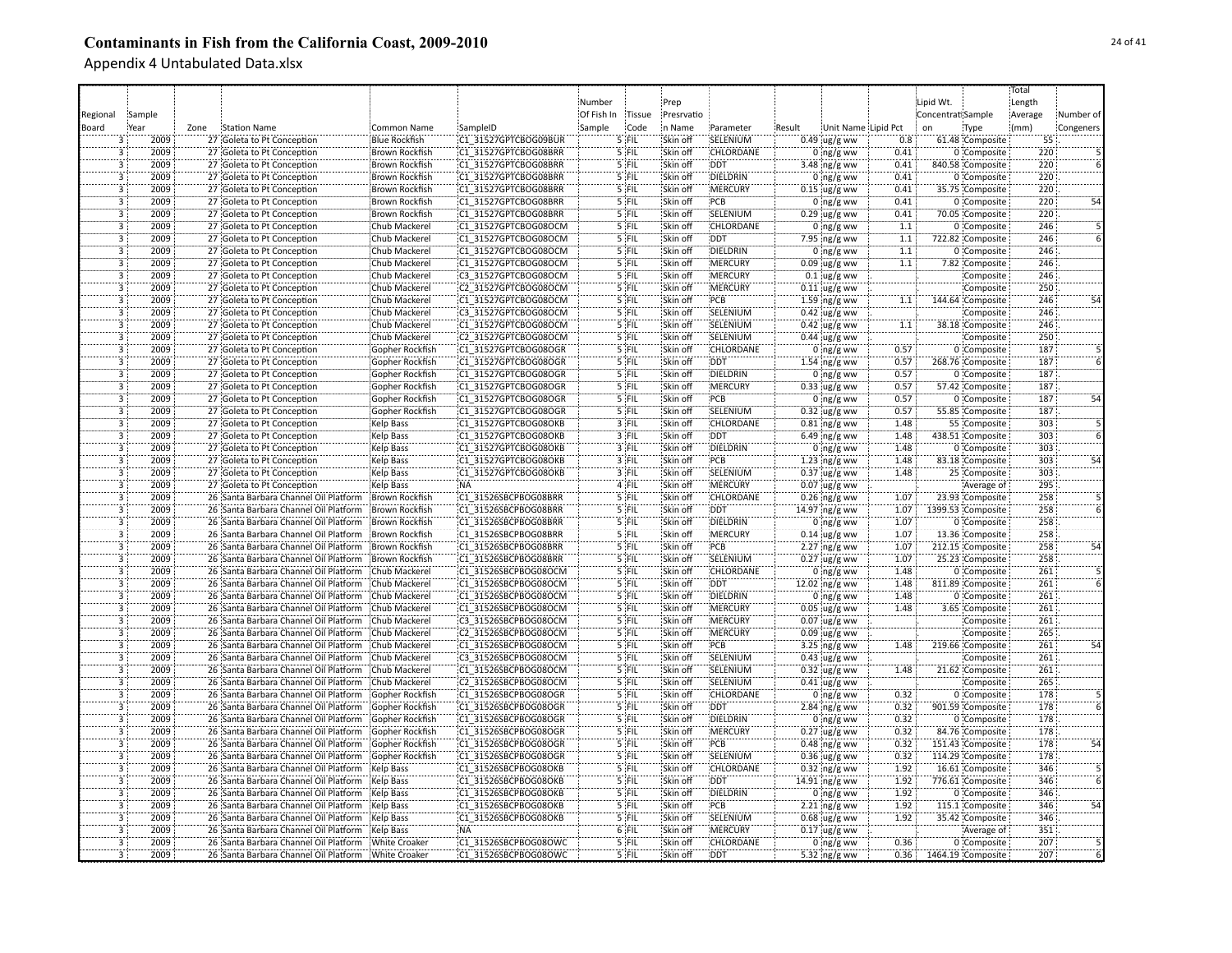# Contaminants in Fish from the California Coast, 2009-2010

Appendix 4 Untabulated Data.xlsx

| Regional Board | Sample Year | Zone | Station Name | Common Name | SampleID | Number Of Fish In Sample | Tissue Code | Prep Presrvation Name | Parameter | Result | Unit Name | Lipid Pct | Lipid Wt. Concentration | Sample Type | Total Length Average (mm) | Number of Congeners |
|---|---|---|---|---|---|---|---|---|---|---|---|---|---|---|---|---|
| 3 | 2009 | 27 | Goleta to Pt Conception | Blue Rockfish | C1_31527GPTCBOG09BUR | 5 | FIL | Skin off | SELENIUM | 0.49 | ug/g ww | 0.8 | 61.48 | Composite | 55 | |
| 3 | 2009 | 27 | Goleta to Pt Conception | Brown Rockfish | C1_31527GPTCBOG08BRR | 5 | FIL | Skin off | CHLORDANE | 0 | ng/g ww | 0.41 | 0 | Composite | 220 | 5 |
| 3 | 2009 | 27 | Goleta to Pt Conception | Brown Rockfish | C1_31527GPTCBOG08BRR | 5 | FIL | Skin off | DDT | 3.48 | ng/g ww | 0.41 | 840.58 | Composite | 220 | 6 |
| 3 | 2009 | 27 | Goleta to Pt Conception | Brown Rockfish | C1_31527GPTCBOG08BRR | 5 | FIL | Skin off | DIELDRIN | 0 | ng/g ww | 0.41 | 0 | Composite | 220 | |
| 3 | 2009 | 27 | Goleta to Pt Conception | Brown Rockfish | C1_31527GPTCBOG08BRR | 5 | FIL | Skin off | MERCURY | 0.15 | ug/g ww | 0.41 | 35.75 | Composite | 220 | |
| 3 | 2009 | 27 | Goleta to Pt Conception | Brown Rockfish | C1_31527GPTCBOG08BRR | 5 | FIL | Skin off | PCB | 0 | ng/g ww | 0.41 | 0 | Composite | 220 | 54 |
| 3 | 2009 | 27 | Goleta to Pt Conception | Brown Rockfish | C1_31527GPTCBOG08BRR | 5 | FIL | Skin off | SELENIUM | 0.29 | ug/g ww | 0.41 | 70.05 | Composite | 220 | |
| 3 | 2009 | 27 | Goleta to Pt Conception | Chub Mackerel | C1_31527GPTCBOG08OCM | 5 | FIL | Skin off | CHLORDANE | 0 | ng/g ww | 1.1 | 0 | Composite | 246 | 5 |
| 3 | 2009 | 27 | Goleta to Pt Conception | Chub Mackerel | C1_31527GPTCBOG08OCM | 5 | FIL | Skin off | DDT | 7.95 | ng/g ww | 1.1 | 722.82 | Composite | 246 | 6 |
| 3 | 2009 | 27 | Goleta to Pt Conception | Chub Mackerel | C1_31527GPTCBOG08OCM | 5 | FIL | Skin off | DIELDRIN | 0 | ng/g ww | 1.1 | 0 | Composite | 246 | |
| 3 | 2009 | 27 | Goleta to Pt Conception | Chub Mackerel | C1_31527GPTCBOG08OCM | 5 | FIL | Skin off | MERCURY | 0.09 | ug/g ww | 1.1 | 7.82 | Composite | 246 | |
| 3 | 2009 | 27 | Goleta to Pt Conception | Chub Mackerel | C3_31527GPTCBOG08OCM | 5 | FIL | Skin off | MERCURY | 0.1 | ug/g ww | | | Composite | 246 | |
| 3 | 2009 | 27 | Goleta to Pt Conception | Chub Mackerel | C2_31527GPTCBOG08OCM | 5 | FIL | Skin off | MERCURY | 0.11 | ug/g ww | | | Composite | 250 | |
| 3 | 2009 | 27 | Goleta to Pt Conception | Chub Mackerel | C1_31527GPTCBOG08OCM | 5 | FIL | Skin off | PCB | 1.59 | ng/g ww | 1.1 | 144.64 | Composite | 246 | 54 |
| 3 | 2009 | 27 | Goleta to Pt Conception | Chub Mackerel | C3_31527GPTCBOG08OCM | 5 | FIL | Skin off | SELENIUM | 0.42 | ug/g ww | | | Composite | 246 | |
| 3 | 2009 | 27 | Goleta to Pt Conception | Chub Mackerel | C1_31527GPTCBOG08OCM | 5 | FIL | Skin off | SELENIUM | 0.42 | ug/g ww | 1.1 | 38.18 | Composite | 246 | |
| 3 | 2009 | 27 | Goleta to Pt Conception | Chub Mackerel | C2_31527GPTCBOG08OCM | 5 | FIL | Skin off | SELENIUM | 0.44 | ug/g ww | | | Composite | 250 | |
| 3 | 2009 | 27 | Goleta to Pt Conception | Gopher Rockfish | C1_31527GPTCBOG08OGR | 5 | FIL | Skin off | CHLORDANE | 0 | ng/g ww | 0.57 | 0 | Composite | 187 | 5 |
| 3 | 2009 | 27 | Goleta to Pt Conception | Gopher Rockfish | C1_31527GPTCBOG08OGR | 5 | FIL | Skin off | DDT | 1.54 | ng/g ww | 0.57 | 268.76 | Composite | 187 | 6 |
| 3 | 2009 | 27 | Goleta to Pt Conception | Gopher Rockfish | C1_31527GPTCBOG08OGR | 5 | FIL | Skin off | DIELDRIN | 0 | ng/g ww | 0.57 | 0 | Composite | 187 | |
| 3 | 2009 | 27 | Goleta to Pt Conception | Gopher Rockfish | C1_31527GPTCBOG08OGR | 5 | FIL | Skin off | MERCURY | 0.33 | ug/g ww | 0.57 | 57.42 | Composite | 187 | |
| 3 | 2009 | 27 | Goleta to Pt Conception | Gopher Rockfish | C1_31527GPTCBOG08OGR | 5 | FIL | Skin off | PCB | 0 | ng/g ww | 0.57 | 0 | Composite | 187 | 54 |
| 3 | 2009 | 27 | Goleta to Pt Conception | Gopher Rockfish | C1_31527GPTCBOG08OGR | 5 | FIL | Skin off | SELENIUM | 0.32 | ug/g ww | 0.57 | 55.85 | Composite | 187 | |
| 3 | 2009 | 27 | Goleta to Pt Conception | Kelp Bass | C1_31527GPTCBOG08OKB | 3 | FIL | Skin off | CHLORDANE | 0.81 | ng/g ww | 1.48 | 55 | Composite | 303 | 5 |
| 3 | 2009 | 27 | Goleta to Pt Conception | Kelp Bass | C1_31527GPTCBOG08OKB | 3 | FIL | Skin off | DDT | 6.49 | ng/g ww | 1.48 | 438.51 | Composite | 303 | 6 |
| 3 | 2009 | 27 | Goleta to Pt Conception | Kelp Bass | C1_31527GPTCBOG08OKB | 3 | FIL | Skin off | DIELDRIN | 0 | ng/g ww | 1.48 | 0 | Composite | 303 | |
| 3 | 2009 | 27 | Goleta to Pt Conception | Kelp Bass | C1_31527GPTCBOG08OKB | 3 | FIL | Skin off | PCB | 1.23 | ng/g ww | 1.48 | 83.18 | Composite | 303 | 54 |
| 3 | 2009 | 27 | Goleta to Pt Conception | Kelp Bass | C1_31527GPTCBOG08OKB | 3 | FIL | Skin off | SELENIUM | 0.37 | ug/g ww | 1.48 | 25 | Composite | 303 | |
| 3 | 2009 | 27 | Goleta to Pt Conception | Kelp Bass | NA | 4 | FIL | Skin off | MERCURY | 0.07 | ug/g ww | | | Average of | 295 | |
| 3 | 2009 | 26 | Santa Barbara Channel Oil Platform | Brown Rockfish | C1_31526SBCPBOG08BRR | 5 | FIL | Skin off | CHLORDANE | 0.26 | ng/g ww | 1.07 | 23.93 | Composite | 258 | 5 |
| 3 | 2009 | 26 | Santa Barbara Channel Oil Platform | Brown Rockfish | C1_31526SBCPBOG08BRR | 5 | FIL | Skin off | DDT | 14.97 | ng/g ww | 1.07 | 1399.53 | Composite | 258 | 6 |
| 3 | 2009 | 26 | Santa Barbara Channel Oil Platform | Brown Rockfish | C1_31526SBCPBOG08BRR | 5 | FIL | Skin off | DIELDRIN | 0 | ng/g ww | 1.07 | 0 | Composite | 258 | |
| 3 | 2009 | 26 | Santa Barbara Channel Oil Platform | Brown Rockfish | C1_31526SBCPBOG08BRR | 5 | FIL | Skin off | MERCURY | 0.14 | ug/g ww | 1.07 | 13.36 | Composite | 258 | |
| 3 | 2009 | 26 | Santa Barbara Channel Oil Platform | Brown Rockfish | C1_31526SBCPBOG08BRR | 5 | FIL | Skin off | PCB | 2.27 | ng/g ww | 1.07 | 212.15 | Composite | 258 | 54 |
| 3 | 2009 | 26 | Santa Barbara Channel Oil Platform | Brown Rockfish | C1_31526SBCPBOG08BRR | 5 | FIL | Skin off | SELENIUM | 0.27 | ug/g ww | 1.07 | 25.23 | Composite | 258 | |
| 3 | 2009 | 26 | Santa Barbara Channel Oil Platform | Chub Mackerel | C1_31526SBCPBOG08OCM | 5 | FIL | Skin off | CHLORDANE | 0 | ng/g ww | 1.48 | 0 | Composite | 261 | 5 |
| 3 | 2009 | 26 | Santa Barbara Channel Oil Platform | Chub Mackerel | C1_31526SBCPBOG08OCM | 5 | FIL | Skin off | DDT | 12.02 | ng/g ww | 1.48 | 811.89 | Composite | 261 | 6 |
| 3 | 2009 | 26 | Santa Barbara Channel Oil Platform | Chub Mackerel | C1_31526SBCPBOG08OCM | 5 | FIL | Skin off | DIELDRIN | 0 | ng/g ww | 1.48 | 0 | Composite | 261 | |
| 3 | 2009 | 26 | Santa Barbara Channel Oil Platform | Chub Mackerel | C1_31526SBCPBOG08OCM | 5 | FIL | Skin off | MERCURY | 0.05 | ug/g ww | 1.48 | 3.65 | Composite | 261 | |
| 3 | 2009 | 26 | Santa Barbara Channel Oil Platform | Chub Mackerel | C3_31526SBCPBOG08OCM | 5 | FIL | Skin off | MERCURY | 0.07 | ug/g ww | | | Composite | 261 | |
| 3 | 2009 | 26 | Santa Barbara Channel Oil Platform | Chub Mackerel | C2_31526SBCPBOG08OCM | 5 | FIL | Skin off | MERCURY | 0.09 | ug/g ww | | | Composite | 265 | |
| 3 | 2009 | 26 | Santa Barbara Channel Oil Platform | Chub Mackerel | C1_31526SBCPBOG08OCM | 5 | FIL | Skin off | PCB | 3.25 | ng/g ww | 1.48 | 219.66 | Composite | 261 | 54 |
| 3 | 2009 | 26 | Santa Barbara Channel Oil Platform | Chub Mackerel | C3_31526SBCPBOG08OCM | 5 | FIL | Skin off | SELENIUM | 0.43 | ug/g ww | | | Composite | 261 | |
| 3 | 2009 | 26 | Santa Barbara Channel Oil Platform | Chub Mackerel | C1_31526SBCPBOG08OCM | 5 | FIL | Skin off | SELENIUM | 0.32 | ug/g ww | 1.48 | 21.62 | Composite | 261 | |
| 3 | 2009 | 26 | Santa Barbara Channel Oil Platform | Chub Mackerel | C2_31526SBCPBOG08OCM | 5 | FIL | Skin off | SELENIUM | 0.41 | ug/g ww | | | Composite | 265 | |
| 3 | 2009 | 26 | Santa Barbara Channel Oil Platform | Gopher Rockfish | C1_31526SBCPBOG08OGR | 5 | FIL | Skin off | CHLORDANE | 0 | ng/g ww | 0.32 | 0 | Composite | 178 | 5 |
| 3 | 2009 | 26 | Santa Barbara Channel Oil Platform | Gopher Rockfish | C1_31526SBCPBOG08OGR | 5 | FIL | Skin off | DDT | 2.84 | ng/g ww | 0.32 | 901.59 | Composite | 178 | 6 |
| 3 | 2009 | 26 | Santa Barbara Channel Oil Platform | Gopher Rockfish | C1_31526SBCPBOG08OGR | 5 | FIL | Skin off | DIELDRIN | 0 | ng/g ww | 0.32 | 0 | Composite | 178 | |
| 3 | 2009 | 26 | Santa Barbara Channel Oil Platform | Gopher Rockfish | C1_31526SBCPBOG08OGR | 5 | FIL | Skin off | MERCURY | 0.27 | ug/g ww | 0.32 | 84.76 | Composite | 178 | |
| 3 | 2009 | 26 | Santa Barbara Channel Oil Platform | Gopher Rockfish | C1_31526SBCPBOG08OGR | 5 | FIL | Skin off | PCB | 0.48 | ng/g ww | 0.32 | 151.43 | Composite | 178 | 54 |
| 3 | 2009 | 26 | Santa Barbara Channel Oil Platform | Gopher Rockfish | C1_31526SBCPBOG08OGR | 5 | FIL | Skin off | SELENIUM | 0.36 | ug/g ww | 0.32 | 114.29 | Composite | 178 | |
| 3 | 2009 | 26 | Santa Barbara Channel Oil Platform | Kelp Bass | C1_31526SBCPBOG08OKB | 5 | FIL | Skin off | CHLORDANE | 0.32 | ng/g ww | 1.92 | 16.61 | Composite | 346 | 5 |
| 3 | 2009 | 26 | Santa Barbara Channel Oil Platform | Kelp Bass | C1_31526SBCPBOG08OKB | 5 | FIL | Skin off | DDT | 14.91 | ng/g ww | 1.92 | 776.61 | Composite | 346 | 6 |
| 3 | 2009 | 26 | Santa Barbara Channel Oil Platform | Kelp Bass | C1_31526SBCPBOG08OKB | 5 | FIL | Skin off | DIELDRIN | 0 | ng/g ww | 1.92 | 0 | Composite | 346 | |
| 3 | 2009 | 26 | Santa Barbara Channel Oil Platform | Kelp Bass | C1_31526SBCPBOG08OKB | 5 | FIL | Skin off | PCB | 2.21 | ng/g ww | 1.92 | 115.1 | Composite | 346 | 54 |
| 3 | 2009 | 26 | Santa Barbara Channel Oil Platform | Kelp Bass | C1_31526SBCPBOG08OKB | 5 | FIL | Skin off | SELENIUM | 0.68 | ug/g ww | 1.92 | 35.42 | Composite | 346 | |
| 3 | 2009 | 26 | Santa Barbara Channel Oil Platform | Kelp Bass | NA | 6 | FIL | Skin off | MERCURY | 0.17 | ug/g ww | | | Average of | 351 | |
| 3 | 2009 | 26 | Santa Barbara Channel Oil Platform | White Croaker | C1_31526SBCPBOG08OWC | 5 | FIL | Skin off | CHLORDANE | 0 | ng/g ww | 0.36 | 0 | Composite | 207 | 5 |
| 3 | 2009 | 26 | Santa Barbara Channel Oil Platform | White Croaker | C1_31526SBCPBOG08OWC | 5 | FIL | Skin off | DDT | 5.32 | ng/g ww | 0.36 | 1464.19 | Composite | 207 | 6 |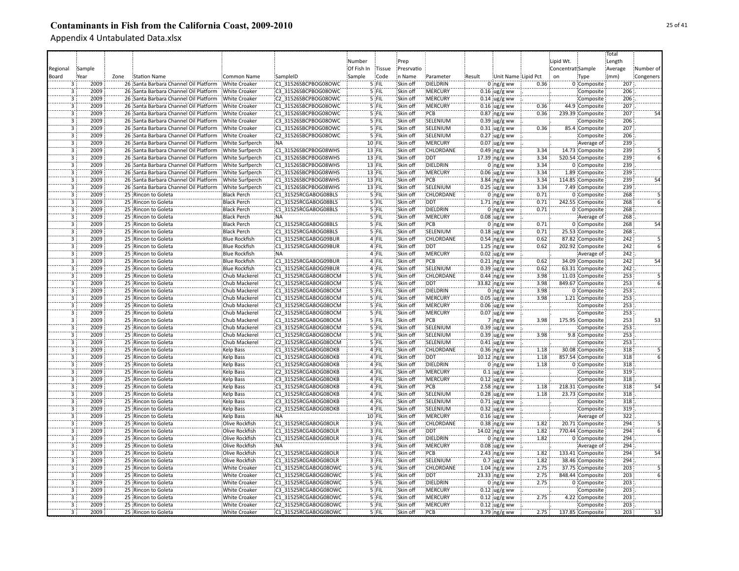# Contaminants in Fish from the California Coast, 2009-2010

## Appendix 4 Untabulated Data.xlsx

| Regional Board | Sample Year | Zone | Station Name | Common Name | SampleID | Number Of Fish In Sample | Tissue Code | Prep Presrvation Name | Parameter | Result | Unit Name | Lipid Pct | Lipid Wt. Concentration | Sample Type | Total Length Average (mm) | Number of Congeners |
|---|---|---|---|---|---|---|---|---|---|---|---|---|---|---|---|---|
| 3 | 2009 | 26 | Santa Barbara Channel Oil Platform | White Croaker | C1_31526SBCPBOG08OWC | 5 | FIL | Skin off | DIELDRIN | 0 | ng/g ww | 0.36 | 0 | Composite | 207 | |
| 3 | 2009 | 26 | Santa Barbara Channel Oil Platform | White Croaker | C3_31526SBCPBOG08OWC | 5 | FIL | Skin off | MERCURY | 0.16 | ug/g ww | | | Composite | 206 | |
| 3 | 2009 | 26 | Santa Barbara Channel Oil Platform | White Croaker | C2_31526SBCPBOG08OWC | 5 | FIL | Skin off | MERCURY | 0.14 | ug/g ww | | | Composite | 206 | |
| 3 | 2009 | 26 | Santa Barbara Channel Oil Platform | White Croaker | C1_31526SBCPBOG08OWC | 5 | FIL | Skin off | MERCURY | 0.16 | ug/g ww | 0.36 | 44.9 | Composite | 207 | |
| 3 | 2009 | 26 | Santa Barbara Channel Oil Platform | White Croaker | C1_31526SBCPBOG08OWC | 5 | FIL | Skin off | PCB | 0.87 | ng/g ww | 0.36 | 239.39 | Composite | 207 | 54 |
| 3 | 2009 | 26 | Santa Barbara Channel Oil Platform | White Croaker | C3_31526SBCPBOG08OWC | 5 | FIL | Skin off | SELENIUM | 0.39 | ug/g ww | | | Composite | 206 | |
| 3 | 2009 | 26 | Santa Barbara Channel Oil Platform | White Croaker | C1_31526SBCPBOG08OWC | 5 | FIL | Skin off | SELENIUM | 0.31 | ug/g ww | 0.36 | 85.4 | Composite | 207 | |
| 3 | 2009 | 26 | Santa Barbara Channel Oil Platform | White Croaker | C2_31526SBCPBOG08OWC | 5 | FIL | Skin off | SELENIUM | 0.27 | ug/g ww | | | Composite | 206 | |
| 3 | 2009 | 26 | Santa Barbara Channel Oil Platform | White Surfperch | NA | 10 | FIL | Skin off | MERCURY | 0.07 | ug/g ww | . | . | Average of | 239 | . |
| 3 | 2009 | 26 | Santa Barbara Channel Oil Platform | White Surfperch | C1_31526SBCPBOG08WHS | 13 | FIL | Skin off | CHLORDANE | 0.49 | ng/g ww | 3.34 | 14.73 | Composite | 239 | 5 |
| 3 | 2009 | 26 | Santa Barbara Channel Oil Platform | White Surfperch | C1_31526SBCPBOG08WHS | 13 | FIL | Skin off | DDT | 17.39 | ng/g ww | 3.34 | 520.54 | Composite | 239 | 6 |
| 3 | 2009 | 26 | Santa Barbara Channel Oil Platform | White Surfperch | C1_31526SBCPBOG08WHS | 13 | FIL | Skin off | DIELDRIN | 0 | ng/g ww | 3.34 | 0 | Composite | 239 | . |
| 3 | 2009 | 26 | Santa Barbara Channel Oil Platform | White Surfperch | C1_31526SBCPBOG08WHS | 13 | FIL | Skin off | MERCURY | 0.06 | ug/g ww | 3.34 | 1.89 | Composite | 239 | . |
| 3 | 2009 | 26 | Santa Barbara Channel Oil Platform | White Surfperch | C1_31526SBCPBOG08WHS | 13 | FIL | Skin off | PCB | 3.84 | ng/g ww | 3.34 | 114.85 | Composite | 239 | 54 |
| 3 | 2009 | 26 | Santa Barbara Channel Oil Platform | White Surfperch | C1_31526SBCPBOG08WHS | 13 | FIL | Skin off | SELENIUM | 0.25 | ug/g ww | 3.34 | 7.49 | Composite | 239 | . |
| 3 | 2009 | 25 | Rincon to Goleta | Black Perch | C1_31525RCGABOG08BLS | 5 | FIL | Skin off | CHLORDANE | 0 | ng/g ww | 0.71 | 0 | Composite | 268 | 5 |
| 3 | 2009 | 25 | Rincon to Goleta | Black Perch | C1_31525RCGABOG08BLS | 5 | FIL | Skin off | DDT | 1.71 | ng/g ww | 0.71 | 242.55 | Composite | 268 | 6 |
| 3 | 2009 | 25 | Rincon to Goleta | Black Perch | C1_31525RCGABOG08BLS | 5 | FIL | Skin off | DIELDRIN | 0 | ng/g ww | 0.71 | 0 | Composite | 268 | . |
| 3 | 2009 | 25 | Rincon to Goleta | Black Perch | NA | 5 | FIL | Skin off | MERCURY | 0.08 | ug/g ww | . | . | Average of | 268 | . |
| 3 | 2009 | 25 | Rincon to Goleta | Black Perch | C1_31525RCGABOG08BLS | 5 | FIL | Skin off | PCB | 0 | ng/g ww | 0.71 | 0 | Composite | 268 | 54 |
| 3 | 2009 | 25 | Rincon to Goleta | Black Perch | C1_31525RCGABOG08BLS | 5 | FIL | Skin off | SELENIUM | 0.18 | ug/g ww | 0.71 | 25.53 | Composite | 268 | . |
| 3 | 2009 | 25 | Rincon to Goleta | Blue Rockfish | C1_31525RCGABOG09BUR | 4 | FIL | Skin off | CHLORDANE | 0.54 | ng/g ww | 0.62 | 87.82 | Composite | 242 | 5 |
| 3 | 2009 | 25 | Rincon to Goleta | Blue Rockfish | C1_31525RCGABOG09BUR | 4 | FIL | Skin off | DDT | 1.25 | ng/g ww | 0.62 | 202.92 | Composite | 242 | 6 |
| 3 | 2009 | 25 | Rincon to Goleta | Blue Rockfish | NA | 4 | FIL | Skin off | MERCURY | 0.02 | ug/g ww | . | . | Average of | 242 | . |
| 3 | 2009 | 25 | Rincon to Goleta | Blue Rockfish | C1_31525RCGABOG09BUR | 4 | FIL | Skin off | PCB | 0.21 | ng/g ww | 0.62 | 34.09 | Composite | 242 | 54 |
| 3 | 2009 | 25 | Rincon to Goleta | Blue Rockfish | C1_31525RCGABOG09BUR | 4 | FIL | Skin off | SELENIUM | 0.39 | ug/g ww | 0.62 | 63.31 | Composite | 242 | . |
| 3 | 2009 | 25 | Rincon to Goleta | Chub Mackerel | C1_31525RCGABOG08OCM | 5 | FIL | Skin off | CHLORDANE | 0.44 | ng/g ww | 3.98 | 11.03 | Composite | 253 | 5 |
| 3 | 2009 | 25 | Rincon to Goleta | Chub Mackerel | C1_31525RCGABOG08OCM | 5 | FIL | Skin off | DDT | 33.82 | ng/g ww | 3.98 | 849.67 | Composite | 253 | 6 |
| 3 | 2009 | 25 | Rincon to Goleta | Chub Mackerel | C1_31525RCGABOG08OCM | 5 | FIL | Skin off | DIELDRIN | 0 | ng/g ww | 3.98 | 0 | Composite | 253 | . |
| 3 | 2009 | 25 | Rincon to Goleta | Chub Mackerel | C1_31525RCGABOG08OCM | 5 | FIL | Skin off | MERCURY | 0.05 | ug/g ww | 3.98 | 1.21 | Composite | 253 | . |
| 3 | 2009 | 25 | Rincon to Goleta | Chub Mackerel | C3_31525RCGABOG08OCM | 5 | FIL | Skin off | MERCURY | 0.06 | ug/g ww | | | Composite | 253 | . |
| 3 | 2009 | 25 | Rincon to Goleta | Chub Mackerel | C2_31525RCGABOG08OCM | 5 | FIL | Skin off | MERCURY | 0.07 | ug/g ww | | | Composite | 253 | . |
| 3 | 2009 | 25 | Rincon to Goleta | Chub Mackerel | C1_31525RCGABOG08OCM | 5 | FIL | Skin off | PCB | 7 | ng/g ww | 3.98 | 175.95 | Composite | 253 | 53 |
| 3 | 2009 | 25 | Rincon to Goleta | Chub Mackerel | C3_31525RCGABOG08OCM | 5 | FIL | Skin off | SELENIUM | 0.39 | ug/g ww | | | Composite | 253 | . |
| 3 | 2009 | 25 | Rincon to Goleta | Chub Mackerel | C1_31525RCGABOG08OCM | 5 | FIL | Skin off | SELENIUM | 0.39 | ug/g ww | 3.98 | 9.8 | Composite | 253 | . |
| 3 | 2009 | 25 | Rincon to Goleta | Chub Mackerel | C2_31525RCGABOG08OCM | 5 | FIL | Skin off | SELENIUM | 0.41 | ug/g ww | | | Composite | 253 | . |
| 3 | 2009 | 25 | Rincon to Goleta | Kelp Bass | C1_31525RCGABOG08OKB | 4 | FIL | Skin off | CHLORDANE | 0.36 | ng/g ww | 1.18 | 30.08 | Composite | 318 | 5 |
| 3 | 2009 | 25 | Rincon to Goleta | Kelp Bass | C1_31525RCGABOG08OKB | 4 | FIL | Skin off | DDT | 10.12 | ng/g ww | 1.18 | 857.54 | Composite | 318 | 6 |
| 3 | 2009 | 25 | Rincon to Goleta | Kelp Bass | C1_31525RCGABOG08OKB | 4 | FIL | Skin off | DIELDRIN | 0 | ng/g ww | 1.18 | 0 | Composite | 318 | . |
| 3 | 2009 | 25 | Rincon to Goleta | Kelp Bass | C2_31525RCGABOG08OKB | 4 | FIL | Skin off | MERCURY | 0.1 | ug/g ww | | | Composite | 319 | . |
| 3 | 2009 | 25 | Rincon to Goleta | Kelp Bass | C3_31525RCGABOG08OKB | 4 | FIL | Skin off | MERCURY | 0.12 | ug/g ww | | | Composite | 318 | . |
| 3 | 2009 | 25 | Rincon to Goleta | Kelp Bass | C1_31525RCGABOG08OKB | 4 | FIL | Skin off | PCB | 2.58 | ng/g ww | 1.18 | 218.31 | Composite | 318 | 54 |
| 3 | 2009 | 25 | Rincon to Goleta | Kelp Bass | C1_31525RCGABOG08OKB | 4 | FIL | Skin off | SELENIUM | 0.28 | ug/g ww | 1.18 | 23.73 | Composite | 318 | . |
| 3 | 2009 | 25 | Rincon to Goleta | Kelp Bass | C3_31525RCGABOG08OKB | 4 | FIL | Skin off | SELENIUM | 0.71 | ug/g ww | | | Composite | 318 | . |
| 3 | 2009 | 25 | Rincon to Goleta | Kelp Bass | C2_31525RCGABOG08OKB | 4 | FIL | Skin off | SELENIUM | 0.32 | ug/g ww | | | Composite | 319 | . |
| 3 | 2009 | 25 | Rincon to Goleta | Kelp Bass | NA | 10 | FIL | Skin off | MERCURY | 0.16 | ug/g ww | . | . | Average of | 322 | . |
| 3 | 2009 | 25 | Rincon to Goleta | Olive Rockfish | C1_31525RCGABOG08OLR | 3 | FIL | Skin off | CHLORDANE | 0.38 | ng/g ww | 1.82 | 20.71 | Composite | 294 | 5 |
| 3 | 2009 | 25 | Rincon to Goleta | Olive Rockfish | C1_31525RCGABOG08OLR | 3 | FIL | Skin off | DDT | 14.02 | ng/g ww | 1.82 | 770.44 | Composite | 294 | 6 |
| 3 | 2009 | 25 | Rincon to Goleta | Olive Rockfish | C1_31525RCGABOG08OLR | 3 | FIL | Skin off | DIELDRIN | 0 | ng/g ww | 1.82 | 0 | Composite | 294 | . |
| 3 | 2009 | 25 | Rincon to Goleta | Olive Rockfish | NA | 3 | FIL | Skin off | MERCURY | 0.08 | ug/g ww | . | . | Average of | 294 | . |
| 3 | 2009 | 25 | Rincon to Goleta | Olive Rockfish | C1_31525RCGABOG08OLR | 3 | FIL | Skin off | PCB | 2.43 | ng/g ww | 1.82 | 133.41 | Composite | 294 | 54 |
| 3 | 2009 | 25 | Rincon to Goleta | Olive Rockfish | C1_31525RCGABOG08OLR | 3 | FIL | Skin off | SELENIUM | 0.7 | ug/g ww | 1.82 | 38.46 | Composite | 294 | . |
| 3 | 2009 | 25 | Rincon to Goleta | White Croaker | C1_31525RCGABOG08OWC | 5 | FIL | Skin off | CHLORDANE | 1.04 | ng/g ww | 2.75 | 37.75 | Composite | 203 | 5 |
| 3 | 2009 | 25 | Rincon to Goleta | White Croaker | C1_31525RCGABOG08OWC | 5 | FIL | Skin off | DDT | 23.33 | ng/g ww | 2.75 | 848.44 | Composite | 203 | 6 |
| 3 | 2009 | 25 | Rincon to Goleta | White Croaker | C1_31525RCGABOG08OWC | 5 | FIL | Skin off | DIELDRIN | 0 | ng/g ww | 2.75 | 0 | Composite | 203 | . |
| 3 | 2009 | 25 | Rincon to Goleta | White Croaker | C3_31525RCGABOG08OWC | 5 | FIL | Skin off | MERCURY | 0.12 | ug/g ww | | | Composite | 203 | . |
| 3 | 2009 | 25 | Rincon to Goleta | White Croaker | C1_31525RCGABOG08OWC | 5 | FIL | Skin off | MERCURY | 0.12 | ug/g ww | 2.75 | 4.22 | Composite | 203 | . |
| 3 | 2009 | 25 | Rincon to Goleta | White Croaker | C2_31525RCGABOG08OWC | 5 | FIL | Skin off | MERCURY | 0.12 | ug/g ww | | | Composite | 203 | . |
| 3 | 2009 | 25 | Rincon to Goleta | White Croaker | C1_31525RCGABOG08OWC | 5 | FIL | Skin off | PCB | 3.79 | ng/g ww | 2.75 | 137.85 | Composite | 203 | 53 |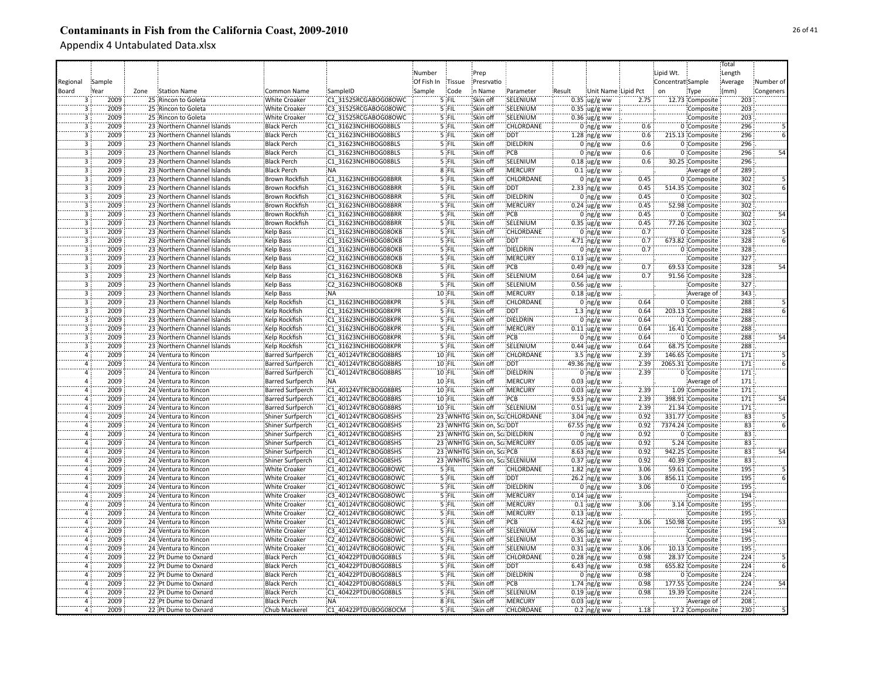# Contaminants in Fish from the California Coast, 2009-2010

Appendix 4 Untabulated Data.xlsx

| Regional Board | Sample Year | Zone | Station Name | Common Name | SampleID | Number Of Fish In Sample | Tissue Code | Prep Presrvation Name | Parameter | Result | Unit Name | Lipid Pct | Lipid Wt. Concentration | Sample Type | Total Length Average (mm) | Number of Congeners |
|---|---|---|---|---|---|---|---|---|---|---|---|---|---|---|---|---|
| 3 | 2009 | 25 | Rincon to Goleta | White Croaker | C1_31525RCGABOG08OWC | 5 | FIL | Skin off | SELENIUM | 0.35 | ug/g ww | 2.75 | 12.73 | Composite | 203 | |
| 3 | 2009 | 25 | Rincon to Goleta | White Croaker | C3_31525RCGABOG08OWC | 5 | FIL | Skin off | SELENIUM | 0.35 | ug/g ww | | | Composite | 203 | |
| 3 | 2009 | 25 | Rincon to Goleta | White Croaker | C2_31525RCGABOG08OWC | 5 | FIL | Skin off | SELENIUM | 0.36 | ug/g ww | | | Composite | 203 | |
| 3 | 2009 | 23 | Northern Channel Islands | Black Perch | C1_31623NCHIBOG08BLS | 5 | FIL | Skin off | CHLORDANE | 0 | ng/g ww | 0.6 | 0 | Composite | 296 | 5 |
| 3 | 2009 | 23 | Northern Channel Islands | Black Perch | C1_31623NCHIBOG08BLS | 5 | FIL | Skin off | DDT | 1.28 | ng/g ww | 0.6 | 215.13 | Composite | 296 | 6 |
| 3 | 2009 | 23 | Northern Channel Islands | Black Perch | C1_31623NCHIBOG08BLS | 5 | FIL | Skin off | DIELDRIN | 0 | ng/g ww | 0.6 | 0 | Composite | 296 | |
| 3 | 2009 | 23 | Northern Channel Islands | Black Perch | C1_31623NCHIBOG08BLS | 5 | FIL | Skin off | PCB | 0 | ng/g ww | 0.6 | 0 | Composite | 296 | 54 |
| 3 | 2009 | 23 | Northern Channel Islands | Black Perch | C1_31623NCHIBOG08BLS | 5 | FIL | Skin off | SELENIUM | 0.18 | ug/g ww | 0.6 | 30.25 | Composite | 296 | |
| 3 | 2009 | 23 | Northern Channel Islands | Black Perch | NA | 8 | FIL | Skin off | MERCURY | 0.1 | ug/g ww | | | Average of | 289 | |
| 3 | 2009 | 23 | Northern Channel Islands | Brown Rockfish | C1_31623NCHIBOG08BRR | 5 | FIL | Skin off | CHLORDANE | 0 | ng/g ww | 0.45 | 0 | Composite | 302 | 5 |
| 3 | 2009 | 23 | Northern Channel Islands | Brown Rockfish | C1_31623NCHIBOG08BRR | 5 | FIL | Skin off | DDT | 2.33 | ng/g ww | 0.45 | 514.35 | Composite | 302 | 6 |
| 3 | 2009 | 23 | Northern Channel Islands | Brown Rockfish | C1_31623NCHIBOG08BRR | 5 | FIL | Skin off | DIELDRIN | 0 | ng/g ww | 0.45 | 0 | Composite | 302 | |
| 3 | 2009 | 23 | Northern Channel Islands | Brown Rockfish | C1_31623NCHIBOG08BRR | 5 | FIL | Skin off | MERCURY | 0.24 | ug/g ww | 0.45 | 52.98 | Composite | 302 | |
| 3 | 2009 | 23 | Northern Channel Islands | Brown Rockfish | C1_31623NCHIBOG08BRR | 5 | FIL | Skin off | PCB | 0 | ng/g ww | 0.45 | 0 | Composite | 302 | 54 |
| 3 | 2009 | 23 | Northern Channel Islands | Brown Rockfish | C1_31623NCHIBOG08BRR | 5 | FIL | Skin off | SELENIUM | 0.35 | ug/g ww | 0.45 | 77.26 | Composite | 302 | |
| 3 | 2009 | 23 | Northern Channel Islands | Kelp Bass | C1_31623NCHIBOG08OKB | 5 | FIL | Skin off | CHLORDANE | 0 | ng/g ww | 0.7 | 0 | Composite | 328 | 5 |
| 3 | 2009 | 23 | Northern Channel Islands | Kelp Bass | C1_31623NCHIBOG08OKB | 5 | FIL | Skin off | DDT | 4.71 | ng/g ww | 0.7 | 673.82 | Composite | 328 | 6 |
| 3 | 2009 | 23 | Northern Channel Islands | Kelp Bass | C1_31623NCHIBOG08OKB | 5 | FIL | Skin off | DIELDRIN | 0 | ng/g ww | 0.7 | 0 | Composite | 328 | |
| 3 | 2009 | 23 | Northern Channel Islands | Kelp Bass | C2_31623NCHIBOG08OKB | 5 | FIL | Skin off | MERCURY | 0.13 | ug/g ww | | | Composite | 327 | |
| 3 | 2009 | 23 | Northern Channel Islands | Kelp Bass | C1_31623NCHIBOG08OKB | 5 | FIL | Skin off | PCB | 0.49 | ng/g ww | 0.7 | 69.53 | Composite | 328 | 54 |
| 3 | 2009 | 23 | Northern Channel Islands | Kelp Bass | C1_31623NCHIBOG08OKB | 5 | FIL | Skin off | SELENIUM | 0.64 | ug/g ww | 0.7 | 91.56 | Composite | 328 | |
| 3 | 2009 | 23 | Northern Channel Islands | Kelp Bass | C2_31623NCHIBOG08OKB | 5 | FIL | Skin off | SELENIUM | 0.56 | ug/g ww | | | Composite | 327 | |
| 3 | 2009 | 23 | Northern Channel Islands | Kelp Bass | NA | 10 | FIL | Skin off | MERCURY | 0.18 | ug/g ww | | | Average of | 343 | |
| 3 | 2009 | 23 | Northern Channel Islands | Kelp Rockfish | C1_31623NCHIBOG08KPR | 5 | FIL | Skin off | CHLORDANE | 0 | ng/g ww | 0.64 | 0 | Composite | 288 | 5 |
| 3 | 2009 | 23 | Northern Channel Islands | Kelp Rockfish | C1_31623NCHIBOG08KPR | 5 | FIL | Skin off | DDT | 1.3 | ng/g ww | 0.64 | 203.13 | Composite | 288 | 6 |
| 3 | 2009 | 23 | Northern Channel Islands | Kelp Rockfish | C1_31623NCHIBOG08KPR | 5 | FIL | Skin off | DIELDRIN | 0 | ng/g ww | 0.64 | 0 | Composite | 288 | |
| 3 | 2009 | 23 | Northern Channel Islands | Kelp Rockfish | C1_31623NCHIBOG08KPR | 5 | FIL | Skin off | MERCURY | 0.11 | ug/g ww | 0.64 | 16.41 | Composite | 288 | |
| 3 | 2009 | 23 | Northern Channel Islands | Kelp Rockfish | C1_31623NCHIBOG08KPR | 5 | FIL | Skin off | PCB | 0 | ng/g ww | 0.64 | 0 | Composite | 288 | 54 |
| 3 | 2009 | 23 | Northern Channel Islands | Kelp Rockfish | C1_31623NCHIBOG08KPR | 5 | FIL | Skin off | SELENIUM | 0.44 | ug/g ww | 0.64 | 68.75 | Composite | 288 | |
| 4 | 2009 | 24 | Ventura to Rincon | Barred Surfperch | C1_40124VTRCBOG08BRS | 10 | FIL | Skin off | CHLORDANE | 3.5 | ng/g ww | 2.39 | 146.65 | Composite | 171 | 5 |
| 4 | 2009 | 24 | Ventura to Rincon | Barred Surfperch | C1_40124VTRCBOG08BRS | 10 | FIL | Skin off | DDT | 49.36 | ng/g ww | 2.39 | 2065.31 | Composite | 171 | 6 |
| 4 | 2009 | 24 | Ventura to Rincon | Barred Surfperch | C1_40124VTRCBOG08BRS | 10 | FIL | Skin off | DIELDRIN | 0 | ng/g ww | 2.39 | 0 | Composite | 171 | |
| 4 | 2009 | 24 | Ventura to Rincon | Barred Surfperch | NA | 10 | FIL | Skin off | MERCURY | 0.03 | ug/g ww | | | Average of | 171 | |
| 4 | 2009 | 24 | Ventura to Rincon | Barred Surfperch | C1_40124VTRCBOG08BRS | 10 | FIL | Skin off | MERCURY | 0.03 | ug/g ww | 2.39 | 1.09 | Composite | 171 | |
| 4 | 2009 | 24 | Ventura to Rincon | Barred Surfperch | C1_40124VTRCBOG08BRS | 10 | FIL | Skin off | PCB | 9.53 | ng/g ww | 2.39 | 398.91 | Composite | 171 | 54 |
| 4 | 2009 | 24 | Ventura to Rincon | Barred Surfperch | C1_40124VTRCBOG08BRS | 10 | FIL | Skin off | SELENIUM | 0.51 | ug/g ww | 2.39 | 21.34 | Composite | 171 | |
| 4 | 2009 | 24 | Ventura to Rincon | Shiner Surfperch | C1_40124VTRCBOG08SHS | 23 | WNHTG | Skin on, Sc | CHLORDANE | 3.04 | ng/g ww | 0.92 | 331.77 | Composite | 83 | 5 |
| 4 | 2009 | 24 | Ventura to Rincon | Shiner Surfperch | C1_40124VTRCBOG08SHS | 23 | WNHTG | Skin on, Sc | DDT | 67.55 | ng/g ww | 0.92 | 7374.24 | Composite | 83 | 6 |
| 4 | 2009 | 24 | Ventura to Rincon | Shiner Surfperch | C1_40124VTRCBOG08SHS | 23 | WNHTG | Skin on, Sc | DIELDRIN | 0 | ng/g ww | 0.92 | 0 | Composite | 83 | |
| 4 | 2009 | 24 | Ventura to Rincon | Shiner Surfperch | C1_40124VTRCBOG08SHS | 23 | WNHTG | Skin on, Sc | MERCURY | 0.05 | ug/g ww | 0.92 | 5.24 | Composite | 83 | |
| 4 | 2009 | 24 | Ventura to Rincon | Shiner Surfperch | C1_40124VTRCBOG08SHS | 23 | WNHTG | Skin on, Sc | PCB | 8.63 | ng/g ww | 0.92 | 942.25 | Composite | 83 | 54 |
| 4 | 2009 | 24 | Ventura to Rincon | Shiner Surfperch | C1_40124VTRCBOG08SHS | 23 | WNHTG | Skin on, Sc | SELENIUM | 0.37 | ug/g ww | 0.92 | 40.39 | Composite | 83 | |
| 4 | 2009 | 24 | Ventura to Rincon | White Croaker | C1_40124VTRCBOG08OWC | 5 | FIL | Skin off | CHLORDANE | 1.82 | ng/g ww | 3.06 | 59.61 | Composite | 195 | 5 |
| 4 | 2009 | 24 | Ventura to Rincon | White Croaker | C1_40124VTRCBOG08OWC | 5 | FIL | Skin off | DDT | 26.2 | ng/g ww | 3.06 | 856.11 | Composite | 195 | 6 |
| 4 | 2009 | 24 | Ventura to Rincon | White Croaker | C1_40124VTRCBOG08OWC | 5 | FIL | Skin off | DIELDRIN | 0 | ng/g ww | 3.06 | 0 | Composite | 195 | |
| 4 | 2009 | 24 | Ventura to Rincon | White Croaker | C3_40124VTRCBOG08OWC | 5 | FIL | Skin off | MERCURY | 0.14 | ug/g ww | | | Composite | 194 | |
| 4 | 2009 | 24 | Ventura to Rincon | White Croaker | C1_40124VTRCBOG08OWC | 5 | FIL | Skin off | MERCURY | 0.1 | ug/g ww | 3.06 | 3.14 | Composite | 195 | |
| 4 | 2009 | 24 | Ventura to Rincon | White Croaker | C2_40124VTRCBOG08OWC | 5 | FIL | Skin off | MERCURY | 0.13 | ug/g ww | | | Composite | 195 | |
| 4 | 2009 | 24 | Ventura to Rincon | White Croaker | C1_40124VTRCBOG08OWC | 5 | FIL | Skin off | PCB | 4.62 | ng/g ww | 3.06 | 150.98 | Composite | 195 | 53 |
| 4 | 2009 | 24 | Ventura to Rincon | White Croaker | C3_40124VTRCBOG08OWC | 5 | FIL | Skin off | SELENIUM | 0.36 | ug/g ww | | | Composite | 194 | |
| 4 | 2009 | 24 | Ventura to Rincon | White Croaker | C2_40124VTRCBOG08OWC | 5 | FIL | Skin off | SELENIUM | 0.31 | ug/g ww | | | Composite | 195 | |
| 4 | 2009 | 24 | Ventura to Rincon | White Croaker | C1_40124VTRCBOG08OWC | 5 | FIL | Skin off | SELENIUM | 0.31 | ug/g ww | 3.06 | 10.13 | Composite | 195 | |
| 4 | 2009 | 22 | Pt Dume to Oxnard | Black Perch | C1_40422PTDUBOG08BLS | 5 | FIL | Skin off | CHLORDANE | 0.28 | ng/g ww | 0.98 | 28.37 | Composite | 224 | 5 |
| 4 | 2009 | 22 | Pt Dume to Oxnard | Black Perch | C1_40422PTDUBOG08BLS | 5 | FIL | Skin off | DDT | 6.43 | ng/g ww | 0.98 | 655.82 | Composite | 224 | 6 |
| 4 | 2009 | 22 | Pt Dume to Oxnard | Black Perch | C1_40422PTDUBOG08BLS | 5 | FIL | Skin off | DIELDRIN | 0 | ng/g ww | 0.98 | 0 | Composite | 224 | |
| 4 | 2009 | 22 | Pt Dume to Oxnard | Black Perch | C1_40422PTDUBOG08BLS | 5 | FIL | Skin off | PCB | 1.74 | ng/g ww | 0.98 | 177.55 | Composite | 224 | 54 |
| 4 | 2009 | 22 | Pt Dume to Oxnard | Black Perch | C1_40422PTDUBOG08BLS | 5 | FIL | Skin off | SELENIUM | 0.19 | ug/g ww | 0.98 | 19.39 | Composite | 224 | |
| 4 | 2009 | 22 | Pt Dume to Oxnard | Black Perch | NA | 8 | FIL | Skin off | MERCURY | 0.03 | ug/g ww | | | Average of | 208 | |
| 4 | 2009 | 22 | Pt Dume to Oxnard | Chub Mackerel | C1_40422PTDUBOG08OCM | 5 | FIL | Skin off | CHLORDANE | 0.2 | ng/g ww | 1.18 | 17.2 | Composite | 230 | 5 |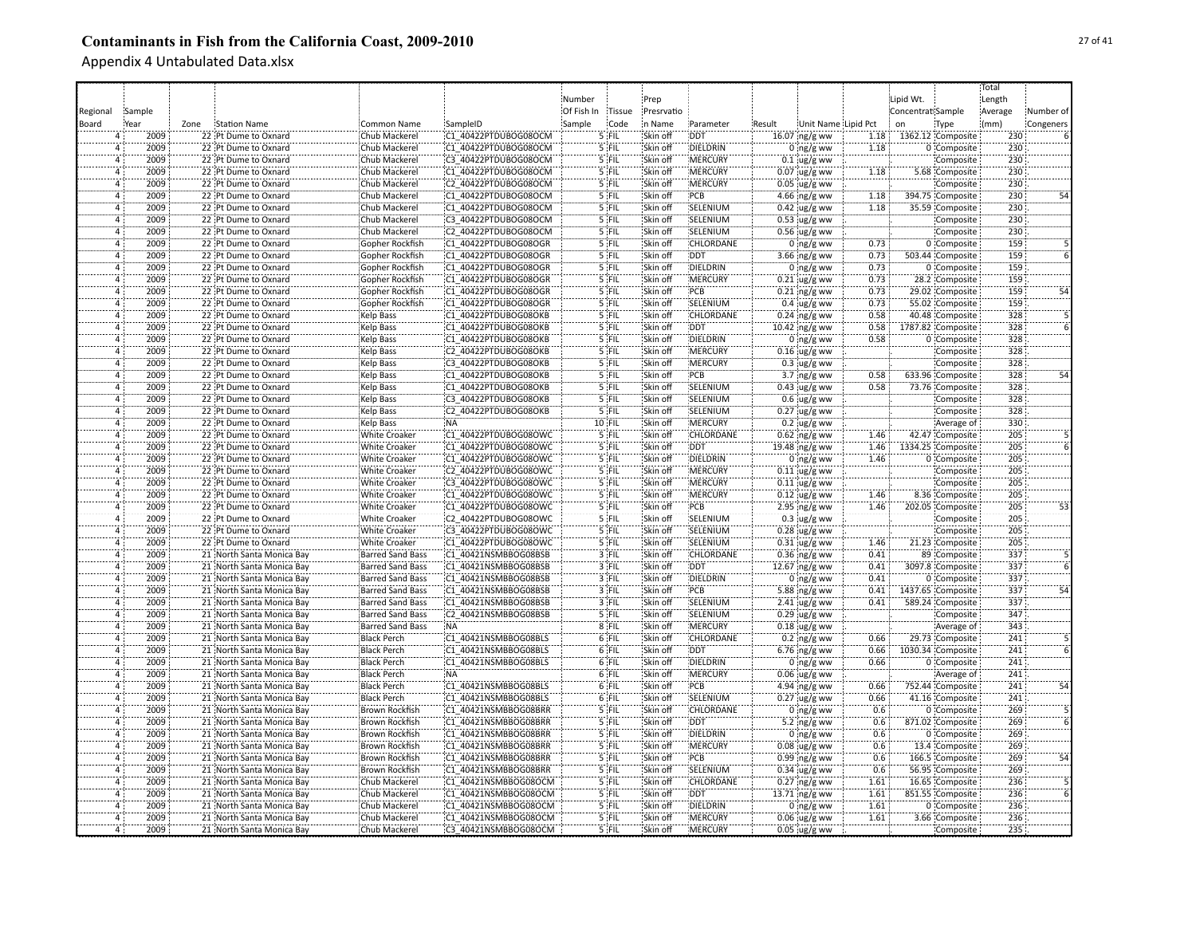# Contaminants in Fish from the California Coast, 2009-2010

Appendix 4 Untabulated Data.xlsx

| Regional Board | Sample Year | Zone | Station Name | Common Name | SampleID | Number Of Fish In Sample | Tissue Code | Prep Presrvation Name | Parameter | Result | Unit Name | Lipid Pct | Lipid Wt. Concentration | Sample Type | Total Length Average (mm) | Number of Congeners |
|---|---|---|---|---|---|---|---|---|---|---|---|---|---|---|---|---|
| 4 | 2009 | 22 | Pt Dume to Oxnard | Chub Mackerel | C1_40422PTDUBOG08OCM | 5 | FIL | Skin off | DDT | 16.07 | ng/g ww | 1.18 | 1362.12 | Composite | 230 | 6 |
| 4 | 2009 | 22 | Pt Dume to Oxnard | Chub Mackerel | C1_40422PTDUBOG08OCM | 5 | FIL | Skin off | DIELDRIN | 0 | ng/g ww | 1.18 | 0 | Composite | 230 | |
| 4 | 2009 | 22 | Pt Dume to Oxnard | Chub Mackerel | C3_40422PTDUBOG08OCM | 5 | FIL | Skin off | MERCURY | 0.1 | ug/g ww | | | Composite | 230 | |
| 4 | 2009 | 22 | Pt Dume to Oxnard | Chub Mackerel | C1_40422PTDUBOG08OCM | 5 | FIL | Skin off | MERCURY | 0.07 | ug/g ww | 1.18 | 5.68 | Composite | 230 | |
| 4 | 2009 | 22 | Pt Dume to Oxnard | Chub Mackerel | C2_40422PTDUBOG08OCM | 5 | FIL | Skin off | MERCURY | 0.05 | ug/g ww | | | Composite | 230 | |
| 4 | 2009 | 22 | Pt Dume to Oxnard | Chub Mackerel | C1_40422PTDUBOG08OCM | 5 | FIL | Skin off | PCB | 4.66 | ng/g ww | 1.18 | 394.75 | Composite | 230 | 54 |
| 4 | 2009 | 22 | Pt Dume to Oxnard | Chub Mackerel | C1_40422PTDUBOG08OCM | 5 | FIL | Skin off | SELENIUM | 0.42 | ug/g ww | 1.18 | 35.59 | Composite | 230 | |
| 4 | 2009 | 22 | Pt Dume to Oxnard | Chub Mackerel | C3_40422PTDUBOG08OCM | 5 | FIL | Skin off | SELENIUM | 0.53 | ug/g ww | | | Composite | 230 | |
| 4 | 2009 | 22 | Pt Dume to Oxnard | Chub Mackerel | C2_40422PTDUBOG08OCM | 5 | FIL | Skin off | SELENIUM | 0.56 | ug/g ww | | | Composite | 230 | |
| 4 | 2009 | 22 | Pt Dume to Oxnard | Gopher Rockfish | C1_40422PTDUBOG08OGR | 5 | FIL | Skin off | CHLORDANE | 0 | ng/g ww | 0.73 | 0 | Composite | 159 | 5 |
| 4 | 2009 | 22 | Pt Dume to Oxnard | Gopher Rockfish | C1_40422PTDUBOG08OGR | 5 | FIL | Skin off | DDT | 3.66 | ng/g ww | 0.73 | 503.44 | Composite | 159 | 6 |
| 4 | 2009 | 22 | Pt Dume to Oxnard | Gopher Rockfish | C1_40422PTDUBOG08OGR | 5 | FIL | Skin off | DIELDRIN | 0 | ng/g ww | 0.73 | 0 | Composite | 159 | |
| 4 | 2009 | 22 | Pt Dume to Oxnard | Gopher Rockfish | C1_40422PTDUBOG08OGR | 5 | FIL | Skin off | MERCURY | 0.21 | ug/g ww | 0.73 | 28.2 | Composite | 159 | |
| 4 | 2009 | 22 | Pt Dume to Oxnard | Gopher Rockfish | C1_40422PTDUBOG08OGR | 5 | FIL | Skin off | PCB | 0.21 | ng/g ww | 0.73 | 29.02 | Composite | 159 | 54 |
| 4 | 2009 | 22 | Pt Dume to Oxnard | Gopher Rockfish | C1_40422PTDUBOG08OGR | 5 | FIL | Skin off | SELENIUM | 0.4 | ug/g ww | 0.73 | 55.02 | Composite | 159 | |
| 4 | 2009 | 22 | Pt Dume to Oxnard | Kelp Bass | C1_40422PTDUBOG08OKB | 5 | FIL | Skin off | CHLORDANE | 0.24 | ng/g ww | 0.58 | 40.48 | Composite | 328 | 5 |
| 4 | 2009 | 22 | Pt Dume to Oxnard | Kelp Bass | C1_40422PTDUBOG08OKB | 5 | FIL | Skin off | DDT | 10.42 | ng/g ww | 0.58 | 1787.82 | Composite | 328 | 6 |
| 4 | 2009 | 22 | Pt Dume to Oxnard | Kelp Bass | C1_40422PTDUBOG08OKB | 5 | FIL | Skin off | DIELDRIN | 0 | ng/g ww | 0.58 | 0 | Composite | 328 | |
| 4 | 2009 | 22 | Pt Dume to Oxnard | Kelp Bass | C2_40422PTDUBOG08OKB | 5 | FIL | Skin off | MERCURY | 0.16 | ug/g ww | | | Composite | 328 | |
| 4 | 2009 | 22 | Pt Dume to Oxnard | Kelp Bass | C3_40422PTDUBOG08OKB | 5 | FIL | Skin off | MERCURY | 0.3 | ug/g ww | | | Composite | 328 | |
| 4 | 2009 | 22 | Pt Dume to Oxnard | Kelp Bass | C1_40422PTDUBOG08OKB | 5 | FIL | Skin off | PCB | 3.7 | ng/g ww | 0.58 | 633.96 | Composite | 328 | 54 |
| 4 | 2009 | 22 | Pt Dume to Oxnard | Kelp Bass | C1_40422PTDUBOG08OKB | 5 | FIL | Skin off | SELENIUM | 0.43 | ug/g ww | 0.58 | 73.76 | Composite | 328 | |
| 4 | 2009 | 22 | Pt Dume to Oxnard | Kelp Bass | C3_40422PTDUBOG08OKB | 5 | FIL | Skin off | SELENIUM | 0.6 | ug/g ww | | | Composite | 328 | |
| 4 | 2009 | 22 | Pt Dume to Oxnard | Kelp Bass | C2_40422PTDUBOG08OKB | 5 | FIL | Skin off | SELENIUM | 0.27 | ug/g ww | | | Composite | 328 | |
| 4 | 2009 | 22 | Pt Dume to Oxnard | Kelp Bass | NA | 10 | FIL | Skin off | MERCURY | 0.2 | ug/g ww | | | Average of | 330 | |
| 4 | 2009 | 22 | Pt Dume to Oxnard | White Croaker | C1_40422PTDUBOG08OWC | 5 | FIL | Skin off | CHLORDANE | 0.62 | ng/g ww | 1.46 | 42.47 | Composite | 205 | 5 |
| 4 | 2009 | 22 | Pt Dume to Oxnard | White Croaker | C1_40422PTDUBOG08OWC | 5 | FIL | Skin off | DDT | 19.48 | ng/g ww | 1.46 | 1334.25 | Composite | 205 | 6 |
| 4 | 2009 | 22 | Pt Dume to Oxnard | White Croaker | C1_40422PTDUBOG08OWC | 5 | FIL | Skin off | DIELDRIN | 0 | ng/g ww | 1.46 | 0 | Composite | 205 | |
| 4 | 2009 | 22 | Pt Dume to Oxnard | White Croaker | C2_40422PTDUBOG08OWC | 5 | FIL | Skin off | MERCURY | 0.11 | ug/g ww | | | Composite | 205 | |
| 4 | 2009 | 22 | Pt Dume to Oxnard | White Croaker | C3_40422PTDUBOG08OWC | 5 | FIL | Skin off | MERCURY | 0.11 | ug/g ww | | | Composite | 205 | |
| 4 | 2009 | 22 | Pt Dume to Oxnard | White Croaker | C1_40422PTDUBOG08OWC | 5 | FIL | Skin off | MERCURY | 0.12 | ug/g ww | 1.46 | 8.36 | Composite | 205 | |
| 4 | 2009 | 22 | Pt Dume to Oxnard | White Croaker | C1_40422PTDUBOG08OWC | 5 | FIL | Skin off | PCB | 2.95 | ng/g ww | 1.46 | 202.05 | Composite | 205 | 53 |
| 4 | 2009 | 22 | Pt Dume to Oxnard | White Croaker | C2_40422PTDUBOG08OWC | 5 | FIL | Skin off | SELENIUM | 0.3 | ug/g ww | | | Composite | 205 | |
| 4 | 2009 | 22 | Pt Dume to Oxnard | White Croaker | C3_40422PTDUBOG08OWC | 5 | FIL | Skin off | SELENIUM | 0.28 | ug/g ww | | | Composite | 205 | |
| 4 | 2009 | 22 | Pt Dume to Oxnard | White Croaker | C1_40422PTDUBOG08OWC | 5 | FIL | Skin off | SELENIUM | 0.31 | ug/g ww | 1.46 | 21.23 | Composite | 205 | |
| 4 | 2009 | 21 | North Santa Monica Bay | Barred Sand Bass | C1_40421NSMBBOG08BSB | 3 | FIL | Skin off | CHLORDANE | 0.36 | ng/g ww | 0.41 | 89 | Composite | 337 | 5 |
| 4 | 2009 | 21 | North Santa Monica Bay | Barred Sand Bass | C1_40421NSMBBOG08BSB | 3 | FIL | Skin off | DDT | 12.67 | ng/g ww | 0.41 | 3097.8 | Composite | 337 | 6 |
| 4 | 2009 | 21 | North Santa Monica Bay | Barred Sand Bass | C1_40421NSMBBOG08BSB | 3 | FIL | Skin off | DIELDRIN | 0 | ng/g ww | 0.41 | 0 | Composite | 337 | |
| 4 | 2009 | 21 | North Santa Monica Bay | Barred Sand Bass | C1_40421NSMBBOG08BSB | 3 | FIL | Skin off | PCB | 5.88 | ng/g ww | 0.41 | 1437.65 | Composite | 337 | 54 |
| 4 | 2009 | 21 | North Santa Monica Bay | Barred Sand Bass | C1_40421NSMBBOG08BSB | 3 | FIL | Skin off | SELENIUM | 2.41 | ug/g ww | 0.41 | 589.24 | Composite | 337 | |
| 4 | 2009 | 21 | North Santa Monica Bay | Barred Sand Bass | C2_40421NSMBBOG08BSB | 5 | FIL | Skin off | SELENIUM | 0.29 | ug/g ww | | | Composite | 347 | |
| 4 | 2009 | 21 | North Santa Monica Bay | Barred Sand Bass | NA | 8 | FIL | Skin off | MERCURY | 0.18 | ug/g ww | | | Average of | 343 | |
| 4 | 2009 | 21 | North Santa Monica Bay | Black Perch | C1_40421NSMBBOG08BLS | 6 | FIL | Skin off | CHLORDANE | 0.2 | ng/g ww | 0.66 | 29.73 | Composite | 241 | 5 |
| 4 | 2009 | 21 | North Santa Monica Bay | Black Perch | C1_40421NSMBBOG08BLS | 6 | FIL | Skin off | DDT | 6.76 | ng/g ww | 0.66 | 1030.34 | Composite | 241 | 6 |
| 4 | 2009 | 21 | North Santa Monica Bay | Black Perch | C1_40421NSMBBOG08BLS | 6 | FIL | Skin off | DIELDRIN | 0 | ng/g ww | 0.66 | 0 | Composite | 241 | |
| 4 | 2009 | 21 | North Santa Monica Bay | Black Perch | NA | 6 | FIL | Skin off | MERCURY | 0.06 | ug/g ww | | | Average of | 241 | |
| 4 | 2009 | 21 | North Santa Monica Bay | Black Perch | C1_40421NSMBBOG08BLS | 6 | FIL | Skin off | PCB | 4.94 | ng/g ww | 0.66 | 752.44 | Composite | 241 | 54 |
| 4 | 2009 | 21 | North Santa Monica Bay | Black Perch | C1_40421NSMBBOG08BLS | 6 | FIL | Skin off | SELENIUM | 0.27 | ug/g ww | 0.66 | 41.16 | Composite | 241 | |
| 4 | 2009 | 21 | North Santa Monica Bay | Brown Rockfish | C1_40421NSMBBOG08BRR | 5 | FIL | Skin off | CHLORDANE | 0 | ng/g ww | 0.6 | 0 | Composite | 269 | 5 |
| 4 | 2009 | 21 | North Santa Monica Bay | Brown Rockfish | C1_40421NSMBBOG08BRR | 5 | FIL | Skin off | DDT | 5.2 | ng/g ww | 0.6 | 871.02 | Composite | 269 | 6 |
| 4 | 2009 | 21 | North Santa Monica Bay | Brown Rockfish | C1_40421NSMBBOG08BRR | 5 | FIL | Skin off | DIELDRIN | 0 | ng/g ww | 0.6 | 0 | Composite | 269 | |
| 4 | 2009 | 21 | North Santa Monica Bay | Brown Rockfish | C1_40421NSMBBOG08BRR | 5 | FIL | Skin off | MERCURY | 0.08 | ug/g ww | 0.6 | 13.4 | Composite | 269 | |
| 4 | 2009 | 21 | North Santa Monica Bay | Brown Rockfish | C1_40421NSMBBOG08BRR | 5 | FIL | Skin off | PCB | 0.99 | ng/g ww | 0.6 | 166.5 | Composite | 269 | 54 |
| 4 | 2009 | 21 | North Santa Monica Bay | Brown Rockfish | C1_40421NSMBBOG08BRR | 5 | FIL | Skin off | SELENIUM | 0.34 | ug/g ww | 0.6 | 56.95 | Composite | 269 | |
| 4 | 2009 | 21 | North Santa Monica Bay | Chub Mackerel | C1_40421NSMBBOG08OCM | 5 | FIL | Skin off | CHLORDANE | 0.27 | ng/g ww | 1.61 | 16.65 | Composite | 236 | 5 |
| 4 | 2009 | 21 | North Santa Monica Bay | Chub Mackerel | C1_40421NSMBBOG08OCM | 5 | FIL | Skin off | DDT | 13.71 | ng/g ww | 1.61 | 851.55 | Composite | 236 | 6 |
| 4 | 2009 | 21 | North Santa Monica Bay | Chub Mackerel | C1_40421NSMBBOG08OCM | 5 | FIL | Skin off | DIELDRIN | 0 | ng/g ww | 1.61 | 0 | Composite | 236 | |
| 4 | 2009 | 21 | North Santa Monica Bay | Chub Mackerel | C1_40421NSMBBOG08OCM | 5 | FIL | Skin off | MERCURY | 0.06 | ug/g ww | 1.61 | 3.66 | Composite | 236 | |
| 4 | 2009 | 21 | North Santa Monica Bay | Chub Mackerel | C3_40421NSMBBOG08OCM | 5 | FIL | Skin off | MERCURY | 0.05 | ug/g ww | | | Composite | 235 | |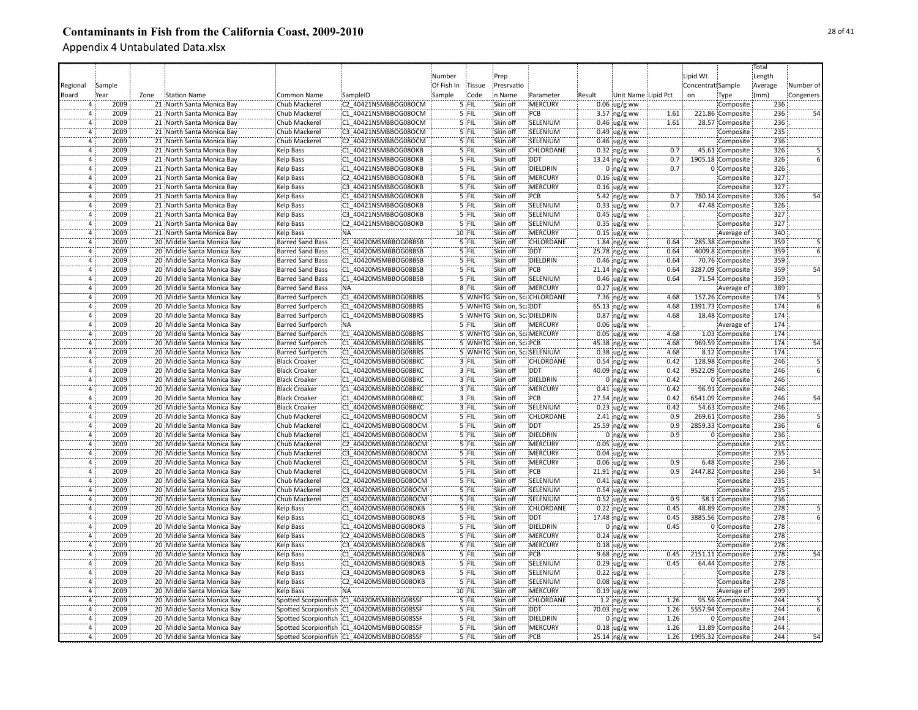# Contaminants in Fish from the California Coast, 2009-2010

Appendix 4 Untabulated Data.xlsx

| Regional Board | Sample Year | Zone | Station Name | Common Name | SampleID | Number Of Fish In Sample | Tissue Code | Prep Presrvation Name | Parameter | Result | Unit Name | Lipid Pct | Lipid Wt. Concentration | Sample Type | Total Length Average (mm) | Number of Congeners |
|---|---|---|---|---|---|---|---|---|---|---|---|---|---|---|---|---|
| 4 | 2009 | 21 | North Santa Monica Bay | Chub Mackerel | C2_40421NSMBBOG08OCM | 5 | FIL | Skin off | MERCURY | 0.06 | ug/g ww | | | Composite | 236 | |
| 4 | 2009 | 21 | North Santa Monica Bay | Chub Mackerel | C1_40421NSMBBOG08OCM | 5 | FIL | Skin off | PCB | 3.57 | ng/g ww | 1.61 | 221.86 | Composite | 236 | 54 |
| 4 | 2009 | 21 | North Santa Monica Bay | Chub Mackerel | C1_40421NSMBBOG08OCM | 5 | FIL | Skin off | SELENIUM | 0.46 | ug/g ww | 1.61 | 28.57 | Composite | 236 | |
| 4 | 2009 | 21 | North Santa Monica Bay | Chub Mackerel | C3_40421NSMBBOG08OCM | 5 | FIL | Skin off | SELENIUM | 0.49 | ug/g ww | | | Composite | 235 | |
| 4 | 2009 | 21 | North Santa Monica Bay | Chub Mackerel | C2_40421NSMBBOG08OCM | 5 | FIL | Skin off | SELENIUM | 0.46 | ug/g ww | | | Composite | 236 | |
| 4 | 2009 | 21 | North Santa Monica Bay | Kelp Bass | C1_40421NSMBBOG08OKB | 5 | FIL | Skin off | CHLORDANE | 0.32 | ng/g ww | 0.7 | 45.61 | Composite | 326 | 5 |
| 4 | 2009 | 21 | North Santa Monica Bay | Kelp Bass | C1_40421NSMBBOG08OKB | 5 | FIL | Skin off | DDT | 13.24 | ng/g ww | 0.7 | 1905.18 | Composite | 326 | 6 |
| 4 | 2009 | 21 | North Santa Monica Bay | Kelp Bass | C1_40421NSMBBOG08OKB | 5 | FIL | Skin off | DIELDRIN | 0 | ng/g ww | 0.7 | 0 | Composite | 326 | |
| 4 | 2009 | 21 | North Santa Monica Bay | Kelp Bass | C2_40421NSMBBOG08OKB | 5 | FIL | Skin off | MERCURY | 0.16 | ug/g ww | | | Composite | 327 | |
| 4 | 2009 | 21 | North Santa Monica Bay | Kelp Bass | C3_40421NSMBBOG08OKB | 5 | FIL | Skin off | MERCURY | 0.16 | ug/g ww | | | Composite | 327 | |
| 4 | 2009 | 21 | North Santa Monica Bay | Kelp Bass | C1_40421NSMBBOG08OKB | 5 | FIL | Skin off | PCB | 5.42 | ng/g ww | 0.7 | 780.14 | Composite | 326 | 54 |
| 4 | 2009 | 21 | North Santa Monica Bay | Kelp Bass | C1_40421NSMBBOG08OKB | 5 | FIL | Skin off | SELENIUM | 0.33 | ug/g ww | 0.7 | 47.48 | Composite | 326 | |
| 4 | 2009 | 21 | North Santa Monica Bay | Kelp Bass | C3_40421NSMBBOG08OKB | 5 | FIL | Skin off | SELENIUM | 0.45 | ug/g ww | | | Composite | 327 | |
| 4 | 2009 | 21 | North Santa Monica Bay | Kelp Bass | C2_40421NSMBBOG08OKB | 5 | FIL | Skin off | SELENIUM | 0.35 | ug/g ww | | | Composite | 327 | |
| 4 | 2009 | 21 | North Santa Monica Bay | Kelp Bass | NA | 10 | FIL | Skin off | MERCURY | 0.15 | ug/g ww | | | Average of | 340 | |
| 4 | 2009 | 20 | Middle Santa Monica Bay | Barred Sand Bass | C1_40420MSMBBOG08BSB | 5 | FIL | Skin off | CHLORDANE | 1.84 | ng/g ww | 0.64 | 285.38 | Composite | 359 | 5 |
| 4 | 2009 | 20 | Middle Santa Monica Bay | Barred Sand Bass | C1_40420MSMBBOG08BSB | 5 | FIL | Skin off | DDT | 25.78 | ng/g ww | 0.64 | 4009.8 | Composite | 359 | 6 |
| 4 | 2009 | 20 | Middle Santa Monica Bay | Barred Sand Bass | C1_40420MSMBBOG08BSB | 5 | FIL | Skin off | DIELDRIN | 0.46 | ng/g ww | 0.64 | 70.76 | Composite | 359 | |
| 4 | 2009 | 20 | Middle Santa Monica Bay | Barred Sand Bass | C1_40420MSMBBOG08BSB | 5 | FIL | Skin off | PCB | 21.14 | ng/g ww | 0.64 | 3287.09 | Composite | 359 | 54 |
| 4 | 2009 | 20 | Middle Santa Monica Bay | Barred Sand Bass | C1_40420MSMBBOG08BSB | 5 | FIL | Skin off | SELENIUM | 0.46 | ug/g ww | 0.64 | 71.54 | Composite | 359 | |
| 4 | 2009 | 20 | Middle Santa Monica Bay | Barred Sand Bass | NA | 8 | FIL | Skin off | MERCURY | 0.27 | ug/g ww | | | Average of | 389 | |
| 4 | 2009 | 20 | Middle Santa Monica Bay | Barred Surfperch | C1_40420MSMBBOG08BRS | 5 | WNHTG | Skin on, Sca | CHLORDANE | 7.36 | ng/g ww | 4.68 | 157.26 | Composite | 174 | 5 |
| 4 | 2009 | 20 | Middle Santa Monica Bay | Barred Surfperch | C1_40420MSMBBOG08BRS | 5 | WNHTG | Skin on, Sca | DDT | 65.13 | ng/g ww | 4.68 | 1391.73 | Composite | 174 | 6 |
| 4 | 2009 | 20 | Middle Santa Monica Bay | Barred Surfperch | C1_40420MSMBBOG08BRS | 5 | WNHTG | Skin on, Sca | DIELDRIN | 0.87 | ng/g ww | 4.68 | 18.48 | Composite | 174 | |
| 4 | 2009 | 20 | Middle Santa Monica Bay | Barred Surfperch | NA | 5 | FIL | Skin off | MERCURY | 0.06 | ug/g ww | | | Average of | 174 | |
| 4 | 2009 | 20 | Middle Santa Monica Bay | Barred Surfperch | C1_40420MSMBBOG08BRS | 5 | WNHTG | Skin on, Sca | MERCURY | 0.05 | ug/g ww | 4.68 | 1.03 | Composite | 174 | |
| 4 | 2009 | 20 | Middle Santa Monica Bay | Barred Surfperch | C1_40420MSMBBOG08BRS | 5 | WNHTG | Skin on, Sca | PCB | 45.38 | ng/g ww | 4.68 | 969.59 | Composite | 174 | 54 |
| 4 | 2009 | 20 | Middle Santa Monica Bay | Barred Surfperch | C1_40420MSMBBOG08BRS | 5 | WNHTG | Skin on, Sca | SELENIUM | 0.38 | ug/g ww | 4.68 | 8.12 | Composite | 174 | |
| 4 | 2009 | 20 | Middle Santa Monica Bay | Black Croaker | C1_40420MSMBBOG08BKC | 3 | FIL | Skin off | CHLORDANE | 0.54 | ng/g ww | 0.42 | 128.98 | Composite | 246 | 5 |
| 4 | 2009 | 20 | Middle Santa Monica Bay | Black Croaker | C1_40420MSMBBOG08BKC | 3 | FIL | Skin off | DDT | 40.09 | ng/g ww | 0.42 | 9522.09 | Composite | 246 | 6 |
| 4 | 2009 | 20 | Middle Santa Monica Bay | Black Croaker | C1_40420MSMBBOG08BKC | 3 | FIL | Skin off | DIELDRIN | 0 | ng/g ww | 0.42 | 0 | Composite | 246 | |
| 4 | 2009 | 20 | Middle Santa Monica Bay | Black Croaker | C1_40420MSMBBOG08BKC | 3 | FIL | Skin off | MERCURY | 0.41 | ug/g ww | 0.42 | 96.91 | Composite | 246 | |
| 4 | 2009 | 20 | Middle Santa Monica Bay | Black Croaker | C1_40420MSMBBOG08BKC | 3 | FIL | Skin off | PCB | 27.54 | ng/g ww | 0.42 | 6541.09 | Composite | 246 | 54 |
| 4 | 2009 | 20 | Middle Santa Monica Bay | Black Croaker | C1_40420MSMBBOG08BKC | 3 | FIL | Skin off | SELENIUM | 0.23 | ug/g ww | 0.42 | 54.63 | Composite | 246 | |
| 4 | 2009 | 20 | Middle Santa Monica Bay | Chub Mackerel | C1_40420MSMBBOG08OCM | 5 | FIL | Skin off | CHLORDANE | 2.41 | ng/g ww | 0.9 | 269.61 | Composite | 236 | 5 |
| 4 | 2009 | 20 | Middle Santa Monica Bay | Chub Mackerel | C1_40420MSMBBOG08OCM | 5 | FIL | Skin off | DDT | 25.59 | ng/g ww | 0.9 | 2859.33 | Composite | 236 | 6 |
| 4 | 2009 | 20 | Middle Santa Monica Bay | Chub Mackerel | C1_40420MSMBBOG08OCM | 5 | FIL | Skin off | DIELDRIN | 0 | ng/g ww | 0.9 | 0 | Composite | 236 | |
| 4 | 2009 | 20 | Middle Santa Monica Bay | Chub Mackerel | C2_40420MSMBBOG08OCM | 5 | FIL | Skin off | MERCURY | 0.05 | ug/g ww | | | Composite | 235 | |
| 4 | 2009 | 20 | Middle Santa Monica Bay | Chub Mackerel | C3_40420MSMBBOG08OCM | 5 | FIL | Skin off | MERCURY | 0.04 | ug/g ww | | | Composite | 235 | |
| 4 | 2009 | 20 | Middle Santa Monica Bay | Chub Mackerel | C1_40420MSMBBOG08OCM | 5 | FIL | Skin off | MERCURY | 0.06 | ug/g ww | 0.9 | 6.48 | Composite | 236 | |
| 4 | 2009 | 20 | Middle Santa Monica Bay | Chub Mackerel | C1_40420MSMBBOG08OCM | 5 | FIL | Skin off | PCB | 21.91 | ng/g ww | 0.9 | 2447.82 | Composite | 236 | 54 |
| 4 | 2009 | 20 | Middle Santa Monica Bay | Chub Mackerel | C2_40420MSMBBOG08OCM | 5 | FIL | Skin off | SELENIUM | 0.41 | ug/g ww | | | Composite | 235 | |
| 4 | 2009 | 20 | Middle Santa Monica Bay | Chub Mackerel | C3_40420MSMBBOG08OCM | 5 | FIL | Skin off | SELENIUM | 0.54 | ug/g ww | | | Composite | 235 | |
| 4 | 2009 | 20 | Middle Santa Monica Bay | Chub Mackerel | C1_40420MSMBBOG08OCM | 5 | FIL | Skin off | SELENIUM | 0.52 | ug/g ww | 0.9 | 58.1 | Composite | 236 | |
| 4 | 2009 | 20 | Middle Santa Monica Bay | Kelp Bass | C1_40420MSMBBOG08OKB | 5 | FIL | Skin off | CHLORDANE | 0.22 | ng/g ww | 0.45 | 48.89 | Composite | 278 | 5 |
| 4 | 2009 | 20 | Middle Santa Monica Bay | Kelp Bass | C1_40420MSMBBOG08OKB | 5 | FIL | Skin off | DDT | 17.48 | ng/g ww | 0.45 | 3885.56 | Composite | 278 | 6 |
| 4 | 2009 | 20 | Middle Santa Monica Bay | Kelp Bass | C1_40420MSMBBOG08OKB | 5 | FIL | Skin off | DIELDRIN | 0 | ng/g ww | 0.45 | 0 | Composite | 278 | |
| 4 | 2009 | 20 | Middle Santa Monica Bay | Kelp Bass | C2_40420MSMBBOG08OKB | 5 | FIL | Skin off | MERCURY | 0.24 | ug/g ww | | | Composite | 278 | |
| 4 | 2009 | 20 | Middle Santa Monica Bay | Kelp Bass | C3_40420MSMBBOG08OKB | 5 | FIL | Skin off | MERCURY | 0.18 | ug/g ww | | | Composite | 278 | |
| 4 | 2009 | 20 | Middle Santa Monica Bay | Kelp Bass | C1_40420MSMBBOG08OKB | 5 | FIL | Skin off | PCB | 9.68 | ng/g ww | 0.45 | 2151.11 | Composite | 278 | 54 |
| 4 | 2009 | 20 | Middle Santa Monica Bay | Kelp Bass | C1_40420MSMBBOG08OKB | 5 | FIL | Skin off | SELENIUM | 0.29 | ug/g ww | 0.45 | 64.44 | Composite | 278 | |
| 4 | 2009 | 20 | Middle Santa Monica Bay | Kelp Bass | C3_40420MSMBBOG08OKB | 5 | FIL | Skin off | SELENIUM | 0.22 | ug/g ww | | | Composite | 278 | |
| 4 | 2009 | 20 | Middle Santa Monica Bay | Kelp Bass | C2_40420MSMBBOG08OKB | 5 | FIL | Skin off | SELENIUM | 0.08 | ug/g ww | | | Composite | 278 | |
| 4 | 2009 | 20 | Middle Santa Monica Bay | Kelp Bass | NA | 10 | FIL | Skin off | MERCURY | 0.19 | ug/g ww | | | Average of | 299 | |
| 4 | 2009 | 20 | Middle Santa Monica Bay | Spotted Scorpionfish | C1_40420MSMBBOG08SSF | 5 | FIL | Skin off | CHLORDANE | 1.2 | ng/g ww | 1.26 | 95.56 | Composite | 244 | 5 |
| 4 | 2009 | 20 | Middle Santa Monica Bay | Spotted Scorpionfish | C1_40420MSMBBOG08SSF | 5 | FIL | Skin off | DDT | 70.03 | ng/g ww | 1.26 | 5557.94 | Composite | 244 | 6 |
| 4 | 2009 | 20 | Middle Santa Monica Bay | Spotted Scorpionfish | C1_40420MSMBBOG08SSF | 5 | FIL | Skin off | DIELDRIN | 0 | ng/g ww | 1.26 | 0 | Composite | 244 | |
| 4 | 2009 | 20 | Middle Santa Monica Bay | Spotted Scorpionfish | C1_40420MSMBBOG08SSF | 5 | FIL | Skin off | MERCURY | 0.18 | ug/g ww | 1.26 | 13.89 | Composite | 244 | |
| 4 | 2009 | 20 | Middle Santa Monica Bay | Spotted Scorpionfish | C1_40420MSMBBOG08SSF | 5 | FIL | Skin off | PCB | 25.14 | ng/g ww | 1.26 | 1995.32 | Composite | 244 | 54 |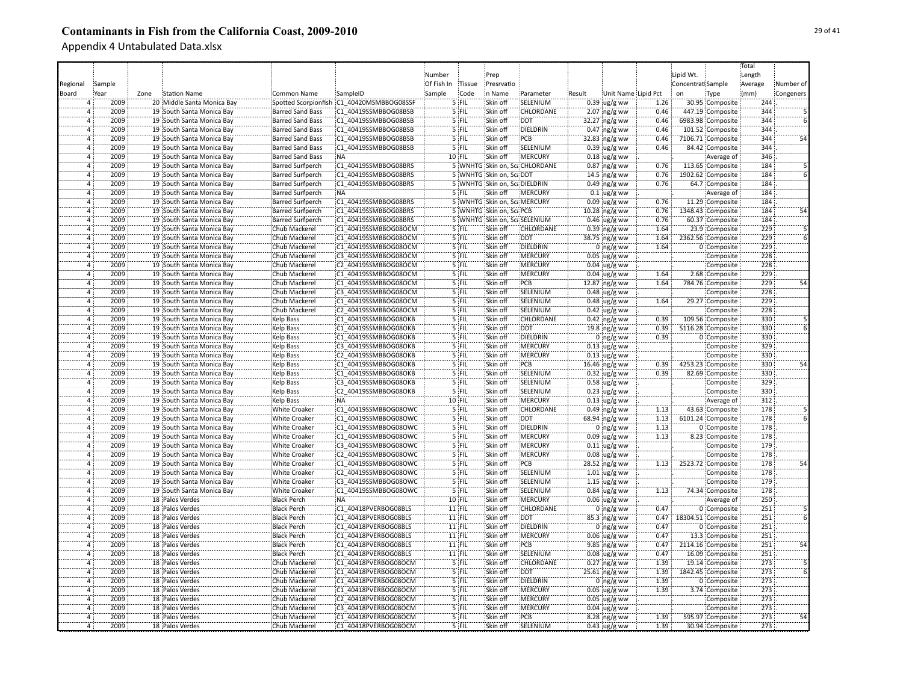# Contaminants in Fish from the California Coast, 2009-2010

Appendix 4 Untabulated Data.xlsx

| Regional Board | Sample Year | Zone | Station Name | Common Name | SampleID | Number Of Fish In Sample | Tissue Code | Prep Presrvation Name | Parameter | Result | Unit Name | Lipid Pct | Lipid Wt. Concentration | Sample Type | Total Length Average (mm) | Number of Congeners |
|---|---|---|---|---|---|---|---|---|---|---|---|---|---|---|---|---|
| 4 | 2009 | 20 | Middle Santa Monica Bay | Spotted Scorpionfish | C1_40420MSMBBOG08SSF | 5 | FIL | Skin off | SELENIUM | 0.39 | ug/g ww | 1.26 | 30.95 | Composite | 244 | |
| 4 | 2009 | 19 | South Santa Monica Bay | Barred Sand Bass | C1_40419SSMBBOG08BSB | 5 | FIL | Skin off | CHLORDANE | 2.07 | ng/g ww | 0.46 | 447.19 | Composite | 344 | 5 |
| 4 | 2009 | 19 | South Santa Monica Bay | Barred Sand Bass | C1_40419SSMBBOG08BSB | 5 | FIL | Skin off | DDT | 32.27 | ng/g ww | 0.46 | 6983.98 | Composite | 344 | 6 |
| 4 | 2009 | 19 | South Santa Monica Bay | Barred Sand Bass | C1_40419SSMBBOG08BSB | 5 | FIL | Skin off | DIELDRIN | 0.47 | ng/g ww | 0.46 | 101.52 | Composite | 344 | |
| 4 | 2009 | 19 | South Santa Monica Bay | Barred Sand Bass | C1_40419SSMBBOG08BSB | 5 | FIL | Skin off | PCB | 32.83 | ng/g ww | 0.46 | 7106.71 | Composite | 344 | 54 |
| 4 | 2009 | 19 | South Santa Monica Bay | Barred Sand Bass | C1_40419SSMBBOG08BSB | 5 | FIL | Skin off | SELENIUM | 0.39 | ug/g ww | 0.46 | 84.42 | Composite | 344 | |
| 4 | 2009 | 19 | South Santa Monica Bay | Barred Sand Bass | NA | 10 | FIL | Skin off | MERCURY | 0.18 | ug/g ww | | | Average of | 346 | |
| 4 | 2009 | 19 | South Santa Monica Bay | Barred Surfperch | C1_40419SSMBBOG08BRS | 5 | WNHTG | Skin on, Sca | CHLORDANE | 0.87 | ng/g ww | 0.76 | 113.65 | Composite | 184 | 5 |
| 4 | 2009 | 19 | South Santa Monica Bay | Barred Surfperch | C1_40419SSMBBOG08BRS | 5 | WNHTG | Skin on, Sca | DDT | 14.5 | ng/g ww | 0.76 | 1902.62 | Composite | 184 | 6 |
| 4 | 2009 | 19 | South Santa Monica Bay | Barred Surfperch | C1_40419SSMBBOG08BRS | 5 | WNHTG | Skin on, Sca | DIELDRIN | 0.49 | ng/g ww | 0.76 | 64.7 | Composite | 184 | |
| 4 | 2009 | 19 | South Santa Monica Bay | Barred Surfperch | NA | 5 | FIL | Skin off | MERCURY | 0.1 | ug/g ww | | | Average of | 184 | |
| 4 | 2009 | 19 | South Santa Monica Bay | Barred Surfperch | C1_40419SSMBBOG08BRS | 5 | WNHTG | Skin on, Sca | MERCURY | 0.09 | ug/g ww | 0.76 | 11.29 | Composite | 184 | |
| 4 | 2009 | 19 | South Santa Monica Bay | Barred Surfperch | C1_40419SSMBBOG08BRS | 5 | WNHTG | Skin on, Sca | PCB | 10.28 | ng/g ww | 0.76 | 1348.43 | Composite | 184 | 54 |
| 4 | 2009 | 19 | South Santa Monica Bay | Barred Surfperch | C1_40419SSMBBOG08BRS | 5 | WNHTG | Skin on, Sca | SELENIUM | 0.46 | ug/g ww | 0.76 | 60.37 | Composite | 184 | |
| 4 | 2009 | 19 | South Santa Monica Bay | Chub Mackerel | C1_40419SSMBBOG08OCM | 5 | FIL | Skin off | CHLORDANE | 0.39 | ng/g ww | 1.64 | 23.9 | Composite | 229 | 5 |
| 4 | 2009 | 19 | South Santa Monica Bay | Chub Mackerel | C1_40419SSMBBOG08OCM | 5 | FIL | Skin off | DDT | 38.75 | ng/g ww | 1.64 | 2362.56 | Composite | 229 | 6 |
| 4 | 2009 | 19 | South Santa Monica Bay | Chub Mackerel | C1_40419SSMBBOG08OCM | 5 | FIL | Skin off | DIELDRIN | 0 | ng/g ww | 1.64 | 0 | Composite | 229 | |
| 4 | 2009 | 19 | South Santa Monica Bay | Chub Mackerel | C3_40419SSMBBOG08OCM | 5 | FIL | Skin off | MERCURY | 0.05 | ug/g ww | | | Composite | 228 | |
| 4 | 2009 | 19 | South Santa Monica Bay | Chub Mackerel | C2_40419SSMBBOG08OCM | 5 | FIL | Skin off | MERCURY | 0.04 | ug/g ww | | | Composite | 228 | |
| 4 | 2009 | 19 | South Santa Monica Bay | Chub Mackerel | C1_40419SSMBBOG08OCM | 5 | FIL | Skin off | MERCURY | 0.04 | ug/g ww | 1.64 | 2.68 | Composite | 229 | |
| 4 | 2009 | 19 | South Santa Monica Bay | Chub Mackerel | C1_40419SSMBBOG08OCM | 5 | FIL | Skin off | PCB | 12.87 | ng/g ww | 1.64 | 784.76 | Composite | 229 | 54 |
| 4 | 2009 | 19 | South Santa Monica Bay | Chub Mackerel | C3_40419SSMBBOG08OCM | 5 | FIL | Skin off | SELENIUM | 0.48 | ug/g ww | | | Composite | 228 | |
| 4 | 2009 | 19 | South Santa Monica Bay | Chub Mackerel | C1_40419SSMBBOG08OCM | 5 | FIL | Skin off | SELENIUM | 0.48 | ug/g ww | 1.64 | 29.27 | Composite | 229 | |
| 4 | 2009 | 19 | South Santa Monica Bay | Chub Mackerel | C2_40419SSMBBOG08OCM | 5 | FIL | Skin off | SELENIUM | 0.42 | ug/g ww | | | Composite | 228 | |
| 4 | 2009 | 19 | South Santa Monica Bay | Kelp Bass | C1_40419SSMBBOG08OKB | 5 | FIL | Skin off | CHLORDANE | 0.42 | ng/g ww | 0.39 | 109.56 | Composite | 330 | 5 |
| 4 | 2009 | 19 | South Santa Monica Bay | Kelp Bass | C1_40419SSMBBOG08OKB | 5 | FIL | Skin off | DDT | 19.8 | ng/g ww | 0.39 | 5116.28 | Composite | 330 | 6 |
| 4 | 2009 | 19 | South Santa Monica Bay | Kelp Bass | C1_40419SSMBBOG08OKB | 5 | FIL | Skin off | DIELDRIN | 0 | ng/g ww | 0.39 | 0 | Composite | 330 | |
| 4 | 2009 | 19 | South Santa Monica Bay | Kelp Bass | C3_40419SSMBBOG08OKB | 5 | FIL | Skin off | MERCURY | 0.13 | ug/g ww | | | Composite | 329 | |
| 4 | 2009 | 19 | South Santa Monica Bay | Kelp Bass | C2_40419SSMBBOG08OKB | 5 | FIL | Skin off | MERCURY | 0.13 | ug/g ww | | | Composite | 330 | |
| 4 | 2009 | 19 | South Santa Monica Bay | Kelp Bass | C1_40419SSMBBOG08OKB | 5 | FIL | Skin off | PCB | 16.46 | ng/g ww | 0.39 | 4253.23 | Composite | 330 | 54 |
| 4 | 2009 | 19 | South Santa Monica Bay | Kelp Bass | C1_40419SSMBBOG08OKB | 5 | FIL | Skin off | SELENIUM | 0.32 | ug/g ww | 0.39 | 82.69 | Composite | 330 | |
| 4 | 2009 | 19 | South Santa Monica Bay | Kelp Bass | C3_40419SSMBBOG08OKB | 5 | FIL | Skin off | SELENIUM | 0.58 | ug/g ww | | | Composite | 329 | |
| 4 | 2009 | 19 | South Santa Monica Bay | Kelp Bass | C2_40419SSMBBOG08OKB | 5 | FIL | Skin off | SELENIUM | 0.23 | ug/g ww | | | Composite | 330 | |
| 4 | 2009 | 19 | South Santa Monica Bay | Kelp Bass | NA | 10 | FIL | Skin off | MERCURY | 0.13 | ug/g ww | | | Average of | 312 | |
| 4 | 2009 | 19 | South Santa Monica Bay | White Croaker | C1_40419SSMBBOG08OWC | 5 | FIL | Skin off | CHLORDANE | 0.49 | ng/g ww | 1.13 | 43.63 | Composite | 178 | 5 |
| 4 | 2009 | 19 | South Santa Monica Bay | White Croaker | C1_40419SSMBBOG08OWC | 5 | FIL | Skin off | DDT | 68.94 | ng/g ww | 1.13 | 6101.24 | Composite | 178 | 6 |
| 4 | 2009 | 19 | South Santa Monica Bay | White Croaker | C1_40419SSMBBOG08OWC | 5 | FIL | Skin off | DIELDRIN | 0 | ng/g ww | 1.13 | 0 | Composite | 178 | |
| 4 | 2009 | 19 | South Santa Monica Bay | White Croaker | C1_40419SSMBBOG08OWC | 5 | FIL | Skin off | MERCURY | 0.09 | ug/g ww | 1.13 | 8.23 | Composite | 178 | |
| 4 | 2009 | 19 | South Santa Monica Bay | White Croaker | C3_40419SSMBBOG08OWC | 5 | FIL | Skin off | MERCURY | 0.11 | ug/g ww | | | Composite | 179 | |
| 4 | 2009 | 19 | South Santa Monica Bay | White Croaker | C2_40419SSMBBOG08OWC | 5 | FIL | Skin off | MERCURY | 0.08 | ug/g ww | | | Composite | 178 | |
| 4 | 2009 | 19 | South Santa Monica Bay | White Croaker | C1_40419SSMBBOG08OWC | 5 | FIL | Skin off | PCB | 28.52 | ng/g ww | 1.13 | 2523.72 | Composite | 178 | 54 |
| 4 | 2009 | 19 | South Santa Monica Bay | White Croaker | C2_40419SSMBBOG08OWC | 5 | FIL | Skin off | SELENIUM | 1.01 | ug/g ww | | | Composite | 178 | |
| 4 | 2009 | 19 | South Santa Monica Bay | White Croaker | C3_40419SSMBBOG08OWC | 5 | FIL | Skin off | SELENIUM | 1.15 | ug/g ww | | | Composite | 179 | |
| 4 | 2009 | 19 | South Santa Monica Bay | White Croaker | C1_40419SSMBBOG08OWC | 5 | FIL | Skin off | SELENIUM | 0.84 | ug/g ww | 1.13 | 74.34 | Composite | 178 | |
| 4 | 2009 | 18 | Palos Verdes | Black Perch | NA | 10 | FIL | Skin off | MERCURY | 0.06 | ug/g ww | | | Average of | 250 | |
| 4 | 2009 | 18 | Palos Verdes | Black Perch | C1_40418PVERBOG08BLS | 11 | FIL | Skin off | CHLORDANE | 0 | ng/g ww | 0.47 | 0 | Composite | 251 | 5 |
| 4 | 2009 | 18 | Palos Verdes | Black Perch | C1_40418PVERBOG08BLS | 11 | FIL | Skin off | DDT | 85.3 | ng/g ww | 0.47 | 18304.51 | Composite | 251 | 6 |
| 4 | 2009 | 18 | Palos Verdes | Black Perch | C1_40418PVERBOG08BLS | 11 | FIL | Skin off | DIELDRIN | 0 | ng/g ww | 0.47 | 0 | Composite | 251 | |
| 4 | 2009 | 18 | Palos Verdes | Black Perch | C1_40418PVERBOG08BLS | 11 | FIL | Skin off | MERCURY | 0.06 | ug/g ww | 0.47 | 13.3 | Composite | 251 | |
| 4 | 2009 | 18 | Palos Verdes | Black Perch | C1_40418PVERBOG08BLS | 11 | FIL | Skin off | PCB | 9.85 | ng/g ww | 0.47 | 2114.16 | Composite | 251 | 54 |
| 4 | 2009 | 18 | Palos Verdes | Black Perch | C1_40418PVERBOG08BLS | 11 | FIL | Skin off | SELENIUM | 0.08 | ug/g ww | 0.47 | 16.09 | Composite | 251 | |
| 4 | 2009 | 18 | Palos Verdes | Chub Mackerel | C1_40418PVERBOG08OCM | 5 | FIL | Skin off | CHLORDANE | 0.27 | ng/g ww | 1.39 | 19.14 | Composite | 273 | 5 |
| 4 | 2009 | 18 | Palos Verdes | Chub Mackerel | C1_40418PVERBOG08OCM | 5 | FIL | Skin off | DDT | 25.61 | ng/g ww | 1.39 | 1842.45 | Composite | 273 | 6 |
| 4 | 2009 | 18 | Palos Verdes | Chub Mackerel | C1_40418PVERBOG08OCM | 5 | FIL | Skin off | DIELDRIN | 0 | ng/g ww | 1.39 | 0 | Composite | 273 | |
| 4 | 2009 | 18 | Palos Verdes | Chub Mackerel | C1_40418PVERBOG08OCM | 5 | FIL | Skin off | MERCURY | 0.05 | ug/g ww | 1.39 | 3.74 | Composite | 273 | |
| 4 | 2009 | 18 | Palos Verdes | Chub Mackerel | C2_40418PVERBOG08OCM | 5 | FIL | Skin off | MERCURY | 0.05 | ug/g ww | | | Composite | 273 | |
| 4 | 2009 | 18 | Palos Verdes | Chub Mackerel | C3_40418PVERBOG08OCM | 5 | FIL | Skin off | MERCURY | 0.04 | ug/g ww | | | Composite | 273 | |
| 4 | 2009 | 18 | Palos Verdes | Chub Mackerel | C1_40418PVERBOG08OCM | 5 | FIL | Skin off | PCB | 8.28 | ng/g ww | 1.39 | 595.97 | Composite | 273 | 54 |
| 4 | 2009 | 18 | Palos Verdes | Chub Mackerel | C1_40418PVERBOG08OCM | 5 | FIL | Skin off | SELENIUM | 0.43 | ug/g ww | 1.39 | 30.94 | Composite | 273 | |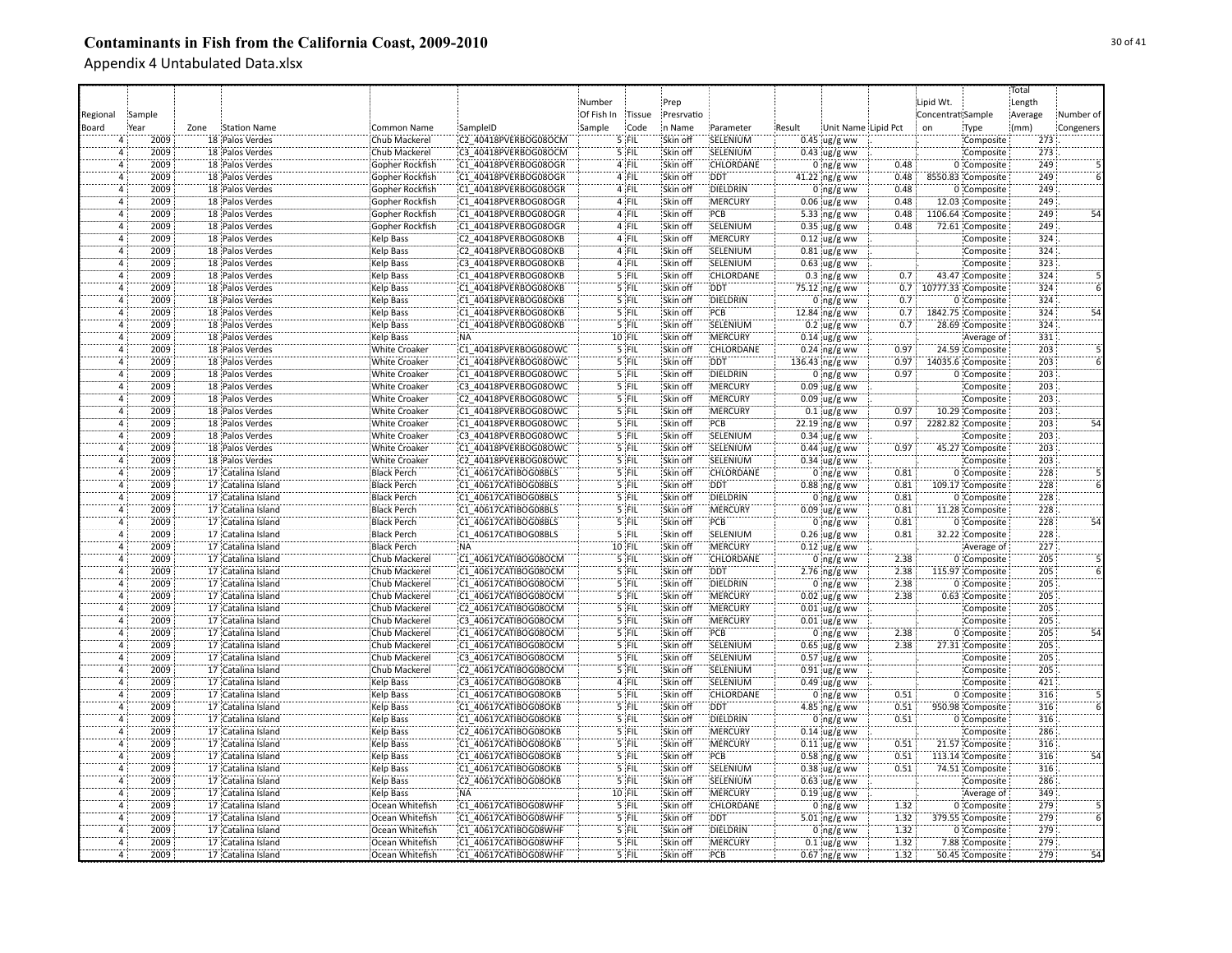# Contaminants in Fish from the California Coast, 2009-2010

## Appendix 4 Untabulated Data.xlsx

| Regional Board | Sample Year | Zone | Station Name | Common Name | SampleID | Number Of Fish In Sample | Tissue Code | Prep Presrvation Name | Parameter | Result | Unit Name | Lipid Pct | Lipid Wt. Concentration | Sample Type | Total Length Average (mm) | Number of Congeners |
|---|---|---|---|---|---|---|---|---|---|---|---|---|---|---|---|---|
| 4 | 2009 | 18 | Palos Verdes | Chub Mackerel | C2_40418PVERBOG08OCM | 5 | FIL | Skin off | SELENIUM | 0.45 | ug/g ww | | | Composite | 273 | |
| 4 | 2009 | 18 | Palos Verdes | Chub Mackerel | C3_40418PVERBOG08OCM | 5 | FIL | Skin off | SELENIUM | 0.43 | ug/g ww | | | Composite | 273 | |
| 4 | 2009 | 18 | Palos Verdes | Gopher Rockfish | C1_40418PVERBOG08OGR | 4 | FIL | Skin off | CHLORDANE | 0 | ng/g ww | 0.48 | 0 | Composite | 249 | 5 |
| 4 | 2009 | 18 | Palos Verdes | Gopher Rockfish | C1_40418PVERBOG08OGR | 4 | FIL | Skin off | DDT | 41.22 | ng/g ww | 0.48 | 8550.83 | Composite | 249 | 6 |
| 4 | 2009 | 18 | Palos Verdes | Gopher Rockfish | C1_40418PVERBOG08OGR | 4 | FIL | Skin off | DIELDRIN | 0 | ng/g ww | 0.48 | 0 | Composite | 249 | . |
| 4 | 2009 | 18 | Palos Verdes | Gopher Rockfish | C1_40418PVERBOG08OGR | 4 | FIL | Skin off | MERCURY | 0.06 | ug/g ww | 0.48 | 12.03 | Composite | 249 | . |
| 4 | 2009 | 18 | Palos Verdes | Gopher Rockfish | C1_40418PVERBOG08OGR | 4 | FIL | Skin off | PCB | 5.33 | ng/g ww | 0.48 | 1106.64 | Composite | 249 | 54 |
| 4 | 2009 | 18 | Palos Verdes | Gopher Rockfish | C1_40418PVERBOG08OGR | 4 | FIL | Skin off | SELENIUM | 0.35 | ug/g ww | 0.48 | 72.61 | Composite | 249 | . |
| 4 | 2009 | 18 | Palos Verdes | Kelp Bass | C2_40418PVERBOG08OKB | 4 | FIL | Skin off | MERCURY | 0.12 | ug/g ww | . | . | Composite | 324 | . |
| 4 | 2009 | 18 | Palos Verdes | Kelp Bass | C2_40418PVERBOG08OKB | 4 | FIL | Skin off | SELENIUM | 0.81 | ug/g ww | . | . | Composite | 324 | . |
| 4 | 2009 | 18 | Palos Verdes | Kelp Bass | C3_40418PVERBOG08OKB | 4 | FIL | Skin off | SELENIUM | 0.63 | ug/g ww | . | . | Composite | 323 | . |
| 4 | 2009 | 18 | Palos Verdes | Kelp Bass | C1_40418PVERBOG08OKB | 5 | FIL | Skin off | CHLORDANE | 0.3 | ng/g ww | 0.7 | 43.47 | Composite | 324 | 5 |
| 4 | 2009 | 18 | Palos Verdes | Kelp Bass | C1_40418PVERBOG08OKB | 5 | FIL | Skin off | DDT | 75.12 | ng/g ww | 0.7 | 10777.33 | Composite | 324 | 6 |
| 4 | 2009 | 18 | Palos Verdes | Kelp Bass | C1_40418PVERBOG08OKB | 5 | FIL | Skin off | DIELDRIN | 0 | ng/g ww | 0.7 | 0 | Composite | 324 | . |
| 4 | 2009 | 18 | Palos Verdes | Kelp Bass | C1_40418PVERBOG08OKB | 5 | FIL | Skin off | PCB | 12.84 | ng/g ww | 0.7 | 1842.75 | Composite | 324 | 54 |
| 4 | 2009 | 18 | Palos Verdes | Kelp Bass | C1_40418PVERBOG08OKB | 5 | FIL | Skin off | SELENIUM | 0.2 | ug/g ww | 0.7 | 28.69 | Composite | 324 | . |
| 4 | 2009 | 18 | Palos Verdes | Kelp Bass | NA | 10 | FIL | Skin off | MERCURY | 0.14 | ug/g ww | . | . | Average of | 331 | . |
| 4 | 2009 | 18 | Palos Verdes | White Croaker | C1_40418PVERBOG08OWC | 5 | FIL | Skin off | CHLORDANE | 0.24 | ng/g ww | 0.97 | 24.59 | Composite | 203 | 5 |
| 4 | 2009 | 18 | Palos Verdes | White Croaker | C1_40418PVERBOG08OWC | 5 | FIL | Skin off | DDT | 136.43 | ng/g ww | 0.97 | 14035.6 | Composite | 203 | 6 |
| 4 | 2009 | 18 | Palos Verdes | White Croaker | C1_40418PVERBOG08OWC | 5 | FIL | Skin off | DIELDRIN | 0 | ng/g ww | 0.97 | 0 | Composite | 203 | . |
| 4 | 2009 | 18 | Palos Verdes | White Croaker | C3_40418PVERBOG08OWC | 5 | FIL | Skin off | MERCURY | 0.09 | ug/g ww | . | . | Composite | 203 | . |
| 4 | 2009 | 18 | Palos Verdes | White Croaker | C2_40418PVERBOG08OWC | 5 | FIL | Skin off | MERCURY | 0.09 | ug/g ww | . | . | Composite | 203 | . |
| 4 | 2009 | 18 | Palos Verdes | White Croaker | C1_40418PVERBOG08OWC | 5 | FIL | Skin off | MERCURY | 0.1 | ug/g ww | 0.97 | 10.29 | Composite | 203 | . |
| 4 | 2009 | 18 | Palos Verdes | White Croaker | C1_40418PVERBOG08OWC | 5 | FIL | Skin off | PCB | 22.19 | ng/g ww | 0.97 | 2282.82 | Composite | 203 | 54 |
| 4 | 2009 | 18 | Palos Verdes | White Croaker | C3_40418PVERBOG08OWC | 5 | FIL | Skin off | SELENIUM | 0.34 | ug/g ww | . | . | Composite | 203 | . |
| 4 | 2009 | 18 | Palos Verdes | White Croaker | C1_40418PVERBOG08OWC | 5 | FIL | Skin off | SELENIUM | 0.44 | ug/g ww | 0.97 | 45.27 | Composite | 203 | . |
| 4 | 2009 | 18 | Palos Verdes | White Croaker | C2_40418PVERBOG08OWC | 5 | FIL | Skin off | SELENIUM | 0.34 | ug/g ww | . | . | Composite | 203 | . |
| 4 | 2009 | 17 | Catalina Island | Black Perch | C1_40617CATIBOG08BLS | 5 | FIL | Skin off | CHLORDANE | 0 | ng/g ww | 0.81 | 0 | Composite | 228 | 5 |
| 4 | 2009 | 17 | Catalina Island | Black Perch | C1_40617CATIBOG08BLS | 5 | FIL | Skin off | DDT | 0.88 | ng/g ww | 0.81 | 109.17 | Composite | 228 | 6 |
| 4 | 2009 | 17 | Catalina Island | Black Perch | C1_40617CATIBOG08BLS | 5 | FIL | Skin off | DIELDRIN | 0 | ng/g ww | 0.81 | 0 | Composite | 228 | . |
| 4 | 2009 | 17 | Catalina Island | Black Perch | C1_40617CATIBOG08BLS | 5 | FIL | Skin off | MERCURY | 0.09 | ug/g ww | 0.81 | 11.28 | Composite | 228 | . |
| 4 | 2009 | 17 | Catalina Island | Black Perch | C1_40617CATIBOG08BLS | 5 | FIL | Skin off | PCB | 0 | ng/g ww | 0.81 | 0 | Composite | 228 | 54 |
| 4 | 2009 | 17 | Catalina Island | Black Perch | C1_40617CATIBOG08BLS | 5 | FIL | Skin off | SELENIUM | 0.26 | ug/g ww | 0.81 | 32.22 | Composite | 228 | . |
| 4 | 2009 | 17 | Catalina Island | Black Perch | NA | 10 | FIL | Skin off | MERCURY | 0.12 | ug/g ww | . | . | Average of | 227 | . |
| 4 | 2009 | 17 | Catalina Island | Chub Mackerel | C1_40617CATIBOG08OCM | 5 | FIL | Skin off | CHLORDANE | 0 | ng/g ww | 2.38 | 0 | Composite | 205 | 5 |
| 4 | 2009 | 17 | Catalina Island | Chub Mackerel | C1_40617CATIBOG08OCM | 5 | FIL | Skin off | DDT | 2.76 | ng/g ww | 2.38 | 115.97 | Composite | 205 | 6 |
| 4 | 2009 | 17 | Catalina Island | Chub Mackerel | C1_40617CATIBOG08OCM | 5 | FIL | Skin off | DIELDRIN | 0 | ng/g ww | 2.38 | 0 | Composite | 205 | . |
| 4 | 2009 | 17 | Catalina Island | Chub Mackerel | C1_40617CATIBOG08OCM | 5 | FIL | Skin off | MERCURY | 0.02 | ug/g ww | 2.38 | 0.63 | Composite | 205 | . |
| 4 | 2009 | 17 | Catalina Island | Chub Mackerel | C2_40617CATIBOG08OCM | 5 | FIL | Skin off | MERCURY | 0.01 | ug/g ww | . | . | Composite | 205 | . |
| 4 | 2009 | 17 | Catalina Island | Chub Mackerel | C3_40617CATIBOG08OCM | 5 | FIL | Skin off | MERCURY | 0.01 | ug/g ww | . | . | Composite | 205 | . |
| 4 | 2009 | 17 | Catalina Island | Chub Mackerel | C1_40617CATIBOG08OCM | 5 | FIL | Skin off | PCB | 0 | ng/g ww | 2.38 | 0 | Composite | 205 | 54 |
| 4 | 2009 | 17 | Catalina Island | Chub Mackerel | C1_40617CATIBOG08OCM | 5 | FIL | Skin off | SELENIUM | 0.65 | ug/g ww | 2.38 | 27.31 | Composite | 205 | . |
| 4 | 2009 | 17 | Catalina Island | Chub Mackerel | C3_40617CATIBOG08OCM | 5 | FIL | Skin off | SELENIUM | 0.57 | ug/g ww | . | . | Composite | 205 | . |
| 4 | 2009 | 17 | Catalina Island | Chub Mackerel | C2_40617CATIBOG08OCM | 5 | FIL | Skin off | SELENIUM | 0.91 | ug/g ww | . | . | Composite | 205 | . |
| 4 | 2009 | 17 | Catalina Island | Kelp Bass | C3_40617CATIBOG08OKB | 4 | FIL | Skin off | SELENIUM | 0.49 | ug/g ww | . | . | Composite | 421 | . |
| 4 | 2009 | 17 | Catalina Island | Kelp Bass | C1_40617CATIBOG08OKB | 5 | FIL | Skin off | CHLORDANE | 0 | ng/g ww | 0.51 | 0 | Composite | 316 | 5 |
| 4 | 2009 | 17 | Catalina Island | Kelp Bass | C1_40617CATIBOG08OKB | 5 | FIL | Skin off | DDT | 4.85 | ng/g ww | 0.51 | 950.98 | Composite | 316 | 6 |
| 4 | 2009 | 17 | Catalina Island | Kelp Bass | C1_40617CATIBOG08OKB | 5 | FIL | Skin off | DIELDRIN | 0 | ng/g ww | 0.51 | 0 | Composite | 316 | . |
| 4 | 2009 | 17 | Catalina Island | Kelp Bass | C2_40617CATIBOG08OKB | 5 | FIL | Skin off | MERCURY | 0.14 | ug/g ww | . | . | Composite | 286 | . |
| 4 | 2009 | 17 | Catalina Island | Kelp Bass | C1_40617CATIBOG08OKB | 5 | FIL | Skin off | MERCURY | 0.11 | ug/g ww | 0.51 | 21.57 | Composite | 316 | . |
| 4 | 2009 | 17 | Catalina Island | Kelp Bass | C1_40617CATIBOG08OKB | 5 | FIL | Skin off | PCB | 0.58 | ng/g ww | 0.51 | 113.14 | Composite | 316 | 54 |
| 4 | 2009 | 17 | Catalina Island | Kelp Bass | C1_40617CATIBOG08OKB | 5 | FIL | Skin off | SELENIUM | 0.38 | ug/g ww | 0.51 | 74.51 | Composite | 316 | . |
| 4 | 2009 | 17 | Catalina Island | Kelp Bass | C2_40617CATIBOG08OKB | 5 | FIL | Skin off | SELENIUM | 0.63 | ug/g ww | . | . | Composite | 286 | . |
| 4 | 2009 | 17 | Catalina Island | Kelp Bass | NA | 10 | FIL | Skin off | MERCURY | 0.19 | ug/g ww | . | . | Average of | 349 | . |
| 4 | 2009 | 17 | Catalina Island | Ocean Whitefish | C1_40617CATIBOG08WHF | 5 | FIL | Skin off | CHLORDANE | 0 | ng/g ww | 1.32 | 0 | Composite | 279 | 5 |
| 4 | 2009 | 17 | Catalina Island | Ocean Whitefish | C1_40617CATIBOG08WHF | 5 | FIL | Skin off | DDT | 5.01 | ng/g ww | 1.32 | 379.55 | Composite | 279 | 6 |
| 4 | 2009 | 17 | Catalina Island | Ocean Whitefish | C1_40617CATIBOG08WHF | 5 | FIL | Skin off | DIELDRIN | 0 | ng/g ww | 1.32 | 0 | Composite | 279 | . |
| 4 | 2009 | 17 | Catalina Island | Ocean Whitefish | C1_40617CATIBOG08WHF | 5 | FIL | Skin off | MERCURY | 0.1 | ug/g ww | 1.32 | 7.88 | Composite | 279 | . |
| 4 | 2009 | 17 | Catalina Island | Ocean Whitefish | C1_40617CATIBOG08WHF | 5 | FIL | Skin off | PCB | 0.67 | ng/g ww | 1.32 | 50.45 | Composite | 279 | 54 |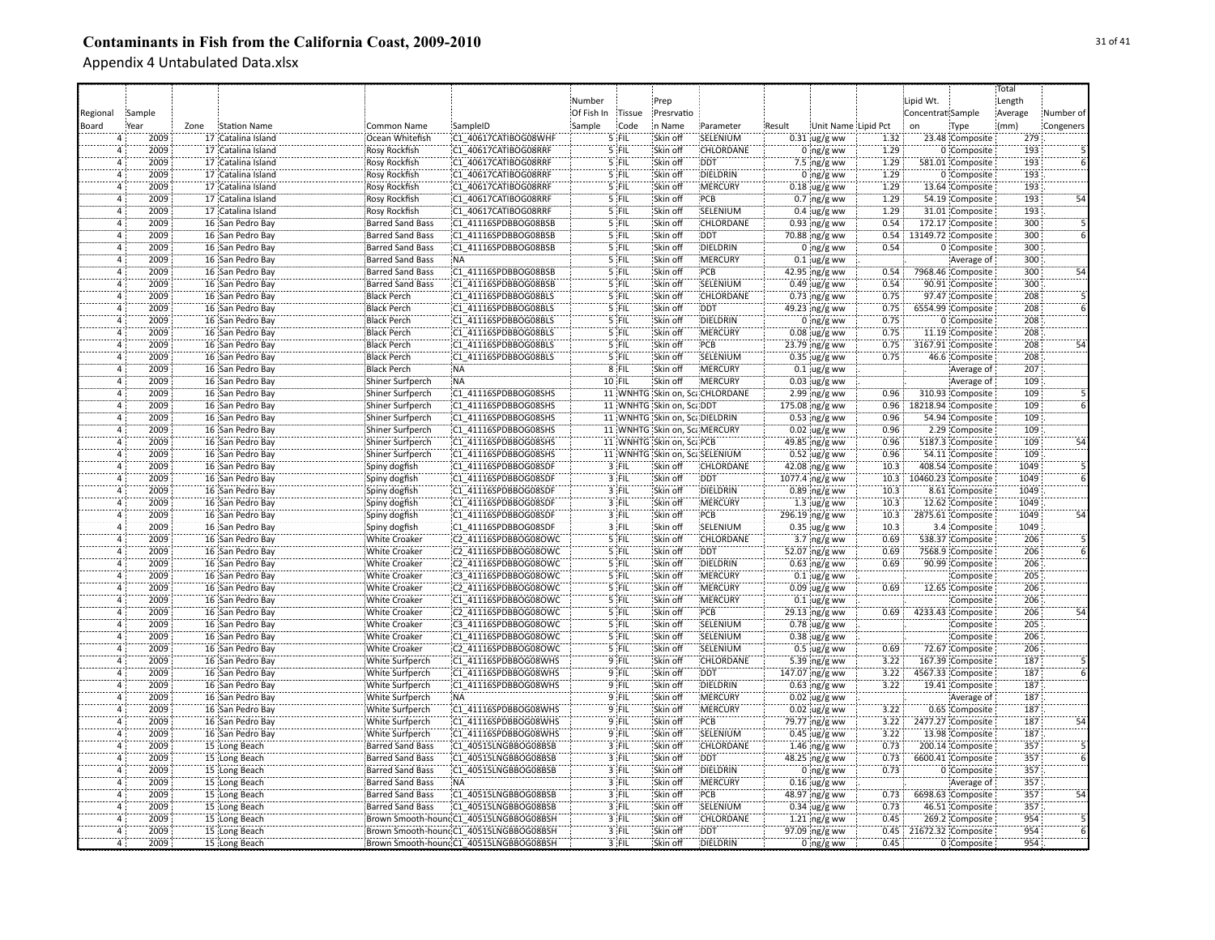# Contaminants in Fish from the California Coast, 2009-2010

Appendix 4 Untabulated Data.xlsx

| Regional Board | Sample Year | Zone | Station Name | Common Name | SampleID | Number Of Fish In Sample | Tissue Code | Prep Presrvation Name | Parameter | Result | Unit Name | Lipid Pct | Lipid Wt. Concentration | Sample Type | Total Length Average (mm) | Number of Congeners |
|---|---|---|---|---|---|---|---|---|---|---|---|---|---|---|---|---|
| 4 | 2009 | 17 | Catalina Island | Ocean Whitefish | C1_40617CATIBOG08WHF | 5 | FIL | Skin off | SELENIUM | 0.31 | ug/g ww | 1.32 | 23.48 | Composite | 279 | |
| 4 | 2009 | 17 | Catalina Island | Rosy Rockfish | C1_40617CATIBOG08RRF | 5 | FIL | Skin off | CHLORDANE | 0 | ng/g ww | 1.29 | 0 | Composite | 193 | 5 |
| 4 | 2009 | 17 | Catalina Island | Rosy Rockfish | C1_40617CATIBOG08RRF | 5 | FIL | Skin off | DDT | 7.5 | ng/g ww | 1.29 | 581.01 | Composite | 193 | 6 |
| 4 | 2009 | 17 | Catalina Island | Rosy Rockfish | C1_40617CATIBOG08RRF | 5 | FIL | Skin off | DIELDRIN | 0 | ng/g ww | 1.29 | 0 | Composite | 193 | |
| 4 | 2009 | 17 | Catalina Island | Rosy Rockfish | C1_40617CATIBOG08RRF | 5 | FIL | Skin off | MERCURY | 0.18 | ug/g ww | 1.29 | 13.64 | Composite | 193 | |
| 4 | 2009 | 17 | Catalina Island | Rosy Rockfish | C1_40617CATIBOG08RRF | 5 | FIL | Skin off | PCB | 0.7 | ng/g ww | 1.29 | 54.19 | Composite | 193 | 54 |
| 4 | 2009 | 17 | Catalina Island | Rosy Rockfish | C1_40617CATIBOG08RRF | 5 | FIL | Skin off | SELENIUM | 0.4 | ug/g ww | 1.29 | 31.01 | Composite | 193 | |
| 4 | 2009 | 16 | San Pedro Bay | Barred Sand Bass | C1_41116SPDBBOG08BSB | 5 | FIL | Skin off | CHLORDANE | 0.93 | ng/g ww | 0.54 | 172.17 | Composite | 300 | 5 |
| 4 | 2009 | 16 | San Pedro Bay | Barred Sand Bass | C1_41116SPDBBOG08BSB | 5 | FIL | Skin off | DDT | 70.88 | ng/g ww | 0.54 | 13149.72 | Composite | 300 | 6 |
| 4 | 2009 | 16 | San Pedro Bay | Barred Sand Bass | C1_41116SPDBBOG08BSB | 5 | FIL | Skin off | DIELDRIN | 0 | ng/g ww | 0.54 | 0 | Composite | 300 | |
| 4 | 2009 | 16 | San Pedro Bay | Barred Sand Bass | NA | 5 | FIL | Skin off | MERCURY | 0.1 | ug/g ww | . | . | Average of | 300 | |
| 4 | 2009 | 16 | San Pedro Bay | Barred Sand Bass | C1_41116SPDBBOG08BSB | 5 | FIL | Skin off | PCB | 42.95 | ng/g ww | 0.54 | 7968.46 | Composite | 300 | 54 |
| 4 | 2009 | 16 | San Pedro Bay | Barred Sand Bass | C1_41116SPDBBOG08BSB | 5 | FIL | Skin off | SELENIUM | 0.49 | ug/g ww | 0.54 | 90.91 | Composite | 300 | |
| 4 | 2009 | 16 | San Pedro Bay | Black Perch | C1_41116SPDBBOG08BLS | 5 | FIL | Skin off | CHLORDANE | 0.73 | ng/g ww | 0.75 | 97.47 | Composite | 208 | 5 |
| 4 | 2009 | 16 | San Pedro Bay | Black Perch | C1_41116SPDBBOG08BLS | 5 | FIL | Skin off | DDT | 49.23 | ng/g ww | 0.75 | 6554.99 | Composite | 208 | 6 |
| 4 | 2009 | 16 | San Pedro Bay | Black Perch | C1_41116SPDBBOG08BLS | 5 | FIL | Skin off | DIELDRIN | 0 | ng/g ww | 0.75 | 0 | Composite | 208 | |
| 4 | 2009 | 16 | San Pedro Bay | Black Perch | C1_41116SPDBBOG08BLS | 5 | FIL | Skin off | MERCURY | 0.08 | ug/g ww | 0.75 | 11.19 | Composite | 208 | |
| 4 | 2009 | 16 | San Pedro Bay | Black Perch | C1_41116SPDBBOG08BLS | 5 | FIL | Skin off | PCB | 23.79 | ng/g ww | 0.75 | 3167.91 | Composite | 208 | 54 |
| 4 | 2009 | 16 | San Pedro Bay | Black Perch | C1_41116SPDBBOG08BLS | 5 | FIL | Skin off | SELENIUM | 0.35 | ug/g ww | 0.75 | 46.6 | Composite | 208 | |
| 4 | 2009 | 16 | San Pedro Bay | Black Perch | NA | 8 | FIL | Skin off | MERCURY | 0.1 | ug/g ww | . | . | Average of | 207 | |
| 4 | 2009 | 16 | San Pedro Bay | Shiner Surfperch | NA | 10 | FIL | Skin off | MERCURY | 0.03 | ug/g ww | . | . | Average of | 109 | |
| 4 | 2009 | 16 | San Pedro Bay | Shiner Surfperch | C1_41116SPDBBOG08SHS | 11 | WNHTG | Skin on, Sca | CHLORDANE | 2.99 | ng/g ww | 0.96 | 310.93 | Composite | 109 | 5 |
| 4 | 2009 | 16 | San Pedro Bay | Shiner Surfperch | C1_41116SPDBBOG08SHS | 11 | WNHTG | Skin on, Sca | DDT | 175.08 | ng/g ww | 0.96 | 18218.94 | Composite | 109 | 6 |
| 4 | 2009 | 16 | San Pedro Bay | Shiner Surfperch | C1_41116SPDBBOG08SHS | 11 | WNHTG | Skin on, Sca | DIELDRIN | 0.53 | ng/g ww | 0.96 | 54.94 | Composite | 109 | |
| 4 | 2009 | 16 | San Pedro Bay | Shiner Surfperch | C1_41116SPDBBOG08SHS | 11 | WNHTG | Skin on, Sca | MERCURY | 0.02 | ug/g ww | 0.96 | 2.29 | Composite | 109 | |
| 4 | 2009 | 16 | San Pedro Bay | Shiner Surfperch | C1_41116SPDBBOG08SHS | 11 | WNHTG | Skin on, Sca | PCB | 49.85 | ng/g ww | 0.96 | 5187.3 | Composite | 109 | 54 |
| 4 | 2009 | 16 | San Pedro Bay | Shiner Surfperch | C1_41116SPDBBOG08SHS | 11 | WNHTG | Skin on, Sca | SELENIUM | 0.52 | ug/g ww | 0.96 | 54.11 | Composite | 109 | |
| 4 | 2009 | 16 | San Pedro Bay | Spiny dogfish | C1_41116SPDBBOG08SDF | 3 | FIL | Skin off | CHLORDANE | 42.08 | ng/g ww | 10.3 | 408.54 | Composite | 1049 | 5 |
| 4 | 2009 | 16 | San Pedro Bay | Spiny dogfish | C1_41116SPDBBOG08SDF | 3 | FIL | Skin off | DDT | 1077.4 | ng/g ww | 10.3 | 10460.23 | Composite | 1049 | 6 |
| 4 | 2009 | 16 | San Pedro Bay | Spiny dogfish | C1_41116SPDBBOG08SDF | 3 | FIL | Skin off | DIELDRIN | 0.89 | ng/g ww | 10.3 | 8.61 | Composite | 1049 | |
| 4 | 2009 | 16 | San Pedro Bay | Spiny dogfish | C1_41116SPDBBOG08SDF | 3 | FIL | Skin off | MERCURY | 1.3 | ug/g ww | 10.3 | 12.62 | Composite | 1049 | |
| 4 | 2009 | 16 | San Pedro Bay | Spiny dogfish | C1_41116SPDBBOG08SDF | 3 | FIL | Skin off | PCB | 296.19 | ng/g ww | 10.3 | 2875.61 | Composite | 1049 | 54 |
| 4 | 2009 | 16 | San Pedro Bay | Spiny dogfish | C1_41116SPDBBOG08SDF | 3 | FIL | Skin off | SELENIUM | 0.35 | ug/g ww | 10.3 | 3.4 | Composite | 1049 | |
| 4 | 2009 | 16 | San Pedro Bay | White Croaker | C2_41116SPDBBOG08OWC | 5 | FIL | Skin off | CHLORDANE | 3.7 | ng/g ww | 0.69 | 538.37 | Composite | 206 | 5 |
| 4 | 2009 | 16 | San Pedro Bay | White Croaker | C2_41116SPDBBOG08OWC | 5 | FIL | Skin off | DDT | 52.07 | ng/g ww | 0.69 | 7568.9 | Composite | 206 | 6 |
| 4 | 2009 | 16 | San Pedro Bay | White Croaker | C2_41116SPDBBOG08OWC | 5 | FIL | Skin off | DIELDRIN | 0.63 | ng/g ww | 0.69 | 90.99 | Composite | 206 | |
| 4 | 2009 | 16 | San Pedro Bay | White Croaker | C3_41116SPDBBOG08OWC | 5 | FIL | Skin off | MERCURY | 0.1 | ug/g ww | . | . | Composite | 205 | |
| 4 | 2009 | 16 | San Pedro Bay | White Croaker | C2_41116SPDBBOG08OWC | 5 | FIL | Skin off | MERCURY | 0.09 | ug/g ww | 0.69 | 12.65 | Composite | 206 | |
| 4 | 2009 | 16 | San Pedro Bay | White Croaker | C1_41116SPDBBOG08OWC | 5 | FIL | Skin off | MERCURY | 0.1 | ug/g ww | . | . | Composite | 206 | |
| 4 | 2009 | 16 | San Pedro Bay | White Croaker | C2_41116SPDBBOG08OWC | 5 | FIL | Skin off | PCB | 29.13 | ng/g ww | 0.69 | 4233.43 | Composite | 206 | 54 |
| 4 | 2009 | 16 | San Pedro Bay | White Croaker | C3_41116SPDBBOG08OWC | 5 | FIL | Skin off | SELENIUM | 0.78 | ug/g ww | . | . | Composite | 205 | |
| 4 | 2009 | 16 | San Pedro Bay | White Croaker | C1_41116SPDBBOG08OWC | 5 | FIL | Skin off | SELENIUM | 0.38 | ug/g ww | . | . | Composite | 206 | |
| 4 | 2009 | 16 | San Pedro Bay | White Croaker | C2_41116SPDBBOG08OWC | 5 | FIL | Skin off | SELENIUM | 0.5 | ug/g ww | 0.69 | 72.67 | Composite | 206 | |
| 4 | 2009 | 16 | San Pedro Bay | White Surfperch | C1_41116SPDBBOG08WHS | 9 | FIL | Skin off | CHLORDANE | 5.39 | ng/g ww | 3.22 | 167.39 | Composite | 187 | 5 |
| 4 | 2009 | 16 | San Pedro Bay | White Surfperch | C1_41116SPDBBOG08WHS | 9 | FIL | Skin off | DDT | 147.07 | ng/g ww | 3.22 | 4567.33 | Composite | 187 | 6 |
| 4 | 2009 | 16 | San Pedro Bay | White Surfperch | C1_41116SPDBBOG08WHS | 9 | FIL | Skin off | DIELDRIN | 0.63 | ng/g ww | 3.22 | 19.41 | Composite | 187 | |
| 4 | 2009 | 16 | San Pedro Bay | White Surfperch | NA | 9 | FIL | Skin off | MERCURY | 0.02 | ug/g ww | . | . | Average of | 187 | |
| 4 | 2009 | 16 | San Pedro Bay | White Surfperch | C1_41116SPDBBOG08WHS | 9 | FIL | Skin off | MERCURY | 0.02 | ug/g ww | 3.22 | 0.65 | Composite | 187 | |
| 4 | 2009 | 16 | San Pedro Bay | White Surfperch | C1_41116SPDBBOG08WHS | 9 | FIL | Skin off | PCB | 79.77 | ng/g ww | 3.22 | 2477.27 | Composite | 187 | 54 |
| 4 | 2009 | 16 | San Pedro Bay | White Surfperch | C1_41116SPDBBOG08WHS | 9 | FIL | Skin off | SELENIUM | 0.45 | ug/g ww | 3.22 | 13.98 | Composite | 187 | |
| 4 | 2009 | 15 | Long Beach | Barred Sand Bass | C1_40515LNGBBOG08BSB | 3 | FIL | Skin off | CHLORDANE | 1.46 | ng/g ww | 0.73 | 200.14 | Composite | 357 | 5 |
| 4 | 2009 | 15 | Long Beach | Barred Sand Bass | C1_40515LNGBBOG08BSB | 3 | FIL | Skin off | DDT | 48.25 | ng/g ww | 0.73 | 6600.41 | Composite | 357 | 6 |
| 4 | 2009 | 15 | Long Beach | Barred Sand Bass | C1_40515LNGBBOG08BSB | 3 | FIL | Skin off | DIELDRIN | 0 | ng/g ww | 0.73 | 0 | Composite | 357 | |
| 4 | 2009 | 15 | Long Beach | Barred Sand Bass | NA | 3 | FIL | Skin off | MERCURY | 0.16 | ug/g ww | . | . | Average of | 357 | |
| 4 | 2009 | 15 | Long Beach | Barred Sand Bass | C1_40515LNGBBOG08BSB | 3 | FIL | Skin off | PCB | 48.97 | ng/g ww | 0.73 | 6698.63 | Composite | 357 | 54 |
| 4 | 2009 | 15 | Long Beach | Barred Sand Bass | C1_40515LNGBBOG08BSB | 3 | FIL | Skin off | SELENIUM | 0.34 | ug/g ww | 0.73 | 46.51 | Composite | 357 | |
| 4 | 2009 | 15 | Long Beach | Brown Smooth-hound | C1_40515LNGBBOG08BSH | 3 | FIL | Skin off | CHLORDANE | 1.21 | ng/g ww | 0.45 | 269.2 | Composite | 954 | 5 |
| 4 | 2009 | 15 | Long Beach | Brown Smooth-hound | C1_40515LNGBBOG08BSH | 3 | FIL | Skin off | DDT | 97.09 | ng/g ww | 0.45 | 21672.32 | Composite | 954 | 6 |
| 4 | 2009 | 15 | Long Beach | Brown Smooth-hound | C1_40515LNGBBOG08BSH | 3 | FIL | Skin off | DIELDRIN | 0 | ng/g ww | 0.45 | 0 | Composite | 954 | |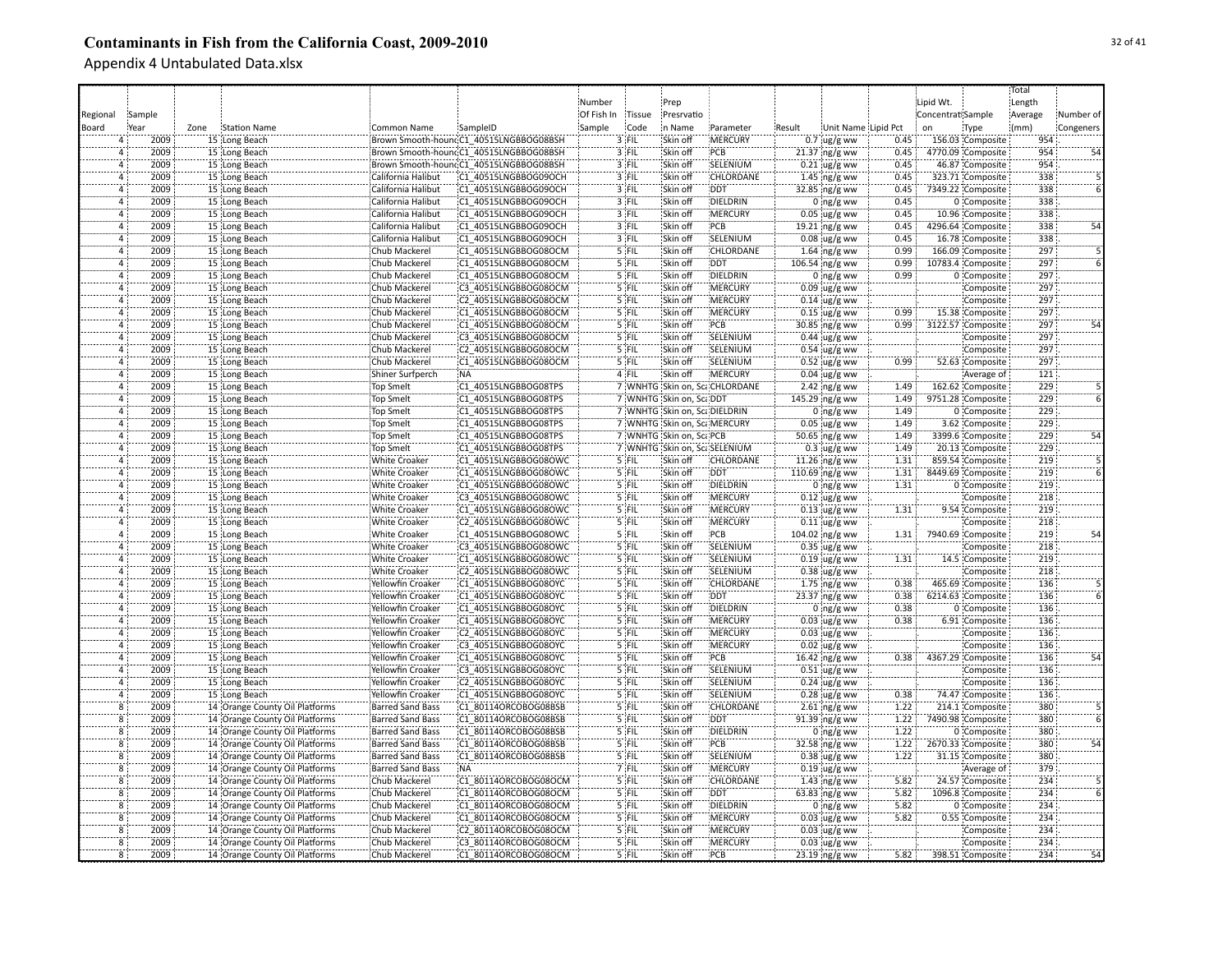# Contaminants in Fish from the California Coast, 2009-2010

Appendix 4 Untabulated Data.xlsx

| Regional Board | Sample Year | Zone | Station Name | Common Name | SampleID | Number Of Fish In Sample | Tissue Code | Prep Presrvation Name | Parameter | Result | Unit Name | Lipid Pct | Lipid Wt. Concentration | Sample Type | Total Length Average (mm) | Number of Congeners |
|---|---|---|---|---|---|---|---|---|---|---|---|---|---|---|---|---|
| 4 | 2009 | 15 | Long Beach | Brown Smooth-hound | C1_40515LNGBBOG08BSH | 3 | FIL | Skin off | MERCURY | 0.7 | ug/g ww | 0.45 | 156.03 | Composite | 954 | |
| 4 | 2009 | 15 | Long Beach | Brown Smooth-hound | C1_40515LNGBBOG08BSH | 3 | FIL | Skin off | PCB | 21.37 | ng/g ww | 0.45 | 4770.09 | Composite | 954 | 54 |
| 4 | 2009 | 15 | Long Beach | Brown Smooth-hound | C1_40515LNGBBOG08BSH | 3 | FIL | Skin off | SELENIUM | 0.21 | ug/g ww | 0.45 | 46.87 | Composite | 954 | |
| 4 | 2009 | 15 | Long Beach | California Halibut | C1_40515LNGBBOG09OCH | 3 | FIL | Skin off | CHLORDANE | 1.45 | ng/g ww | 0.45 | 323.71 | Composite | 338 | 5 |
| 4 | 2009 | 15 | Long Beach | California Halibut | C1_40515LNGBBOG09OCH | 3 | FIL | Skin off | DDT | 32.85 | ng/g ww | 0.45 | 7349.22 | Composite | 338 | 6 |
| 4 | 2009 | 15 | Long Beach | California Halibut | C1_40515LNGBBOG09OCH | 3 | FIL | Skin off | DIELDRIN | 0 | ng/g ww | 0.45 | 0 | Composite | 338 | |
| 4 | 2009 | 15 | Long Beach | California Halibut | C1_40515LNGBBOG09OCH | 3 | FIL | Skin off | MERCURY | 0.05 | ug/g ww | 0.45 | 10.96 | Composite | 338 | |
| 4 | 2009 | 15 | Long Beach | California Halibut | C1_40515LNGBBOG09OCH | 3 | FIL | Skin off | PCB | 19.21 | ng/g ww | 0.45 | 4296.64 | Composite | 338 | 54 |
| 4 | 2009 | 15 | Long Beach | California Halibut | C1_40515LNGBBOG09OCH | 3 | FIL | Skin off | SELENIUM | 0.08 | ug/g ww | 0.45 | 16.78 | Composite | 338 | |
| 4 | 2009 | 15 | Long Beach | Chub Mackerel | C1_40515LNGBBOG08OCM | 5 | FIL | Skin off | CHLORDANE | 1.64 | ng/g ww | 0.99 | 166.09 | Composite | 297 | 5 |
| 4 | 2009 | 15 | Long Beach | Chub Mackerel | C1_40515LNGBBOG08OCM | 5 | FIL | Skin off | DDT | 106.54 | ng/g ww | 0.99 | 10783.4 | Composite | 297 | 6 |
| 4 | 2009 | 15 | Long Beach | Chub Mackerel | C1_40515LNGBBOG08OCM | 5 | FIL | Skin off | DIELDRIN | 0 | ng/g ww | 0.99 | 0 | Composite | 297 | |
| 4 | 2009 | 15 | Long Beach | Chub Mackerel | C3_40515LNGBBOG08OCM | 5 | FIL | Skin off | MERCURY | 0.09 | ug/g ww | | | Composite | 297 | |
| 4 | 2009 | 15 | Long Beach | Chub Mackerel | C2_40515LNGBBOG08OCM | 5 | FIL | Skin off | MERCURY | 0.14 | ug/g ww | | | Composite | 297 | |
| 4 | 2009 | 15 | Long Beach | Chub Mackerel | C1_40515LNGBBOG08OCM | 5 | FIL | Skin off | MERCURY | 0.15 | ug/g ww | 0.99 | 15.38 | Composite | 297 | |
| 4 | 2009 | 15 | Long Beach | Chub Mackerel | C1_40515LNGBBOG08OCM | 5 | FIL | Skin off | PCB | 30.85 | ng/g ww | 0.99 | 3122.57 | Composite | 297 | 54 |
| 4 | 2009 | 15 | Long Beach | Chub Mackerel | C3_40515LNGBBOG08OCM | 5 | FIL | Skin off | SELENIUM | 0.44 | ug/g ww | | | Composite | 297 | |
| 4 | 2009 | 15 | Long Beach | Chub Mackerel | C2_40515LNGBBOG08OCM | 5 | FIL | Skin off | SELENIUM | 0.54 | ug/g ww | | | Composite | 297 | |
| 4 | 2009 | 15 | Long Beach | Chub Mackerel | C1_40515LNGBBOG08OCM | 5 | FIL | Skin off | SELENIUM | 0.52 | ug/g ww | 0.99 | 52.63 | Composite | 297 | |
| 4 | 2009 | 15 | Long Beach | Shiner Surfperch | NA | 4 | FIL | Skin off | MERCURY | 0.04 | ug/g ww | | | Average of | 121 | |
| 4 | 2009 | 15 | Long Beach | Top Smelt | C1_40515LNGBBOG08TPS | 7 | WNHTG | Skin on, Sca | CHLORDANE | 2.42 | ng/g ww | 1.49 | 162.62 | Composite | 229 | 5 |
| 4 | 2009 | 15 | Long Beach | Top Smelt | C1_40515LNGBBOG08TPS | 7 | WNHTG | Skin on, Sca | DDT | 145.29 | ng/g ww | 1.49 | 9751.28 | Composite | 229 | 6 |
| 4 | 2009 | 15 | Long Beach | Top Smelt | C1_40515LNGBBOG08TPS | 7 | WNHTG | Skin on, Sca | DIELDRIN | 0 | ng/g ww | 1.49 | 0 | Composite | 229 | |
| 4 | 2009 | 15 | Long Beach | Top Smelt | C1_40515LNGBBOG08TPS | 7 | WNHTG | Skin on, Sca | MERCURY | 0.05 | ug/g ww | 1.49 | 3.62 | Composite | 229 | |
| 4 | 2009 | 15 | Long Beach | Top Smelt | C1_40515LNGBBOG08TPS | 7 | WNHTG | Skin on, Sca | PCB | 50.65 | ng/g ww | 1.49 | 3399.6 | Composite | 229 | 54 |
| 4 | 2009 | 15 | Long Beach | Top Smelt | C1_40515LNGBBOG08TPS | 7 | WNHTG | Skin on, Sca | SELENIUM | 0.3 | ug/g ww | 1.49 | 20.13 | Composite | 229 | |
| 4 | 2009 | 15 | Long Beach | White Croaker | C1_40515LNGBBOG08OWC | 5 | FIL | Skin off | CHLORDANE | 11.26 | ng/g ww | 1.31 | 859.54 | Composite | 219 | 5 |
| 4 | 2009 | 15 | Long Beach | White Croaker | C1_40515LNGBBOG08OWC | 5 | FIL | Skin off | DDT | 110.69 | ng/g ww | 1.31 | 8449.69 | Composite | 219 | 6 |
| 4 | 2009 | 15 | Long Beach | White Croaker | C1_40515LNGBBOG08OWC | 5 | FIL | Skin off | DIELDRIN | 0 | ng/g ww | 1.31 | 0 | Composite | 219 | |
| 4 | 2009 | 15 | Long Beach | White Croaker | C3_40515LNGBBOG08OWC | 5 | FIL | Skin off | MERCURY | 0.12 | ug/g ww | | | Composite | 218 | |
| 4 | 2009 | 15 | Long Beach | White Croaker | C1_40515LNGBBOG08OWC | 5 | FIL | Skin off | MERCURY | 0.13 | ug/g ww | 1.31 | 9.54 | Composite | 219 | |
| 4 | 2009 | 15 | Long Beach | White Croaker | C2_40515LNGBBOG08OWC | 5 | FIL | Skin off | MERCURY | 0.11 | ug/g ww | | | Composite | 218 | |
| 4 | 2009 | 15 | Long Beach | White Croaker | C1_40515LNGBBOG08OWC | 5 | FIL | Skin off | PCB | 104.02 | ng/g ww | 1.31 | 7940.69 | Composite | 219 | 54 |
| 4 | 2009 | 15 | Long Beach | White Croaker | C3_40515LNGBBOG08OWC | 5 | FIL | Skin off | SELENIUM | 0.35 | ug/g ww | | | Composite | 218 | |
| 4 | 2009 | 15 | Long Beach | White Croaker | C1_40515LNGBBOG08OWC | 5 | FIL | Skin off | SELENIUM | 0.19 | ug/g ww | 1.31 | 14.5 | Composite | 219 | |
| 4 | 2009 | 15 | Long Beach | White Croaker | C2_40515LNGBBOG08OWC | 5 | FIL | Skin off | SELENIUM | 0.38 | ug/g ww | | | Composite | 218 | |
| 4 | 2009 | 15 | Long Beach | Yellowfin Croaker | C1_40515LNGBBOG08OYC | 5 | FIL | Skin off | CHLORDANE | 1.75 | ng/g ww | 0.38 | 465.69 | Composite | 136 | 5 |
| 4 | 2009 | 15 | Long Beach | Yellowfin Croaker | C1_40515LNGBBOG08OYC | 5 | FIL | Skin off | DDT | 23.37 | ng/g ww | 0.38 | 6214.63 | Composite | 136 | 6 |
| 4 | 2009 | 15 | Long Beach | Yellowfin Croaker | C1_40515LNGBBOG08OYC | 5 | FIL | Skin off | DIELDRIN | 0 | ng/g ww | 0.38 | 0 | Composite | 136 | |
| 4 | 2009 | 15 | Long Beach | Yellowfin Croaker | C1_40515LNGBBOG08OYC | 5 | FIL | Skin off | MERCURY | 0.03 | ug/g ww | 0.38 | 6.91 | Composite | 136 | |
| 4 | 2009 | 15 | Long Beach | Yellowfin Croaker | C2_40515LNGBBOG08OYC | 5 | FIL | Skin off | MERCURY | 0.03 | ug/g ww | | | Composite | 136 | |
| 4 | 2009 | 15 | Long Beach | Yellowfin Croaker | C3_40515LNGBBOG08OYC | 5 | FIL | Skin off | MERCURY | 0.02 | ug/g ww | | | Composite | 136 | |
| 4 | 2009 | 15 | Long Beach | Yellowfin Croaker | C1_40515LNGBBOG08OYC | 5 | FIL | Skin off | PCB | 16.42 | ng/g ww | 0.38 | 4367.29 | Composite | 136 | 54 |
| 4 | 2009 | 15 | Long Beach | Yellowfin Croaker | C3_40515LNGBBOG08OYC | 5 | FIL | Skin off | SELENIUM | 0.51 | ug/g ww | | | Composite | 136 | |
| 4 | 2009 | 15 | Long Beach | Yellowfin Croaker | C2_40515LNGBBOG08OYC | 5 | FIL | Skin off | SELENIUM | 0.24 | ug/g ww | | | Composite | 136 | |
| 4 | 2009 | 15 | Long Beach | Yellowfin Croaker | C1_40515LNGBBOG08OYC | 5 | FIL | Skin off | SELENIUM | 0.28 | ug/g ww | 0.38 | 74.47 | Composite | 136 | |
| 8 | 2009 | 14 | Orange County Oil Platforms | Barred Sand Bass | C1_80114ORCOBOG08BSB | 5 | FIL | Skin off | CHLORDANE | 2.61 | ng/g ww | 1.22 | 214.1 | Composite | 380 | 5 |
| 8 | 2009 | 14 | Orange County Oil Platforms | Barred Sand Bass | C1_80114ORCOBOG08BSB | 5 | FIL | Skin off | DDT | 91.39 | ng/g ww | 1.22 | 7490.98 | Composite | 380 | 6 |
| 8 | 2009 | 14 | Orange County Oil Platforms | Barred Sand Bass | C1_80114ORCOBOG08BSB | 5 | FIL | Skin off | DIELDRIN | 0 | ng/g ww | 1.22 | 0 | Composite | 380 | |
| 8 | 2009 | 14 | Orange County Oil Platforms | Barred Sand Bass | C1_80114ORCOBOG08BSB | 5 | FIL | Skin off | PCB | 32.58 | ng/g ww | 1.22 | 2670.33 | Composite | 380 | 54 |
| 8 | 2009 | 14 | Orange County Oil Platforms | Barred Sand Bass | C1_80114ORCOBOG08BSB | 5 | FIL | Skin off | SELENIUM | 0.38 | ug/g ww | 1.22 | 31.15 | Composite | 380 | |
| 8 | 2009 | 14 | Orange County Oil Platforms | Barred Sand Bass | NA | 7 | FIL | Skin off | MERCURY | 0.19 | ug/g ww | | | Average of | 379 | |
| 8 | 2009 | 14 | Orange County Oil Platforms | Chub Mackerel | C1_80114ORCOBOG08OCM | 5 | FIL | Skin off | CHLORDANE | 1.43 | ng/g ww | 5.82 | 24.57 | Composite | 234 | 5 |
| 8 | 2009 | 14 | Orange County Oil Platforms | Chub Mackerel | C1_80114ORCOBOG08OCM | 5 | FIL | Skin off | DDT | 63.83 | ng/g ww | 5.82 | 1096.8 | Composite | 234 | 6 |
| 8 | 2009 | 14 | Orange County Oil Platforms | Chub Mackerel | C1_80114ORCOBOG08OCM | 5 | FIL | Skin off | DIELDRIN | 0 | ng/g ww | 5.82 | 0 | Composite | 234 | |
| 8 | 2009 | 14 | Orange County Oil Platforms | Chub Mackerel | C1_80114ORCOBOG08OCM | 5 | FIL | Skin off | MERCURY | 0.03 | ug/g ww | 5.82 | 0.55 | Composite | 234 | |
| 8 | 2009 | 14 | Orange County Oil Platforms | Chub Mackerel | C2_80114ORCOBOG08OCM | 5 | FIL | Skin off | MERCURY | 0.03 | ug/g ww | | | Composite | 234 | |
| 8 | 2009 | 14 | Orange County Oil Platforms | Chub Mackerel | C3_80114ORCOBOG08OCM | 5 | FIL | Skin off | MERCURY | 0.03 | ug/g ww | | | Composite | 234 | |
| 8 | 2009 | 14 | Orange County Oil Platforms | Chub Mackerel | C1_80114ORCOBOG08OCM | 5 | FIL | Skin off | PCB | 23.19 | ng/g ww | 5.82 | 398.51 | Composite | 234 | 54 |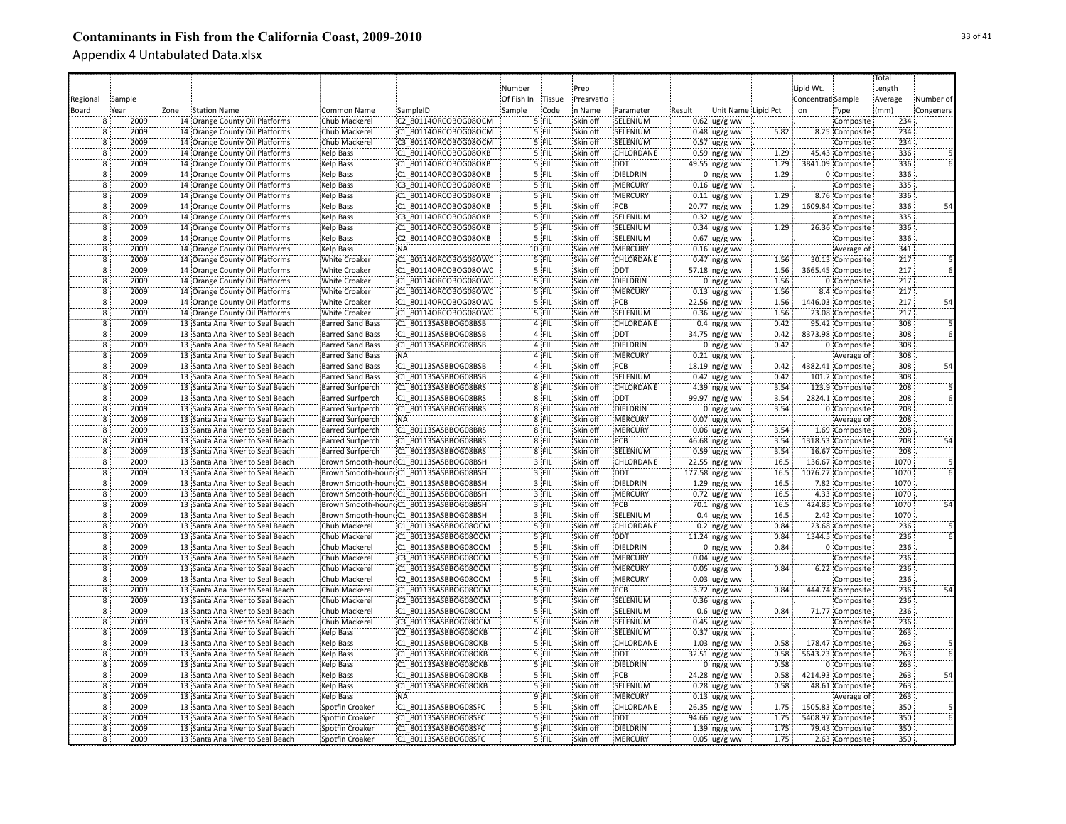# Contaminants in Fish from the California Coast, 2009-2010

Appendix 4 Untabulated Data.xlsx

| Regional Board | Sample Year | Zone | Station Name | Common Name | SampleID | Number Of Fish In Sample | Tissue Code | Prep Presrvation Name | Parameter | Result | Unit Name | Lipid Pct | Lipid Wt. Concentration | Sample Type | Total Length Average (mm) | Number of Congeners |
|---|---|---|---|---|---|---|---|---|---|---|---|---|---|---|---|---|
| 8 | 2009 | 14 | Orange County Oil Platforms | Chub Mackerel | C2_80114ORCOBOG08OCM | 5 | FIL | Skin off | SELENIUM | 0.62 | ug/g ww | | | Composite | 234 | |
| 8 | 2009 | 14 | Orange County Oil Platforms | Chub Mackerel | C1_80114ORCOBOG08OCM | 5 | FIL | Skin off | SELENIUM | 0.48 | ug/g ww | 5.82 | 8.25 | Composite | 234 | |
| 8 | 2009 | 14 | Orange County Oil Platforms | Chub Mackerel | C3_80114ORCOBOG08OCM | 5 | FIL | Skin off | SELENIUM | 0.57 | ug/g ww | | | Composite | 234 | |
| 8 | 2009 | 14 | Orange County Oil Platforms | Kelp Bass | C1_80114ORCOBOG08OKB | 5 | FIL | Skin off | CHLORDANE | 0.59 | ng/g ww | 1.29 | 45.43 | Composite | 336 | 5 |
| 8 | 2009 | 14 | Orange County Oil Platforms | Kelp Bass | C1_80114ORCOBOG08OKB | 5 | FIL | Skin off | DDT | 49.55 | ng/g ww | 1.29 | 3841.09 | Composite | 336 | 6 |
| 8 | 2009 | 14 | Orange County Oil Platforms | Kelp Bass | C1_80114ORCOBOG08OKB | 5 | FIL | Skin off | DIELDRIN | 0 | ng/g ww | 1.29 | 0 | Composite | 336 | |
| 8 | 2009 | 14 | Orange County Oil Platforms | Kelp Bass | C3_80114ORCOBOG08OKB | 5 | FIL | Skin off | MERCURY | 0.16 | ug/g ww | | | Composite | 335 | |
| 8 | 2009 | 14 | Orange County Oil Platforms | Kelp Bass | C1_80114ORCOBOG08OKB | 5 | FIL | Skin off | MERCURY | 0.11 | ug/g ww | 1.29 | 8.76 | Composite | 336 | |
| 8 | 2009 | 14 | Orange County Oil Platforms | Kelp Bass | C1_80114ORCOBOG08OKB | 5 | FIL | Skin off | PCB | 20.77 | ng/g ww | 1.29 | 1609.84 | Composite | 336 | 54 |
| 8 | 2009 | 14 | Orange County Oil Platforms | Kelp Bass | C3_80114ORCOBOG08OKB | 5 | FIL | Skin off | SELENIUM | 0.32 | ug/g ww | | | Composite | 335 | |
| 8 | 2009 | 14 | Orange County Oil Platforms | Kelp Bass | C1_80114ORCOBOG08OKB | 5 | FIL | Skin off | SELENIUM | 0.34 | ug/g ww | 1.29 | 26.36 | Composite | 336 | |
| 8 | 2009 | 14 | Orange County Oil Platforms | Kelp Bass | C2_80114ORCOBOG08OKB | 5 | FIL | Skin off | SELENIUM | 0.67 | ug/g ww | | | Composite | 336 | |
| 8 | 2009 | 14 | Orange County Oil Platforms | Kelp Bass | NA | 10 | FIL | Skin off | MERCURY | 0.16 | ug/g ww | | | Average of | 341 | |
| 8 | 2009 | 14 | Orange County Oil Platforms | White Croaker | C1_80114ORCOBOG08OWC | 5 | FIL | Skin off | CHLORDANE | 0.47 | ng/g ww | 1.56 | 30.13 | Composite | 217 | 5 |
| 8 | 2009 | 14 | Orange County Oil Platforms | White Croaker | C1_80114ORCOBOG08OWC | 5 | FIL | Skin off | DDT | 57.18 | ng/g ww | 1.56 | 3665.45 | Composite | 217 | 6 |
| 8 | 2009 | 14 | Orange County Oil Platforms | White Croaker | C1_80114ORCOBOG08OWC | 5 | FIL | Skin off | DIELDRIN | 0 | ng/g ww | 1.56 | 0 | Composite | 217 | |
| 8 | 2009 | 14 | Orange County Oil Platforms | White Croaker | C1_80114ORCOBOG08OWC | 5 | FIL | Skin off | MERCURY | 0.13 | ug/g ww | 1.56 | 8.4 | Composite | 217 | |
| 8 | 2009 | 14 | Orange County Oil Platforms | White Croaker | C1_80114ORCOBOG08OWC | 5 | FIL | Skin off | PCB | 22.56 | ng/g ww | 1.56 | 1446.03 | Composite | 217 | 54 |
| 8 | 2009 | 14 | Orange County Oil Platforms | White Croaker | C1_80114ORCOBOG08OWC | 5 | FIL | Skin off | SELENIUM | 0.36 | ug/g ww | 1.56 | 23.08 | Composite | 217 | |
| 8 | 2009 | 13 | Santa Ana River to Seal Beach | Barred Sand Bass | C1_80113SASBBOG08BSB | 4 | FIL | Skin off | CHLORDANE | 0.4 | ng/g ww | 0.42 | 95.42 | Composite | 308 | 5 |
| 8 | 2009 | 13 | Santa Ana River to Seal Beach | Barred Sand Bass | C1_80113SASBBOG08BSB | 4 | FIL | Skin off | DDT | 34.75 | ng/g ww | 0.42 | 8373.98 | Composite | 308 | 6 |
| 8 | 2009 | 13 | Santa Ana River to Seal Beach | Barred Sand Bass | C1_80113SASBBOG08BSB | 4 | FIL | Skin off | DIELDRIN | 0 | ng/g ww | 0.42 | 0 | Composite | 308 | |
| 8 | 2009 | 13 | Santa Ana River to Seal Beach | Barred Sand Bass | NA | 4 | FIL | Skin off | MERCURY | 0.21 | ug/g ww | | | Average of | 308 | |
| 8 | 2009 | 13 | Santa Ana River to Seal Beach | Barred Sand Bass | C1_80113SASBBOG08BSB | 4 | FIL | Skin off | PCB | 18.19 | ng/g ww | 0.42 | 4382.41 | Composite | 308 | 54 |
| 8 | 2009 | 13 | Santa Ana River to Seal Beach | Barred Sand Bass | C1_80113SASBBOG08BSB | 4 | FIL | Skin off | SELENIUM | 0.42 | ug/g ww | 0.42 | 101.2 | Composite | 308 | |
| 8 | 2009 | 13 | Santa Ana River to Seal Beach | Barred Surfperch | C1_80113SASBBOG08BRS | 8 | FIL | Skin off | CHLORDANE | 4.39 | ng/g ww | 3.54 | 123.9 | Composite | 208 | 5 |
| 8 | 2009 | 13 | Santa Ana River to Seal Beach | Barred Surfperch | C1_80113SASBBOG08BRS | 8 | FIL | Skin off | DDT | 99.97 | ng/g ww | 3.54 | 2824.1 | Composite | 208 | 6 |
| 8 | 2009 | 13 | Santa Ana River to Seal Beach | Barred Surfperch | C1_80113SASBBOG08BRS | 8 | FIL | Skin off | DIELDRIN | 0 | ng/g ww | 3.54 | 0 | Composite | 208 | |
| 8 | 2009 | 13 | Santa Ana River to Seal Beach | Barred Surfperch | NA | 8 | FIL | Skin off | MERCURY | 0.07 | ug/g ww | | | Average of | 208 | |
| 8 | 2009 | 13 | Santa Ana River to Seal Beach | Barred Surfperch | C1_80113SASBBOG08BRS | 8 | FIL | Skin off | MERCURY | 0.06 | ug/g ww | 3.54 | 1.69 | Composite | 208 | |
| 8 | 2009 | 13 | Santa Ana River to Seal Beach | Barred Surfperch | C1_80113SASBBOG08BRS | 8 | FIL | Skin off | PCB | 46.68 | ng/g ww | 3.54 | 1318.53 | Composite | 208 | 54 |
| 8 | 2009 | 13 | Santa Ana River to Seal Beach | Barred Surfperch | C1_80113SASBBOG08BRS | 8 | FIL | Skin off | SELENIUM | 0.59 | ug/g ww | 3.54 | 16.67 | Composite | 208 | |
| 8 | 2009 | 13 | Santa Ana River to Seal Beach | Brown Smooth-hound | C1_80113SASBBOG08BSH | 3 | FIL | Skin off | CHLORDANE | 22.55 | ng/g ww | 16.5 | 136.67 | Composite | 1070 | 5 |
| 8 | 2009 | 13 | Santa Ana River to Seal Beach | Brown Smooth-hound | C1_80113SASBBOG08BSH | 3 | FIL | Skin off | DDT | 177.58 | ng/g ww | 16.5 | 1076.27 | Composite | 1070 | 6 |
| 8 | 2009 | 13 | Santa Ana River to Seal Beach | Brown Smooth-hound | C1_80113SASBBOG08BSH | 3 | FIL | Skin off | DIELDRIN | 1.29 | ng/g ww | 16.5 | 7.82 | Composite | 1070 | |
| 8 | 2009 | 13 | Santa Ana River to Seal Beach | Brown Smooth-hound | C1_80113SASBBOG08BSH | 3 | FIL | Skin off | MERCURY | 0.72 | ug/g ww | 16.5 | 4.33 | Composite | 1070 | |
| 8 | 2009 | 13 | Santa Ana River to Seal Beach | Brown Smooth-hound | C1_80113SASBBOG08BSH | 3 | FIL | Skin off | PCB | 70.1 | ng/g ww | 16.5 | 424.85 | Composite | 1070 | 54 |
| 8 | 2009 | 13 | Santa Ana River to Seal Beach | Brown Smooth-hound | C1_80113SASBBOG08BSH | 3 | FIL | Skin off | SELENIUM | 0.4 | ug/g ww | 16.5 | 2.42 | Composite | 1070 | |
| 8 | 2009 | 13 | Santa Ana River to Seal Beach | Chub Mackerel | C1_80113SASBBOG08OCM | 5 | FIL | Skin off | CHLORDANE | 0.2 | ng/g ww | 0.84 | 23.68 | Composite | 236 | 5 |
| 8 | 2009 | 13 | Santa Ana River to Seal Beach | Chub Mackerel | C1_80113SASBBOG08OCM | 5 | FIL | Skin off | DDT | 11.24 | ng/g ww | 0.84 | 1344.5 | Composite | 236 | 6 |
| 8 | 2009 | 13 | Santa Ana River to Seal Beach | Chub Mackerel | C1_80113SASBBOG08OCM | 5 | FIL | Skin off | DIELDRIN | 0 | ng/g ww | 0.84 | 0 | Composite | 236 | |
| 8 | 2009 | 13 | Santa Ana River to Seal Beach | Chub Mackerel | C3_80113SASBBOG08OCM | 5 | FIL | Skin off | MERCURY | 0.04 | ug/g ww | | | Composite | 236 | |
| 8 | 2009 | 13 | Santa Ana River to Seal Beach | Chub Mackerel | C1_80113SASBBOG08OCM | 5 | FIL | Skin off | MERCURY | 0.05 | ug/g ww | 0.84 | 6.22 | Composite | 236 | |
| 8 | 2009 | 13 | Santa Ana River to Seal Beach | Chub Mackerel | C2_80113SASBBOG08OCM | 5 | FIL | Skin off | MERCURY | 0.03 | ug/g ww | | | Composite | 236 | |
| 8 | 2009 | 13 | Santa Ana River to Seal Beach | Chub Mackerel | C1_80113SASBBOG08OCM | 5 | FIL | Skin off | PCB | 3.72 | ng/g ww | 0.84 | 444.74 | Composite | 236 | 54 |
| 8 | 2009 | 13 | Santa Ana River to Seal Beach | Chub Mackerel | C2_80113SASBBOG08OCM | 5 | FIL | Skin off | SELENIUM | 0.36 | ug/g ww | | | Composite | 236 | |
| 8 | 2009 | 13 | Santa Ana River to Seal Beach | Chub Mackerel | C1_80113SASBBOG08OCM | 5 | FIL | Skin off | SELENIUM | 0.6 | ug/g ww | 0.84 | 71.77 | Composite | 236 | |
| 8 | 2009 | 13 | Santa Ana River to Seal Beach | Chub Mackerel | C3_80113SASBBOG08OCM | 5 | FIL | Skin off | SELENIUM | 0.45 | ug/g ww | | | Composite | 236 | |
| 8 | 2009 | 13 | Santa Ana River to Seal Beach | Kelp Bass | C2_80113SASBBOG08OKB | 4 | FIL | Skin off | SELENIUM | 0.37 | ug/g ww | | | Composite | 263 | |
| 8 | 2009 | 13 | Santa Ana River to Seal Beach | Kelp Bass | C1_80113SASBBOG08OKB | 5 | FIL | Skin off | CHLORDANE | 1.03 | ng/g ww | 0.58 | 178.47 | Composite | 263 | 5 |
| 8 | 2009 | 13 | Santa Ana River to Seal Beach | Kelp Bass | C1_80113SASBBOG08OKB | 5 | FIL | Skin off | DDT | 32.51 | ng/g ww | 0.58 | 5643.23 | Composite | 263 | 6 |
| 8 | 2009 | 13 | Santa Ana River to Seal Beach | Kelp Bass | C1_80113SASBBOG08OKB | 5 | FIL | Skin off | DIELDRIN | 0 | ng/g ww | 0.58 | 0 | Composite | 263 | |
| 8 | 2009 | 13 | Santa Ana River to Seal Beach | Kelp Bass | C1_80113SASBBOG08OKB | 5 | FIL | Skin off | PCB | 24.28 | ng/g ww | 0.58 | 4214.93 | Composite | 263 | 54 |
| 8 | 2009 | 13 | Santa Ana River to Seal Beach | Kelp Bass | C1_80113SASBBOG08OKB | 5 | FIL | Skin off | SELENIUM | 0.28 | ug/g ww | 0.58 | 48.61 | Composite | 263 | |
| 8 | 2009 | 13 | Santa Ana River to Seal Beach | Kelp Bass | NA | 9 | FIL | Skin off | MERCURY | 0.13 | ug/g ww | | | Average of | 263 | |
| 8 | 2009 | 13 | Santa Ana River to Seal Beach | Spotfin Croaker | C1_80113SASBBOG08SFC | 5 | FIL | Skin off | CHLORDANE | 26.35 | ng/g ww | 1.75 | 1505.83 | Composite | 350 | 5 |
| 8 | 2009 | 13 | Santa Ana River to Seal Beach | Spotfin Croaker | C1_80113SASBBOG08SFC | 5 | FIL | Skin off | DDT | 94.66 | ng/g ww | 1.75 | 5408.97 | Composite | 350 | 6 |
| 8 | 2009 | 13 | Santa Ana River to Seal Beach | Spotfin Croaker | C1_80113SASBBOG08SFC | 5 | FIL | Skin off | DIELDRIN | 1.39 | ng/g ww | 1.75 | 79.43 | Composite | 350 | |
| 8 | 2009 | 13 | Santa Ana River to Seal Beach | Spotfin Croaker | C1_80113SASBBOG08SFC | 5 | FIL | Skin off | MERCURY | 0.05 | ug/g ww | 1.75 | 2.63 | Composite | 350 | |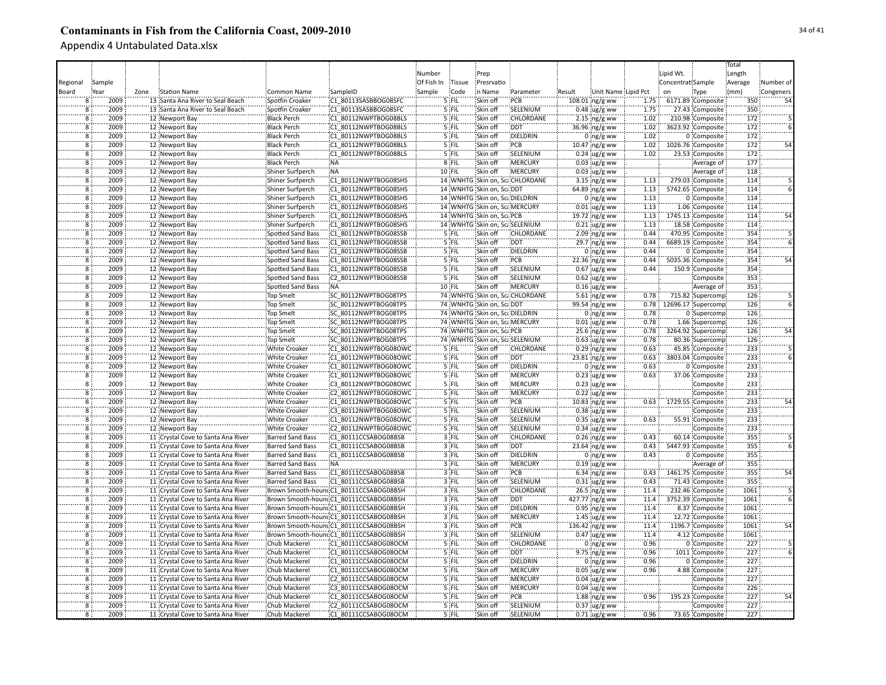# Contaminants in Fish from the California Coast, 2009-2010

Appendix 4 Untabulated Data.xlsx

| Regional Board | Sample Year | Zone | Station Name | Common Name | SampleID | Number Of Fish In Sample | Tissue Code | Prep Presrvation Name | Parameter | Result | Unit Name | Lipid Pct | Lipid Wt. Concentration | Sample Type | Total Length Average (mm) | Number of Congeners |
|---|---|---|---|---|---|---|---|---|---|---|---|---|---|---|---|---|
| 8 | 2009 | 13 | Santa Ana River to Seal Beach | Spotfin Croaker | C1_80113SASBBOG08SFC | 5 | FIL | Skin off | PCB | 108.01 | ng/g ww | 1.75 | 6171.89 | Composite | 350 | 54 |
| 8 | 2009 | 13 | Santa Ana River to Seal Beach | Spotfin Croaker | C1_80113SASBBOG08SFC | 5 | FIL | Skin off | SELENIUM | 0.48 | ug/g ww | 1.75 | 27.43 | Composite | 350 | |
| 8 | 2009 | 12 | Newport Bay | Black Perch | C1_80112NWPTBOG08BLS | 5 | FIL | Skin off | CHLORDANE | 2.15 | ng/g ww | 1.02 | 210.98 | Composite | 172 | 5 |
| 8 | 2009 | 12 | Newport Bay | Black Perch | C1_80112NWPTBOG08BLS | 5 | FIL | Skin off | DDT | 36.96 | ng/g ww | 1.02 | 3623.92 | Composite | 172 | 6 |
| 8 | 2009 | 12 | Newport Bay | Black Perch | C1_80112NWPTBOG08BLS | 5 | FIL | Skin off | DIELDRIN | 0 | ng/g ww | 1.02 | 0 | Composite | 172 | |
| 8 | 2009 | 12 | Newport Bay | Black Perch | C1_80112NWPTBOG08BLS | 5 | FIL | Skin off | PCB | 10.47 | ng/g ww | 1.02 | 1026.76 | Composite | 172 | 54 |
| 8 | 2009 | 12 | Newport Bay | Black Perch | C1_80112NWPTBOG08BLS | 5 | FIL | Skin off | SELENIUM | 0.24 | ug/g ww | 1.02 | 23.53 | Composite | 172 | |
| 8 | 2009 | 12 | Newport Bay | Black Perch | NA | 8 | FIL | Skin off | MERCURY | 0.03 | ug/g ww | . | | Average of | 177 | |
| 8 | 2009 | 12 | Newport Bay | Shiner Surfperch | NA | 10 | FIL | Skin off | MERCURY | 0.03 | ug/g ww | . | | Average of | 118 | |
| 8 | 2009 | 12 | Newport Bay | Shiner Surfperch | C1_80112NWPTBOG08SHS | 14 | WNHTG | Skin on, Sca | CHLORDANE | 3.15 | ng/g ww | 1.13 | 279.03 | Composite | 114 | 5 |
| 8 | 2009 | 12 | Newport Bay | Shiner Surfperch | C1_80112NWPTBOG08SHS | 14 | WNHTG | Skin on, Sca | DDT | 64.89 | ng/g ww | 1.13 | 5742.65 | Composite | 114 | 6 |
| 8 | 2009 | 12 | Newport Bay | Shiner Surfperch | C1_80112NWPTBOG08SHS | 14 | WNHTG | Skin on, Sca | DIELDRIN | 0 | ng/g ww | 1.13 | 0 | Composite | 114 | |
| 8 | 2009 | 12 | Newport Bay | Shiner Surfperch | C1_80112NWPTBOG08SHS | 14 | WNHTG | Skin on, Sca | MERCURY | 0.01 | ug/g ww | 1.13 | 1.06 | Composite | 114 | |
| 8 | 2009 | 12 | Newport Bay | Shiner Surfperch | C1_80112NWPTBOG08SHS | 14 | WNHTG | Skin on, Sca | PCB | 19.72 | ng/g ww | 1.13 | 1745.13 | Composite | 114 | 54 |
| 8 | 2009 | 12 | Newport Bay | Shiner Surfperch | C1_80112NWPTBOG08SHS | 14 | WNHTG | Skin on, Sca | SELENIUM | 0.21 | ug/g ww | 1.13 | 18.58 | Composite | 114 | |
| 8 | 2009 | 12 | Newport Bay | Spotted Sand Bass | C1_80112NWPTBOG08SSB | 5 | FIL | Skin off | CHLORDANE | 2.09 | ng/g ww | 0.44 | 470.95 | Composite | 354 | 5 |
| 8 | 2009 | 12 | Newport Bay | Spotted Sand Bass | C1_80112NWPTBOG08SSB | 5 | FIL | Skin off | DDT | 29.7 | ng/g ww | 0.44 | 6689.19 | Composite | 354 | 6 |
| 8 | 2009 | 12 | Newport Bay | Spotted Sand Bass | C1_80112NWPTBOG08SSB | 5 | FIL | Skin off | DIELDRIN | 0 | ng/g ww | 0.44 | 0 | Composite | 354 | |
| 8 | 2009 | 12 | Newport Bay | Spotted Sand Bass | C1_80112NWPTBOG08SSB | 5 | FIL | Skin off | PCB | 22.36 | ng/g ww | 0.44 | 5035.36 | Composite | 354 | 54 |
| 8 | 2009 | 12 | Newport Bay | Spotted Sand Bass | C1_80112NWPTBOG08SSB | 5 | FIL | Skin off | SELENIUM | 0.67 | ug/g ww | 0.44 | 150.9 | Composite | 354 | |
| 8 | 2009 | 12 | Newport Bay | Spotted Sand Bass | C2_80112NWPTBOG08SSB | 5 | FIL | Skin off | SELENIUM | 0.62 | ug/g ww | . | | Composite | 353 | |
| 8 | 2009 | 12 | Newport Bay | Spotted Sand Bass | NA | 10 | FIL | Skin off | MERCURY | 0.16 | ug/g ww | . | | Average of | 353 | |
| 8 | 2009 | 12 | Newport Bay | Top Smelt | SC_80112NWPTBOG08TPS | 74 | WNHTG | Skin on, Sca | CHLORDANE | 5.61 | ng/g ww | 0.78 | 715.82 | Supercomp | 126 | 5 |
| 8 | 2009 | 12 | Newport Bay | Top Smelt | SC_80112NWPTBOG08TPS | 74 | WNHTG | Skin on, Sca | DDT | 99.54 | ng/g ww | 0.78 | 12696.17 | Supercomp | 126 | 6 |
| 8 | 2009 | 12 | Newport Bay | Top Smelt | SC_80112NWPTBOG08TPS | 74 | WNHTG | Skin on, Sca | DIELDRIN | 0 | ng/g ww | 0.78 | 0 | Supercomp | 126 | |
| 8 | 2009 | 12 | Newport Bay | Top Smelt | SC_80112NWPTBOG08TPS | 74 | WNHTG | Skin on, Sca | MERCURY | 0.01 | ug/g ww | 0.78 | 1.66 | Supercomp | 126 | |
| 8 | 2009 | 12 | Newport Bay | Top Smelt | SC_80112NWPTBOG08TPS | 74 | WNHTG | Skin on, Sca | PCB | 25.6 | ng/g ww | 0.78 | 3264.92 | Supercomp | 126 | 54 |
| 8 | 2009 | 12 | Newport Bay | Top Smelt | SC_80112NWPTBOG08TPS | 74 | WNHTG | Skin on, Sca | SELENIUM | 0.63 | ug/g ww | 0.78 | 80.36 | Supercomp | 126 | |
| 8 | 2009 | 12 | Newport Bay | White Croaker | C1_80112NWPTBOG08OWC | 5 | FIL | Skin off | CHLORDANE | 0.29 | ng/g ww | 0.63 | 45.85 | Composite | 233 | 5 |
| 8 | 2009 | 12 | Newport Bay | White Croaker | C1_80112NWPTBOG08OWC | 5 | FIL | Skin off | DDT | 23.81 | ng/g ww | 0.63 | 3803.04 | Composite | 233 | 6 |
| 8 | 2009 | 12 | Newport Bay | White Croaker | C1_80112NWPTBOG08OWC | 5 | FIL | Skin off | DIELDRIN | 0 | ng/g ww | 0.63 | 0 | Composite | 233 | |
| 8 | 2009 | 12 | Newport Bay | White Croaker | C1_80112NWPTBOG08OWC | 5 | FIL | Skin off | MERCURY | 0.23 | ug/g ww | 0.63 | 37.06 | Composite | 233 | |
| 8 | 2009 | 12 | Newport Bay | White Croaker | C3_80112NWPTBOG08OWC | 5 | FIL | Skin off | MERCURY | 0.23 | ug/g ww | | | Composite | 233 | |
| 8 | 2009 | 12 | Newport Bay | White Croaker | C2_80112NWPTBOG08OWC | 5 | FIL | Skin off | MERCURY | 0.22 | ug/g ww | . | | Composite | 233 | |
| 8 | 2009 | 12 | Newport Bay | White Croaker | C1_80112NWPTBOG08OWC | 5 | FIL | Skin off | PCB | 10.83 | ng/g ww | 0.63 | 1729.55 | Composite | 233 | 54 |
| 8 | 2009 | 12 | Newport Bay | White Croaker | C3_80112NWPTBOG08OWC | 5 | FIL | Skin off | SELENIUM | 0.38 | ug/g ww | . | | Composite | 233 | |
| 8 | 2009 | 12 | Newport Bay | White Croaker | C1_80112NWPTBOG08OWC | 5 | FIL | Skin off | SELENIUM | 0.35 | ug/g ww | 0.63 | 55.91 | Composite | 233 | |
| 8 | 2009 | 12 | Newport Bay | White Croaker | C2_80112NWPTBOG08OWC | 5 | FIL | Skin off | SELENIUM | 0.34 | ug/g ww | . | | Composite | 233 | |
| 8 | 2009 | 11 | Crystal Cove to Santa Ana River | Barred Sand Bass | C1_80111CCSABOG08BSB | 3 | FIL | Skin off | CHLORDANE | 0.26 | ng/g ww | 0.43 | 60.14 | Composite | 355 | 5 |
| 8 | 2009 | 11 | Crystal Cove to Santa Ana River | Barred Sand Bass | C1_80111CCSABOG08BSB | 3 | FIL | Skin off | DDT | 23.64 | ng/g ww | 0.43 | 5447.93 | Composite | 355 | 6 |
| 8 | 2009 | 11 | Crystal Cove to Santa Ana River | Barred Sand Bass | C1_80111CCSABOG08BSB | 3 | FIL | Skin off | DIELDRIN | 0 | ng/g ww | 0.43 | 0 | Composite | 355 | |
| 8 | 2009 | 11 | Crystal Cove to Santa Ana River | Barred Sand Bass | NA | 3 | FIL | Skin off | MERCURY | 0.19 | ug/g ww | . | | Average of | 355 | |
| 8 | 2009 | 11 | Crystal Cove to Santa Ana River | Barred Sand Bass | C1_80111CCSABOG08BSB | 3 | FIL | Skin off | PCB | 6.34 | ng/g ww | 0.43 | 1461.75 | Composite | 355 | 54 |
| 8 | 2009 | 11 | Crystal Cove to Santa Ana River | Barred Sand Bass | C1_80111CCSABOG08BSB | 3 | FIL | Skin off | SELENIUM | 0.31 | ug/g ww | 0.43 | 71.43 | Composite | 355 | |
| 8 | 2009 | 11 | Crystal Cove to Santa Ana River | Brown Smooth-hound | C1_80111CCSABOG08BSH | 3 | FIL | Skin off | CHLORDANE | 26.5 | ng/g ww | 11.4 | 232.46 | Composite | 1061 | 5 |
| 8 | 2009 | 11 | Crystal Cove to Santa Ana River | Brown Smooth-hound | C1_80111CCSABOG08BSH | 3 | FIL | Skin off | DDT | 427.77 | ng/g ww | 11.4 | 3752.39 | Composite | 1061 | 6 |
| 8 | 2009 | 11 | Crystal Cove to Santa Ana River | Brown Smooth-hound | C1_80111CCSABOG08BSH | 3 | FIL | Skin off | DIELDRIN | 0.95 | ng/g ww | 11.4 | 8.37 | Composite | 1061 | |
| 8 | 2009 | 11 | Crystal Cove to Santa Ana River | Brown Smooth-hound | C1_80111CCSABOG08BSH | 3 | FIL | Skin off | MERCURY | 1.45 | ug/g ww | 11.4 | 12.72 | Composite | 1061 | |
| 8 | 2009 | 11 | Crystal Cove to Santa Ana River | Brown Smooth-hound | C1_80111CCSABOG08BSH | 3 | FIL | Skin off | PCB | 136.42 | ng/g ww | 11.4 | 1196.7 | Composite | 1061 | 54 |
| 8 | 2009 | 11 | Crystal Cove to Santa Ana River | Brown Smooth-hound | C1_80111CCSABOG08BSH | 3 | FIL | Skin off | SELENIUM | 0.47 | ug/g ww | 11.4 | 4.12 | Composite | 1061 | |
| 8 | 2009 | 11 | Crystal Cove to Santa Ana River | Chub Mackerel | C1_80111CCSABOG08OCM | 5 | FIL | Skin off | CHLORDANE | 0 | ng/g ww | 0.96 | 0 | Composite | 227 | 5 |
| 8 | 2009 | 11 | Crystal Cove to Santa Ana River | Chub Mackerel | C1_80111CCSABOG08OCM | 5 | FIL | Skin off | DDT | 9.75 | ng/g ww | 0.96 | 1011 | Composite | 227 | 6 |
| 8 | 2009 | 11 | Crystal Cove to Santa Ana River | Chub Mackerel | C1_80111CCSABOG08OCM | 5 | FIL | Skin off | DIELDRIN | 0 | ng/g ww | 0.96 | 0 | Composite | 227 | |
| 8 | 2009 | 11 | Crystal Cove to Santa Ana River | Chub Mackerel | C1_80111CCSABOG08OCM | 5 | FIL | Skin off | MERCURY | 0.05 | ug/g ww | 0.96 | 4.88 | Composite | 227 | |
| 8 | 2009 | 11 | Crystal Cove to Santa Ana River | Chub Mackerel | C2_80111CCSABOG08OCM | 5 | FIL | Skin off | MERCURY | 0.04 | ug/g ww | | | Composite | 227 | |
| 8 | 2009 | 11 | Crystal Cove to Santa Ana River | Chub Mackerel | C3_80111CCSABOG08OCM | 5 | FIL | Skin off | MERCURY | 0.04 | ug/g ww | | | Composite | 226 | |
| 8 | 2009 | 11 | Crystal Cove to Santa Ana River | Chub Mackerel | C1_80111CCSABOG08OCM | 5 | FIL | Skin off | PCB | 1.88 | ng/g ww | 0.96 | 195.23 | Composite | 227 | 54 |
| 8 | 2009 | 11 | Crystal Cove to Santa Ana River | Chub Mackerel | C2_80111CCSABOG08OCM | 5 | FIL | Skin off | SELENIUM | 0.37 | ug/g ww | . | | Composite | 227 | |
| 8 | 2009 | 11 | Crystal Cove to Santa Ana River | Chub Mackerel | C1_80111CCSABOG08OCM | 5 | FIL | Skin off | SELENIUM | 0.71 | ug/g ww | 0.96 | 73.65 | Composite | 227 | |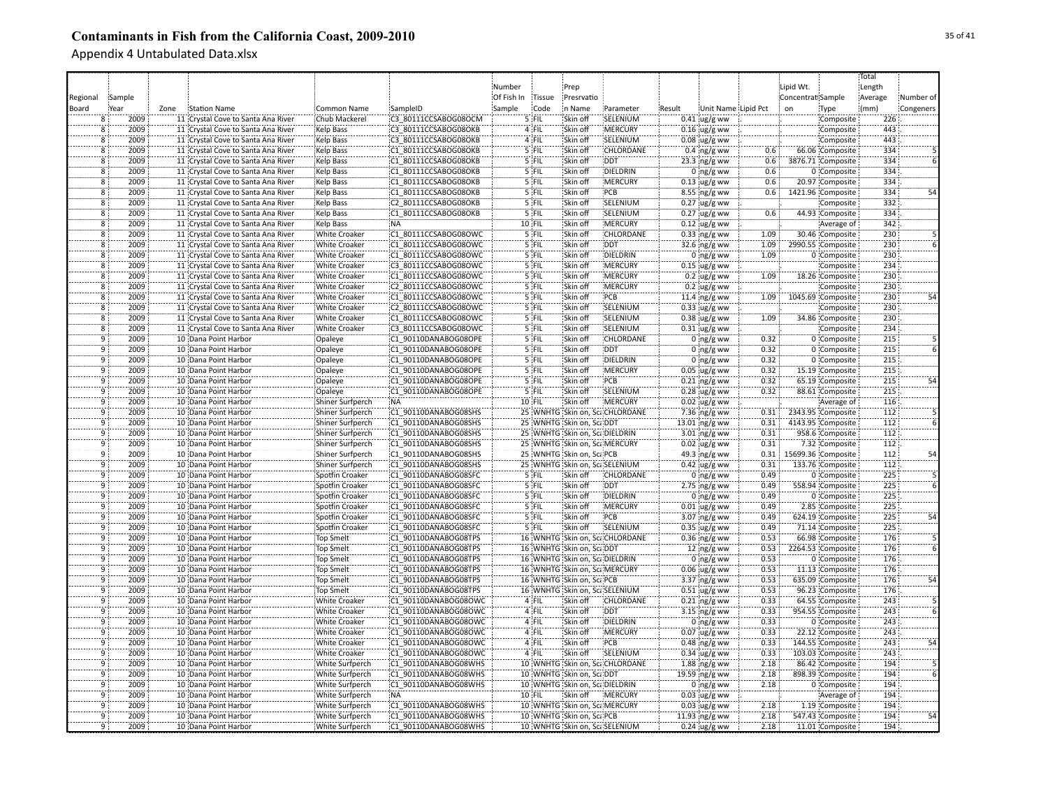# Contaminants in Fish from the California Coast, 2009-2010

Appendix 4 Untabulated Data.xlsx

| Regional Board | Sample Year | Zone | Station Name | Common Name | SampleID | Number Of Fish In Sample | Tissue Code | Prep Presrvation Name | Parameter | Result | Unit Name | Lipid Pct | Lipid Wt. Concentration | Sample Type | Total Length Average (mm) | Number of Congeners |
|---|---|---|---|---|---|---|---|---|---|---|---|---|---|---|---|---|
| 8 | 2009 | 11 | Crystal Cove to Santa Ana River | Chub Mackerel | C3_80111CCSABOG08OCM | 5 | FIL | Skin off | SELENIUM | 0.41 | ug/g ww | | | Composite | 226 | |
| 8 | 2009 | 11 | Crystal Cove to Santa Ana River | Kelp Bass | C3_80111CCSABOG08OKB | 4 | FIL | Skin off | MERCURY | 0.16 | ug/g ww | | | Composite | 443 | |
| 8 | 2009 | 11 | Crystal Cove to Santa Ana River | Kelp Bass | C3_80111CCSABOG08OKB | 4 | FIL | Skin off | SELENIUM | 0.08 | ug/g ww | | | Composite | 443 | |
| 8 | 2009 | 11 | Crystal Cove to Santa Ana River | Kelp Bass | C1_80111CCSABOG08OKB | 5 | FIL | Skin off | CHLORDANE | 0.4 | ng/g ww | 0.6 | 66.06 | Composite | 334 | 5 |
| 8 | 2009 | 11 | Crystal Cove to Santa Ana River | Kelp Bass | C1_80111CCSABOG08OKB | 5 | FIL | Skin off | DDT | 23.3 | ng/g ww | 0.6 | 3876.71 | Composite | 334 | 6 |
| 8 | 2009 | 11 | Crystal Cove to Santa Ana River | Kelp Bass | C1_80111CCSABOG08OKB | 5 | FIL | Skin off | DIELDRIN | 0 | ng/g ww | 0.6 | 0 | Composite | 334 | |
| 8 | 2009 | 11 | Crystal Cove to Santa Ana River | Kelp Bass | C1_80111CCSABOG08OKB | 5 | FIL | Skin off | MERCURY | 0.13 | ug/g ww | 0.6 | 20.97 | Composite | 334 | |
| 8 | 2009 | 11 | Crystal Cove to Santa Ana River | Kelp Bass | C1_80111CCSABOG08OKB | 5 | FIL | Skin off | PCB | 8.55 | ng/g ww | 0.6 | 1421.96 | Composite | 334 | 54 |
| 8 | 2009 | 11 | Crystal Cove to Santa Ana River | Kelp Bass | C2_80111CCSABOG08OKB | 5 | FIL | Skin off | SELENIUM | 0.27 | ug/g ww | | | Composite | 332 | |
| 8 | 2009 | 11 | Crystal Cove to Santa Ana River | Kelp Bass | C1_80111CCSABOG08OKB | 5 | FIL | Skin off | SELENIUM | 0.27 | ug/g ww | 0.6 | 44.93 | Composite | 334 | |
| 8 | 2009 | 11 | Crystal Cove to Santa Ana River | Kelp Bass | NA | 10 | FIL | Skin off | MERCURY | 0.12 | ug/g ww | | | Average of | 342 | |
| 8 | 2009 | 11 | Crystal Cove to Santa Ana River | White Croaker | C1_80111CCSABOG08OWC | 5 | FIL | Skin off | CHLORDANE | 0.33 | ng/g ww | 1.09 | 30.46 | Composite | 230 | 5 |
| 8 | 2009 | 11 | Crystal Cove to Santa Ana River | White Croaker | C1_80111CCSABOG08OWC | 5 | FIL | Skin off | DDT | 32.6 | ng/g ww | 1.09 | 2990.55 | Composite | 230 | 6 |
| 8 | 2009 | 11 | Crystal Cove to Santa Ana River | White Croaker | C1_80111CCSABOG08OWC | 5 | FIL | Skin off | DIELDRIN | 0 | ng/g ww | 1.09 | 0 | Composite | 230 | |
| 8 | 2009 | 11 | Crystal Cove to Santa Ana River | White Croaker | C3_80111CCSABOG08OWC | 5 | FIL | Skin off | MERCURY | 0.15 | ug/g ww | | | Composite | 234 | |
| 8 | 2009 | 11 | Crystal Cove to Santa Ana River | White Croaker | C1_80111CCSABOG08OWC | 5 | FIL | Skin off | MERCURY | 0.2 | ug/g ww | 1.09 | 18.26 | Composite | 230 | |
| 8 | 2009 | 11 | Crystal Cove to Santa Ana River | White Croaker | C2_80111CCSABOG08OWC | 5 | FIL | Skin off | MERCURY | 0.2 | ug/g ww | | | Composite | 230 | |
| 8 | 2009 | 11 | Crystal Cove to Santa Ana River | White Croaker | C1_80111CCSABOG08OWC | 5 | FIL | Skin off | PCB | 11.4 | ng/g ww | 1.09 | 1045.69 | Composite | 230 | 54 |
| 8 | 2009 | 11 | Crystal Cove to Santa Ana River | White Croaker | C2_80111CCSABOG08OWC | 5 | FIL | Skin off | SELENIUM | 0.33 | ug/g ww | | | Composite | 230 | |
| 8 | 2009 | 11 | Crystal Cove to Santa Ana River | White Croaker | C1_80111CCSABOG08OWC | 5 | FIL | Skin off | SELENIUM | 0.38 | ug/g ww | 1.09 | 34.86 | Composite | 230 | |
| 8 | 2009 | 11 | Crystal Cove to Santa Ana River | White Croaker | C3_80111CCSABOG08OWC | 5 | FIL | Skin off | SELENIUM | 0.31 | ug/g ww | | | Composite | 234 | |
| 9 | 2009 | 10 | Dana Point Harbor | Opaleye | C1_90110DANABOG08OPE | 5 | FIL | Skin off | CHLORDANE | 0 | ng/g ww | 0.32 | 0 | Composite | 215 | 5 |
| 9 | 2009 | 10 | Dana Point Harbor | Opaleye | C1_90110DANABOG08OPE | 5 | FIL | Skin off | DDT | 0 | ng/g ww | 0.32 | 0 | Composite | 215 | 6 |
| 9 | 2009 | 10 | Dana Point Harbor | Opaleye | C1_90110DANABOG08OPE | 5 | FIL | Skin off | DIELDRIN | 0 | ng/g ww | 0.32 | 0 | Composite | 215 | |
| 9 | 2009 | 10 | Dana Point Harbor | Opaleye | C1_90110DANABOG08OPE | 5 | FIL | Skin off | MERCURY | 0.05 | ug/g ww | 0.32 | 15.19 | Composite | 215 | |
| 9 | 2009 | 10 | Dana Point Harbor | Opaleye | C1_90110DANABOG08OPE | 5 | FIL | Skin off | PCB | 0.21 | ng/g ww | 0.32 | 65.19 | Composite | 215 | 54 |
| 9 | 2009 | 10 | Dana Point Harbor | Opaleye | C1_90110DANABOG08OPE | 5 | FIL | Skin off | SELENIUM | 0.28 | ug/g ww | 0.32 | 88.61 | Composite | 215 | |
| 9 | 2009 | 10 | Dana Point Harbor | Shiner Surfperch | NA | 10 | FIL | Skin off | MERCURY | 0.02 | ug/g ww | | | Average of | 116 | |
| 9 | 2009 | 10 | Dana Point Harbor | Shiner Surfperch | C1_90110DANABOG08SHS | 25 | WNHTG | Skin on, Sc | CHLORDANE | 7.36 | ng/g ww | 0.31 | 2343.95 | Composite | 112 | 5 |
| 9 | 2009 | 10 | Dana Point Harbor | Shiner Surfperch | C1_90110DANABOG08SHS | 25 | WNHTG | Skin on, Sc | DDT | 13.01 | ng/g ww | 0.31 | 4143.95 | Composite | 112 | 6 |
| 9 | 2009 | 10 | Dana Point Harbor | Shiner Surfperch | C1_90110DANABOG08SHS | 25 | WNHTG | Skin on, Sc | DIELDRIN | 3.01 | ng/g ww | 0.31 | 958.6 | Composite | 112 | |
| 9 | 2009 | 10 | Dana Point Harbor | Shiner Surfperch | C1_90110DANABOG08SHS | 25 | WNHTG | Skin on, Sc | MERCURY | 0.02 | ug/g ww | 0.31 | 7.32 | Composite | 112 | |
| 9 | 2009 | 10 | Dana Point Harbor | Shiner Surfperch | C1_90110DANABOG08SHS | 25 | WNHTG | Skin on, Sc | PCB | 49.3 | ng/g ww | 0.31 | 15699.36 | Composite | 112 | 54 |
| 9 | 2009 | 10 | Dana Point Harbor | Shiner Surfperch | C1_90110DANABOG08SHS | 25 | WNHTG | Skin on, Sc | SELENIUM | 0.42 | ug/g ww | 0.31 | 133.76 | Composite | 112 | |
| 9 | 2009 | 10 | Dana Point Harbor | Spotfin Croaker | C1_90110DANABOG08SFC | 5 | FIL | Skin off | CHLORDANE | 0 | ng/g ww | 0.49 | 0 | Composite | 225 | 5 |
| 9 | 2009 | 10 | Dana Point Harbor | Spotfin Croaker | C1_90110DANABOG08SFC | 5 | FIL | Skin off | DDT | 2.75 | ng/g ww | 0.49 | 558.94 | Composite | 225 | 6 |
| 9 | 2009 | 10 | Dana Point Harbor | Spotfin Croaker | C1_90110DANABOG08SFC | 5 | FIL | Skin off | DIELDRIN | 0 | ng/g ww | 0.49 | 0 | Composite | 225 | |
| 9 | 2009 | 10 | Dana Point Harbor | Spotfin Croaker | C1_90110DANABOG08SFC | 5 | FIL | Skin off | MERCURY | 0.01 | ug/g ww | 0.49 | 2.85 | Composite | 225 | |
| 9 | 2009 | 10 | Dana Point Harbor | Spotfin Croaker | C1_90110DANABOG08SFC | 5 | FIL | Skin off | PCB | 3.07 | ng/g ww | 0.49 | 624.19 | Composite | 225 | 54 |
| 9 | 2009 | 10 | Dana Point Harbor | Spotfin Croaker | C1_90110DANABOG08SFC | 5 | FIL | Skin off | SELENIUM | 0.35 | ug/g ww | 0.49 | 71.14 | Composite | 225 | |
| 9 | 2009 | 10 | Dana Point Harbor | Top Smelt | C1_90110DANABOG08TPS | 16 | WNHTG | Skin on, Sc | CHLORDANE | 0.36 | ng/g ww | 0.53 | 66.98 | Composite | 176 | 5 |
| 9 | 2009 | 10 | Dana Point Harbor | Top Smelt | C1_90110DANABOG08TPS | 16 | WNHTG | Skin on, Sc | DDT | 12 | ng/g ww | 0.53 | 2264.53 | Composite | 176 | 6 |
| 9 | 2009 | 10 | Dana Point Harbor | Top Smelt | C1_90110DANABOG08TPS | 16 | WNHTG | Skin on, Sc | DIELDRIN | 0 | ng/g ww | 0.53 | 0 | Composite | 176 | |
| 9 | 2009 | 10 | Dana Point Harbor | Top Smelt | C1_90110DANABOG08TPS | 16 | WNHTG | Skin on, Sc | MERCURY | 0.06 | ug/g ww | 0.53 | 11.13 | Composite | 176 | |
| 9 | 2009 | 10 | Dana Point Harbor | Top Smelt | C1_90110DANABOG08TPS | 16 | WNHTG | Skin on, Sc | PCB | 3.37 | ng/g ww | 0.53 | 635.09 | Composite | 176 | 54 |
| 9 | 2009 | 10 | Dana Point Harbor | Top Smelt | C1_90110DANABOG08TPS | 16 | WNHTG | Skin on, Sc | SELENIUM | 0.51 | ug/g ww | 0.53 | 96.23 | Composite | 176 | |
| 9 | 2009 | 10 | Dana Point Harbor | White Croaker | C1_90110DANABOG08OWC | 4 | FIL | Skin off | CHLORDANE | 0.21 | ng/g ww | 0.33 | 64.55 | Composite | 243 | 5 |
| 9 | 2009 | 10 | Dana Point Harbor | White Croaker | C1_90110DANABOG08OWC | 4 | FIL | Skin off | DDT | 3.15 | ng/g ww | 0.33 | 954.55 | Composite | 243 | 6 |
| 9 | 2009 | 10 | Dana Point Harbor | White Croaker | C1_90110DANABOG08OWC | 4 | FIL | Skin off | DIELDRIN | 0 | ng/g ww | 0.33 | 0 | Composite | 243 | |
| 9 | 2009 | 10 | Dana Point Harbor | White Croaker | C1_90110DANABOG08OWC | 4 | FIL | Skin off | MERCURY | 0.07 | ug/g ww | 0.33 | 22.12 | Composite | 243 | |
| 9 | 2009 | 10 | Dana Point Harbor | White Croaker | C1_90110DANABOG08OWC | 4 | FIL | Skin off | PCB | 0.48 | ng/g ww | 0.33 | 144.55 | Composite | 243 | 54 |
| 9 | 2009 | 10 | Dana Point Harbor | White Croaker | C1_90110DANABOG08OWC | 4 | FIL | Skin off | SELENIUM | 0.34 | ug/g ww | 0.33 | 103.03 | Composite | 243 | |
| 9 | 2009 | 10 | Dana Point Harbor | White Surfperch | C1_90110DANABOG08WHS | 10 | WNHTG | Skin on, Sc | CHLORDANE | 1.88 | ng/g ww | 2.18 | 86.42 | Composite | 194 | 5 |
| 9 | 2009 | 10 | Dana Point Harbor | White Surfperch | C1_90110DANABOG08WHS | 10 | WNHTG | Skin on, Sc | DDT | 19.59 | ng/g ww | 2.18 | 898.39 | Composite | 194 | 6 |
| 9 | 2009 | 10 | Dana Point Harbor | White Surfperch | C1_90110DANABOG08WHS | 10 | WNHTG | Skin on, Sc | DIELDRIN | 0 | ng/g ww | 2.18 | 0 | Composite | 194 | |
| 9 | 2009 | 10 | Dana Point Harbor | White Surfperch | NA | 10 | FIL | Skin off | MERCURY | 0.03 | ug/g ww | | | Average of | 194 | |
| 9 | 2009 | 10 | Dana Point Harbor | White Surfperch | C1_90110DANABOG08WHS | 10 | WNHTG | Skin on, Sc | MERCURY | 0.03 | ug/g ww | 2.18 | 1.19 | Composite | 194 | |
| 9 | 2009 | 10 | Dana Point Harbor | White Surfperch | C1_90110DANABOG08WHS | 10 | WNHTG | Skin on, Sc | PCB | 11.93 | ng/g ww | 2.18 | 547.43 | Composite | 194 | 54 |
| 9 | 2009 | 10 | Dana Point Harbor | White Surfperch | C1_90110DANABOG08WHS | 10 | WNHTG | Skin on, Sc | SELENIUM | 0.24 | ug/g ww | 2.18 | 11.01 | Composite | 194 | |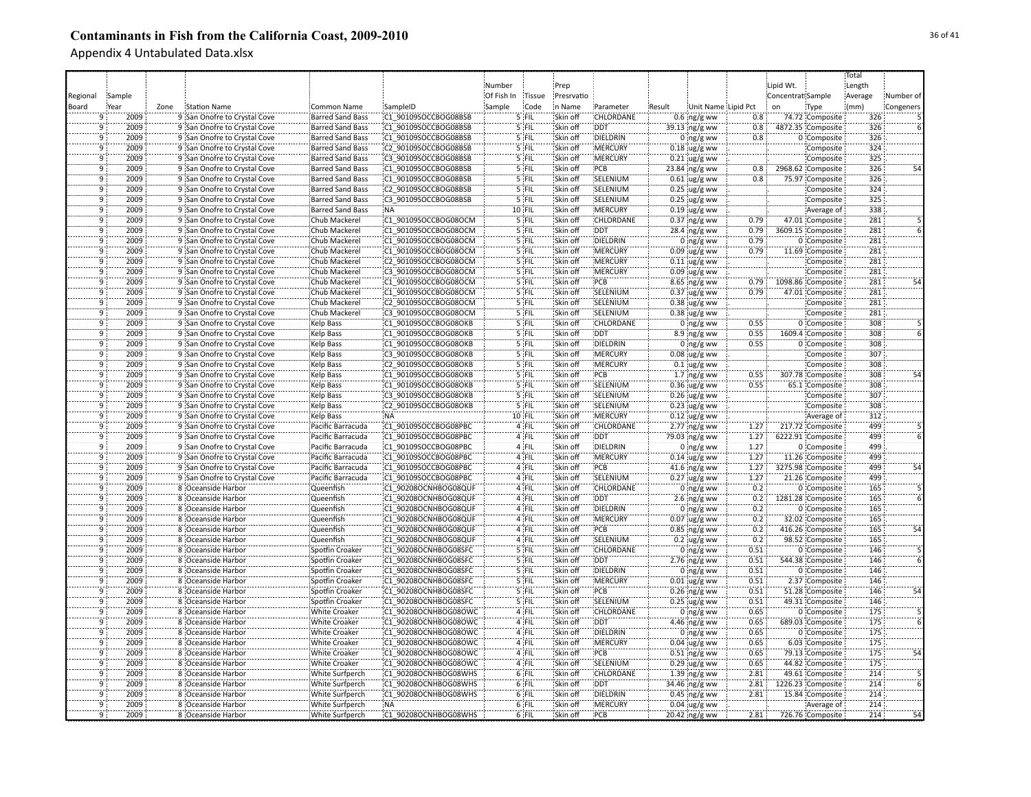# Contaminants in Fish from the California Coast, 2009-2010

Appendix 4 Untabulated Data.xlsx

| Regional Board | Sample Year | Zone | Station Name | Common Name | SampleID | Number Of Fish In Sample | Tissue Code | Prep Presrvation Name | Parameter | Result | Unit Name | Lipid Pct | Lipid Wt. Concentration | Sample Type | Total Length Average (mm) | Number of Congeners |
|---|---|---|---|---|---|---|---|---|---|---|---|---|---|---|---|---|
| 9 | 2009 | 9 | San Onofre to Crystal Cove | Barred Sand Bass | C1_90109SOCCBOG08BSB | 5 | FIL | Skin off | CHLORDANE | 0.6 | ng/g ww | 0.8 | 74.72 | Composite | 326 | 5 |
| 9 | 2009 | 9 | San Onofre to Crystal Cove | Barred Sand Bass | C1_90109SOCCBOG08BSB | 5 | FIL | Skin off | DDT | 39.13 | ng/g ww | 0.8 | 4872.35 | Composite | 326 | 6 |
| 9 | 2009 | 9 | San Onofre to Crystal Cove | Barred Sand Bass | C1_90109SOCCBOG08BSB | 5 | FIL | Skin off | DIELDRIN | 0 | ng/g ww | 0.8 | 0 | Composite | 326 | |
| 9 | 2009 | 9 | San Onofre to Crystal Cove | Barred Sand Bass | C2_90109SOCCBOG08BSB | 5 | FIL | Skin off | MERCURY | 0.18 | ug/g ww | . | . | Composite | 324 | |
| 9 | 2009 | 9 | San Onofre to Crystal Cove | Barred Sand Bass | C3_90109SOCCBOG08BSB | 5 | FIL | Skin off | MERCURY | 0.21 | ug/g ww | . | . | Composite | 325 | |
| 9 | 2009 | 9 | San Onofre to Crystal Cove | Barred Sand Bass | C1_90109SOCCBOG08BSB | 5 | FIL | Skin off | PCB | 23.84 | ng/g ww | 0.8 | 2968.62 | Composite | 326 | 54 |
| 9 | 2009 | 9 | San Onofre to Crystal Cove | Barred Sand Bass | C1_90109SOCCBOG08BSB | 5 | FIL | Skin off | SELENIUM | 0.61 | ug/g ww | 0.8 | 75.97 | Composite | 326 | |
| 9 | 2009 | 9 | San Onofre to Crystal Cove | Barred Sand Bass | C2_90109SOCCBOG08BSB | 5 | FIL | Skin off | SELENIUM | 0.25 | ug/g ww | . | . | Composite | 324 | |
| 9 | 2009 | 9 | San Onofre to Crystal Cove | Barred Sand Bass | C3_90109SOCCBOG08BSB | 5 | FIL | Skin off | SELENIUM | 0.25 | ug/g ww | . | . | Composite | 325 | |
| 9 | 2009 | 9 | San Onofre to Crystal Cove | Barred Sand Bass | NA | 10 | FIL | Skin off | MERCURY | 0.19 | ug/g ww | . | . | Average of | 338 | |
| 9 | 2009 | 9 | San Onofre to Crystal Cove | Chub Mackerel | C1_90109SOCCBOG08OCM | 5 | FIL | Skin off | CHLORDANE | 0.37 | ng/g ww | 0.79 | 47.01 | Composite | 281 | 5 |
| 9 | 2009 | 9 | San Onofre to Crystal Cove | Chub Mackerel | C1_90109SOCCBOG08OCM | 5 | FIL | Skin off | DDT | 28.4 | ng/g ww | 0.79 | 3609.15 | Composite | 281 | 6 |
| 9 | 2009 | 9 | San Onofre to Crystal Cove | Chub Mackerel | C1_90109SOCCBOG08OCM | 5 | FIL | Skin off | DIELDRIN | 0 | ng/g ww | 0.79 | 0 | Composite | 281 | |
| 9 | 2009 | 9 | San Onofre to Crystal Cove | Chub Mackerel | C1_90109SOCCBOG08OCM | 5 | FIL | Skin off | MERCURY | 0.09 | ug/g ww | 0.79 | 11.69 | Composite | 281 | |
| 9 | 2009 | 9 | San Onofre to Crystal Cove | Chub Mackerel | C2_90109SOCCBOG08OCM | 5 | FIL | Skin off | MERCURY | 0.11 | ug/g ww | . | . | Composite | 281 | |
| 9 | 2009 | 9 | San Onofre to Crystal Cove | Chub Mackerel | C3_90109SOCCBOG08OCM | 5 | FIL | Skin off | MERCURY | 0.09 | ug/g ww | . | . | Composite | 281 | |
| 9 | 2009 | 9 | San Onofre to Crystal Cove | Chub Mackerel | C1_90109SOCCBOG08OCM | 5 | FIL | Skin off | PCB | 8.65 | ng/g ww | 0.79 | 1098.86 | Composite | 281 | 54 |
| 9 | 2009 | 9 | San Onofre to Crystal Cove | Chub Mackerel | C1_90109SOCCBOG08OCM | 5 | FIL | Skin off | SELENIUM | 0.37 | ug/g ww | 0.79 | 47.01 | Composite | 281 | |
| 9 | 2009 | 9 | San Onofre to Crystal Cove | Chub Mackerel | C2_90109SOCCBOG08OCM | 5 | FIL | Skin off | SELENIUM | 0.38 | ug/g ww | . | . | Composite | 281 | |
| 9 | 2009 | 9 | San Onofre to Crystal Cove | Chub Mackerel | C3_90109SOCCBOG08OCM | 5 | FIL | Skin off | SELENIUM | 0.38 | ug/g ww | . | . | Composite | 281 | |
| 9 | 2009 | 9 | San Onofre to Crystal Cove | Kelp Bass | C1_90109SOCCBOG08OKB | 5 | FIL | Skin off | CHLORDANE | 0 | ng/g ww | 0.55 | 0 | Composite | 308 | 5 |
| 9 | 2009 | 9 | San Onofre to Crystal Cove | Kelp Bass | C1_90109SOCCBOG08OKB | 5 | FIL | Skin off | DDT | 8.9 | ng/g ww | 0.55 | 1609.4 | Composite | 308 | 6 |
| 9 | 2009 | 9 | San Onofre to Crystal Cove | Kelp Bass | C1_90109SOCCBOG08OKB | 5 | FIL | Skin off | DIELDRIN | 0 | ng/g ww | 0.55 | 0 | Composite | 308 | |
| 9 | 2009 | 9 | San Onofre to Crystal Cove | Kelp Bass | C3_90109SOCCBOG08OKB | 5 | FIL | Skin off | MERCURY | 0.08 | ug/g ww | . | . | Composite | 307 | |
| 9 | 2009 | 9 | San Onofre to Crystal Cove | Kelp Bass | C2_90109SOCCBOG08OKB | 5 | FIL | Skin off | MERCURY | 0.1 | ug/g ww | . | . | Composite | 308 | |
| 9 | 2009 | 9 | San Onofre to Crystal Cove | Kelp Bass | C1_90109SOCCBOG08OKB | 5 | FIL | Skin off | PCB | 1.7 | ng/g ww | 0.55 | 307.78 | Composite | 308 | 54 |
| 9 | 2009 | 9 | San Onofre to Crystal Cove | Kelp Bass | C1_90109SOCCBOG08OKB | 5 | FIL | Skin off | SELENIUM | 0.36 | ug/g ww | 0.55 | 65.1 | Composite | 308 | |
| 9 | 2009 | 9 | San Onofre to Crystal Cove | Kelp Bass | C3_90109SOCCBOG08OKB | 5 | FIL | Skin off | SELENIUM | 0.26 | ug/g ww | . | . | Composite | 307 | |
| 9 | 2009 | 9 | San Onofre to Crystal Cove | Kelp Bass | C2_90109SOCCBOG08OKB | 5 | FIL | Skin off | SELENIUM | 0.23 | ug/g ww | . | . | Composite | 308 | |
| 9 | 2009 | 9 | San Onofre to Crystal Cove | Kelp Bass | NA | 10 | FIL | Skin off | MERCURY | 0.12 | ug/g ww | . | . | Average of | 312 | |
| 9 | 2009 | 9 | San Onofre to Crystal Cove | Pacific Barracuda | C1_90109SOCCBOG08PBC | 4 | FIL | Skin off | CHLORDANE | 2.77 | ng/g ww | 1.27 | 217.72 | Composite | 499 | 5 |
| 9 | 2009 | 9 | San Onofre to Crystal Cove | Pacific Barracuda | C1_90109SOCCBOG08PBC | 4 | FIL | Skin off | DDT | 79.03 | ng/g ww | 1.27 | 6222.91 | Composite | 499 | 6 |
| 9 | 2009 | 9 | San Onofre to Crystal Cove | Pacific Barracuda | C1_90109SOCCBOG08PBC | 4 | FIL | Skin off | DIELDRIN | 0 | ng/g ww | 1.27 | 0 | Composite | 499 | |
| 9 | 2009 | 9 | San Onofre to Crystal Cove | Pacific Barracuda | C1_90109SOCCBOG08PBC | 4 | FIL | Skin off | MERCURY | 0.14 | ug/g ww | 1.27 | 11.26 | Composite | 499 | |
| 9 | 2009 | 9 | San Onofre to Crystal Cove | Pacific Barracuda | C1_90109SOCCBOG08PBC | 4 | FIL | Skin off | PCB | 41.6 | ng/g ww | 1.27 | 3275.98 | Composite | 499 | 54 |
| 9 | 2009 | 9 | San Onofre to Crystal Cove | Pacific Barracuda | C1_90109SOCCBOG08PBC | 4 | FIL | Skin off | SELENIUM | 0.27 | ug/g ww | 1.27 | 21.26 | Composite | 499 | |
| 9 | 2009 | 8 | Oceanside Harbor | Queenfish | C1_90208OCNHBOG08QUF | 4 | FIL | Skin off | CHLORDANE | 0 | ng/g ww | 0.2 | 0 | Composite | 165 | 5 |
| 9 | 2009 | 8 | Oceanside Harbor | Queenfish | C1_90208OCNHBOG08QUF | 4 | FIL | Skin off | DDT | 2.6 | ng/g ww | 0.2 | 1281.28 | Composite | 165 | 6 |
| 9 | 2009 | 8 | Oceanside Harbor | Queenfish | C1_90208OCNHBOG08QUF | 4 | FIL | Skin off | DIELDRIN | 0 | ng/g ww | 0.2 | 0 | Composite | 165 | |
| 9 | 2009 | 8 | Oceanside Harbor | Queenfish | C1_90208OCNHBOG08QUF | 4 | FIL | Skin off | MERCURY | 0.07 | ug/g ww | 0.2 | 32.02 | Composite | 165 | |
| 9 | 2009 | 8 | Oceanside Harbor | Queenfish | C1_90208OCNHBOG08QUF | 4 | FIL | Skin off | PCB | 0.85 | ng/g ww | 0.2 | 416.26 | Composite | 165 | 54 |
| 9 | 2009 | 8 | Oceanside Harbor | Queenfish | C1_90208OCNHBOG08QUF | 4 | FIL | Skin off | SELENIUM | 0.2 | ug/g ww | 0.2 | 98.52 | Composite | 165 | |
| 9 | 2009 | 8 | Oceanside Harbor | Spotfin Croaker | C1_90208OCNHBOG08SFC | 5 | FIL | Skin off | CHLORDANE | 0 | ng/g ww | 0.51 | 0 | Composite | 146 | 5 |
| 9 | 2009 | 8 | Oceanside Harbor | Spotfin Croaker | C1_90208OCNHBOG08SFC | 5 | FIL | Skin off | DDT | 2.76 | ng/g ww | 0.51 | 544.38 | Composite | 146 | 6 |
| 9 | 2009 | 8 | Oceanside Harbor | Spotfin Croaker | C1_90208OCNHBOG08SFC | 5 | FIL | Skin off | DIELDRIN | 0 | ng/g ww | 0.51 | 0 | Composite | 146 | |
| 9 | 2009 | 8 | Oceanside Harbor | Spotfin Croaker | C1_90208OCNHBOG08SFC | 5 | FIL | Skin off | MERCURY | 0.01 | ug/g ww | 0.51 | 2.37 | Composite | 146 | |
| 9 | 2009 | 8 | Oceanside Harbor | Spotfin Croaker | C1_90208OCNHBOG08SFC | 5 | FIL | Skin off | PCB | 0.26 | ng/g ww | 0.51 | 51.28 | Composite | 146 | 54 |
| 9 | 2009 | 8 | Oceanside Harbor | Spotfin Croaker | C1_90208OCNHBOG08SFC | 5 | FIL | Skin off | SELENIUM | 0.25 | ug/g ww | 0.51 | 49.31 | Composite | 146 | |
| 9 | 2009 | 8 | Oceanside Harbor | White Croaker | C1_90208OCNHBOG08OWC | 4 | FIL | Skin off | CHLORDANE | 0 | ng/g ww | 0.65 | 0 | Composite | 175 | 5 |
| 9 | 2009 | 8 | Oceanside Harbor | White Croaker | C1_90208OCNHBOG08OWC | 4 | FIL | Skin off | DDT | 4.46 | ng/g ww | 0.65 | 689.03 | Composite | 175 | 6 |
| 9 | 2009 | 8 | Oceanside Harbor | White Croaker | C1_90208OCNHBOG08OWC | 4 | FIL | Skin off | DIELDRIN | 0 | ng/g ww | 0.65 | 0 | Composite | 175 | |
| 9 | 2009 | 8 | Oceanside Harbor | White Croaker | C1_90208OCNHBOG08OWC | 4 | FIL | Skin off | MERCURY | 0.04 | ug/g ww | 0.65 | 6.03 | Composite | 175 | |
| 9 | 2009 | 8 | Oceanside Harbor | White Croaker | C1_90208OCNHBOG08OWC | 4 | FIL | Skin off | PCB | 0.51 | ng/g ww | 0.65 | 79.13 | Composite | 175 | 54 |
| 9 | 2009 | 8 | Oceanside Harbor | White Croaker | C1_90208OCNHBOG08OWC | 4 | FIL | Skin off | SELENIUM | 0.29 | ug/g ww | 0.65 | 44.82 | Composite | 175 | |
| 9 | 2009 | 8 | Oceanside Harbor | White Surfperch | C1_90208OCNHBOG08WHS | 6 | FIL | Skin off | CHLORDANE | 1.39 | ng/g ww | 2.81 | 49.61 | Composite | 214 | 5 |
| 9 | 2009 | 8 | Oceanside Harbor | White Surfperch | C1_90208OCNHBOG08WHS | 6 | FIL | Skin off | DDT | 34.46 | ng/g ww | 2.81 | 1226.23 | Composite | 214 | 6 |
| 9 | 2009 | 8 | Oceanside Harbor | White Surfperch | C1_90208OCNHBOG08WHS | 6 | FIL | Skin off | DIELDRIN | 0.45 | ng/g ww | 2.81 | 15.84 | Composite | 214 | |
| 9 | 2009 | 8 | Oceanside Harbor | White Surfperch | NA | 6 | FIL | Skin off | MERCURY | 0.04 | ug/g ww | . | . | Average of | 214 | |
| 9 | 2009 | 8 | Oceanside Harbor | White Surfperch | C1_90208OCNHBOG08WHS | 6 | FIL | Skin off | PCB | 20.42 | ng/g ww | 2.81 | 726.76 | Composite | 214 | 54 |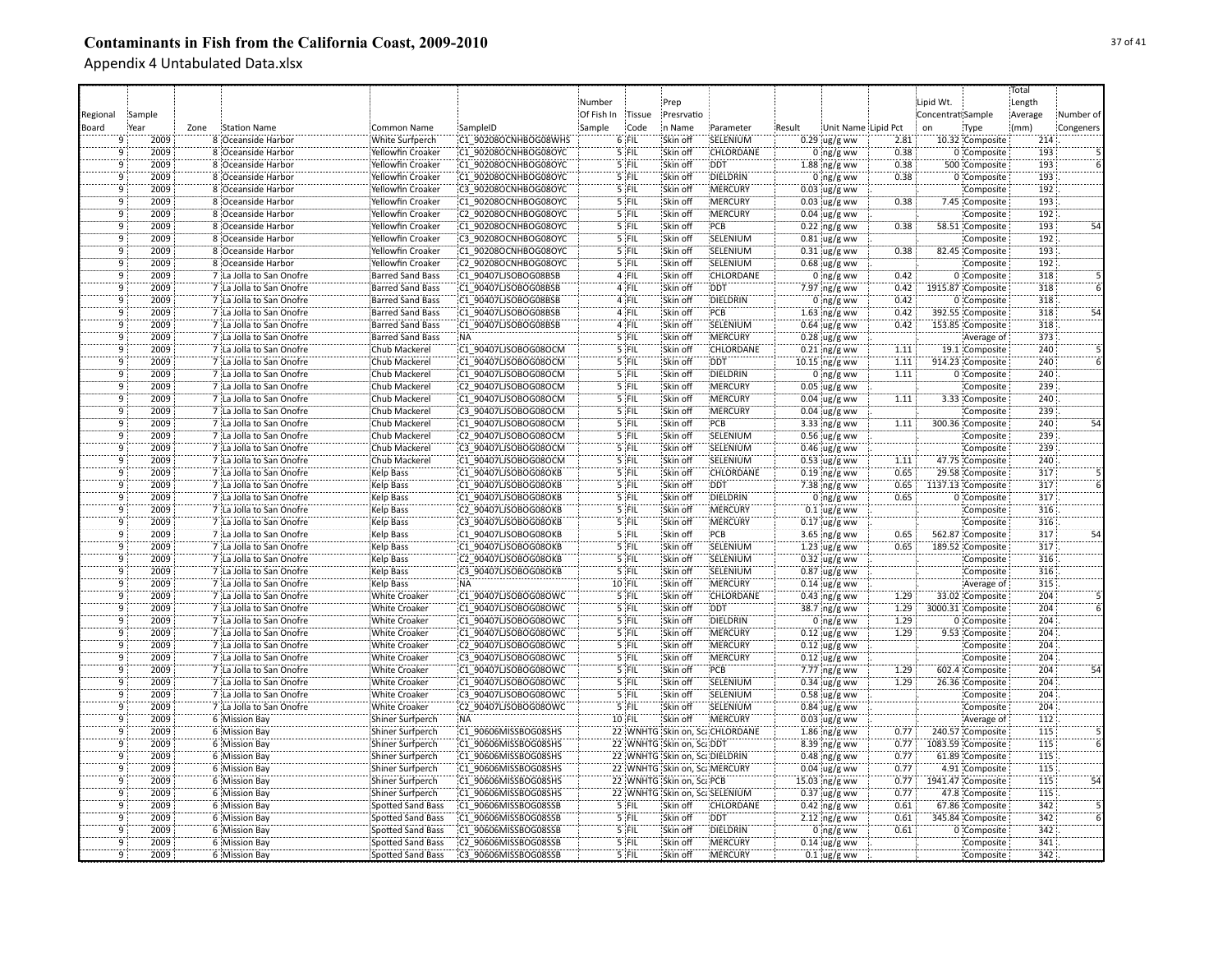# Contaminants in Fish from the California Coast, 2009-2010

Appendix 4 Untabulated Data.xlsx

| Regional Board | Sample Year | Zone | Station Name | Common Name | SampleID | Number Of Fish In Sample | Tissue Code | Prep Presrvation Name | Parameter | Result | Unit Name | Lipid Pct | Lipid Wt. Concentration | Sample Type | Total Length Average (mm) | Number of Congeners |
|---|---|---|---|---|---|---|---|---|---|---|---|---|---|---|---|---|
| 9 | 2009 | 8 | Oceanside Harbor | White Surfperch | C1_90208OCNHBOG08WHS | 6 | FIL | Skin off | SELENIUM | 0.29 | ug/g ww | 2.81 | 10.32 | Composite | 214 | |
| 9 | 2009 | 8 | Oceanside Harbor | Yellowfin Croaker | C1_90208OCNHBOG08OYC | 5 | FIL | Skin off | CHLORDANE | 0 | ng/g ww | 0.38 | 0 | Composite | 193 | 5 |
| 9 | 2009 | 8 | Oceanside Harbor | Yellowfin Croaker | C1_90208OCNHBOG08OYC | 5 | FIL | Skin off | DDT | 1.88 | ng/g ww | 0.38 | 500 | Composite | 193 | 6 |
| 9 | 2009 | 8 | Oceanside Harbor | Yellowfin Croaker | C1_90208OCNHBOG08OYC | 5 | FIL | Skin off | DIELDRIN | 0 | ng/g ww | 0.38 | 0 | Composite | 193 | |
| 9 | 2009 | 8 | Oceanside Harbor | Yellowfin Croaker | C3_90208OCNHBOG08OYC | 5 | FIL | Skin off | MERCURY | 0.03 | ug/g ww | | | Composite | 192 | |
| 9 | 2009 | 8 | Oceanside Harbor | Yellowfin Croaker | C1_90208OCNHBOG08OYC | 5 | FIL | Skin off | MERCURY | 0.03 | ug/g ww | 0.38 | 7.45 | Composite | 193 | |
| 9 | 2009 | 8 | Oceanside Harbor | Yellowfin Croaker | C2_90208OCNHBOG08OYC | 5 | FIL | Skin off | MERCURY | 0.04 | ug/g ww | | | Composite | 192 | |
| 9 | 2009 | 8 | Oceanside Harbor | Yellowfin Croaker | C1_90208OCNHBOG08OYC | 5 | FIL | Skin off | PCB | 0.22 | ng/g ww | 0.38 | 58.51 | Composite | 193 | 54 |
| 9 | 2009 | 8 | Oceanside Harbor | Yellowfin Croaker | C3_90208OCNHBOG08OYC | 5 | FIL | Skin off | SELENIUM | 0.81 | ug/g ww | | | Composite | 192 | |
| 9 | 2009 | 8 | Oceanside Harbor | Yellowfin Croaker | C1_90208OCNHBOG08OYC | 5 | FIL | Skin off | SELENIUM | 0.31 | ug/g ww | 0.38 | 82.45 | Composite | 193 | |
| 9 | 2009 | 8 | Oceanside Harbor | Yellowfin Croaker | C2_90208OCNHBOG08OYC | 5 | FIL | Skin off | SELENIUM | 0.68 | ug/g ww | | | Composite | 192 | |
| 9 | 2009 | 7 | La Jolla to San Onofre | Barred Sand Bass | C1_90407LJSOBOG08BSB | 4 | FIL | Skin off | CHLORDANE | 0 | ng/g ww | 0.42 | 0 | Composite | 318 | 5 |
| 9 | 2009 | 7 | La Jolla to San Onofre | Barred Sand Bass | C1_90407LJSOBOG08BSB | 4 | FIL | Skin off | DDT | 7.97 | ng/g ww | 0.42 | 1915.87 | Composite | 318 | 6 |
| 9 | 2009 | 7 | La Jolla to San Onofre | Barred Sand Bass | C1_90407LJSOBOG08BSB | 4 | FIL | Skin off | DIELDRIN | 0 | ng/g ww | 0.42 | 0 | Composite | 318 | |
| 9 | 2009 | 7 | La Jolla to San Onofre | Barred Sand Bass | C1_90407LJSOBOG08BSB | 4 | FIL | Skin off | PCB | 1.63 | ng/g ww | 0.42 | 392.55 | Composite | 318 | 54 |
| 9 | 2009 | 7 | La Jolla to San Onofre | Barred Sand Bass | C1_90407LJSOBOG08BSB | 4 | FIL | Skin off | SELENIUM | 0.64 | ug/g ww | 0.42 | 153.85 | Composite | 318 | |
| 9 | 2009 | 7 | La Jolla to San Onofre | Barred Sand Bass | NA | 5 | FIL | Skin off | MERCURY | 0.28 | ug/g ww | | | Average of | 373 | |
| 9 | 2009 | 7 | La Jolla to San Onofre | Chub Mackerel | C1_90407LJSOBOG08OCM | 5 | FIL | Skin off | CHLORDANE | 0.21 | ng/g ww | 1.11 | 19.1 | Composite | 240 | 5 |
| 9 | 2009 | 7 | La Jolla to San Onofre | Chub Mackerel | C1_90407LJSOBOG08OCM | 5 | FIL | Skin off | DDT | 10.15 | ng/g ww | 1.11 | 914.23 | Composite | 240 | 6 |
| 9 | 2009 | 7 | La Jolla to San Onofre | Chub Mackerel | C1_90407LJSOBOG08OCM | 5 | FIL | Skin off | DIELDRIN | 0 | ng/g ww | 1.11 | 0 | Composite | 240 | |
| 9 | 2009 | 7 | La Jolla to San Onofre | Chub Mackerel | C2_90407LJSOBOG08OCM | 5 | FIL | Skin off | MERCURY | 0.05 | ug/g ww | | | Composite | 239 | |
| 9 | 2009 | 7 | La Jolla to San Onofre | Chub Mackerel | C1_90407LJSOBOG08OCM | 5 | FIL | Skin off | MERCURY | 0.04 | ug/g ww | 1.11 | 3.33 | Composite | 240 | |
| 9 | 2009 | 7 | La Jolla to San Onofre | Chub Mackerel | C3_90407LJSOBOG08OCM | 5 | FIL | Skin off | MERCURY | 0.04 | ug/g ww | | | Composite | 239 | |
| 9 | 2009 | 7 | La Jolla to San Onofre | Chub Mackerel | C1_90407LJSOBOG08OCM | 5 | FIL | Skin off | PCB | 3.33 | ng/g ww | 1.11 | 300.36 | Composite | 240 | 54 |
| 9 | 2009 | 7 | La Jolla to San Onofre | Chub Mackerel | C2_90407LJSOBOG08OCM | 5 | FIL | Skin off | SELENIUM | 0.56 | ug/g ww | | | Composite | 239 | |
| 9 | 2009 | 7 | La Jolla to San Onofre | Chub Mackerel | C3_90407LJSOBOG08OCM | 5 | FIL | Skin off | SELENIUM | 0.46 | ug/g ww | | | Composite | 239 | |
| 9 | 2009 | 7 | La Jolla to San Onofre | Chub Mackerel | C1_90407LJSOBOG08OCM | 5 | FIL | Skin off | SELENIUM | 0.53 | ug/g ww | 1.11 | 47.75 | Composite | 240 | |
| 9 | 2009 | 7 | La Jolla to San Onofre | Kelp Bass | C1_90407LJSOBOG08OKB | 5 | FIL | Skin off | CHLORDANE | 0.19 | ng/g ww | 0.65 | 29.58 | Composite | 317 | 5 |
| 9 | 2009 | 7 | La Jolla to San Onofre | Kelp Bass | C1_90407LJSOBOG08OKB | 5 | FIL | Skin off | DDT | 7.38 | ng/g ww | 0.65 | 1137.13 | Composite | 317 | 6 |
| 9 | 2009 | 7 | La Jolla to San Onofre | Kelp Bass | C1_90407LJSOBOG08OKB | 5 | FIL | Skin off | DIELDRIN | 0 | ng/g ww | 0.65 | 0 | Composite | 317 | |
| 9 | 2009 | 7 | La Jolla to San Onofre | Kelp Bass | C2_90407LJSOBOG08OKB | 5 | FIL | Skin off | MERCURY | 0.1 | ug/g ww | | | Composite | 316 | |
| 9 | 2009 | 7 | La Jolla to San Onofre | Kelp Bass | C3_90407LJSOBOG08OKB | 5 | FIL | Skin off | MERCURY | 0.17 | ug/g ww | | | Composite | 316 | |
| 9 | 2009 | 7 | La Jolla to San Onofre | Kelp Bass | C1_90407LJSOBOG08OKB | 5 | FIL | Skin off | PCB | 3.65 | ng/g ww | 0.65 | 562.87 | Composite | 317 | 54 |
| 9 | 2009 | 7 | La Jolla to San Onofre | Kelp Bass | C1_90407LJSOBOG08OKB | 5 | FIL | Skin off | SELENIUM | 1.23 | ug/g ww | 0.65 | 189.52 | Composite | 317 | |
| 9 | 2009 | 7 | La Jolla to San Onofre | Kelp Bass | C2_90407LJSOBOG08OKB | 5 | FIL | Skin off | SELENIUM | 0.32 | ug/g ww | | | Composite | 316 | |
| 9 | 2009 | 7 | La Jolla to San Onofre | Kelp Bass | C3_90407LJSOBOG08OKB | 5 | FIL | Skin off | SELENIUM | 0.87 | ug/g ww | | | Composite | 316 | |
| 9 | 2009 | 7 | La Jolla to San Onofre | Kelp Bass | NA | 10 | FIL | Skin off | MERCURY | 0.14 | ug/g ww | | | Average of | 315 | |
| 9 | 2009 | 7 | La Jolla to San Onofre | White Croaker | C1_90407LJSOBOG08OWC | 5 | FIL | Skin off | CHLORDANE | 0.43 | ng/g ww | 1.29 | 33.02 | Composite | 204 | 5 |
| 9 | 2009 | 7 | La Jolla to San Onofre | White Croaker | C1_90407LJSOBOG08OWC | 5 | FIL | Skin off | DDT | 38.7 | ng/g ww | 1.29 | 3000.31 | Composite | 204 | 6 |
| 9 | 2009 | 7 | La Jolla to San Onofre | White Croaker | C1_90407LJSOBOG08OWC | 5 | FIL | Skin off | DIELDRIN | 0 | ng/g ww | 1.29 | 0 | Composite | 204 | |
| 9 | 2009 | 7 | La Jolla to San Onofre | White Croaker | C1_90407LJSOBOG08OWC | 5 | FIL | Skin off | MERCURY | 0.12 | ug/g ww | 1.29 | 9.53 | Composite | 204 | |
| 9 | 2009 | 7 | La Jolla to San Onofre | White Croaker | C2_90407LJSOBOG08OWC | 5 | FIL | Skin off | MERCURY | 0.12 | ug/g ww | | | Composite | 204 | |
| 9 | 2009 | 7 | La Jolla to San Onofre | White Croaker | C3_90407LJSOBOG08OWC | 5 | FIL | Skin off | MERCURY | 0.12 | ug/g ww | | | Composite | 204 | |
| 9 | 2009 | 7 | La Jolla to San Onofre | White Croaker | C1_90407LJSOBOG08OWC | 5 | FIL | Skin off | PCB | 7.77 | ng/g ww | 1.29 | 602.4 | Composite | 204 | 54 |
| 9 | 2009 | 7 | La Jolla to San Onofre | White Croaker | C1_90407LJSOBOG08OWC | 5 | FIL | Skin off | SELENIUM | 0.34 | ug/g ww | 1.29 | 26.36 | Composite | 204 | |
| 9 | 2009 | 7 | La Jolla to San Onofre | White Croaker | C3_90407LJSOBOG08OWC | 5 | FIL | Skin off | SELENIUM | 0.58 | ug/g ww | | | Composite | 204 | |
| 9 | 2009 | 7 | La Jolla to San Onofre | White Croaker | C2_90407LJSOBOG08OWC | 5 | FIL | Skin off | SELENIUM | 0.84 | ug/g ww | | | Composite | 204 | |
| 9 | 2009 | 6 | Mission Bay | Shiner Surfperch | NA | 10 | FIL | Skin off | MERCURY | 0.03 | ug/g ww | | | Average of | 112 | |
| 9 | 2009 | 6 | Mission Bay | Shiner Surfperch | C1_90606MISSBOG08SHS | 22 | WNHTG | Skin on, Sca | CHLORDANE | 1.86 | ng/g ww | 0.77 | 240.57 | Composite | 115 | 5 |
| 9 | 2009 | 6 | Mission Bay | Shiner Surfperch | C1_90606MISSBOG08SHS | 22 | WNHTG | Skin on, Sca | DDT | 8.39 | ng/g ww | 0.77 | 1083.59 | Composite | 115 | 6 |
| 9 | 2009 | 6 | Mission Bay | Shiner Surfperch | C1_90606MISSBOG08SHS | 22 | WNHTG | Skin on, Sca | DIELDRIN | 0.48 | ng/g ww | 0.77 | 61.89 | Composite | 115 | |
| 9 | 2009 | 6 | Mission Bay | Shiner Surfperch | C1_90606MISSBOG08SHS | 22 | WNHTG | Skin on, Sca | MERCURY | 0.04 | ug/g ww | 0.77 | 4.91 | Composite | 115 | |
| 9 | 2009 | 6 | Mission Bay | Shiner Surfperch | C1_90606MISSBOG08SHS | 22 | WNHTG | Skin on, Sca | PCB | 15.03 | ng/g ww | 0.77 | 1941.47 | Composite | 115 | 54 |
| 9 | 2009 | 6 | Mission Bay | Shiner Surfperch | C1_90606MISSBOG08SHS | 22 | WNHTG | Skin on, Sca | SELENIUM | 0.37 | ug/g ww | 0.77 | 47.8 | Composite | 115 | |
| 9 | 2009 | 6 | Mission Bay | Spotted Sand Bass | C1_90606MISSBOG08SSB | 5 | FIL | Skin off | CHLORDANE | 0.42 | ng/g ww | 0.61 | 67.86 | Composite | 342 | 5 |
| 9 | 2009 | 6 | Mission Bay | Spotted Sand Bass | C1_90606MISSBOG08SSB | 5 | FIL | Skin off | DDT | 2.12 | ng/g ww | 0.61 | 345.84 | Composite | 342 | 6 |
| 9 | 2009 | 6 | Mission Bay | Spotted Sand Bass | C1_90606MISSBOG08SSB | 5 | FIL | Skin off | DIELDRIN | 0 | ng/g ww | 0.61 | 0 | Composite | 342 | |
| 9 | 2009 | 6 | Mission Bay | Spotted Sand Bass | C2_90606MISSBOG08SSB | 5 | FIL | Skin off | MERCURY | 0.14 | ug/g ww | | | Composite | 341 | |
| 9 | 2009 | 6 | Mission Bay | Spotted Sand Bass | C3_90606MISSBOG08SSB | 5 | FIL | Skin off | MERCURY | 0.1 | ug/g ww | | | Composite | 342 | |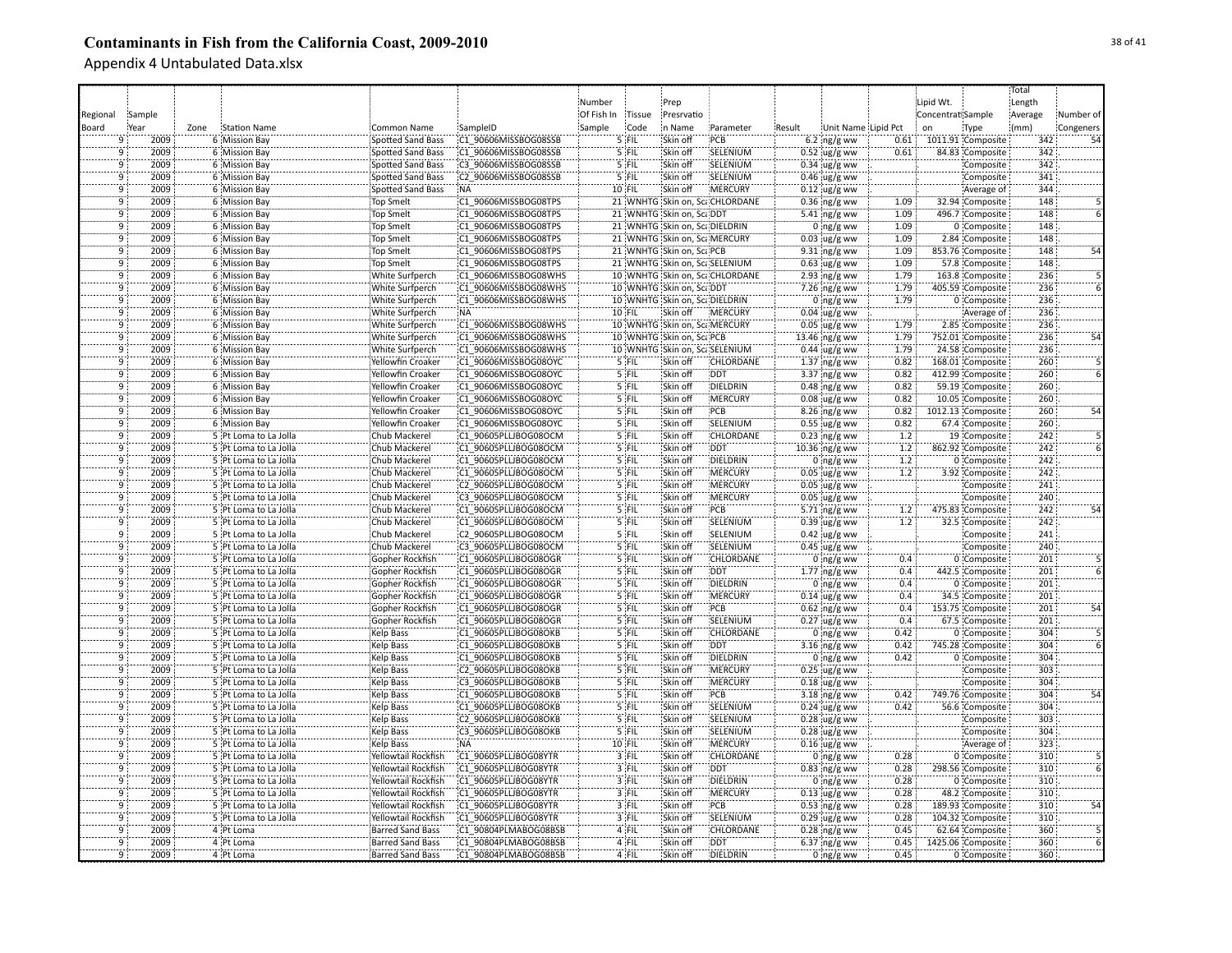# Contaminants in Fish from the California Coast, 2009-2010

## Appendix 4 Untabulated Data.xlsx

| Regional Board | Sample Year | Zone | Station Name | Common Name | SampleID | Number Of Fish In Sample | Tissue Code | Prep Presrvation Name | Parameter | Result | Unit Name | Lipid Pct | Lipid Wt. Concentration | Sample Type | Total Length Average (mm) | Number of Congeners |
|---|---|---|---|---|---|---|---|---|---|---|---|---|---|---|---|---|
| 9 | 2009 | 6 | Mission Bay | Spotted Sand Bass | C1_90606MISSBOG08SSB | 5 | FIL | Skin off | PCB | 6.2 | ng/g ww | 0.61 | 1011.91 | Composite | 342 | 54 |
| 9 | 2009 | 6 | Mission Bay | Spotted Sand Bass | C1_90606MISSBOG08SSB | 5 | FIL | Skin off | SELENIUM | 0.52 | ug/g ww | 0.61 | 84.83 | Composite | 342 | |
| 9 | 2009 | 6 | Mission Bay | Spotted Sand Bass | C3_90606MISSBOG08SSB | 5 | FIL | Skin off | SELENIUM | 0.34 | ug/g ww | | | Composite | 342 | |
| 9 | 2009 | 6 | Mission Bay | Spotted Sand Bass | C2_90606MISSBOG08SSB | 5 | FIL | Skin off | SELENIUM | 0.46 | ug/g ww | | | Composite | 341 | |
| 9 | 2009 | 6 | Mission Bay | Spotted Sand Bass | NA | 10 | FIL | Skin off | MERCURY | 0.12 | ug/g ww | | | Average of | 344 | |
| 9 | 2009 | 6 | Mission Bay | Top Smelt | C1_90606MISSBOG08TPS | 21 | WNHTG | Skin on, Sca | CHLORDANE | 0.36 | ng/g ww | 1.09 | 32.94 | Composite | 148 | 5 |
| 9 | 2009 | 6 | Mission Bay | Top Smelt | C1_90606MISSBOG08TPS | 21 | WNHTG | Skin on, Sca | DDT | 5.41 | ng/g ww | 1.09 | 496.7 | Composite | 148 | 6 |
| 9 | 2009 | 6 | Mission Bay | Top Smelt | C1_90606MISSBOG08TPS | 21 | WNHTG | Skin on, Sca | DIELDRIN | 0 | ng/g ww | 1.09 | 0 | Composite | 148 | |
| 9 | 2009 | 6 | Mission Bay | Top Smelt | C1_90606MISSBOG08TPS | 21 | WNHTG | Skin on, Sca | MERCURY | 0.03 | ug/g ww | 1.09 | 2.84 | Composite | 148 | |
| 9 | 2009 | 6 | Mission Bay | Top Smelt | C1_90606MISSBOG08TPS | 21 | WNHTG | Skin on, Sca | PCB | 9.31 | ng/g ww | 1.09 | 853.76 | Composite | 148 | 54 |
| 9 | 2009 | 6 | Mission Bay | Top Smelt | C1_90606MISSBOG08TPS | 21 | WNHTG | Skin on, Sca | SELENIUM | 0.63 | ug/g ww | 1.09 | 57.8 | Composite | 148 | |
| 9 | 2009 | 6 | Mission Bay | White Surfperch | C1_90606MISSBOG08WHS | 10 | WNHTG | Skin on, Sca | CHLORDANE | 2.93 | ng/g ww | 1.79 | 163.8 | Composite | 236 | 5 |
| 9 | 2009 | 6 | Mission Bay | White Surfperch | C1_90606MISSBOG08WHS | 10 | WNHTG | Skin on, Sca | DDT | 7.26 | ng/g ww | 1.79 | 405.59 | Composite | 236 | 6 |
| 9 | 2009 | 6 | Mission Bay | White Surfperch | C1_90606MISSBOG08WHS | 10 | WNHTG | Skin on, Sca | DIELDRIN | 0 | ng/g ww | 1.79 | 0 | Composite | 236 | |
| 9 | 2009 | 6 | Mission Bay | White Surfperch | NA | 10 | FIL | Skin off | MERCURY | 0.04 | ug/g ww | | | Average of | 236 | |
| 9 | 2009 | 6 | Mission Bay | White Surfperch | C1_90606MISSBOG08WHS | 10 | WNHTG | Skin on, Sca | MERCURY | 0.05 | ug/g ww | 1.79 | 2.85 | Composite | 236 | |
| 9 | 2009 | 6 | Mission Bay | White Surfperch | C1_90606MISSBOG08WHS | 10 | WNHTG | Skin on, Sca | PCB | 13.46 | ng/g ww | 1.79 | 752.01 | Composite | 236 | 54 |
| 9 | 2009 | 6 | Mission Bay | White Surfperch | C1_90606MISSBOG08WHS | 10 | WNHTG | Skin on, Sca | SELENIUM | 0.44 | ug/g ww | 1.79 | 24.58 | Composite | 236 | |
| 9 | 2009 | 6 | Mission Bay | Yellowfin Croaker | C1_90606MISSBOG08OYC | 5 | FIL | Skin off | CHLORDANE | 1.37 | ng/g ww | 0.82 | 168.01 | Composite | 260 | 5 |
| 9 | 2009 | 6 | Mission Bay | Yellowfin Croaker | C1_90606MISSBOG08OYC | 5 | FIL | Skin off | DDT | 3.37 | ng/g ww | 0.82 | 412.99 | Composite | 260 | 6 |
| 9 | 2009 | 6 | Mission Bay | Yellowfin Croaker | C1_90606MISSBOG08OYC | 5 | FIL | Skin off | DIELDRIN | 0.48 | ng/g ww | 0.82 | 59.19 | Composite | 260 | |
| 9 | 2009 | 6 | Mission Bay | Yellowfin Croaker | C1_90606MISSBOG08OYC | 5 | FIL | Skin off | MERCURY | 0.08 | ug/g ww | 0.82 | 10.05 | Composite | 260 | |
| 9 | 2009 | 6 | Mission Bay | Yellowfin Croaker | C1_90606MISSBOG08OYC | 5 | FIL | Skin off | PCB | 8.26 | ng/g ww | 0.82 | 1012.13 | Composite | 260 | 54 |
| 9 | 2009 | 6 | Mission Bay | Yellowfin Croaker | C1_90606MISSBOG08OYC | 5 | FIL | Skin off | SELENIUM | 0.55 | ug/g ww | 0.82 | 67.4 | Composite | 260 | |
| 9 | 2009 | 5 | Pt Loma to La Jolla | Chub Mackerel | C1_90605PLLJBOG08OCM | 5 | FIL | Skin off | CHLORDANE | 0.23 | ng/g ww | 1.2 | 19 | Composite | 242 | 5 |
| 9 | 2009 | 5 | Pt Loma to La Jolla | Chub Mackerel | C1_90605PLLJBOG08OCM | 5 | FIL | Skin off | DDT | 10.36 | ng/g ww | 1.2 | 862.92 | Composite | 242 | 6 |
| 9 | 2009 | 5 | Pt Loma to La Jolla | Chub Mackerel | C1_90605PLLJBOG08OCM | 5 | FIL | Skin off | DIELDRIN | 0 | ng/g ww | 1.2 | 0 | Composite | 242 | |
| 9 | 2009 | 5 | Pt Loma to La Jolla | Chub Mackerel | C1_90605PLLJBOG08OCM | 5 | FIL | Skin off | MERCURY | 0.05 | ug/g ww | 1.2 | 3.92 | Composite | 242 | |
| 9 | 2009 | 5 | Pt Loma to La Jolla | Chub Mackerel | C2_90605PLLJBOG08OCM | 5 | FIL | Skin off | MERCURY | 0.05 | ug/g ww | | | Composite | 241 | |
| 9 | 2009 | 5 | Pt Loma to La Jolla | Chub Mackerel | C3_90605PLLJBOG08OCM | 5 | FIL | Skin off | MERCURY | 0.05 | ug/g ww | | | Composite | 240 | |
| 9 | 2009 | 5 | Pt Loma to La Jolla | Chub Mackerel | C1_90605PLLJBOG08OCM | 5 | FIL | Skin off | PCB | 5.71 | ng/g ww | 1.2 | 475.83 | Composite | 242 | 54 |
| 9 | 2009 | 5 | Pt Loma to La Jolla | Chub Mackerel | C1_90605PLLJBOG08OCM | 5 | FIL | Skin off | SELENIUM | 0.39 | ug/g ww | 1.2 | 32.5 | Composite | 242 | |
| 9 | 2009 | 5 | Pt Loma to La Jolla | Chub Mackerel | C2_90605PLLJBOG08OCM | 5 | FIL | Skin off | SELENIUM | 0.42 | ug/g ww | | | Composite | 241 | |
| 9 | 2009 | 5 | Pt Loma to La Jolla | Chub Mackerel | C3_90605PLLJBOG08OCM | 5 | FIL | Skin off | SELENIUM | 0.45 | ug/g ww | | | Composite | 240 | |
| 9 | 2009 | 5 | Pt Loma to La Jolla | Gopher Rockfish | C1_90605PLLJBOG08OGR | 5 | FIL | Skin off | CHLORDANE | 0 | ng/g ww | 0.4 | 0 | Composite | 201 | 5 |
| 9 | 2009 | 5 | Pt Loma to La Jolla | Gopher Rockfish | C1_90605PLLJBOG08OGR | 5 | FIL | Skin off | DDT | 1.77 | ng/g ww | 0.4 | 442.5 | Composite | 201 | 6 |
| 9 | 2009 | 5 | Pt Loma to La Jolla | Gopher Rockfish | C1_90605PLLJBOG08OGR | 5 | FIL | Skin off | DIELDRIN | 0 | ng/g ww | 0.4 | 0 | Composite | 201 | |
| 9 | 2009 | 5 | Pt Loma to La Jolla | Gopher Rockfish | C1_90605PLLJBOG08OGR | 5 | FIL | Skin off | MERCURY | 0.14 | ug/g ww | 0.4 | 34.5 | Composite | 201 | |
| 9 | 2009 | 5 | Pt Loma to La Jolla | Gopher Rockfish | C1_90605PLLJBOG08OGR | 5 | FIL | Skin off | PCB | 0.62 | ng/g ww | 0.4 | 153.75 | Composite | 201 | 54 |
| 9 | 2009 | 5 | Pt Loma to La Jolla | Gopher Rockfish | C1_90605PLLJBOG08OGR | 5 | FIL | Skin off | SELENIUM | 0.27 | ug/g ww | 0.4 | 67.5 | Composite | 201 | |
| 9 | 2009 | 5 | Pt Loma to La Jolla | Kelp Bass | C1_90605PLLJBOG08OKB | 5 | FIL | Skin off | CHLORDANE | 0 | ng/g ww | 0.42 | 0 | Composite | 304 | 5 |
| 9 | 2009 | 5 | Pt Loma to La Jolla | Kelp Bass | C1_90605PLLJBOG08OKB | 5 | FIL | Skin off | DDT | 3.16 | ng/g ww | 0.42 | 745.28 | Composite | 304 | 6 |
| 9 | 2009 | 5 | Pt Loma to La Jolla | Kelp Bass | C1_90605PLLJBOG08OKB | 5 | FIL | Skin off | DIELDRIN | 0 | ng/g ww | 0.42 | 0 | Composite | 304 | |
| 9 | 2009 | 5 | Pt Loma to La Jolla | Kelp Bass | C2_90605PLLJBOG08OKB | 5 | FIL | Skin off | MERCURY | 0.25 | ug/g ww | | | Composite | 303 | |
| 9 | 2009 | 5 | Pt Loma to La Jolla | Kelp Bass | C3_90605PLLJBOG08OKB | 5 | FIL | Skin off | MERCURY | 0.18 | ug/g ww | | | Composite | 304 | |
| 9 | 2009 | 5 | Pt Loma to La Jolla | Kelp Bass | C1_90605PLLJBOG08OKB | 5 | FIL | Skin off | PCB | 3.18 | ng/g ww | 0.42 | 749.76 | Composite | 304 | 54 |
| 9 | 2009 | 5 | Pt Loma to La Jolla | Kelp Bass | C1_90605PLLJBOG08OKB | 5 | FIL | Skin off | SELENIUM | 0.24 | ug/g ww | 0.42 | 56.6 | Composite | 304 | |
| 9 | 2009 | 5 | Pt Loma to La Jolla | Kelp Bass | C2_90605PLLJBOG08OKB | 5 | FIL | Skin off | SELENIUM | 0.28 | ug/g ww | | | Composite | 303 | |
| 9 | 2009 | 5 | Pt Loma to La Jolla | Kelp Bass | C3_90605PLLJBOG08OKB | 5 | FIL | Skin off | SELENIUM | 0.28 | ug/g ww | | | Composite | 304 | |
| 9 | 2009 | 5 | Pt Loma to La Jolla | Kelp Bass | NA | 10 | FIL | Skin off | MERCURY | 0.16 | ug/g ww | | | Average of | 323 | |
| 9 | 2009 | 5 | Pt Loma to La Jolla | Yellowtail Rockfish | C1_90605PLLJBOG08YTR | 3 | FIL | Skin off | CHLORDANE | 0 | ng/g ww | 0.28 | 0 | Composite | 310 | 5 |
| 9 | 2009 | 5 | Pt Loma to La Jolla | Yellowtail Rockfish | C1_90605PLLJBOG08YTR | 3 | FIL | Skin off | DDT | 0.83 | ng/g ww | 0.28 | 298.56 | Composite | 310 | 6 |
| 9 | 2009 | 5 | Pt Loma to La Jolla | Yellowtail Rockfish | C1_90605PLLJBOG08YTR | 3 | FIL | Skin off | DIELDRIN | 0 | ng/g ww | 0.28 | 0 | Composite | 310 | |
| 9 | 2009 | 5 | Pt Loma to La Jolla | Yellowtail Rockfish | C1_90605PLLJBOG08YTR | 3 | FIL | Skin off | MERCURY | 0.13 | ug/g ww | 0.28 | 48.2 | Composite | 310 | |
| 9 | 2009 | 5 | Pt Loma to La Jolla | Yellowtail Rockfish | C1_90605PLLJBOG08YTR | 3 | FIL | Skin off | PCB | 0.53 | ng/g ww | 0.28 | 189.93 | Composite | 310 | 54 |
| 9 | 2009 | 5 | Pt Loma to La Jolla | Yellowtail Rockfish | C1_90605PLLJBOG08YTR | 3 | FIL | Skin off | SELENIUM | 0.29 | ug/g ww | 0.28 | 104.32 | Composite | 310 | |
| 9 | 2009 | 4 | Pt Loma | Barred Sand Bass | C1_90804PLMABOG08BSB | 4 | FIL | Skin off | CHLORDANE | 0.28 | ng/g ww | 0.45 | 62.64 | Composite | 360 | 5 |
| 9 | 2009 | 4 | Pt Loma | Barred Sand Bass | C1_90804PLMABOG08BSB | 4 | FIL | Skin off | DDT | 6.37 | ng/g ww | 0.45 | 1425.06 | Composite | 360 | 6 |
| 9 | 2009 | 4 | Pt Loma | Barred Sand Bass | C1_90804PLMABOG08BSB | 4 | FIL | Skin off | DIELDRIN | 0 | ng/g ww | 0.45 | 0 | Composite | 360 | |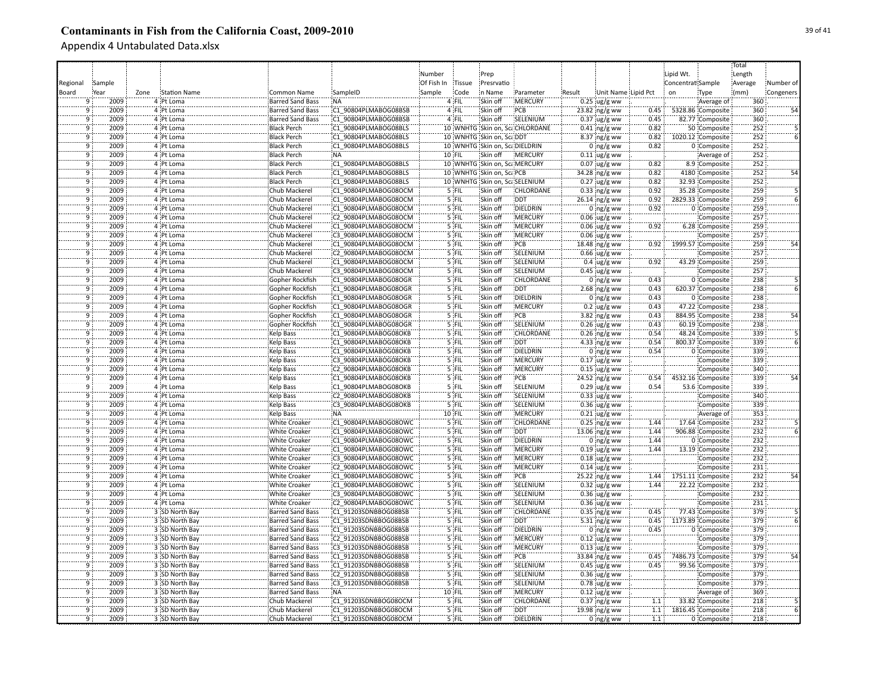# Contaminants in Fish from the California Coast, 2009-2010

Appendix 4 Untabulated Data.xlsx

| Regional Board | Sample Year | Zone | Station Name | Common Name | SampleID | Number Of Fish In Sample | Tissue Code | Prep Presrvation Name | Parameter | Result | Unit Name | Lipid Pct | Lipid Wt. Concentration | Sample Type | Total Length Average (mm) | Number of Congeners |
|---|---|---|---|---|---|---|---|---|---|---|---|---|---|---|---|---|
| 9 | 2009 | 4 | Pt Loma | Barred Sand Bass | NA | 4 | FIL | Skin off | MERCURY | 0.25 | ug/g ww | | . | Average of | 360 | |
| 9 | 2009 | 4 | Pt Loma | Barred Sand Bass | C1_90804PLMABOG08BSB | 4 | FIL | Skin off | PCB | 23.82 | ng/g ww | 0.45 | 5328.86 | Composite | 360 | 54 |
| 9 | 2009 | 4 | Pt Loma | Barred Sand Bass | C1_90804PLMABOG08BSB | 4 | FIL | Skin off | SELENIUM | 0.37 | ug/g ww | 0.45 | 82.77 | Composite | 360 | . |
| 9 | 2009 | 4 | Pt Loma | Black Perch | C1_90804PLMABOG08BLS | 10 | WNHTG | Skin on, Sca | CHLORDANE | 0.41 | ng/g ww | 0.82 | 50 | Composite | 252 | 5 |
| 9 | 2009 | 4 | Pt Loma | Black Perch | C1_90804PLMABOG08BLS | 10 | WNHTG | Skin on, Sca | DDT | 8.37 | ng/g ww | 0.82 | 1020.12 | Composite | 252 | 6 |
| 9 | 2009 | 4 | Pt Loma | Black Perch | C1_90804PLMABOG08BLS | 10 | WNHTG | Skin on, Sca | DIELDRIN | 0 | ng/g ww | 0.82 | 0 | Composite | 252 | . |
| 9 | 2009 | 4 | Pt Loma | Black Perch | NA | 10 | FIL | Skin off | MERCURY | 0.11 | ug/g ww | | . | Average of | 252 | . |
| 9 | 2009 | 4 | Pt Loma | Black Perch | C1_90804PLMABOG08BLS | 10 | WNHTG | Skin on, Sca | MERCURY | 0.07 | ug/g ww | 0.82 | 8.9 | Composite | 252 | . |
| 9 | 2009 | 4 | Pt Loma | Black Perch | C1_90804PLMABOG08BLS | 10 | WNHTG | Skin on, Sca | PCB | 34.28 | ng/g ww | 0.82 | 4180 | Composite | 252 | 54 |
| 9 | 2009 | 4 | Pt Loma | Black Perch | C1_90804PLMABOG08BLS | 10 | WNHTG | Skin on, Sca | SELENIUM | 0.27 | ug/g ww | 0.82 | 32.93 | Composite | 252 | . |
| 9 | 2009 | 4 | Pt Loma | Chub Mackerel | C1_90804PLMABOG08OCM | 5 | FIL | Skin off | CHLORDANE | 0.33 | ng/g ww | 0.92 | 35.28 | Composite | 259 | 5 |
| 9 | 2009 | 4 | Pt Loma | Chub Mackerel | C1_90804PLMABOG08OCM | 5 | FIL | Skin off | DDT | 26.14 | ng/g ww | 0.92 | 2829.33 | Composite | 259 | 6 |
| 9 | 2009 | 4 | Pt Loma | Chub Mackerel | C1_90804PLMABOG08OCM | 5 | FIL | Skin off | DIELDRIN | 0 | ng/g ww | 0.92 | 0 | Composite | 259 | . |
| 9 | 2009 | 4 | Pt Loma | Chub Mackerel | C2_90804PLMABOG08OCM | 5 | FIL | Skin off | MERCURY | 0.06 | ug/g ww | . | . | Composite | 257 | . |
| 9 | 2009 | 4 | Pt Loma | Chub Mackerel | C1_90804PLMABOG08OCM | 5 | FIL | Skin off | MERCURY | 0.06 | ug/g ww | 0.92 | 6.28 | Composite | 259 | . |
| 9 | 2009 | 4 | Pt Loma | Chub Mackerel | C3_90804PLMABOG08OCM | 5 | FIL | Skin off | MERCURY | 0.06 | ug/g ww | . | . | Composite | 257 | . |
| 9 | 2009 | 4 | Pt Loma | Chub Mackerel | C1_90804PLMABOG08OCM | 5 | FIL | Skin off | PCB | 18.48 | ng/g ww | 0.92 | 1999.57 | Composite | 259 | 54 |
| 9 | 2009 | 4 | Pt Loma | Chub Mackerel | C2_90804PLMABOG08OCM | 5 | FIL | Skin off | SELENIUM | 0.66 | ug/g ww | . | . | Composite | 257 | . |
| 9 | 2009 | 4 | Pt Loma | Chub Mackerel | C1_90804PLMABOG08OCM | 5 | FIL | Skin off | SELENIUM | 0.4 | ug/g ww | 0.92 | 43.29 | Composite | 259 | . |
| 9 | 2009 | 4 | Pt Loma | Chub Mackerel | C3_90804PLMABOG08OCM | 5 | FIL | Skin off | SELENIUM | 0.45 | ug/g ww | . | . | Composite | 257 | . |
| 9 | 2009 | 4 | Pt Loma | Gopher Rockfish | C1_90804PLMABOG08OGR | 5 | FIL | Skin off | CHLORDANE | 0 | ng/g ww | 0.43 | 0 | Composite | 238 | 5 |
| 9 | 2009 | 4 | Pt Loma | Gopher Rockfish | C1_90804PLMABOG08OGR | 5 | FIL | Skin off | DDT | 2.68 | ng/g ww | 0.43 | 620.37 | Composite | 238 | 6 |
| 9 | 2009 | 4 | Pt Loma | Gopher Rockfish | C1_90804PLMABOG08OGR | 5 | FIL | Skin off | DIELDRIN | 0 | ng/g ww | 0.43 | 0 | Composite | 238 | . |
| 9 | 2009 | 4 | Pt Loma | Gopher Rockfish | C1_90804PLMABOG08OGR | 5 | FIL | Skin off | MERCURY | 0.2 | ug/g ww | 0.43 | 47.22 | Composite | 238 | . |
| 9 | 2009 | 4 | Pt Loma | Gopher Rockfish | C1_90804PLMABOG08OGR | 5 | FIL | Skin off | PCB | 3.82 | ng/g ww | 0.43 | 884.95 | Composite | 238 | 54 |
| 9 | 2009 | 4 | Pt Loma | Gopher Rockfish | C1_90804PLMABOG08OGR | 5 | FIL | Skin off | SELENIUM | 0.26 | ug/g ww | 0.43 | 60.19 | Composite | 238 | . |
| 9 | 2009 | 4 | Pt Loma | Kelp Bass | C1_90804PLMABOG08OKB | 5 | FIL | Skin off | CHLORDANE | 0.26 | ng/g ww | 0.54 | 48.24 | Composite | 339 | 5 |
| 9 | 2009 | 4 | Pt Loma | Kelp Bass | C1_90804PLMABOG08OKB | 5 | FIL | Skin off | DDT | 4.33 | ng/g ww | 0.54 | 800.37 | Composite | 339 | 6 |
| 9 | 2009 | 4 | Pt Loma | Kelp Bass | C1_90804PLMABOG08OKB | 5 | FIL | Skin off | DIELDRIN | 0 | ng/g ww | 0.54 | 0 | Composite | 339 | . |
| 9 | 2009 | 4 | Pt Loma | Kelp Bass | C3_90804PLMABOG08OKB | 5 | FIL | Skin off | MERCURY | 0.17 | ug/g ww | . | . | Composite | 339 | . |
| 9 | 2009 | 4 | Pt Loma | Kelp Bass | C2_90804PLMABOG08OKB | 5 | FIL | Skin off | MERCURY | 0.15 | ug/g ww | . | . | Composite | 340 | . |
| 9 | 2009 | 4 | Pt Loma | Kelp Bass | C1_90804PLMABOG08OKB | 5 | FIL | Skin off | PCB | 24.52 | ng/g ww | 0.54 | 4532.16 | Composite | 339 | 54 |
| 9 | 2009 | 4 | Pt Loma | Kelp Bass | C1_90804PLMABOG08OKB | 5 | FIL | Skin off | SELENIUM | 0.29 | ug/g ww | 0.54 | 53.6 | Composite | 339 | . |
| 9 | 2009 | 4 | Pt Loma | Kelp Bass | C2_90804PLMABOG08OKB | 5 | FIL | Skin off | SELENIUM | 0.33 | ug/g ww | . | . | Composite | 340 | . |
| 9 | 2009 | 4 | Pt Loma | Kelp Bass | C3_90804PLMABOG08OKB | 5 | FIL | Skin off | SELENIUM | 0.36 | ug/g ww | . | . | Composite | 339 | . |
| 9 | 2009 | 4 | Pt Loma | Kelp Bass | NA | 10 | FIL | Skin off | MERCURY | 0.21 | ug/g ww | . | . | Average of | 353 | . |
| 9 | 2009 | 4 | Pt Loma | White Croaker | C1_90804PLMABOG08OWC | 5 | FIL | Skin off | CHLORDANE | 0.25 | ng/g ww | 1.44 | 17.64 | Composite | 232 | 5 |
| 9 | 2009 | 4 | Pt Loma | White Croaker | C1_90804PLMABOG08OWC | 5 | FIL | Skin off | DDT | 13.06 | ng/g ww | 1.44 | 906.88 | Composite | 232 | 6 |
| 9 | 2009 | 4 | Pt Loma | White Croaker | C1_90804PLMABOG08OWC | 5 | FIL | Skin off | DIELDRIN | 0 | ng/g ww | 1.44 | 0 | Composite | 232 | . |
| 9 | 2009 | 4 | Pt Loma | White Croaker | C1_90804PLMABOG08OWC | 5 | FIL | Skin off | MERCURY | 0.19 | ug/g ww | 1.44 | 13.19 | Composite | 232 | . |
| 9 | 2009 | 4 | Pt Loma | White Croaker | C3_90804PLMABOG08OWC | 5 | FIL | Skin off | MERCURY | 0.18 | ug/g ww | . | . | Composite | 232 | . |
| 9 | 2009 | 4 | Pt Loma | White Croaker | C2_90804PLMABOG08OWC | 5 | FIL | Skin off | MERCURY | 0.14 | ug/g ww | . | . | Composite | 231 | . |
| 9 | 2009 | 4 | Pt Loma | White Croaker | C1_90804PLMABOG08OWC | 5 | FIL | Skin off | PCB | 25.22 | ng/g ww | 1.44 | 1751.11 | Composite | 232 | 54 |
| 9 | 2009 | 4 | Pt Loma | White Croaker | C1_90804PLMABOG08OWC | 5 | FIL | Skin off | SELENIUM | 0.32 | ug/g ww | 1.44 | 22.22 | Composite | 232 | . |
| 9 | 2009 | 4 | Pt Loma | White Croaker | C3_90804PLMABOG08OWC | 5 | FIL | Skin off | SELENIUM | 0.36 | ug/g ww | . | . | Composite | 232 | . |
| 9 | 2009 | 4 | Pt Loma | White Croaker | C2_90804PLMABOG08OWC | 5 | FIL | Skin off | SELENIUM | 0.36 | ug/g ww | . | . | Composite | 231 | . |
| 9 | 2009 | 3 | SD North Bay | Barred Sand Bass | C1_91203SDNBBOG08BSB | 5 | FIL | Skin off | CHLORDANE | 0.35 | ng/g ww | 0.45 | 77.43 | Composite | 379 | 5 |
| 9 | 2009 | 3 | SD North Bay | Barred Sand Bass | C1_91203SDNBBOG08BSB | 5 | FIL | Skin off | DDT | 5.31 | ng/g ww | 0.45 | 1173.89 | Composite | 379 | 6 |
| 9 | 2009 | 3 | SD North Bay | Barred Sand Bass | C1_91203SDNBBOG08BSB | 5 | FIL | Skin off | DIELDRIN | 0 | ng/g ww | 0.45 | 0 | Composite | 379 | . |
| 9 | 2009 | 3 | SD North Bay | Barred Sand Bass | C2_91203SDNBBOG08BSB | 5 | FIL | Skin off | MERCURY | 0.12 | ug/g ww | . | . | Composite | 379 | . |
| 9 | 2009 | 3 | SD North Bay | Barred Sand Bass | C3_91203SDNBBOG08BSB | 5 | FIL | Skin off | MERCURY | 0.13 | ug/g ww | . | . | Composite | 379 | . |
| 9 | 2009 | 3 | SD North Bay | Barred Sand Bass | C1_91203SDNBBOG08BSB | 5 | FIL | Skin off | PCB | 33.84 | ng/g ww | 0.45 | 7486.73 | Composite | 379 | 54 |
| 9 | 2009 | 3 | SD North Bay | Barred Sand Bass | C1_91203SDNBBOG08BSB | 5 | FIL | Skin off | SELENIUM | 0.45 | ug/g ww | 0.45 | 99.56 | Composite | 379 | . |
| 9 | 2009 | 3 | SD North Bay | Barred Sand Bass | C2_91203SDNBBOG08BSB | 5 | FIL | Skin off | SELENIUM | 0.36 | ug/g ww | . | . | Composite | 379 | . |
| 9 | 2009 | 3 | SD North Bay | Barred Sand Bass | C3_91203SDNBBOG08BSB | 5 | FIL | Skin off | SELENIUM | 0.78 | ug/g ww | . | . | Composite | 379 | . |
| 9 | 2009 | 3 | SD North Bay | Barred Sand Bass | NA | 10 | FIL | Skin off | MERCURY | 0.12 | ug/g ww | . | . | Average of | 369 | . |
| 9 | 2009 | 3 | SD North Bay | Chub Mackerel | C1_91203SDNBBOG08OCM | 5 | FIL | Skin off | CHLORDANE | 0.37 | ng/g ww | 1.1 | 33.82 | Composite | 218 | 5 |
| 9 | 2009 | 3 | SD North Bay | Chub Mackerel | C1_91203SDNBBOG08OCM | 5 | FIL | Skin off | DDT | 19.98 | ng/g ww | 1.1 | 1816.45 | Composite | 218 | 6 |
| 9 | 2009 | 3 | SD North Bay | Chub Mackerel | C1_91203SDNBBOG08OCM | 5 | FIL | Skin off | DIELDRIN | 0 | ng/g ww | 1.1 | 0 | Composite | 218 | . |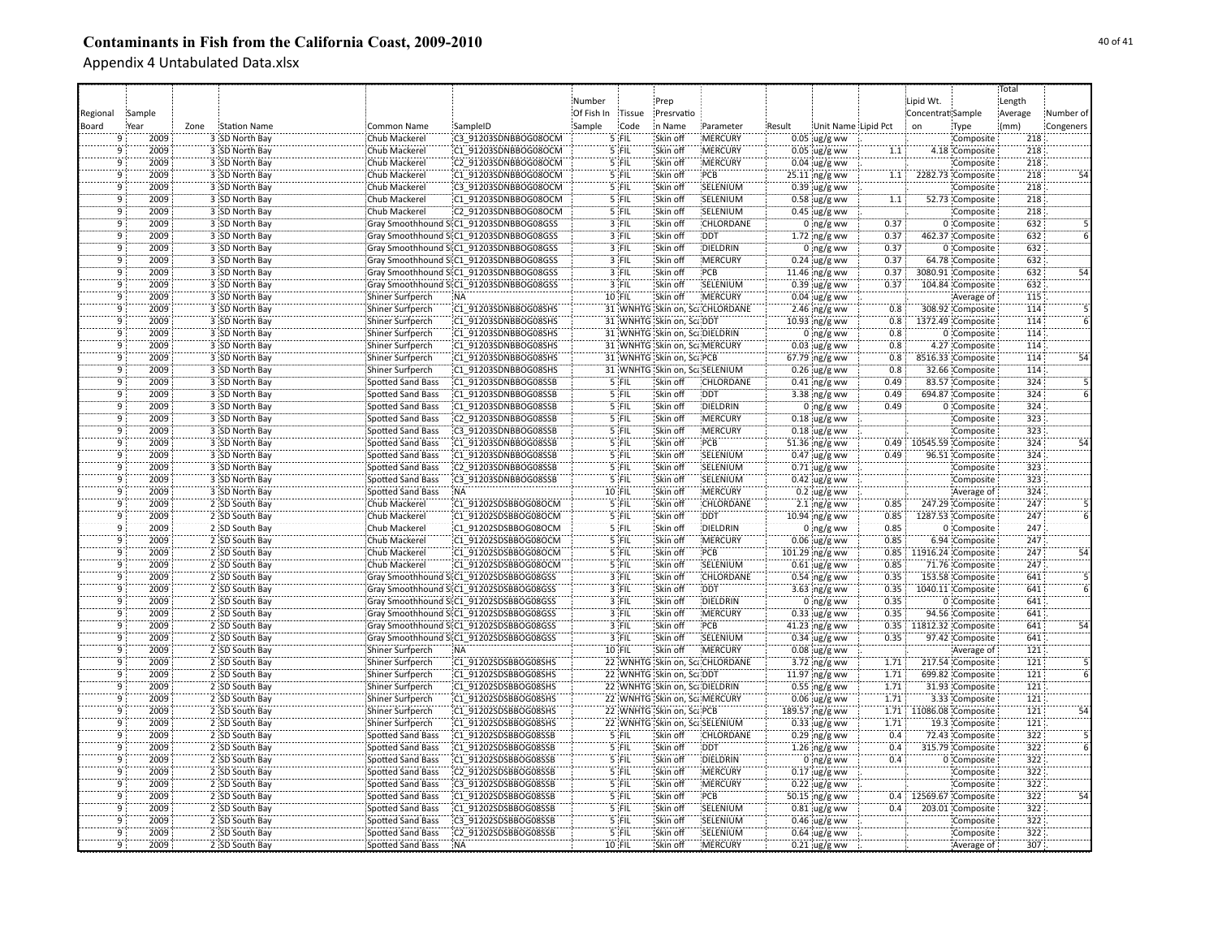# Contaminants in Fish from the California Coast, 2009-2010

Appendix 4 Untabulated Data.xlsx

| Regional Board | Sample Year | Zone | Station Name | Common Name | SampleID | Number Of Fish In Sample | Tissue Code | Prep Presrvation Name | Parameter | Result | Unit Name | Lipid Pct | Lipid Wt. Concentration | Sample Type | Total Length Average (mm) | Number of Congeners |
|---|---|---|---|---|---|---|---|---|---|---|---|---|---|---|---|---|
| 9 | 2009 | 3 | SD North Bay | Chub Mackerel | C3_91203SDNBBOG08OCM | 5 | FIL | Skin off | MERCURY | 0.05 | ug/g ww | | | Composite | 218 | |
| 9 | 2009 | 3 | SD North Bay | Chub Mackerel | C1_91203SDNBBOG08OCM | 5 | FIL | Skin off | MERCURY | 0.05 | ug/g ww | 1.1 | 4.18 | Composite | 218 | |
| 9 | 2009 | 3 | SD North Bay | Chub Mackerel | C2_91203SDNBBOG08OCM | 5 | FIL | Skin off | MERCURY | 0.04 | ug/g ww | | | Composite | 218 | |
| 9 | 2009 | 3 | SD North Bay | Chub Mackerel | C1_91203SDNBBOG08OCM | 5 | FIL | Skin off | PCB | 25.11 | ng/g ww | 1.1 | 2282.73 | Composite | 218 | 54 |
| 9 | 2009 | 3 | SD North Bay | Chub Mackerel | C3_91203SDNBBOG08OCM | 5 | FIL | Skin off | SELENIUM | 0.39 | ug/g ww | | | Composite | 218 | |
| 9 | 2009 | 3 | SD North Bay | Chub Mackerel | C1_91203SDNBBOG08OCM | 5 | FIL | Skin off | SELENIUM | 0.58 | ug/g ww | 1.1 | 52.73 | Composite | 218 | |
| 9 | 2009 | 3 | SD North Bay | Chub Mackerel | C2_91203SDNBBOG08OCM | 5 | FIL | Skin off | SELENIUM | 0.45 | ug/g ww | | | Composite | 218 | |
| 9 | 2009 | 3 | SD North Bay | Gray Smoothhound S | C1_91203SDNBBOG08GSS | 3 | FIL | Skin off | CHLORDANE | 0 | ng/g ww | 0.37 | 0 | Composite | 632 | 5 |
| 9 | 2009 | 3 | SD North Bay | Gray Smoothhound S | C1_91203SDNBBOG08GSS | 3 | FIL | Skin off | DDT | 1.72 | ng/g ww | 0.37 | 462.37 | Composite | 632 | 6 |
| 9 | 2009 | 3 | SD North Bay | Gray Smoothhound S | C1_91203SDNBBOG08GSS | 3 | FIL | Skin off | DIELDRIN | 0 | ng/g ww | 0.37 | 0 | Composite | 632 | |
| 9 | 2009 | 3 | SD North Bay | Gray Smoothhound S | C1_91203SDNBBOG08GSS | 3 | FIL | Skin off | MERCURY | 0.24 | ug/g ww | 0.37 | 64.78 | Composite | 632 | |
| 9 | 2009 | 3 | SD North Bay | Gray Smoothhound S | C1_91203SDNBBOG08GSS | 3 | FIL | Skin off | PCB | 11.46 | ng/g ww | 0.37 | 3080.91 | Composite | 632 | 54 |
| 9 | 2009 | 3 | SD North Bay | Gray Smoothhound S | C1_91203SDNBBOG08GSS | 3 | FIL | Skin off | SELENIUM | 0.39 | ug/g ww | 0.37 | 104.84 | Composite | 632 | |
| 9 | 2009 | 3 | SD North Bay | Shiner Surfperch | NA | 10 | FIL | Skin off | MERCURY | 0.04 | ug/g ww | | | Average of | 115 | |
| 9 | 2009 | 3 | SD North Bay | Shiner Surfperch | C1_91203SDNBBOG08SHS | 31 | WNHTG | Skin on, Sc | CHLORDANE | 2.46 | ng/g ww | 0.8 | 308.92 | Composite | 114 | 5 |
| 9 | 2009 | 3 | SD North Bay | Shiner Surfperch | C1_91203SDNBBOG08SHS | 31 | WNHTG | Skin on, Sc | DDT | 10.93 | ng/g ww | 0.8 | 1372.49 | Composite | 114 | 6 |
| 9 | 2009 | 3 | SD North Bay | Shiner Surfperch | C1_91203SDNBBOG08SHS | 31 | WNHTG | Skin on, Sc | DIELDRIN | 0 | ng/g ww | 0.8 | 0 | Composite | 114 | |
| 9 | 2009 | 3 | SD North Bay | Shiner Surfperch | C1_91203SDNBBOG08SHS | 31 | WNHTG | Skin on, Sc | MERCURY | 0.03 | ug/g ww | 0.8 | 4.27 | Composite | 114 | |
| 9 | 2009 | 3 | SD North Bay | Shiner Surfperch | C1_91203SDNBBOG08SHS | 31 | WNHTG | Skin on, Sc | PCB | 67.79 | ng/g ww | 0.8 | 8516.33 | Composite | 114 | 54 |
| 9 | 2009 | 3 | SD North Bay | Shiner Surfperch | C1_91203SDNBBOG08SHS | 31 | WNHTG | Skin on, Sc | SELENIUM | 0.26 | ug/g ww | 0.8 | 32.66 | Composite | 114 | |
| 9 | 2009 | 3 | SD North Bay | Spotted Sand Bass | C1_91203SDNBBOG08SSB | 5 | FIL | Skin off | CHLORDANE | 0.41 | ng/g ww | 0.49 | 83.57 | Composite | 324 | 5 |
| 9 | 2009 | 3 | SD North Bay | Spotted Sand Bass | C1_91203SDNBBOG08SSB | 5 | FIL | Skin off | DDT | 3.38 | ng/g ww | 0.49 | 694.87 | Composite | 324 | 6 |
| 9 | 2009 | 3 | SD North Bay | Spotted Sand Bass | C1_91203SDNBBOG08SSB | 5 | FIL | Skin off | DIELDRIN | 0 | ng/g ww | 0.49 | 0 | Composite | 324 | |
| 9 | 2009 | 3 | SD North Bay | Spotted Sand Bass | C2_91203SDNBBOG08SSB | 5 | FIL | Skin off | MERCURY | 0.18 | ug/g ww | | | Composite | 323 | |
| 9 | 2009 | 3 | SD North Bay | Spotted Sand Bass | C3_91203SDNBBOG08SSB | 5 | FIL | Skin off | MERCURY | 0.18 | ug/g ww | | | Composite | 323 | |
| 9 | 2009 | 3 | SD North Bay | Spotted Sand Bass | C1_91203SDNBBOG08SSB | 5 | FIL | Skin off | PCB | 51.36 | ng/g ww | 0.49 | 10545.59 | Composite | 324 | 54 |
| 9 | 2009 | 3 | SD North Bay | Spotted Sand Bass | C1_91203SDNBBOG08SSB | 5 | FIL | Skin off | SELENIUM | 0.47 | ug/g ww | 0.49 | 96.51 | Composite | 324 | |
| 9 | 2009 | 3 | SD North Bay | Spotted Sand Bass | C2_91203SDNBBOG08SSB | 5 | FIL | Skin off | SELENIUM | 0.71 | ug/g ww | | | Composite | 323 | |
| 9 | 2009 | 3 | SD North Bay | Spotted Sand Bass | C3_91203SDNBBOG08SSB | 5 | FIL | Skin off | SELENIUM | 0.42 | ug/g ww | | | Composite | 323 | |
| 9 | 2009 | 3 | SD North Bay | Spotted Sand Bass | NA | 10 | FIL | Skin off | MERCURY | 0.2 | ug/g ww | | | Average of | 324 | |
| 9 | 2009 | 2 | SD South Bay | Chub Mackerel | C1_91202SDSBBOG08OCM | 5 | FIL | Skin off | CHLORDANE | 2.1 | ng/g ww | 0.85 | 247.29 | Composite | 247 | 5 |
| 9 | 2009 | 2 | SD South Bay | Chub Mackerel | C1_91202SDSBBOG08OCM | 5 | FIL | Skin off | DDT | 10.94 | ng/g ww | 0.85 | 1287.53 | Composite | 247 | 6 |
| 9 | 2009 | 2 | SD South Bay | Chub Mackerel | C1_91202SDSBBOG08OCM | 5 | FIL | Skin off | DIELDRIN | 0 | ng/g ww | 0.85 | 0 | Composite | 247 | |
| 9 | 2009 | 2 | SD South Bay | Chub Mackerel | C1_91202SDSBBOG08OCM | 5 | FIL | Skin off | MERCURY | 0.06 | ug/g ww | 0.85 | 6.94 | Composite | 247 | |
| 9 | 2009 | 2 | SD South Bay | Chub Mackerel | C1_91202SDSBBOG08OCM | 5 | FIL | Skin off | PCB | 101.29 | ng/g ww | 0.85 | 11916.24 | Composite | 247 | 54 |
| 9 | 2009 | 2 | SD South Bay | Chub Mackerel | C1_91202SDSBBOG08OCM | 5 | FIL | Skin off | SELENIUM | 0.61 | ug/g ww | 0.85 | 71.76 | Composite | 247 | |
| 9 | 2009 | 2 | SD South Bay | Gray Smoothhound S | C1_91202SDSBBOG08GSS | 3 | FIL | Skin off | CHLORDANE | 0.54 | ng/g ww | 0.35 | 153.58 | Composite | 641 | 5 |
| 9 | 2009 | 2 | SD South Bay | Gray Smoothhound S | C1_91202SDSBBOG08GSS | 3 | FIL | Skin off | DDT | 3.63 | ng/g ww | 0.35 | 1040.11 | Composite | 641 | 6 |
| 9 | 2009 | 2 | SD South Bay | Gray Smoothhound S | C1_91202SDSBBOG08GSS | 3 | FIL | Skin off | DIELDRIN | 0 | ng/g ww | 0.35 | 0 | Composite | 641 | |
| 9 | 2009 | 2 | SD South Bay | Gray Smoothhound S | C1_91202SDSBBOG08GSS | 3 | FIL | Skin off | MERCURY | 0.33 | ug/g ww | 0.35 | 94.56 | Composite | 641 | |
| 9 | 2009 | 2 | SD South Bay | Gray Smoothhound S | C1_91202SDSBBOG08GSS | 3 | FIL | Skin off | PCB | 41.23 | ng/g ww | 0.35 | 11812.32 | Composite | 641 | 54 |
| 9 | 2009 | 2 | SD South Bay | Gray Smoothhound S | C1_91202SDSBBOG08GSS | 3 | FIL | Skin off | SELENIUM | 0.34 | ug/g ww | 0.35 | 97.42 | Composite | 641 | |
| 9 | 2009 | 2 | SD South Bay | Shiner Surfperch | NA | 10 | FIL | Skin off | MERCURY | 0.08 | ug/g ww | | | Average of | 121 | |
| 9 | 2009 | 2 | SD South Bay | Shiner Surfperch | C1_91202SDSBBOG08SHS | 22 | WNHTG | Skin on, Sc | CHLORDANE | 3.72 | ng/g ww | 1.71 | 217.54 | Composite | 121 | 5 |
| 9 | 2009 | 2 | SD South Bay | Shiner Surfperch | C1_91202SDSBBOG08SHS | 22 | WNHTG | Skin on, Sc | DDT | 11.97 | ng/g ww | 1.71 | 699.82 | Composite | 121 | 6 |
| 9 | 2009 | 2 | SD South Bay | Shiner Surfperch | C1_91202SDSBBOG08SHS | 22 | WNHTG | Skin on, Sc | DIELDRIN | 0.55 | ng/g ww | 1.71 | 31.93 | Composite | 121 | |
| 9 | 2009 | 2 | SD South Bay | Shiner Surfperch | C1_91202SDSBBOG08SHS | 22 | WNHTG | Skin on, Sc | MERCURY | 0.06 | ug/g ww | 1.71 | 3.33 | Composite | 121 | |
| 9 | 2009 | 2 | SD South Bay | Shiner Surfperch | C1_91202SDSBBOG08SHS | 22 | WNHTG | Skin on, Sc | PCB | 189.57 | ng/g ww | 1.71 | 11086.08 | Composite | 121 | 54 |
| 9 | 2009 | 2 | SD South Bay | Shiner Surfperch | C1_91202SDSBBOG08SHS | 22 | WNHTG | Skin on, Sc | SELENIUM | 0.33 | ug/g ww | 1.71 | 19.3 | Composite | 121 | |
| 9 | 2009 | 2 | SD South Bay | Spotted Sand Bass | C1_91202SDSBBOG08SSB | 5 | FIL | Skin off | CHLORDANE | 0.29 | ng/g ww | 0.4 | 72.43 | Composite | 322 | 5 |
| 9 | 2009 | 2 | SD South Bay | Spotted Sand Bass | C1_91202SDSBBOG08SSB | 5 | FIL | Skin off | DDT | 1.26 | ng/g ww | 0.4 | 315.79 | Composite | 322 | 6 |
| 9 | 2009 | 2 | SD South Bay | Spotted Sand Bass | C1_91202SDSBBOG08SSB | 5 | FIL | Skin off | DIELDRIN | 0 | ng/g ww | 0.4 | 0 | Composite | 322 | |
| 9 | 2009 | 2 | SD South Bay | Spotted Sand Bass | C2_91202SDSBBOG08SSB | 5 | FIL | Skin off | MERCURY | 0.17 | ug/g ww | | | Composite | 322 | |
| 9 | 2009 | 2 | SD South Bay | Spotted Sand Bass | C3_91202SDSBBOG08SSB | 5 | FIL | Skin off | MERCURY | 0.22 | ug/g ww | | | Composite | 322 | |
| 9 | 2009 | 2 | SD South Bay | Spotted Sand Bass | C1_91202SDSBBOG08SSB | 5 | FIL | Skin off | PCB | 50.15 | ng/g ww | 0.4 | 12569.67 | Composite | 322 | 54 |
| 9 | 2009 | 2 | SD South Bay | Spotted Sand Bass | C1_91202SDSBBOG08SSB | 5 | FIL | Skin off | SELENIUM | 0.81 | ug/g ww | 0.4 | 203.01 | Composite | 322 | |
| 9 | 2009 | 2 | SD South Bay | Spotted Sand Bass | C3_91202SDSBBOG08SSB | 5 | FIL | Skin off | SELENIUM | 0.46 | ug/g ww | | | Composite | 322 | |
| 9 | 2009 | 2 | SD South Bay | Spotted Sand Bass | C2_91202SDSBBOG08SSB | 5 | FIL | Skin off | SELENIUM | 0.64 | ug/g ww | | | Composite | 322 | |
| 9 | 2009 | 2 | SD South Bay | Spotted Sand Bass | NA | 10 | FIL | Skin off | MERCURY | 0.21 | ug/g ww | | | Average of | 307 | |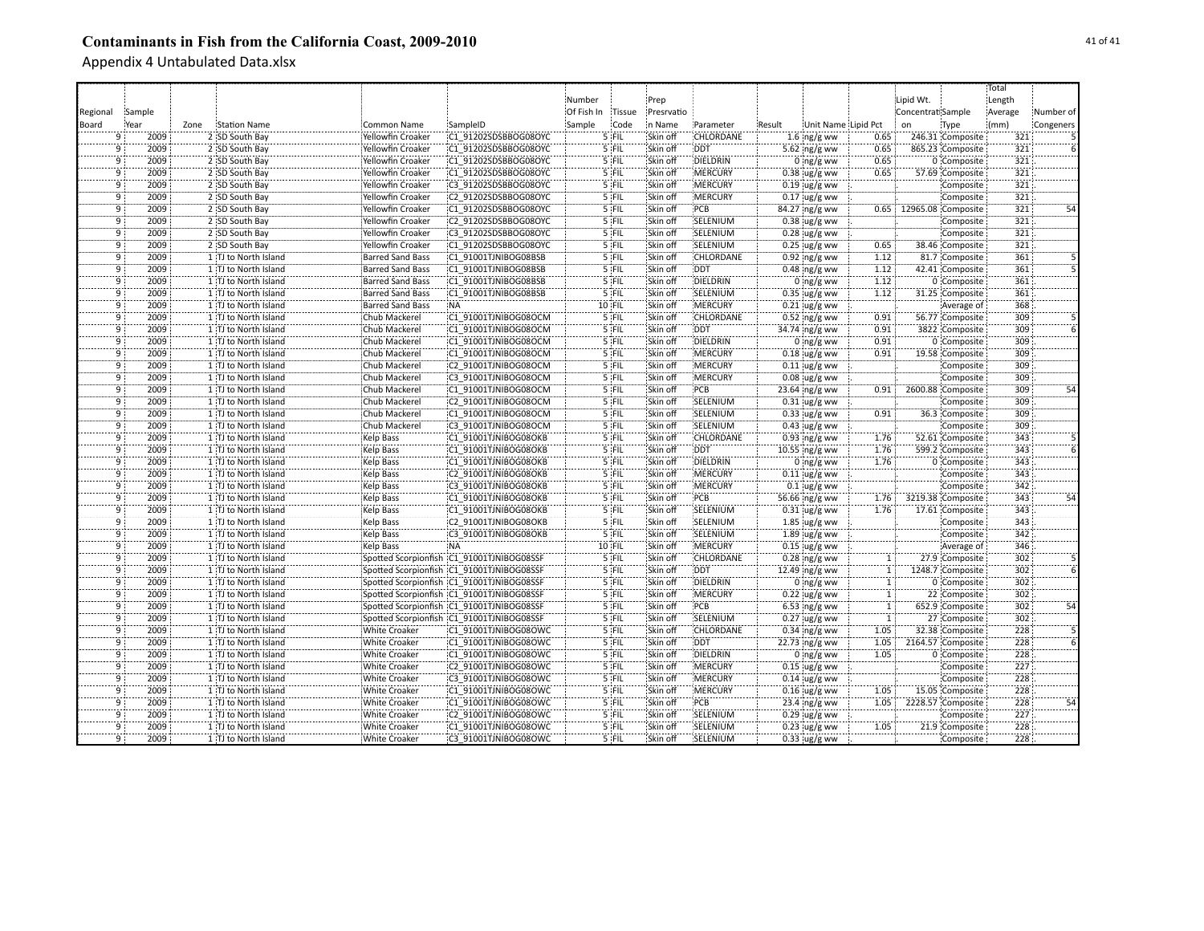# Contaminants in Fish from the California Coast, 2009-2010

## Appendix 4 Untabulated Data.xlsx

| Regional Board | Sample Year | Zone | Station Name | Common Name | SampleID | Number Of Fish In Sample | Tissue Code | Prep Presrvation Name | Parameter | Result | Unit Name | Lipid Pct | Lipid Wt. Concentration | Sample Type | Total Length Average (mm) | Number of Congeners |
|---|---|---|---|---|---|---|---|---|---|---|---|---|---|---|---|---|
| 9 | 2009 | 2 | SD South Bay | Yellowfin Croaker | C1_91202SDSBBOG08OYC | 5 | FIL | Skin off | CHLORDANE | 1.6 | ng/g ww | 0.65 | 246.31 | Composite | 321 | 5 |
| 9 | 2009 | 2 | SD South Bay | Yellowfin Croaker | C1_91202SDSBBOG08OYC | 5 | FIL | Skin off | DDT | 5.62 | ng/g ww | 0.65 | 865.23 | Composite | 321 | 6 |
| 9 | 2009 | 2 | SD South Bay | Yellowfin Croaker | C1_91202SDSBBOG08OYC | 5 | FIL | Skin off | DIELDRIN | 0 | ng/g ww | 0.65 | 0 | Composite | 321 | . |
| 9 | 2009 | 2 | SD South Bay | Yellowfin Croaker | C1_91202SDSBBOG08OYC | 5 | FIL | Skin off | MERCURY | 0.38 | ug/g ww | 0.65 | 57.69 | Composite | 321 | |
| 9 | 2009 | 2 | SD South Bay | Yellowfin Croaker | C3_91202SDSBBOG08OYC | 5 | FIL | Skin off | MERCURY | 0.19 | ug/g ww | . | | Composite | 321 | . |
| 9 | 2009 | 2 | SD South Bay | Yellowfin Croaker | C2_91202SDSBBOG08OYC | 5 | FIL | Skin off | MERCURY | 0.17 | ug/g ww | . | | Composite | 321 | . |
| 9 | 2009 | 2 | SD South Bay | Yellowfin Croaker | C1_91202SDSBBOG08OYC | 5 | FIL | Skin off | PCB | 84.27 | ng/g ww | 0.65 | 12965.08 | Composite | 321 | 54 |
| 9 | 2009 | 2 | SD South Bay | Yellowfin Croaker | C2_91202SDSBBOG08OYC | 5 | FIL | Skin off | SELENIUM | 0.38 | ug/g ww | . | | Composite | 321 | . |
| 9 | 2009 | 2 | SD South Bay | Yellowfin Croaker | C3_91202SDSBBOG08OYC | 5 | FIL | Skin off | SELENIUM | 0.28 | ug/g ww | . | | Composite | 321 | . |
| 9 | 2009 | 2 | SD South Bay | Yellowfin Croaker | C1_91202SDSBBOG08OYC | 5 | FIL | Skin off | SELENIUM | 0.25 | ug/g ww | 0.65 | 38.46 | Composite | 321 | . |
| 9 | 2009 | 1 | TJ to North Island | Barred Sand Bass | C1_91001TJNIBOG08BSB | 5 | FIL | Skin off | CHLORDANE | 0.92 | ng/g ww | 1.12 | 81.7 | Composite | 361 | 5 |
| 9 | 2009 | 1 | TJ to North Island | Barred Sand Bass | C1_91001TJNIBOG08BSB | 5 | FIL | Skin off | DDT | 0.48 | ng/g ww | 1.12 | 42.41 | Composite | 361 | 5 |
| 9 | 2009 | 1 | TJ to North Island | Barred Sand Bass | C1_91001TJNIBOG08BSB | 5 | FIL | Skin off | DIELDRIN | 0 | ng/g ww | 1.12 | 0 | Composite | 361 | . |
| 9 | 2009 | 1 | TJ to North Island | Barred Sand Bass | C1_91001TJNIBOG08BSB | 5 | FIL | Skin off | SELENIUM | 0.35 | ug/g ww | 1.12 | 31.25 | Composite | 361 | . |
| 9 | 2009 | 1 | TJ to North Island | Barred Sand Bass | NA | 10 | FIL | Skin off | MERCURY | 0.21 | ug/g ww | . | . | Average of | 368 | . |
| 9 | 2009 | 1 | TJ to North Island | Chub Mackerel | C1_91001TJNIBOG08OCM | 5 | FIL | Skin off | CHLORDANE | 0.52 | ng/g ww | 0.91 | 56.77 | Composite | 309 | 5 |
| 9 | 2009 | 1 | TJ to North Island | Chub Mackerel | C1_91001TJNIBOG08OCM | 5 | FIL | Skin off | DDT | 34.74 | ng/g ww | 0.91 | 3822 | Composite | 309 | 6 |
| 9 | 2009 | 1 | TJ to North Island | Chub Mackerel | C1_91001TJNIBOG08OCM | 5 | FIL | Skin off | DIELDRIN | 0 | ng/g ww | 0.91 | 0 | Composite | 309 | . |
| 9 | 2009 | 1 | TJ to North Island | Chub Mackerel | C1_91001TJNIBOG08OCM | 5 | FIL | Skin off | MERCURY | 0.18 | ug/g ww | 0.91 | 19.58 | Composite | 309 | . |
| 9 | 2009 | 1 | TJ to North Island | Chub Mackerel | C2_91001TJNIBOG08OCM | 5 | FIL | Skin off | MERCURY | 0.11 | ug/g ww | . | | Composite | 309 | . |
| 9 | 2009 | 1 | TJ to North Island | Chub Mackerel | C3_91001TJNIBOG08OCM | 5 | FIL | Skin off | MERCURY | 0.08 | ug/g ww | . | | Composite | 309 | . |
| 9 | 2009 | 1 | TJ to North Island | Chub Mackerel | C1_91001TJNIBOG08OCM | 5 | FIL | Skin off | PCB | 23.64 | ng/g ww | 0.91 | 2600.88 | Composite | 309 | 54 |
| 9 | 2009 | 1 | TJ to North Island | Chub Mackerel | C2_91001TJNIBOG08OCM | 5 | FIL | Skin off | SELENIUM | 0.31 | ug/g ww | . | | Composite | 309 | . |
| 9 | 2009 | 1 | TJ to North Island | Chub Mackerel | C1_91001TJNIBOG08OCM | 5 | FIL | Skin off | SELENIUM | 0.33 | ug/g ww | 0.91 | 36.3 | Composite | 309 | . |
| 9 | 2009 | 1 | TJ to North Island | Chub Mackerel | C3_91001TJNIBOG08OCM | 5 | FIL | Skin off | SELENIUM | 0.43 | ug/g ww | . | | Composite | 309 | . |
| 9 | 2009 | 1 | TJ to North Island | Kelp Bass | C1_91001TJNIBOG08OKB | 5 | FIL | Skin off | CHLORDANE | 0.93 | ng/g ww | 1.76 | 52.61 | Composite | 343 | 5 |
| 9 | 2009 | 1 | TJ to North Island | Kelp Bass | C1_91001TJNIBOG08OKB | 5 | FIL | Skin off | DDT | 10.55 | ng/g ww | 1.76 | 599.2 | Composite | 343 | 6 |
| 9 | 2009 | 1 | TJ to North Island | Kelp Bass | C1_91001TJNIBOG08OKB | 5 | FIL | Skin off | DIELDRIN | 0 | ng/g ww | 1.76 | 0 | Composite | 343 | . |
| 9 | 2009 | 1 | TJ to North Island | Kelp Bass | C2_91001TJNIBOG08OKB | 5 | FIL | Skin off | MERCURY | 0.11 | ug/g ww | . | | Composite | 343 | . |
| 9 | 2009 | 1 | TJ to North Island | Kelp Bass | C3_91001TJNIBOG08OKB | 5 | FIL | Skin off | MERCURY | 0.1 | ug/g ww | . | | Composite | 342 | . |
| 9 | 2009 | 1 | TJ to North Island | Kelp Bass | C1_91001TJNIBOG08OKB | 5 | FIL | Skin off | PCB | 56.66 | ng/g ww | 1.76 | 3219.38 | Composite | 343 | 54 |
| 9 | 2009 | 1 | TJ to North Island | Kelp Bass | C1_91001TJNIBOG08OKB | 5 | FIL | Skin off | SELENIUM | 0.31 | ug/g ww | 1.76 | 17.61 | Composite | 343 | . |
| 9 | 2009 | 1 | TJ to North Island | Kelp Bass | C2_91001TJNIBOG08OKB | 5 | FIL | Skin off | SELENIUM | 1.85 | ug/g ww | . | | Composite | 343 | . |
| 9 | 2009 | 1 | TJ to North Island | Kelp Bass | C3_91001TJNIBOG08OKB | 5 | FIL | Skin off | SELENIUM | 1.89 | ug/g ww | . | | Composite | 342 | . |
| 9 | 2009 | 1 | TJ to North Island | Kelp Bass | NA | 10 | FIL | Skin off | MERCURY | 0.15 | ug/g ww | . | . | Average of | 346 | . |
| 9 | 2009 | 1 | TJ to North Island | Spotted Scorpionfish | C1_91001TJNIBOG08SSF | 5 | FIL | Skin off | CHLORDANE | 0.28 | ng/g ww | 1 | 27.9 | Composite | 302 | 5 |
| 9 | 2009 | 1 | TJ to North Island | Spotted Scorpionfish | C1_91001TJNIBOG08SSF | 5 | FIL | Skin off | DDT | 12.49 | ng/g ww | 1 | 1248.7 | Composite | 302 | 6 |
| 9 | 2009 | 1 | TJ to North Island | Spotted Scorpionfish | C1_91001TJNIBOG08SSF | 5 | FIL | Skin off | DIELDRIN | 0 | ng/g ww | 1 | 0 | Composite | 302 | . |
| 9 | 2009 | 1 | TJ to North Island | Spotted Scorpionfish | C1_91001TJNIBOG08SSF | 5 | FIL | Skin off | MERCURY | 0.22 | ug/g ww | 1 | 22 | Composite | 302 | . |
| 9 | 2009 | 1 | TJ to North Island | Spotted Scorpionfish | C1_91001TJNIBOG08SSF | 5 | FIL | Skin off | PCB | 6.53 | ng/g ww | 1 | 652.9 | Composite | 302 | 54 |
| 9 | 2009 | 1 | TJ to North Island | Spotted Scorpionfish | C1_91001TJNIBOG08SSF | 5 | FIL | Skin off | SELENIUM | 0.27 | ug/g ww | 1 | 27 | Composite | 302 | . |
| 9 | 2009 | 1 | TJ to North Island | White Croaker | C1_91001TJNIBOG08OWC | 5 | FIL | Skin off | CHLORDANE | 0.34 | ng/g ww | 1.05 | 32.38 | Composite | 228 | 5 |
| 9 | 2009 | 1 | TJ to North Island | White Croaker | C1_91001TJNIBOG08OWC | 5 | FIL | Skin off | DDT | 22.73 | ng/g ww | 1.05 | 2164.57 | Composite | 228 | 6 |
| 9 | 2009 | 1 | TJ to North Island | White Croaker | C1_91001TJNIBOG08OWC | 5 | FIL | Skin off | DIELDRIN | 0 | ng/g ww | 1.05 | 0 | Composite | 228 | . |
| 9 | 2009 | 1 | TJ to North Island | White Croaker | C2_91001TJNIBOG08OWC | 5 | FIL | Skin off | MERCURY | 0.15 | ug/g ww | . | | Composite | 227 | . |
| 9 | 2009 | 1 | TJ to North Island | White Croaker | C3_91001TJNIBOG08OWC | 5 | FIL | Skin off | MERCURY | 0.14 | ug/g ww | . | | Composite | 228 | . |
| 9 | 2009 | 1 | TJ to North Island | White Croaker | C1_91001TJNIBOG08OWC | 5 | FIL | Skin off | MERCURY | 0.16 | ug/g ww | 1.05 | 15.05 | Composite | 228 | . |
| 9 | 2009 | 1 | TJ to North Island | White Croaker | C1_91001TJNIBOG08OWC | 5 | FIL | Skin off | PCB | 23.4 | ng/g ww | 1.05 | 2228.57 | Composite | 228 | 54 |
| 9 | 2009 | 1 | TJ to North Island | White Croaker | C2_91001TJNIBOG08OWC | 5 | FIL | Skin off | SELENIUM | 0.29 | ug/g ww | . | | Composite | 227 | . |
| 9 | 2009 | 1 | TJ to North Island | White Croaker | C1_91001TJNIBOG08OWC | 5 | FIL | Skin off | SELENIUM | 0.23 | ug/g ww | 1.05 | 21.9 | Composite | 228 | . |
| 9 | 2009 | 1 | TJ to North Island | White Croaker | C3_91001TJNIBOG08OWC | 5 | FIL | Skin off | SELENIUM | 0.33 | ug/g ww | . | | Composite | 228 | . |